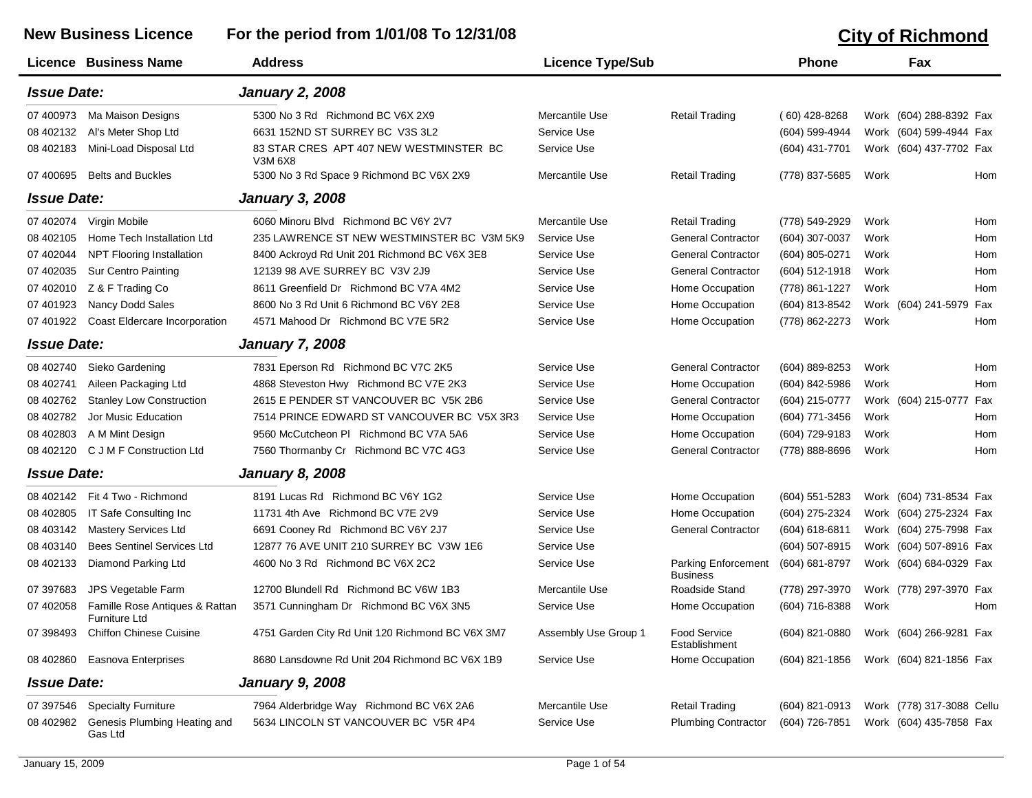# New Business Licence — For the period from 1/01/08 To 12/31/08

## City of Richmond

| Licence | Business Name | Address | Licence Type/Sub | | Phone | | Fax | |
|---|---|---|---|---|---|---|---|---|
| ***Issue Date:*** | | ***January 2, 2008*** | | | | | | |
| 07 400973 | Ma Maison Designs | 5300 No 3 Rd Richmond BC V6X 2X9 | Mercantile Use | Retail Trading | ( 60) 428-8268 | Work | (604) 288-8392 | Fax |
| 08 402132 | Al's Meter Shop Ltd | 6631 152ND ST SURREY BC V3S 3L2 | Service Use | | (604) 599-4944 | Work | (604) 599-4944 | Fax |
| 08 402183 | Mini-Load Disposal Ltd | 83 STAR CRES APT 407 NEW WESTMINSTER BC V3M 6X8 | Service Use | | (604) 431-7701 | Work | (604) 437-7702 | Fax |
| 07 400695 | Belts and Buckles | 5300 No 3 Rd Space 9 Richmond BC V6X 2X9 | Mercantile Use | Retail Trading | (778) 837-5685 | Work | | Hom |
| ***Issue Date:*** | | ***January 3, 2008*** | | | | | | |
| 07 402074 | Virgin Mobile | 6060 Minoru Blvd Richmond BC V6Y 2V7 | Mercantile Use | Retail Trading | (778) 549-2929 | Work | | Hom |
| 08 402105 | Home Tech Installation Ltd | 235 LAWRENCE ST NEW WESTMINSTER BC V3M 5K9 | Service Use | General Contractor | (604) 307-0037 | Work | | Hom |
| 07 402044 | NPT Flooring Installation | 8400 Ackroyd Rd Unit 201 Richmond BC V6X 3E8 | Service Use | General Contractor | (604) 805-0271 | Work | | Hom |
| 07 402035 | Sur Centro Painting | 12139 98 AVE SURREY BC V3V 2J9 | Service Use | General Contractor | (604) 512-1918 | Work | | Hom |
| 07 402010 | Z & F Trading Co | 8611 Greenfield Dr Richmond BC V7A 4M2 | Service Use | Home Occupation | (778) 861-1227 | Work | | Hom |
| 07 401923 | Nancy Dodd Sales | 8600 No 3 Rd Unit 6 Richmond BC V6Y 2E8 | Service Use | Home Occupation | (604) 813-8542 | Work | (604) 241-5979 | Fax |
| 07 401922 | Coast Eldercare Incorporation | 4571 Mahood Dr Richmond BC V7E 5R2 | Service Use | Home Occupation | (778) 862-2273 | Work | | Hom |
| ***Issue Date:*** | | ***January 7, 2008*** | | | | | | |
| 08 402740 | Sieko Gardening | 7831 Eperson Rd Richmond BC V7C 2K5 | Service Use | General Contractor | (604) 889-8253 | Work | | Hom |
| 08 402741 | Aileen Packaging Ltd | 4868 Steveston Hwy Richmond BC V7E 2K3 | Service Use | Home Occupation | (604) 842-5986 | Work | | Hom |
| 08 402762 | Stanley Low Construction | 2615 E PENDER ST VANCOUVER BC V5K 2B6 | Service Use | General Contractor | (604) 215-0777 | Work | (604) 215-0777 | Fax |
| 08 402782 | Jor Music Education | 7514 PRINCE EDWARD ST VANCOUVER BC V5X 3R3 | Service Use | Home Occupation | (604) 771-3456 | Work | | Hom |
| 08 402803 | A M Mint Design | 9560 McCutcheon Pl Richmond BC V7A 5A6 | Service Use | Home Occupation | (604) 729-9183 | Work | | Hom |
| 08 402120 | C J M F Construction Ltd | 7560 Thormanby Cr Richmond BC V7C 4G3 | Service Use | General Contractor | (778) 888-8696 | Work | | Hom |
| ***Issue Date:*** | | ***January 8, 2008*** | | | | | | |
| 08 402142 | Fit 4 Two - Richmond | 8191 Lucas Rd Richmond BC V6Y 1G2 | Service Use | Home Occupation | (604) 551-5283 | Work | (604) 731-8534 | Fax |
| 08 402805 | IT Safe Consulting Inc | 11731 4th Ave Richmond BC V7E 2V9 | Service Use | Home Occupation | (604) 275-2324 | Work | (604) 275-2324 | Fax |
| 08 403142 | Mastery Services Ltd | 6691 Cooney Rd Richmond BC V6Y 2J7 | Service Use | General Contractor | (604) 618-6811 | Work | (604) 275-7998 | Fax |
| 08 403140 | Bees Sentinel Services Ltd | 12877 76 AVE UNIT 210 SURREY BC V3W 1E6 | Service Use | | (604) 507-8915 | Work | (604) 507-8916 | Fax |
| 08 402133 | Diamond Parking Ltd | 4600 No 3 Rd Richmond BC V6X 2C2 | Service Use | Parking Enforcement Business | (604) 681-8797 | Work | (604) 684-0329 | Fax |
| 07 397683 | JPS Vegetable Farm | 12700 Blundell Rd Richmond BC V6W 1B3 | Mercantile Use | Roadside Stand | (778) 297-3970 | Work | (778) 297-3970 | Fax |
| 07 402058 | Famille Rose Antiques & Rattan Furniture Ltd | 3571 Cunningham Dr Richmond BC V6X 3N5 | Service Use | Home Occupation | (604) 716-8388 | Work | | Hom |
| 07 398493 | Chiffon Chinese Cuisine | 4751 Garden City Rd Unit 120 Richmond BC V6X 3M7 | Assembly Use Group 1 | Food Service Establishment | (604) 821-0880 | Work | (604) 266-9281 | Fax |
| 08 402860 | Easnova Enterprises | 8680 Lansdowne Rd Unit 204 Richmond BC V6X 1B9 | Service Use | Home Occupation | (604) 821-1856 | Work | (604) 821-1856 | Fax |
| ***Issue Date:*** | | ***January 9, 2008*** | | | | | | |
| 07 397546 | Specialty Furniture | 7964 Alderbridge Way Richmond BC V6X 2A6 | Mercantile Use | Retail Trading | (604) 821-0913 | Work | (778) 317-3088 | Cellu |
| 08 402982 | Genesis Plumbing Heating and Gas Ltd | 5634 LINCOLN ST VANCOUVER BC V5R 4P4 | Service Use | Plumbing Contractor | (604) 726-7851 | Work | (604) 435-7858 | Fax |

January 15, 2009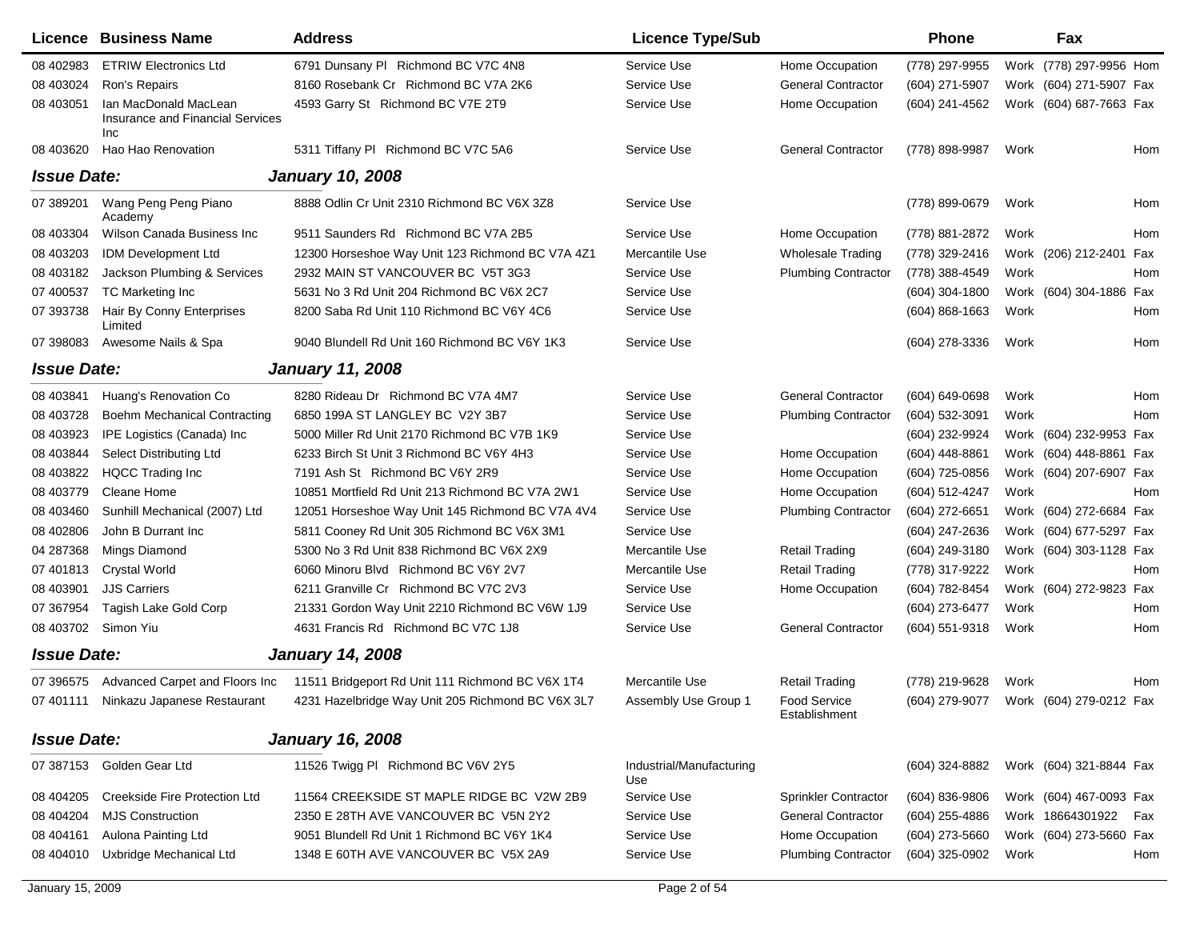| Licence | Business Name | Address | Licence Type/Sub | | Phone | | Fax | |
|---|---|---|---|---|---|---|---|---|
| 08 402983 | ETRIW Electronics Ltd | 6791 Dunsany Pl Richmond BC V7C 4N8 | Service Use | Home Occupation | (778) 297-9955 | Work | (778) 297-9956 | Hom |
| 08 403024 | Ron's Repairs | 8160 Rosebank Cr Richmond BC V7A 2K6 | Service Use | General Contractor | (604) 271-5907 | Work | (604) 271-5907 | Fax |
| 08 403051 | Ian MacDonald MacLean Insurance and Financial Services Inc | 4593 Garry St Richmond BC V7E 2T9 | Service Use | Home Occupation | (604) 241-4562 | Work | (604) 687-7663 | Fax |
| 08 403620 | Hao Hao Renovation | 5311 Tiffany Pl Richmond BC V7C 5A6 | Service Use | General Contractor | (778) 898-9987 | Work | | Hom |

**Issue Date:** *January 10, 2008*

| Licence | Business Name | Address | Licence Type/Sub | | Phone | | Fax | |
|---|---|---|---|---|---|---|---|---|
| 07 389201 | Wang Peng Peng Piano Academy | 8888 Odlin Cr Unit 2310 Richmond BC V6X 3Z8 | Service Use | | (778) 899-0679 | Work | | Hom |
| 08 403304 | Wilson Canada Business Inc | 9511 Saunders Rd Richmond BC V7A 2B5 | Service Use | Home Occupation | (778) 881-2872 | Work | | Hom |
| 08 403203 | IDM Development Ltd | 12300 Horseshoe Way Unit 123 Richmond BC V7A 4Z1 | Mercantile Use | Wholesale Trading | (778) 329-2416 | Work | (206) 212-2401 | Fax |
| 08 403182 | Jackson Plumbing & Services | 2932 MAIN ST VANCOUVER BC V5T 3G3 | Service Use | Plumbing Contractor | (778) 388-4549 | Work | | Hom |
| 07 400537 | TC Marketing Inc | 5631 No 3 Rd Unit 204 Richmond BC V6X 2C7 | Service Use | | (604) 304-1800 | Work | (604) 304-1886 | Fax |
| 07 393738 | Hair By Conny Enterprises Limited | 8200 Saba Rd Unit 110 Richmond BC V6Y 4C6 | Service Use | | (604) 868-1663 | Work | | Hom |
| 07 398083 | Awesome Nails & Spa | 9040 Blundell Rd Unit 160 Richmond BC V6Y 1K3 | Service Use | | (604) 278-3336 | Work | | Hom |

**Issue Date:** *January 11, 2008*

| Licence | Business Name | Address | Licence Type/Sub | | Phone | | Fax | |
|---|---|---|---|---|---|---|---|---|
| 08 403841 | Huang's Renovation Co | 8280 Rideau Dr Richmond BC V7A 4M7 | Service Use | General Contractor | (604) 649-0698 | Work | | Hom |
| 08 403728 | Boehm Mechanical Contracting | 6850 199A ST LANGLEY BC V2Y 3B7 | Service Use | Plumbing Contractor | (604) 532-3091 | Work | | Hom |
| 08 403923 | IPE Logistics (Canada) Inc | 5000 Miller Rd Unit 2170 Richmond BC V7B 1K9 | Service Use | | (604) 232-9924 | Work | (604) 232-9953 | Fax |
| 08 403844 | Select Distributing Ltd | 6233 Birch St Unit 3 Richmond BC V6Y 4H3 | Service Use | Home Occupation | (604) 448-8861 | Work | (604) 448-8861 | Fax |
| 08 403822 | HQCC Trading Inc | 7191 Ash St Richmond BC V6Y 2R9 | Service Use | Home Occupation | (604) 725-0856 | Work | (604) 207-6907 | Fax |
| 08 403779 | Cleane Home | 10851 Mortfield Rd Unit 213 Richmond BC V7A 2W1 | Service Use | Home Occupation | (604) 512-4247 | Work | | Hom |
| 08 403460 | Sunhill Mechanical (2007) Ltd | 12051 Horseshoe Way Unit 145 Richmond BC V7A 4V4 | Service Use | Plumbing Contractor | (604) 272-6651 | Work | (604) 272-6684 | Fax |
| 08 402806 | John B Durrant Inc | 5811 Cooney Rd Unit 305 Richmond BC V6X 3M1 | Service Use | | (604) 247-2636 | Work | (604) 677-5297 | Fax |
| 04 287368 | Mings Diamond | 5300 No 3 Rd Unit 838 Richmond BC V6X 2X9 | Mercantile Use | Retail Trading | (604) 249-3180 | Work | (604) 303-1128 | Fax |
| 07 401813 | Crystal World | 6060 Minoru Blvd Richmond BC V6Y 2V7 | Mercantile Use | Retail Trading | (778) 317-9222 | Work | | Hom |
| 08 403901 | JJS Carriers | 6211 Granville Cr Richmond BC V7C 2V3 | Service Use | Home Occupation | (604) 782-8454 | Work | (604) 272-9823 | Fax |
| 07 367954 | Tagish Lake Gold Corp | 21331 Gordon Way Unit 2210 Richmond BC V6W 1J9 | Service Use | | (604) 273-6477 | Work | | Hom |
| 08 403702 | Simon Yiu | 4631 Francis Rd Richmond BC V7C 1J8 | Service Use | General Contractor | (604) 551-9318 | Work | | Hom |

**Issue Date:** *January 14, 2008*

| Licence | Business Name | Address | Licence Type/Sub | | Phone | | Fax | |
|---|---|---|---|---|---|---|---|---|
| 07 396575 | Advanced Carpet and Floors Inc | 11511 Bridgeport Rd Unit 111 Richmond BC V6X 1T4 | Mercantile Use | Retail Trading | (778) 219-9628 | Work | | Hom |
| 07 401111 | Ninkazu Japanese Restaurant | 4231 Hazelbridge Way Unit 205 Richmond BC V6X 3L7 | Assembly Use Group 1 | Food Service Establishment | (604) 279-9077 | Work | (604) 279-0212 | Fax |

**Issue Date:** *January 16, 2008*

| Licence | Business Name | Address | Licence Type/Sub | | Phone | | Fax | |
|---|---|---|---|---|---|---|---|---|
| 07 387153 | Golden Gear Ltd | 11526 Twigg Pl Richmond BC V6V 2Y5 | Industrial/Manufacturing Use | | (604) 324-8882 | Work | (604) 321-8844 | Fax |
| 08 404205 | Creekside Fire Protection Ltd | 11564 CREEKSIDE ST MAPLE RIDGE BC V2W 2B9 | Service Use | Sprinkler Contractor | (604) 836-9806 | Work | (604) 467-0093 | Fax |
| 08 404204 | MJS Construction | 2350 E 28TH AVE VANCOUVER BC V5N 2Y2 | Service Use | General Contractor | (604) 255-4886 | Work | 18664301922 | Fax |
| 08 404161 | Aulona Painting Ltd | 9051 Blundell Rd Unit 1 Richmond BC V6Y 1K4 | Service Use | Home Occupation | (604) 273-5660 | Work | (604) 273-5660 | Fax |
| 08 404010 | Uxbridge Mechanical Ltd | 1348 E 60TH AVE VANCOUVER BC V5X 2A9 | Service Use | Plumbing Contractor | (604) 325-0902 | Work | | Hom |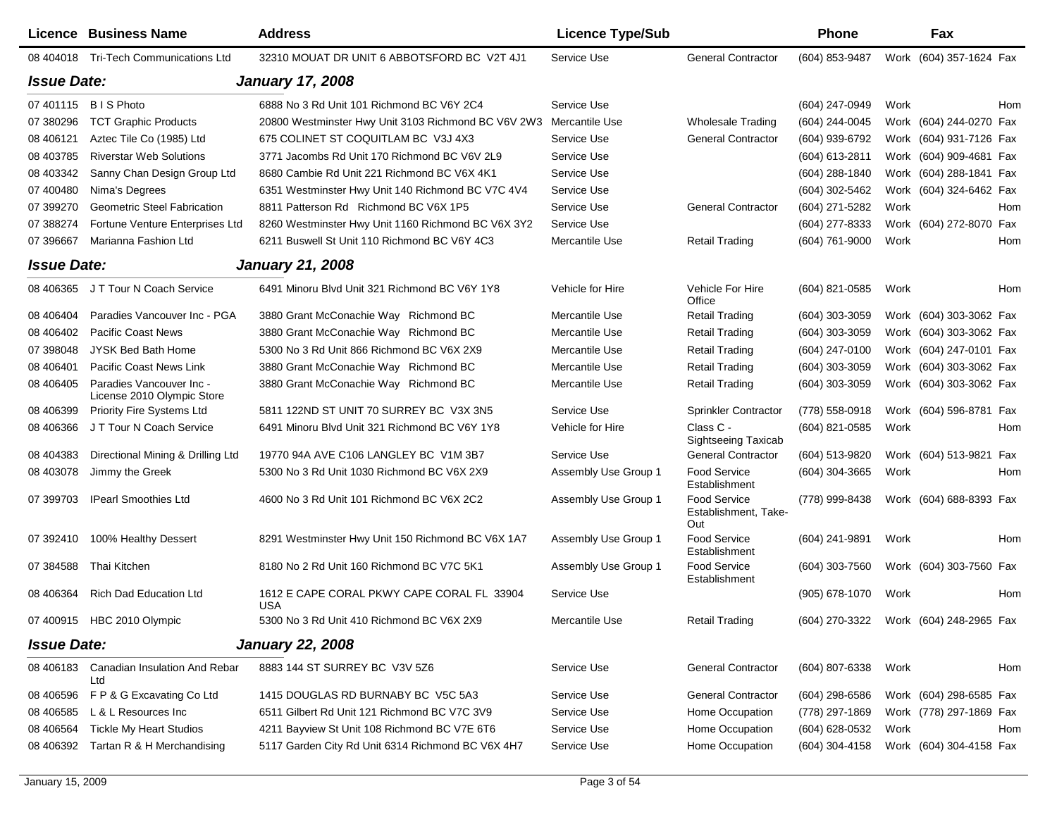| Licence | Business Name | Address | Licence Type/Sub | | Phone | | Fax | |
|---|---|---|---|---|---|---|---|---|
| 08 404018 | Tri-Tech Communications Ltd | 32310 MOUAT DR UNIT 6 ABBOTSFORD BC V2T 4J1 | Service Use | General Contractor | (604) 853-9487 | Work | (604) 357-1624 | Fax |
| ***Issue Date:*** | | ***January 17, 2008*** | | | | | | |
| 07 401115 | B I S Photo | 6888 No 3 Rd Unit 101 Richmond BC V6Y 2C4 | Service Use | | (604) 247-0949 | Work | | Hom |
| 07 380296 | TCT Graphic Products | 20800 Westminster Hwy Unit 3103 Richmond BC V6V 2W3 | Mercantile Use | Wholesale Trading | (604) 244-0045 | Work | (604) 244-0270 | Fax |
| 08 406121 | Aztec Tile Co (1985) Ltd | 675 COLINET ST COQUITLAM BC V3J 4X3 | Service Use | General Contractor | (604) 939-6792 | Work | (604) 931-7126 | Fax |
| 08 403785 | Riverstar Web Solutions | 3771 Jacombs Rd Unit 170 Richmond BC V6V 2L9 | Service Use | | (604) 613-2811 | Work | (604) 909-4681 | Fax |
| 08 403342 | Sanny Chan Design Group Ltd | 8680 Cambie Rd Unit 221 Richmond BC V6X 4K1 | Service Use | | (604) 288-1840 | Work | (604) 288-1841 | Fax |
| 07 400480 | Nima's Degrees | 6351 Westminster Hwy Unit 140 Richmond BC V7C 4V4 | Service Use | | (604) 302-5462 | Work | (604) 324-6462 | Fax |
| 07 399270 | Geometric Steel Fabrication | 8811 Patterson Rd Richmond BC V6X 1P5 | Service Use | General Contractor | (604) 271-5282 | Work | | Hom |
| 07 388274 | Fortune Venture Enterprises Ltd | 8260 Westminster Hwy Unit 1160 Richmond BC V6X 3Y2 | Service Use | | (604) 277-8333 | Work | (604) 272-8070 | Fax |
| 07 396667 | Marianna Fashion Ltd | 6211 Buswell St Unit 110 Richmond BC V6Y 4C3 | Mercantile Use | Retail Trading | (604) 761-9000 | Work | | Hom |
| ***Issue Date:*** | | ***January 21, 2008*** | | | | | | |
| 08 406365 | J T Tour N Coach Service | 6491 Minoru Blvd Unit 321 Richmond BC V6Y 1Y8 | Vehicle for Hire | Vehicle For Hire Office | (604) 821-0585 | Work | | Hom |
| 08 406404 | Paradies Vancouver Inc - PGA | 3880 Grant McConachie Way Richmond BC | Mercantile Use | Retail Trading | (604) 303-3059 | Work | (604) 303-3062 | Fax |
| 08 406402 | Pacific Coast News | 3880 Grant McConachie Way Richmond BC | Mercantile Use | Retail Trading | (604) 303-3059 | Work | (604) 303-3062 | Fax |
| 07 398048 | JYSK Bed Bath Home | 5300 No 3 Rd Unit 866 Richmond BC V6X 2X9 | Mercantile Use | Retail Trading | (604) 247-0100 | Work | (604) 247-0101 | Fax |
| 08 406401 | Pacific Coast News Link | 3880 Grant McConachie Way Richmond BC | Mercantile Use | Retail Trading | (604) 303-3059 | Work | (604) 303-3062 | Fax |
| 08 406405 | Paradies Vancouver Inc - License 2010 Olympic Store | 3880 Grant McConachie Way Richmond BC | Mercantile Use | Retail Trading | (604) 303-3059 | Work | (604) 303-3062 | Fax |
| 08 406399 | Priority Fire Systems Ltd | 5811 122ND ST UNIT 70 SURREY BC V3X 3N5 | Service Use | Sprinkler Contractor | (778) 558-0918 | Work | (604) 596-8781 | Fax |
| 08 406366 | J T Tour N Coach Service | 6491 Minoru Blvd Unit 321 Richmond BC V6Y 1Y8 | Vehicle for Hire | Class C - Sightseeing Taxicab | (604) 821-0585 | Work | | Hom |
| 08 404383 | Directional Mining & Drilling Ltd | 19770 94A AVE C106 LANGLEY BC V1M 3B7 | Service Use | General Contractor | (604) 513-9820 | Work | (604) 513-9821 | Fax |
| 08 403078 | Jimmy the Greek | 5300 No 3 Rd Unit 1030 Richmond BC V6X 2X9 | Assembly Use Group 1 | Food Service Establishment | (604) 304-3665 | Work | | Hom |
| 07 399703 | IPearl Smoothies Ltd | 4600 No 3 Rd Unit 101 Richmond BC V6X 2C2 | Assembly Use Group 1 | Food Service Establishment, Take-Out | (778) 999-8438 | Work | (604) 688-8393 | Fax |
| 07 392410 | 100% Healthy Dessert | 8291 Westminster Hwy Unit 150 Richmond BC V6X 1A7 | Assembly Use Group 1 | Food Service Establishment | (604) 241-9891 | Work | | Hom |
| 07 384588 | Thai Kitchen | 8180 No 2 Rd Unit 160 Richmond BC V7C 5K1 | Assembly Use Group 1 | Food Service Establishment | (604) 303-7560 | Work | (604) 303-7560 | Fax |
| 08 406364 | Rich Dad Education Ltd | 1612 E CAPE CORAL PKWY CAPE CORAL FL 33904 USA | Service Use | | (905) 678-1070 | Work | | Hom |
| 07 400915 | HBC 2010 Olympic | 5300 No 3 Rd Unit 410 Richmond BC V6X 2X9 | Mercantile Use | Retail Trading | (604) 270-3322 | Work | (604) 248-2965 | Fax |
| ***Issue Date:*** | | ***January 22, 2008*** | | | | | | |
| 08 406183 | Canadian Insulation And Rebar Ltd | 8883 144 ST SURREY BC V3V 5Z6 | Service Use | General Contractor | (604) 807-6338 | Work | | Hom |
| 08 406596 | F P & G Excavating Co Ltd | 1415 DOUGLAS RD BURNABY BC V5C 5A3 | Service Use | General Contractor | (604) 298-6586 | Work | (604) 298-6585 | Fax |
| 08 406585 | L & L Resources Inc | 6511 Gilbert Rd Unit 121 Richmond BC V7C 3V9 | Service Use | Home Occupation | (778) 297-1869 | Work | (778) 297-1869 | Fax |
| 08 406564 | Tickle My Heart Studios | 4211 Bayview St Unit 108 Richmond BC V7E 6T6 | Service Use | Home Occupation | (604) 628-0532 | Work | | Hom |
| 08 406392 | Tartan R & H Merchandising | 5117 Garden City Rd Unit 6314 Richmond BC V6X 4H7 | Service Use | Home Occupation | (604) 304-4158 | Work | (604) 304-4158 | Fax |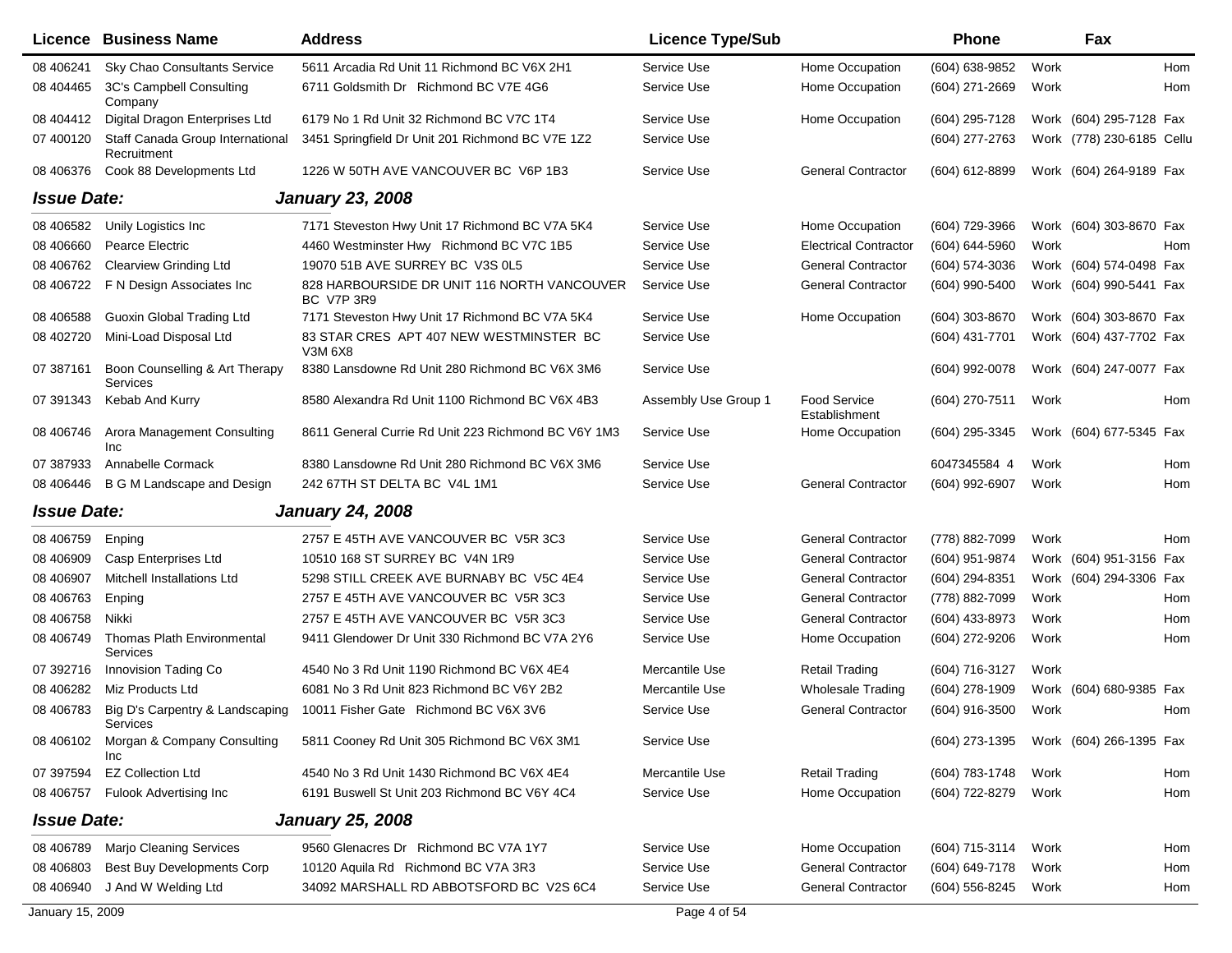| Licence | Business Name | Address | Licence Type/Sub | | Phone | | Fax | |
|---|---|---|---|---|---|---|---|---|
| 08 406241 | Sky Chao Consultants Service | 5611 Arcadia Rd Unit 11 Richmond BC V6X 2H1 | Service Use | Home Occupation | (604) 638-9852 | Work | | Hom |
| 08 404465 | 3C's Campbell Consulting Company | 6711 Goldsmith Dr Richmond BC V7E 4G6 | Service Use | Home Occupation | (604) 271-2669 | Work | | Hom |
| 08 404412 | Digital Dragon Enterprises Ltd | 6179 No 1 Rd Unit 32 Richmond BC V7C 1T4 | Service Use | Home Occupation | (604) 295-7128 | Work | (604) 295-7128 | Fax |
| 07 400120 | Staff Canada Group International Recruitment | 3451 Springfield Dr Unit 201 Richmond BC V7E 1Z2 | Service Use | | (604) 277-2763 | Work | (778) 230-6185 | Cellu |
| 08 406376 | Cook 88 Developments Ltd | 1226 W 50TH AVE VANCOUVER BC V6P 1B3 | Service Use | General Contractor | (604) 612-8899 | Work | (604) 264-9189 | Fax |

## Issue Date: January 23, 2008

| Licence | Business Name | Address | Licence Type/Sub | | Phone | | Fax | |
|---|---|---|---|---|---|---|---|---|
| 08 406582 | Unily Logistics Inc | 7171 Steveston Hwy Unit 17 Richmond BC V7A 5K4 | Service Use | Home Occupation | (604) 729-3966 | Work | (604) 303-8670 | Fax |
| 08 406660 | Pearce Electric | 4460 Westminster Hwy Richmond BC V7C 1B5 | Service Use | Electrical Contractor | (604) 644-5960 | Work | | Hom |
| 08 406762 | Clearview Grinding Ltd | 19070 51B AVE SURREY BC V3S 0L5 | Service Use | General Contractor | (604) 574-3036 | Work | (604) 574-0498 | Fax |
| 08 406722 | F N Design Associates Inc | 828 HARBOURSIDE DR UNIT 116 NORTH VANCOUVER BC V7P 3R9 | Service Use | General Contractor | (604) 990-5400 | Work | (604) 990-5441 | Fax |
| 08 406588 | Guoxin Global Trading Ltd | 7171 Steveston Hwy Unit 17 Richmond BC V7A 5K4 | Service Use | Home Occupation | (604) 303-8670 | Work | (604) 303-8670 | Fax |
| 08 402720 | Mini-Load Disposal Ltd | 83 STAR CRES APT 407 NEW WESTMINSTER BC V3M 6X8 | Service Use | | (604) 431-7701 | Work | (604) 437-7702 | Fax |
| 07 387161 | Boon Counselling & Art Therapy Services | 8380 Lansdowne Rd Unit 280 Richmond BC V6X 3M6 | Service Use | | (604) 992-0078 | Work | (604) 247-0077 | Fax |
| 07 391343 | Kebab And Kurry | 8580 Alexandra Rd Unit 1100 Richmond BC V6X 4B3 | Assembly Use Group 1 | Food Service Establishment | (604) 270-7511 | Work | | Hom |
| 08 406746 | Arora Management Consulting Inc | 8611 General Currie Rd Unit 223 Richmond BC V6Y 1M3 | Service Use | Home Occupation | (604) 295-3345 | Work | (604) 677-5345 | Fax |
| 07 387933 | Annabelle Cormack | 8380 Lansdowne Rd Unit 280 Richmond BC V6X 3M6 | Service Use | | 6047345584 4 | Work | | Hom |
| 08 406446 | B G M Landscape and Design | 242 67TH ST DELTA BC V4L 1M1 | Service Use | General Contractor | (604) 992-6907 | Work | | Hom |

## Issue Date: January 24, 2008

| Licence | Business Name | Address | Licence Type/Sub | | Phone | | Fax | |
|---|---|---|---|---|---|---|---|---|
| 08 406759 | Enping | 2757 E 45TH AVE VANCOUVER BC V5R 3C3 | Service Use | General Contractor | (778) 882-7099 | Work | | Hom |
| 08 406909 | Casp Enterprises Ltd | 10510 168 ST SURREY BC V4N 1R9 | Service Use | General Contractor | (604) 951-9874 | Work | (604) 951-3156 | Fax |
| 08 406907 | Mitchell Installations Ltd | 5298 STILL CREEK AVE BURNABY BC V5C 4E4 | Service Use | General Contractor | (604) 294-8351 | Work | (604) 294-3306 | Fax |
| 08 406763 | Enping | 2757 E 45TH AVE VANCOUVER BC V5R 3C3 | Service Use | General Contractor | (778) 882-7099 | Work | | Hom |
| 08 406758 | Nikki | 2757 E 45TH AVE VANCOUVER BC V5R 3C3 | Service Use | General Contractor | (604) 433-8973 | Work | | Hom |
| 08 406749 | Thomas Plath Environmental Services | 9411 Glendower Dr Unit 330 Richmond BC V7A 2Y6 | Service Use | Home Occupation | (604) 272-9206 | Work | | Hom |
| 07 392716 | Innovision Tading Co | 4540 No 3 Rd Unit 1190 Richmond BC V6X 4E4 | Mercantile Use | Retail Trading | (604) 716-3127 | Work | | |
| 08 406282 | Miz Products Ltd | 6081 No 3 Rd Unit 823 Richmond BC V6Y 2B2 | Mercantile Use | Wholesale Trading | (604) 278-1909 | Work | (604) 680-9385 | Fax |
| 08 406783 | Big D's Carpentry & Landscaping Services | 10011 Fisher Gate Richmond BC V6X 3V6 | Service Use | General Contractor | (604) 916-3500 | Work | | Hom |
| 08 406102 | Morgan & Company Consulting Inc | 5811 Cooney Rd Unit 305 Richmond BC V6X 3M1 | Service Use | | (604) 273-1395 | Work | (604) 266-1395 | Fax |
| 07 397594 | EZ Collection Ltd | 4540 No 3 Rd Unit 1430 Richmond BC V6X 4E4 | Mercantile Use | Retail Trading | (604) 783-1748 | Work | | Hom |
| 08 406757 | Fulook Advertising Inc | 6191 Buswell St Unit 203 Richmond BC V6Y 4C4 | Service Use | Home Occupation | (604) 722-8279 | Work | | Hom |

## Issue Date: January 25, 2008

| Licence | Business Name | Address | Licence Type/Sub | | Phone | | Fax | |
|---|---|---|---|---|---|---|---|---|
| 08 406789 | Marjo Cleaning Services | 9560 Glenacres Dr Richmond BC V7A 1Y7 | Service Use | Home Occupation | (604) 715-3114 | Work | | Hom |
| 08 406803 | Best Buy Developments Corp | 10120 Aquila Rd Richmond BC V7A 3R3 | Service Use | General Contractor | (604) 649-7178 | Work | | Hom |
| 08 406940 | J And W Welding Ltd | 34092 MARSHALL RD ABBOTSFORD BC V2S 6C4 | Service Use | General Contractor | (604) 556-8245 | Work | | Hom |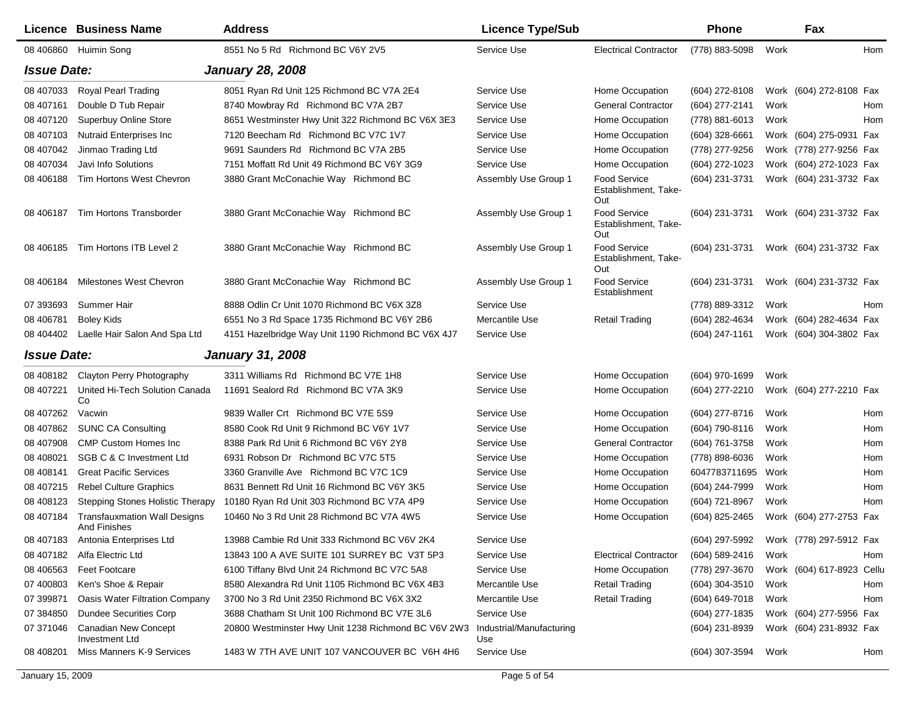| Licence | Business Name | Address | Licence Type/Sub | | Phone | | Fax | |
|---|---|---|---|---|---|---|---|---|
| 08 406860 | Huimin Song | 8551 No 5 Rd Richmond BC V6Y 2V5 | Service Use | Electrical Contractor | (778) 883-5098 | Work | | Hom |
| ***Issue Date:*** | | ***January 28, 2008*** | | | | | | |
| 08 407033 | Royal Pearl Trading | 8051 Ryan Rd Unit 125 Richmond BC V7A 2E4 | Service Use | Home Occupation | (604) 272-8108 | Work | (604) 272-8108 | Fax |
| 08 407161 | Double D Tub Repair | 8740 Mowbray Rd Richmond BC V7A 2B7 | Service Use | General Contractor | (604) 277-2141 | Work | | Hom |
| 08 407120 | Superbuy Online Store | 8651 Westminster Hwy Unit 322 Richmond BC V6X 3E3 | Service Use | Home Occupation | (778) 881-6013 | Work | | Hom |
| 08 407103 | Nutraid Enterprises Inc | 7120 Beecham Rd Richmond BC V7C 1V7 | Service Use | Home Occupation | (604) 328-6661 | Work | (604) 275-0931 | Fax |
| 08 407042 | Jinmao Trading Ltd | 9691 Saunders Rd Richmond BC V7A 2B5 | Service Use | Home Occupation | (778) 277-9256 | Work | (778) 277-9256 | Fax |
| 08 407034 | Javi Info Solutions | 7151 Moffatt Rd Unit 49 Richmond BC V6Y 3G9 | Service Use | Home Occupation | (604) 272-1023 | Work | (604) 272-1023 | Fax |
| 08 406188 | Tim Hortons West Chevron | 3880 Grant McConachie Way Richmond BC | Assembly Use Group 1 | Food Service Establishment, Take-Out | (604) 231-3731 | Work | (604) 231-3732 | Fax |
| 08 406187 | Tim Hortons Transborder | 3880 Grant McConachie Way Richmond BC | Assembly Use Group 1 | Food Service Establishment, Take-Out | (604) 231-3731 | Work | (604) 231-3732 | Fax |
| 08 406185 | Tim Hortons ITB Level 2 | 3880 Grant McConachie Way Richmond BC | Assembly Use Group 1 | Food Service Establishment, Take-Out | (604) 231-3731 | Work | (604) 231-3732 | Fax |
| 08 406184 | Milestones West Chevron | 3880 Grant McConachie Way Richmond BC | Assembly Use Group 1 | Food Service Establishment | (604) 231-3731 | Work | (604) 231-3732 | Fax |
| 07 393693 | Summer Hair | 8888 Odlin Cr Unit 1070 Richmond BC V6X 3Z8 | Service Use | | (778) 889-3312 | Work | | Hom |
| 08 406781 | Boley Kids | 6551 No 3 Rd Space 1735 Richmond BC V6Y 2B6 | Mercantile Use | Retail Trading | (604) 282-4634 | Work | (604) 282-4634 | Fax |
| 08 404402 | Laelle Hair Salon And Spa Ltd | 4151 Hazelbridge Way Unit 1190 Richmond BC V6X 4J7 | Service Use | | (604) 247-1161 | Work | (604) 304-3802 | Fax |
| ***Issue Date:*** | | ***January 31, 2008*** | | | | | | |
| 08 408182 | Clayton Perry Photography | 3311 Williams Rd Richmond BC V7E 1H8 | Service Use | Home Occupation | (604) 970-1699 | Work | | |
| 08 407221 | United Hi-Tech Solution Canada Co | 11691 Sealord Rd Richmond BC V7A 3K9 | Service Use | Home Occupation | (604) 277-2210 | Work | (604) 277-2210 | Fax |
| 08 407262 | Vacwin | 9839 Waller Crt Richmond BC V7E 5S9 | Service Use | Home Occupation | (604) 277-8716 | Work | | Hom |
| 08 407862 | SUNC CA Consulting | 8580 Cook Rd Unit 9 Richmond BC V6Y 1V7 | Service Use | Home Occupation | (604) 790-8116 | Work | | Hom |
| 08 407908 | CMP Custom Homes Inc | 8388 Park Rd Unit 6 Richmond BC V6Y 2Y8 | Service Use | General Contractor | (604) 761-3758 | Work | | Hom |
| 08 408021 | SGB C & C Investment Ltd | 6931 Robson Dr Richmond BC V7C 5T5 | Service Use | Home Occupation | (778) 898-6036 | Work | | Hom |
| 08 408141 | Great Pacific Services | 3360 Granville Ave Richmond BC V7C 1C9 | Service Use | Home Occupation | 6047783711695 | Work | | Hom |
| 08 407215 | Rebel Culture Graphics | 8631 Bennett Rd Unit 16 Richmond BC V6Y 3K5 | Service Use | Home Occupation | (604) 244-7999 | Work | | Hom |
| 08 408123 | Stepping Stones Holistic Therapy | 10180 Ryan Rd Unit 303 Richmond BC V7A 4P9 | Service Use | Home Occupation | (604) 721-8967 | Work | | Hom |
| 08 407184 | Transfauxmation Wall Designs And Finishes | 10460 No 3 Rd Unit 28 Richmond BC V7A 4W5 | Service Use | Home Occupation | (604) 825-2465 | Work | (604) 277-2753 | Fax |
| 08 407183 | Antonia Enterprises Ltd | 13988 Cambie Rd Unit 333 Richmond BC V6V 2K4 | Service Use | | (604) 297-5992 | Work | (778) 297-5912 | Fax |
| 08 407182 | Alfa Electric Ltd | 13843 100 A AVE SUITE 101 SURREY BC V3T 5P3 | Service Use | Electrical Contractor | (604) 589-2416 | Work | | Hom |
| 08 406563 | Feet Footcare | 6100 Tiffany Blvd Unit 24 Richmond BC V7C 5A8 | Service Use | Home Occupation | (778) 297-3670 | Work | (604) 617-8923 | Cellu |
| 07 400803 | Ken's Shoe & Repair | 8580 Alexandra Rd Unit 1105 Richmond BC V6X 4B3 | Mercantile Use | Retail Trading | (604) 304-3510 | Work | | Hom |
| 07 399871 | Oasis Water Filtration Company | 3700 No 3 Rd Unit 2350 Richmond BC V6X 3X2 | Mercantile Use | Retail Trading | (604) 649-7018 | Work | | Hom |
| 07 384850 | Dundee Securities Corp | 3688 Chatham St Unit 100 Richmond BC V7E 3L6 | Service Use | | (604) 277-1835 | Work | (604) 277-5956 | Fax |
| 07 371046 | Canadian New Concept Investment Ltd | 20800 Westminster Hwy Unit 1238 Richmond BC V6V 2W3 | Industrial/Manufacturing Use | | (604) 231-8939 | Work | (604) 231-8932 | Fax |
| 08 408201 | Miss Manners K-9 Services | 1483 W 7TH AVE UNIT 107 VANCOUVER BC V6H 4H6 | Service Use | | (604) 307-3594 | Work | | Hom |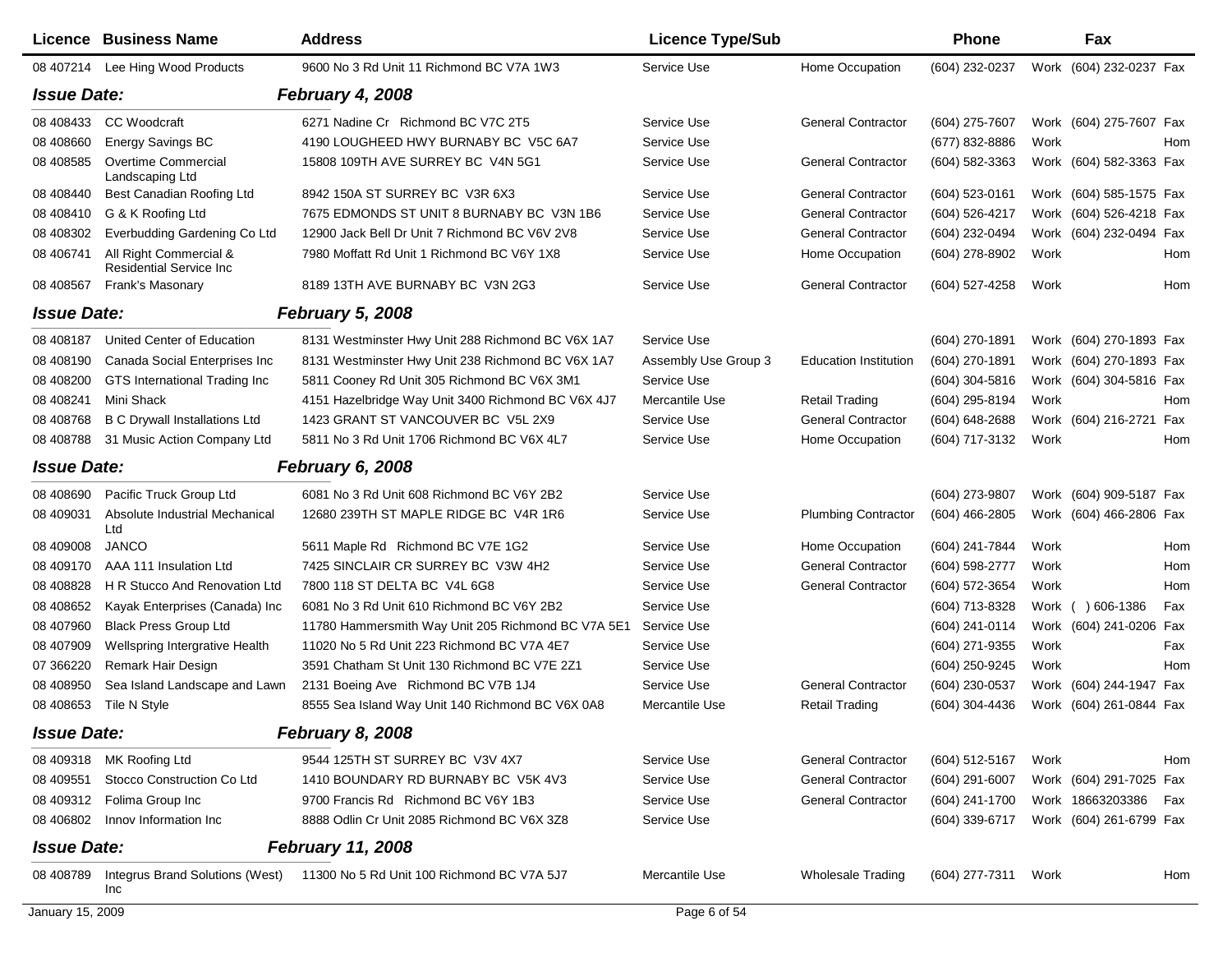| Licence | Business Name | Address | Licence Type/Sub | | Phone | | Fax | |
|---|---|---|---|---|---|---|---|---|
| 08 407214 | Lee Hing Wood Products | 9600 No 3 Rd Unit 11 Richmond BC V7A 1W3 | Service Use | Home Occupation | (604) 232-0237 | Work | (604) 232-0237 | Fax |
| ***Issue Date:*** | | ***February 4, 2008*** | | | | | | |
| 08 408433 | CC Woodcraft | 6271 Nadine Cr Richmond BC V7C 2T5 | Service Use | General Contractor | (604) 275-7607 | Work | (604) 275-7607 | Fax |
| 08 408660 | Energy Savings BC | 4190 LOUGHEED HWY BURNABY BC V5C 6A7 | Service Use | | (677) 832-8886 | Work | | Hom |
| 08 408585 | Overtime Commercial Landscaping Ltd | 15808 109TH AVE SURREY BC V4N 5G1 | Service Use | General Contractor | (604) 582-3363 | Work | (604) 582-3363 | Fax |
| 08 408440 | Best Canadian Roofing Ltd | 8942 150A ST SURREY BC V3R 6X3 | Service Use | General Contractor | (604) 523-0161 | Work | (604) 585-1575 | Fax |
| 08 408410 | G & K Roofing Ltd | 7675 EDMONDS ST UNIT 8 BURNABY BC V3N 1B6 | Service Use | General Contractor | (604) 526-4217 | Work | (604) 526-4218 | Fax |
| 08 408302 | Everbudding Gardening Co Ltd | 12900 Jack Bell Dr Unit 7 Richmond BC V6V 2V8 | Service Use | General Contractor | (604) 232-0494 | Work | (604) 232-0494 | Fax |
| 08 406741 | All Right Commercial & Residential Service Inc | 7980 Moffatt Rd Unit 1 Richmond BC V6Y 1X8 | Service Use | Home Occupation | (604) 278-8902 | Work | | Hom |
| 08 408567 | Frank's Masonary | 8189 13TH AVE BURNABY BC V3N 2G3 | Service Use | General Contractor | (604) 527-4258 | Work | | Hom |
| ***Issue Date:*** | | ***February 5, 2008*** | | | | | | |
| 08 408187 | United Center of Education | 8131 Westminster Hwy Unit 288 Richmond BC V6X 1A7 | Service Use | | (604) 270-1891 | Work | (604) 270-1893 | Fax |
| 08 408190 | Canada Social Enterprises Inc | 8131 Westminster Hwy Unit 238 Richmond BC V6X 1A7 | Assembly Use Group 3 | Education Institution | (604) 270-1891 | Work | (604) 270-1893 | Fax |
| 08 408200 | GTS International Trading Inc | 5811 Cooney Rd Unit 305 Richmond BC V6X 3M1 | Service Use | | (604) 304-5816 | Work | (604) 304-5816 | Fax |
| 08 408241 | Mini Shack | 4151 Hazelbridge Way Unit 3400 Richmond BC V6X 4J7 | Mercantile Use | Retail Trading | (604) 295-8194 | Work | | Hom |
| 08 408768 | B C Drywall Installations Ltd | 1423 GRANT ST VANCOUVER BC V5L 2X9 | Service Use | General Contractor | (604) 648-2688 | Work | (604) 216-2721 | Fax |
| 08 408788 | 31 Music Action Company Ltd | 5811 No 3 Rd Unit 1706 Richmond BC V6X 4L7 | Service Use | Home Occupation | (604) 717-3132 | Work | | Hom |
| ***Issue Date:*** | | ***February 6, 2008*** | | | | | | |
| 08 408690 | Pacific Truck Group Ltd | 6081 No 3 Rd Unit 608 Richmond BC V6Y 2B2 | Service Use | | (604) 273-9807 | Work | (604) 909-5187 | Fax |
| 08 409031 | Absolute Industrial Mechanical Ltd | 12680 239TH ST MAPLE RIDGE BC V4R 1R6 | Service Use | Plumbing Contractor | (604) 466-2805 | Work | (604) 466-2806 | Fax |
| 08 409008 | JANCO | 5611 Maple Rd Richmond BC V7E 1G2 | Service Use | Home Occupation | (604) 241-7844 | Work | | Hom |
| 08 409170 | AAA 111 Insulation Ltd | 7425 SINCLAIR CR SURREY BC V3W 4H2 | Service Use | General Contractor | (604) 598-2777 | Work | | Hom |
| 08 408828 | H R Stucco And Renovation Ltd | 7800 118 ST DELTA BC V4L 6G8 | Service Use | General Contractor | (604) 572-3654 | Work | | Hom |
| 08 408652 | Kayak Enterprises (Canada) Inc | 6081 No 3 Rd Unit 610 Richmond BC V6Y 2B2 | Service Use | | (604) 713-8328 | Work | ( ) 606-1386 | Fax |
| 08 407960 | Black Press Group Ltd | 11780 Hammersmith Way Unit 205 Richmond BC V7A 5E1 | Service Use | | (604) 241-0114 | Work | (604) 241-0206 | Fax |
| 08 407909 | Wellspring Intergrative Health | 11020 No 5 Rd Unit 223 Richmond BC V7A 4E7 | Service Use | | (604) 271-9355 | Work | | Fax |
| 07 366220 | Remark Hair Design | 3591 Chatham St Unit 130 Richmond BC V7E 2Z1 | Service Use | | (604) 250-9245 | Work | | Hom |
| 08 408950 | Sea Island Landscape and Lawn | 2131 Boeing Ave Richmond BC V7B 1J4 | Service Use | General Contractor | (604) 230-0537 | Work | (604) 244-1947 | Fax |
| 08 408653 | Tile N Style | 8555 Sea Island Way Unit 140 Richmond BC V6X 0A8 | Mercantile Use | Retail Trading | (604) 304-4436 | Work | (604) 261-0844 | Fax |
| ***Issue Date:*** | | ***February 8, 2008*** | | | | | | |
| 08 409318 | MK Roofing Ltd | 9544 125TH ST SURREY BC V3V 4X7 | Service Use | General Contractor | (604) 512-5167 | Work | | Hom |
| 08 409551 | Stocco Construction Co Ltd | 1410 BOUNDARY RD BURNABY BC V5K 4V3 | Service Use | General Contractor | (604) 291-6007 | Work | (604) 291-7025 | Fax |
| 08 409312 | Folima Group Inc | 9700 Francis Rd Richmond BC V6Y 1B3 | Service Use | General Contractor | (604) 241-1700 | Work | 18663203386 | Fax |
| 08 406802 | Innov Information Inc | 8888 Odlin Cr Unit 2085 Richmond BC V6X 3Z8 | Service Use | | (604) 339-6717 | Work | (604) 261-6799 | Fax |
| ***Issue Date:*** | | ***February 11, 2008*** | | | | | | |
| 08 408789 | Integrus Brand Solutions (West) Inc | 11300 No 5 Rd Unit 100 Richmond BC V7A 5J7 | Mercantile Use | Wholesale Trading | (604) 277-7311 | Work | | Hom |

January 15, 2009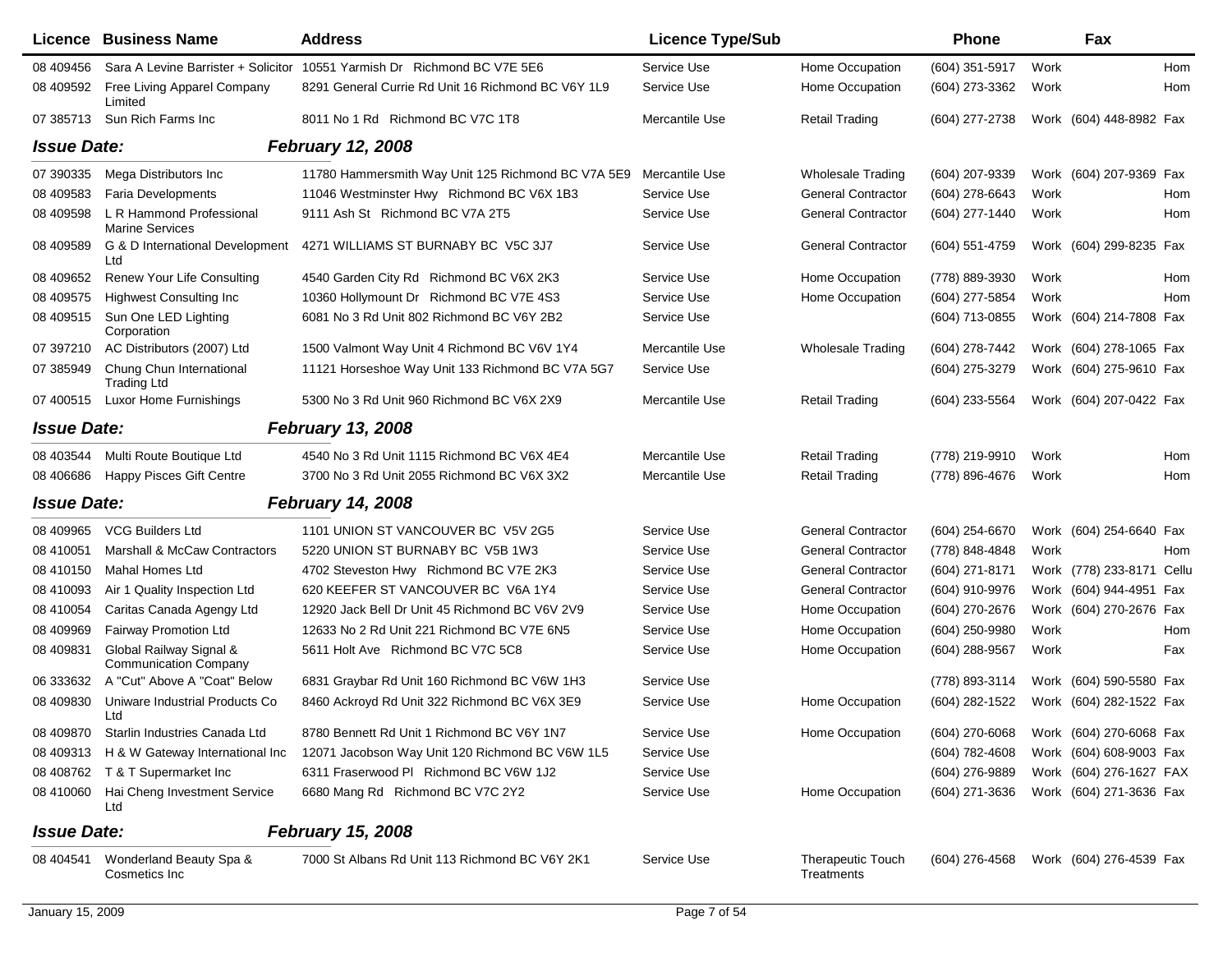| Licence | Business Name | Address | Licence Type/Sub | | Phone | | Fax | |
|---|---|---|---|---|---|---|---|---|
| 08 409456 | Sara A Levine Barrister + Solicitor | 10551 Yarmish Dr Richmond BC V7E 5E6 | Service Use | Home Occupation | (604) 351-5917 | Work | | Hom |
| 08 409592 | Free Living Apparel Company Limited | 8291 General Currie Rd Unit 16 Richmond BC V6Y 1L9 | Service Use | Home Occupation | (604) 273-3362 | Work | | Hom |
| 07 385713 | Sun Rich Farms Inc | 8011 No 1 Rd Richmond BC V7C 1T8 | Mercantile Use | Retail Trading | (604) 277-2738 | Work | (604) 448-8982 | Fax |
| ***Issue Date:*** | | ***February 12, 2008*** | | | | | | |
| 07 390335 | Mega Distributors Inc | 11780 Hammersmith Way Unit 125 Richmond BC V7A 5E9 | Mercantile Use | Wholesale Trading | (604) 207-9339 | Work | (604) 207-9369 | Fax |
| 08 409583 | Faria Developments | 11046 Westminster Hwy Richmond BC V6X 1B3 | Service Use | General Contractor | (604) 278-6643 | Work | | Hom |
| 08 409598 | L R Hammond Professional Marine Services | 9111 Ash St Richmond BC V7A 2T5 | Service Use | General Contractor | (604) 277-1440 | Work | | Hom |
| 08 409589 | G & D International Development Ltd | 4271 WILLIAMS ST BURNABY BC V5C 3J7 | Service Use | General Contractor | (604) 551-4759 | Work | (604) 299-8235 | Fax |
| 08 409652 | Renew Your Life Consulting | 4540 Garden City Rd Richmond BC V6X 2K3 | Service Use | Home Occupation | (778) 889-3930 | Work | | Hom |
| 08 409575 | Highwest Consulting Inc | 10360 Hollymount Dr Richmond BC V7E 4S3 | Service Use | Home Occupation | (604) 277-5854 | Work | | Hom |
| 08 409515 | Sun One LED Lighting Corporation | 6081 No 3 Rd Unit 802 Richmond BC V6Y 2B2 | Service Use | | (604) 713-0855 | Work | (604) 214-7808 | Fax |
| 07 397210 | AC Distributors (2007) Ltd | 1500 Valmont Way Unit 4 Richmond BC V6V 1Y4 | Mercantile Use | Wholesale Trading | (604) 278-7442 | Work | (604) 278-1065 | Fax |
| 07 385949 | Chung Chun International Trading Ltd | 11121 Horseshoe Way Unit 133 Richmond BC V7A 5G7 | Service Use | | (604) 275-3279 | Work | (604) 275-9610 | Fax |
| 07 400515 | Luxor Home Furnishings | 5300 No 3 Rd Unit 960 Richmond BC V6X 2X9 | Mercantile Use | Retail Trading | (604) 233-5564 | Work | (604) 207-0422 | Fax |
| ***Issue Date:*** | | ***February 13, 2008*** | | | | | | |
| 08 403544 | Multi Route Boutique Ltd | 4540 No 3 Rd Unit 1115 Richmond BC V6X 4E4 | Mercantile Use | Retail Trading | (778) 219-9910 | Work | | Hom |
| 08 406686 | Happy Pisces Gift Centre | 3700 No 3 Rd Unit 2055 Richmond BC V6X 3X2 | Mercantile Use | Retail Trading | (778) 896-4676 | Work | | Hom |
| ***Issue Date:*** | | ***February 14, 2008*** | | | | | | |
| 08 409965 | VCG Builders Ltd | 1101 UNION ST VANCOUVER BC V5V 2G5 | Service Use | General Contractor | (604) 254-6670 | Work | (604) 254-6640 | Fax |
| 08 410051 | Marshall & McCaw Contractors | 5220 UNION ST BURNABY BC V5B 1W3 | Service Use | General Contractor | (778) 848-4848 | Work | | Hom |
| 08 410150 | Mahal Homes Ltd | 4702 Steveston Hwy Richmond BC V7E 2K3 | Service Use | General Contractor | (604) 271-8171 | Work | (778) 233-8171 | Cellu |
| 08 410093 | Air 1 Quality Inspection Ltd | 620 KEEFER ST VANCOUVER BC V6A 1Y4 | Service Use | General Contractor | (604) 910-9976 | Work | (604) 944-4951 | Fax |
| 08 410054 | Caritas Canada Agengy Ltd | 12920 Jack Bell Dr Unit 45 Richmond BC V6V 2V9 | Service Use | Home Occupation | (604) 270-2676 | Work | (604) 270-2676 | Fax |
| 08 409969 | Fairway Promotion Ltd | 12633 No 2 Rd Unit 221 Richmond BC V7E 6N5 | Service Use | Home Occupation | (604) 250-9980 | Work | | Hom |
| 08 409831 | Global Railway Signal & Communication Company | 5611 Holt Ave Richmond BC V7C 5C8 | Service Use | Home Occupation | (604) 288-9567 | Work | | Fax |
| 06 333632 | A "Cut" Above A "Coat" Below | 6831 Graybar Rd Unit 160 Richmond BC V6W 1H3 | Service Use | | (778) 893-3114 | Work | (604) 590-5580 | Fax |
| 08 409830 | Uniware Industrial Products Co Ltd | 8460 Ackroyd Rd Unit 322 Richmond BC V6X 3E9 | Service Use | Home Occupation | (604) 282-1522 | Work | (604) 282-1522 | Fax |
| 08 409870 | Starlin Industries Canada Ltd | 8780 Bennett Rd Unit 1 Richmond BC V6Y 1N7 | Service Use | Home Occupation | (604) 270-6068 | Work | (604) 270-6068 | Fax |
| 08 409313 | H & W Gateway International Inc | 12071 Jacobson Way Unit 120 Richmond BC V6W 1L5 | Service Use | | (604) 782-4608 | Work | (604) 608-9003 | Fax |
| 08 408762 | T & T Supermarket Inc | 6311 Fraserwood Pl Richmond BC V6W 1J2 | Service Use | | (604) 276-9889 | Work | (604) 276-1627 | FAX |
| 08 410060 | Hai Cheng Investment Service Ltd | 6680 Mang Rd Richmond BC V7C 2Y2 | Service Use | Home Occupation | (604) 271-3636 | Work | (604) 271-3636 | Fax |
| ***Issue Date:*** | | ***February 15, 2008*** | | | | | | |
| 08 404541 | Wonderland Beauty Spa & Cosmetics Inc | 7000 St Albans Rd Unit 113 Richmond BC V6Y 2K1 | Service Use | Therapeutic Touch Treatments | (604) 276-4568 | Work | (604) 276-4539 | Fax |

January 15, 2009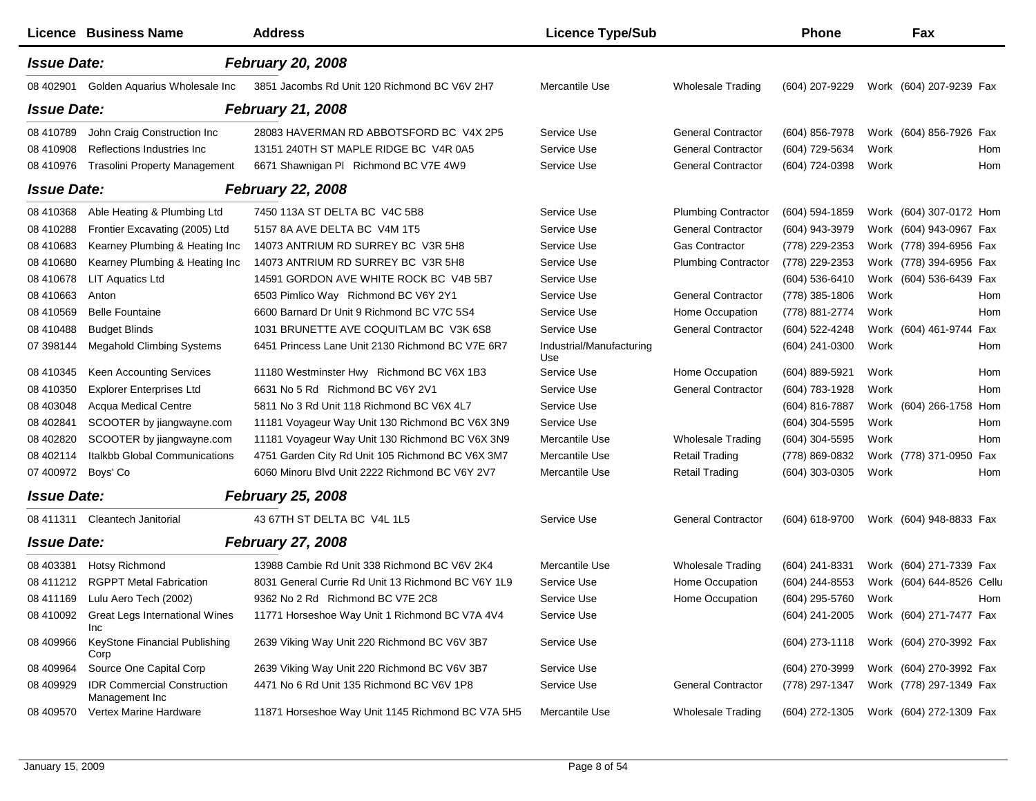| Licence | Business Name | Address | Licence Type/Sub | | Phone | | Fax | |
|---|---|---|---|---|---|---|---|---|
| ***Issue Date:*** | | ***February 20, 2008*** | | | | | | |
| 08 402901 | Golden Aquarius Wholesale Inc | 3851 Jacombs Rd Unit 120 Richmond BC V6V 2H7 | Mercantile Use | Wholesale Trading | (604) 207-9229 | Work | (604) 207-9239 | Fax |
| ***Issue Date:*** | | ***February 21, 2008*** | | | | | | |
| 08 410789 | John Craig Construction Inc | 28083 HAVERMAN RD ABBOTSFORD BC V4X 2P5 | Service Use | General Contractor | (604) 856-7978 | Work | (604) 856-7926 | Fax |
| 08 410908 | Reflections Industries Inc | 13151 240TH ST MAPLE RIDGE BC V4R 0A5 | Service Use | General Contractor | (604) 729-5634 | Work | | Hom |
| 08 410976 | Trasolini Property Management | 6671 Shawnigan Pl Richmond BC V7E 4W9 | Service Use | General Contractor | (604) 724-0398 | Work | | Hom |
| ***Issue Date:*** | | ***February 22, 2008*** | | | | | | |
| 08 410368 | Able Heating & Plumbing Ltd | 7450 113A ST DELTA BC V4C 5B8 | Service Use | Plumbing Contractor | (604) 594-1859 | Work | (604) 307-0172 | Hom |
| 08 410288 | Frontier Excavating (2005) Ltd | 5157 8A AVE DELTA BC V4M 1T5 | Service Use | General Contractor | (604) 943-3979 | Work | (604) 943-0967 | Fax |
| 08 410683 | Kearney Plumbing & Heating Inc | 14073 ANTRIUM RD SURREY BC V3R 5H8 | Service Use | Gas Contractor | (778) 229-2353 | Work | (778) 394-6956 | Fax |
| 08 410680 | Kearney Plumbing & Heating Inc | 14073 ANTRIUM RD SURREY BC V3R 5H8 | Service Use | Plumbing Contractor | (778) 229-2353 | Work | (778) 394-6956 | Fax |
| 08 410678 | LIT Aquatics Ltd | 14591 GORDON AVE WHITE ROCK BC V4B 5B7 | Service Use | | (604) 536-6410 | Work | (604) 536-6439 | Fax |
| 08 410663 | Anton | 6503 Pimlico Way Richmond BC V6Y 2Y1 | Service Use | General Contractor | (778) 385-1806 | Work | | Hom |
| 08 410569 | Belle Fountaine | 6600 Barnard Dr Unit 9 Richmond BC V7C 5S4 | Service Use | Home Occupation | (778) 881-2774 | Work | | Hom |
| 08 410488 | Budget Blinds | 1031 BRUNETTE AVE COQUITLAM BC V3K 6S8 | Service Use | General Contractor | (604) 522-4248 | Work | (604) 461-9744 | Fax |
| 07 398144 | Megahold Climbing Systems | 6451 Princess Lane Unit 2130 Richmond BC V7E 6R7 | Industrial/Manufacturing Use | | (604) 241-0300 | Work | | Hom |
| 08 410345 | Keen Accounting Services | 11180 Westminster Hwy Richmond BC V6X 1B3 | Service Use | Home Occupation | (604) 889-5921 | Work | | Hom |
| 08 410350 | Explorer Enterprises Ltd | 6631 No 5 Rd Richmond BC V6Y 2V1 | Service Use | General Contractor | (604) 783-1928 | Work | | Hom |
| 08 403048 | Acqua Medical Centre | 5811 No 3 Rd Unit 118 Richmond BC V6X 4L7 | Service Use | | (604) 816-7887 | Work | (604) 266-1758 | Hom |
| 08 402841 | SCOOTER by jiangwayne.com | 11181 Voyageur Way Unit 130 Richmond BC V6X 3N9 | Service Use | | (604) 304-5595 | Work | | Hom |
| 08 402820 | SCOOTER by jiangwayne.com | 11181 Voyageur Way Unit 130 Richmond BC V6X 3N9 | Mercantile Use | Wholesale Trading | (604) 304-5595 | Work | | Hom |
| 08 402114 | Italkbb Global Communications | 4751 Garden City Rd Unit 105 Richmond BC V6X 3M7 | Mercantile Use | Retail Trading | (778) 869-0832 | Work | (778) 371-0950 | Fax |
| 07 400972 | Boys' Co | 6060 Minoru Blvd Unit 2222 Richmond BC V6Y 2V7 | Mercantile Use | Retail Trading | (604) 303-0305 | Work | | Hom |
| ***Issue Date:*** | | ***February 25, 2008*** | | | | | | |
| 08 411311 | Cleantech Janitorial | 43 67TH ST DELTA BC V4L 1L5 | Service Use | General Contractor | (604) 618-9700 | Work | (604) 948-8833 | Fax |
| ***Issue Date:*** | | ***February 27, 2008*** | | | | | | |
| 08 403381 | Hotsy Richmond | 13988 Cambie Rd Unit 338 Richmond BC V6V 2K4 | Mercantile Use | Wholesale Trading | (604) 241-8331 | Work | (604) 271-7339 | Fax |
| 08 411212 | RGPPT Metal Fabrication | 8031 General Currie Rd Unit 13 Richmond BC V6Y 1L9 | Service Use | Home Occupation | (604) 244-8553 | Work | (604) 644-8526 | Cellu |
| 08 411169 | Lulu Aero Tech (2002) | 9362 No 2 Rd Richmond BC V7E 2C8 | Service Use | Home Occupation | (604) 295-5760 | Work | | Hom |
| 08 410092 | Great Legs International Wines Inc | 11771 Horseshoe Way Unit 1 Richmond BC V7A 4V4 | Service Use | | (604) 241-2005 | Work | (604) 271-7477 | Fax |
| 08 409966 | KeyStone Financial Publishing Corp | 2639 Viking Way Unit 220 Richmond BC V6V 3B7 | Service Use | | (604) 273-1118 | Work | (604) 270-3992 | Fax |
| 08 409964 | Source One Capital Corp | 2639 Viking Way Unit 220 Richmond BC V6V 3B7 | Service Use | | (604) 270-3999 | Work | (604) 270-3992 | Fax |
| 08 409929 | IDR Commercial Construction Management Inc | 4471 No 6 Rd Unit 135 Richmond BC V6V 1P8 | Service Use | General Contractor | (778) 297-1347 | Work | (778) 297-1349 | Fax |
| 08 409570 | Vertex Marine Hardware | 11871 Horseshoe Way Unit 1145 Richmond BC V7A 5H5 | Mercantile Use | Wholesale Trading | (604) 272-1305 | Work | (604) 272-1309 | Fax |

January 15, 2009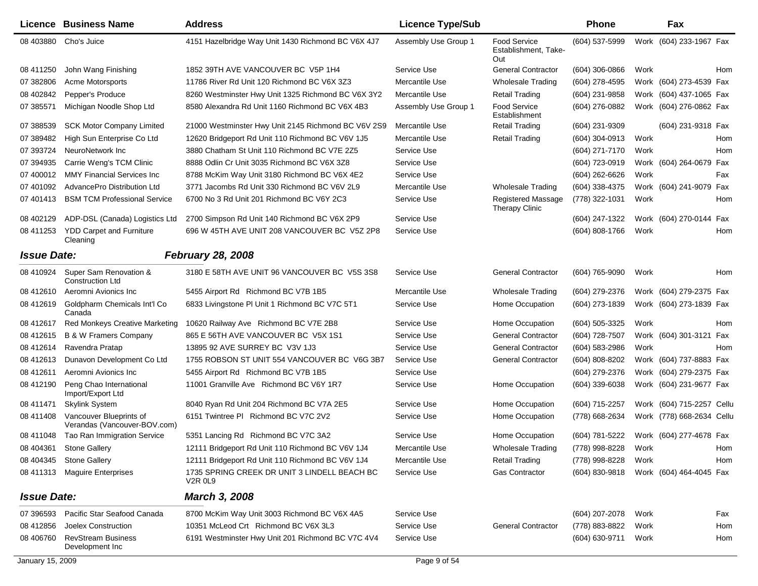| Licence | Business Name | Address | Licence Type/Sub | | Phone | | Fax | |
|---|---|---|---|---|---|---|---|---|
| 08 403880 | Cho's Juice | 4151 Hazelbridge Way Unit 1430 Richmond BC V6X 4J7 | Assembly Use Group 1 | Food Service Establishment, Take-Out | (604) 537-5999 | Work | (604) 233-1967 | Fax |
| 08 411250 | John Wang Finishing | 1852 39TH AVE VANCOUVER BC V5P 1H4 | Service Use | General Contractor | (604) 306-0866 | Work | | Hom |
| 07 382806 | Acme Motorsports | 11786 River Rd Unit 120 Richmond BC V6X 3Z3 | Mercantile Use | Wholesale Trading | (604) 278-4595 | Work | (604) 273-4539 | Fax |
| 08 402842 | Pepper's Produce | 8260 Westminster Hwy Unit 1325 Richmond BC V6X 3Y2 | Mercantile Use | Retail Trading | (604) 231-9858 | Work | (604) 437-1065 | Fax |
| 07 385571 | Michigan Noodle Shop Ltd | 8580 Alexandra Rd Unit 1160 Richmond BC V6X 4B3 | Assembly Use Group 1 | Food Service Establishment | (604) 276-0882 | Work | (604) 276-0862 | Fax |
| 07 388539 | SCK Motor Company Limited | 21000 Westminster Hwy Unit 2145 Richmond BC V6V 2S9 | Mercantile Use | Retail Trading | (604) 231-9309 | | (604) 231-9318 | Fax |
| 07 389482 | High Sun Enterprise Co Ltd | 12620 Bridgeport Rd Unit 110 Richmond BC V6V 1J5 | Mercantile Use | Retail Trading | (604) 304-0913 | Work | | Hom |
| 07 393724 | NeuroNetwork Inc | 3880 Chatham St Unit 110 Richmond BC V7E 2Z5 | Service Use | | (604) 271-7170 | Work | | Hom |
| 07 394935 | Carrie Weng's TCM Clinic | 8888 Odlin Cr Unit 3035 Richmond BC V6X 3Z8 | Service Use | | (604) 723-0919 | Work | (604) 264-0679 | Fax |
| 07 400012 | MMY Financial Services Inc | 8788 McKim Way Unit 3180 Richmond BC V6X 4E2 | Service Use | | (604) 262-6626 | Work | | Fax |
| 07 401092 | AdvancePro Distribution Ltd | 3771 Jacombs Rd Unit 330 Richmond BC V6V 2L9 | Mercantile Use | Wholesale Trading | (604) 338-4375 | Work | (604) 241-9079 | Fax |
| 07 401413 | BSM TCM Professional Service | 6700 No 3 Rd Unit 201 Richmond BC V6Y 2C3 | Service Use | Registered Massage Therapy Clinic | (778) 322-1031 | Work | | Hom |
| 08 402129 | ADP-DSL (Canada) Logistics Ltd | 2700 Simpson Rd Unit 140 Richmond BC V6X 2P9 | Service Use | | (604) 247-1322 | Work | (604) 270-0144 | Fax |
| 08 411253 | YDD Carpet and Furniture Cleaning | 696 W 45TH AVE UNIT 208 VANCOUVER BC V5Z 2P8 | Service Use | | (604) 808-1766 | Work | | Hom |

***Issue Date:*** ***February 28, 2008***

| Licence | Business Name | Address | Licence Type/Sub | | Phone | | Fax | |
|---|---|---|---|---|---|---|---|---|
| 08 410924 | Super Sam Renovation & Construction Ltd | 3180 E 58TH AVE UNIT 96 VANCOUVER BC V5S 3S8 | Service Use | General Contractor | (604) 765-9090 | Work | | Hom |
| 08 412610 | Aeromni Avionics Inc | 5455 Airport Rd Richmond BC V7B 1B5 | Mercantile Use | Wholesale Trading | (604) 279-2376 | Work | (604) 279-2375 | Fax |
| 08 412619 | Goldpharm Chemicals Int'l Co Canada | 6833 Livingstone Pl Unit 1 Richmond BC V7C 5T1 | Service Use | Home Occupation | (604) 273-1839 | Work | (604) 273-1839 | Fax |
| 08 412617 | Red Monkeys Creative Marketing | 10620 Railway Ave Richmond BC V7E 2B8 | Service Use | Home Occupation | (604) 505-3325 | Work | | Hom |
| 08 412615 | B & W Framers Company | 865 E 56TH AVE VANCOUVER BC V5X 1S1 | Service Use | General Contractor | (604) 728-7507 | Work | (604) 301-3121 | Fax |
| 08 412614 | Ravendra Pratap | 13895 92 AVE SURREY BC V3V 1J3 | Service Use | General Contractor | (604) 583-2986 | Work | | Hom |
| 08 412613 | Dunavon Development Co Ltd | 1755 ROBSON ST UNIT 554 VANCOUVER BC V6G 3B7 | Service Use | General Contractor | (604) 808-8202 | Work | (604) 737-8883 | Fax |
| 08 412611 | Aeromni Avionics Inc | 5455 Airport Rd Richmond BC V7B 1B5 | Service Use | | (604) 279-2376 | Work | (604) 279-2375 | Fax |
| 08 412190 | Peng Chao International Import/Export Ltd | 11001 Granville Ave Richmond BC V6Y 1R7 | Service Use | Home Occupation | (604) 339-6038 | Work | (604) 231-9677 | Fax |
| 08 411471 | Skylink System | 8040 Ryan Rd Unit 204 Richmond BC V7A 2E5 | Service Use | Home Occupation | (604) 715-2257 | Work | (604) 715-2257 | Cellu |
| 08 411408 | Vancouver Blueprints of Verandas (Vancouver-BOV.com) | 6151 Twintree Pl Richmond BC V7C 2V2 | Service Use | Home Occupation | (778) 668-2634 | Work | (778) 668-2634 | Cellu |
| 08 411048 | Tao Ran Immigration Service | 5351 Lancing Rd Richmond BC V7C 3A2 | Service Use | Home Occupation | (604) 781-5222 | Work | (604) 277-4678 | Fax |
| 08 404361 | Stone Gallery | 12111 Bridgeport Rd Unit 110 Richmond BC V6V 1J4 | Mercantile Use | Wholesale Trading | (778) 998-8228 | Work | | Hom |
| 08 404345 | Stone Gallery | 12111 Bridgeport Rd Unit 110 Richmond BC V6V 1J4 | Mercantile Use | Retail Trading | (778) 998-8228 | Work | | Hom |
| 08 411313 | Maguire Enterprises | 1735 SPRING CREEK DR UNIT 3 LINDELL BEACH BC V2R 0L9 | Service Use | Gas Contractor | (604) 830-9818 | Work | (604) 464-4045 | Fax |

***Issue Date:*** ***March 3, 2008***

| Licence | Business Name | Address | Licence Type/Sub | | Phone | | Fax | |
|---|---|---|---|---|---|---|---|---|
| 07 396593 | Pacific Star Seafood Canada | 8700 McKim Way Unit 3003 Richmond BC V6X 4A5 | Service Use | | (604) 207-2078 | Work | | Fax |
| 08 412856 | Joelex Construction | 10351 McLeod Crt Richmond BC V6X 3L3 | Service Use | General Contractor | (778) 883-8822 | Work | | Hom |
| 08 406760 | RevStream Business Development Inc | 6191 Westminster Hwy Unit 201 Richmond BC V7C 4V4 | Service Use | | (604) 630-9711 | Work | | Hom |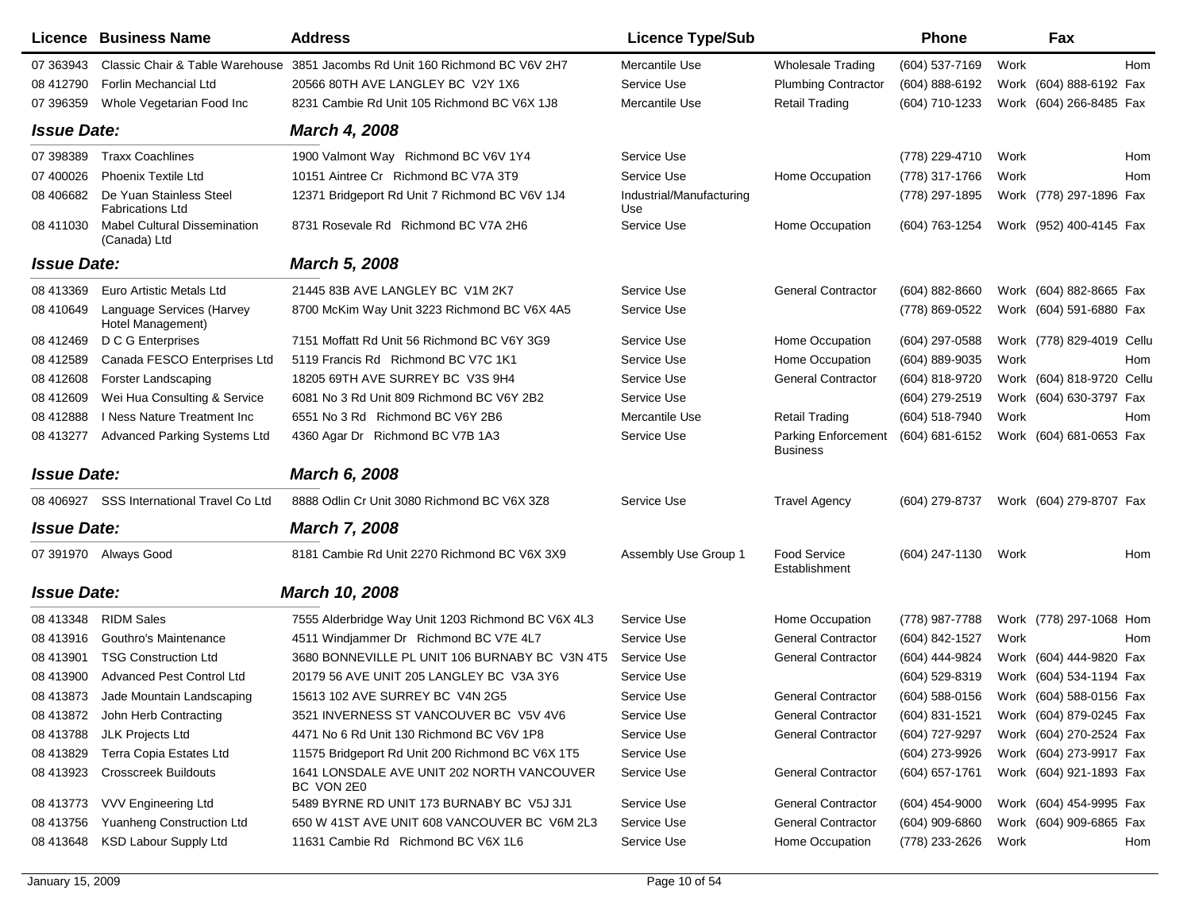| Licence | Business Name | Address | Licence Type/Sub | | Phone | | Fax | |
|---|---|---|---|---|---|---|---|---|
| 07 363943 | Classic Chair & Table Warehouse | 3851 Jacombs Rd Unit 160 Richmond BC V6V 2H7 | Mercantile Use | Wholesale Trading | (604) 537-7169 | Work | | Hom |
| 08 412790 | Forlin Mechancial Ltd | 20566 80TH AVE LANGLEY BC V2Y 1X6 | Service Use | Plumbing Contractor | (604) 888-6192 | Work | (604) 888-6192 | Fax |
| 07 396359 | Whole Vegetarian Food Inc | 8231 Cambie Rd Unit 105 Richmond BC V6X 1J8 | Mercantile Use | Retail Trading | (604) 710-1233 | Work | (604) 266-8485 | Fax |
| ***Issue Date:*** | | ***March 4, 2008*** | | | | | | |
| 07 398389 | Traxx Coachlines | 1900 Valmont Way Richmond BC V6V 1Y4 | Service Use | | (778) 229-4710 | Work | | Hom |
| 07 400026 | Phoenix Textile Ltd | 10151 Aintree Cr Richmond BC V7A 3T9 | Service Use | Home Occupation | (778) 317-1766 | Work | | Hom |
| 08 406682 | De Yuan Stainless Steel Fabrications Ltd | 12371 Bridgeport Rd Unit 7 Richmond BC V6V 1J4 | Industrial/Manufacturing Use | | (778) 297-1895 | Work | (778) 297-1896 | Fax |
| 08 411030 | Mabel Cultural Dissemination (Canada) Ltd | 8731 Rosevale Rd Richmond BC V7A 2H6 | Service Use | Home Occupation | (604) 763-1254 | Work | (952) 400-4145 | Fax |
| ***Issue Date:*** | | ***March 5, 2008*** | | | | | | |
| 08 413369 | Euro Artistic Metals Ltd | 21445 83B AVE LANGLEY BC V1M 2K7 | Service Use | General Contractor | (604) 882-8660 | Work | (604) 882-8665 | Fax |
| 08 410649 | Language Services (Harvey Hotel Management) | 8700 McKim Way Unit 3223 Richmond BC V6X 4A5 | Service Use | | (778) 869-0522 | Work | (604) 591-6880 | Fax |
| 08 412469 | D C G Enterprises | 7151 Moffatt Rd Unit 56 Richmond BC V6Y 3G9 | Service Use | Home Occupation | (604) 297-0588 | Work | (778) 829-4019 | Cellu |
| 08 412589 | Canada FESCO Enterprises Ltd | 5119 Francis Rd Richmond BC V7C 1K1 | Service Use | Home Occupation | (604) 889-9035 | Work | | Hom |
| 08 412608 | Forster Landscaping | 18205 69TH AVE SURREY BC V3S 9H4 | Service Use | General Contractor | (604) 818-9720 | Work | (604) 818-9720 | Cellu |
| 08 412609 | Wei Hua Consulting & Service | 6081 No 3 Rd Unit 809 Richmond BC V6Y 2B2 | Service Use | | (604) 279-2519 | Work | (604) 630-3797 | Fax |
| 08 412888 | I Ness Nature Treatment Inc | 6551 No 3 Rd Richmond BC V6Y 2B6 | Mercantile Use | Retail Trading | (604) 518-7940 | Work | | Hom |
| 08 413277 | Advanced Parking Systems Ltd | 4360 Agar Dr Richmond BC V7B 1A3 | Service Use | Parking Enforcement Business | (604) 681-6152 | Work | (604) 681-0653 | Fax |
| ***Issue Date:*** | | ***March 6, 2008*** | | | | | | |
| 08 406927 | SSS International Travel Co Ltd | 8888 Odlin Cr Unit 3080 Richmond BC V6X 3Z8 | Service Use | Travel Agency | (604) 279-8737 | Work | (604) 279-8707 | Fax |
| ***Issue Date:*** | | ***March 7, 2008*** | | | | | | |
| 07 391970 | Always Good | 8181 Cambie Rd Unit 2270 Richmond BC V6X 3X9 | Assembly Use Group 1 | Food Service Establishment | (604) 247-1130 | Work | | Hom |
| ***Issue Date:*** | | ***March 10, 2008*** | | | | | | |
| 08 413348 | RIDM Sales | 7555 Alderbridge Way Unit 1203 Richmond BC V6X 4L3 | Service Use | Home Occupation | (778) 987-7788 | Work | (778) 297-1068 | Hom |
| 08 413916 | Gouthro's Maintenance | 4511 Windjammer Dr Richmond BC V7E 4L7 | Service Use | General Contractor | (604) 842-1527 | Work | | Hom |
| 08 413901 | TSG Construction Ltd | 3680 BONNEVILLE PL UNIT 106 BURNABY BC V3N 4T5 | Service Use | General Contractor | (604) 444-9824 | Work | (604) 444-9820 | Fax |
| 08 413900 | Advanced Pest Control Ltd | 20179 56 AVE UNIT 205 LANGLEY BC V3A 3Y6 | Service Use | | (604) 529-8319 | Work | (604) 534-1194 | Fax |
| 08 413873 | Jade Mountain Landscaping | 15613 102 AVE SURREY BC V4N 2G5 | Service Use | General Contractor | (604) 588-0156 | Work | (604) 588-0156 | Fax |
| 08 413872 | John Herb Contracting | 3521 INVERNESS ST VANCOUVER BC V5V 4V6 | Service Use | General Contractor | (604) 831-1521 | Work | (604) 879-0245 | Fax |
| 08 413788 | JLK Projects Ltd | 4471 No 6 Rd Unit 130 Richmond BC V6V 1P8 | Service Use | General Contractor | (604) 727-9297 | Work | (604) 270-2524 | Fax |
| 08 413829 | Terra Copia Estates Ltd | 11575 Bridgeport Rd Unit 200 Richmond BC V6X 1T5 | Service Use | | (604) 273-9926 | Work | (604) 273-9917 | Fax |
| 08 413923 | Crosscreek Buildouts | 1641 LONSDALE AVE UNIT 202 NORTH VANCOUVER BC VON 2E0 | Service Use | General Contractor | (604) 657-1761 | Work | (604) 921-1893 | Fax |
| 08 413773 | VVV Engineering Ltd | 5489 BYRNE RD UNIT 173 BURNABY BC V5J 3J1 | Service Use | General Contractor | (604) 454-9000 | Work | (604) 454-9995 | Fax |
| 08 413756 | Yuanheng Construction Ltd | 650 W 41ST AVE UNIT 608 VANCOUVER BC V6M 2L3 | Service Use | General Contractor | (604) 909-6860 | Work | (604) 909-6865 | Fax |
| 08 413648 | KSD Labour Supply Ltd | 11631 Cambie Rd Richmond BC V6X 1L6 | Service Use | Home Occupation | (778) 233-2626 | Work | | Hom |

January 15, 2009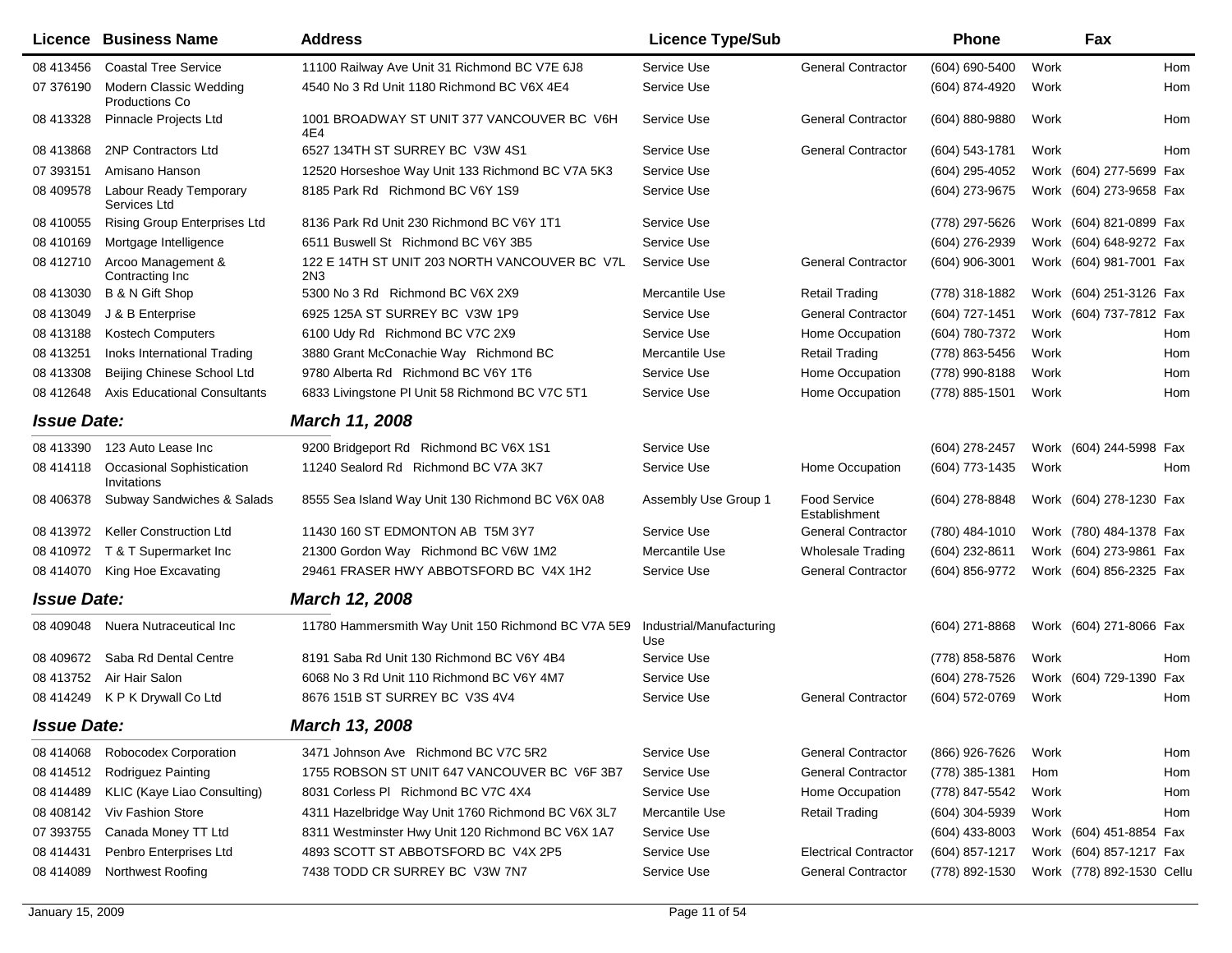| Licence | Business Name | Address | Licence Type/Sub | | Phone | | Fax | |
|---|---|---|---|---|---|---|---|---|
| 08 413456 | Coastal Tree Service | 11100 Railway Ave Unit 31 Richmond BC V7E 6J8 | Service Use | General Contractor | (604) 690-5400 | Work | | Hom |
| 07 376190 | Modern Classic Wedding Productions Co | 4540 No 3 Rd Unit 1180 Richmond BC V6X 4E4 | Service Use | | (604) 874-4920 | Work | | Hom |
| 08 413328 | Pinnacle Projects Ltd | 1001 BROADWAY ST UNIT 377 VANCOUVER BC V6H 4E4 | Service Use | General Contractor | (604) 880-9880 | Work | | Hom |
| 08 413868 | 2NP Contractors Ltd | 6527 134TH ST SURREY BC V3W 4S1 | Service Use | General Contractor | (604) 543-1781 | Work | | Hom |
| 07 393151 | Amisano Hanson | 12520 Horseshoe Way Unit 133 Richmond BC V7A 5K3 | Service Use | | (604) 295-4052 | Work | (604) 277-5699 | Fax |
| 08 409578 | Labour Ready Temporary Services Ltd | 8185 Park Rd Richmond BC V6Y 1S9 | Service Use | | (604) 273-9675 | Work | (604) 273-9658 | Fax |
| 08 410055 | Rising Group Enterprises Ltd | 8136 Park Rd Unit 230 Richmond BC V6Y 1T1 | Service Use | | (778) 297-5626 | Work | (604) 821-0899 | Fax |
| 08 410169 | Mortgage Intelligence | 6511 Buswell St Richmond BC V6Y 3B5 | Service Use | | (604) 276-2939 | Work | (604) 648-9272 | Fax |
| 08 412710 | Arcoo Management & Contracting Inc | 122 E 14TH ST UNIT 203 NORTH VANCOUVER BC V7L 2N3 | Service Use | General Contractor | (604) 906-3001 | Work | (604) 981-7001 | Fax |
| 08 413030 | B & N Gift Shop | 5300 No 3 Rd Richmond BC V6X 2X9 | Mercantile Use | Retail Trading | (778) 318-1882 | Work | (604) 251-3126 | Fax |
| 08 413049 | J & B Enterprise | 6925 125A ST SURREY BC V3W 1P9 | Service Use | General Contractor | (604) 727-1451 | Work | (604) 737-7812 | Fax |
| 08 413188 | Kostech Computers | 6100 Udy Rd Richmond BC V7C 2X9 | Service Use | Home Occupation | (604) 780-7372 | Work | | Hom |
| 08 413251 | Inoks International Trading | 3880 Grant McConachie Way Richmond BC | Mercantile Use | Retail Trading | (778) 863-5456 | Work | | Hom |
| 08 413308 | Beijing Chinese School Ltd | 9780 Alberta Rd Richmond BC V6Y 1T6 | Service Use | Home Occupation | (778) 990-8188 | Work | | Hom |
| 08 412648 | Axis Educational Consultants | 6833 Livingstone Pl Unit 58 Richmond BC V7C 5T1 | Service Use | Home Occupation | (778) 885-1501 | Work | | Hom |
| ***Issue Date:*** | | ***March 11, 2008*** | | | | | | |
| 08 413390 | 123 Auto Lease Inc | 9200 Bridgeport Rd Richmond BC V6X 1S1 | Service Use | | (604) 278-2457 | Work | (604) 244-5998 | Fax |
| 08 414118 | Occasional Sophistication Invitations | 11240 Sealord Rd Richmond BC V7A 3K7 | Service Use | Home Occupation | (604) 773-1435 | Work | | Hom |
| 08 406378 | Subway Sandwiches & Salads | 8555 Sea Island Way Unit 130 Richmond BC V6X 0A8 | Assembly Use Group 1 | Food Service Establishment | (604) 278-8848 | Work | (604) 278-1230 | Fax |
| 08 413972 | Keller Construction Ltd | 11430 160 ST EDMONTON AB T5M 3Y7 | Service Use | General Contractor | (780) 484-1010 | Work | (780) 484-1378 | Fax |
| 08 410972 | T & T Supermarket Inc | 21300 Gordon Way Richmond BC V6W 1M2 | Mercantile Use | Wholesale Trading | (604) 232-8611 | Work | (604) 273-9861 | Fax |
| 08 414070 | King Hoe Excavating | 29461 FRASER HWY ABBOTSFORD BC V4X 1H2 | Service Use | General Contractor | (604) 856-9772 | Work | (604) 856-2325 | Fax |
| ***Issue Date:*** | | ***March 12, 2008*** | | | | | | |
| 08 409048 | Nuera Nutraceutical Inc | 11780 Hammersmith Way Unit 150 Richmond BC V7A 5E9 | Industrial/Manufacturing Use | | (604) 271-8868 | Work | (604) 271-8066 | Fax |
| 08 409672 | Saba Rd Dental Centre | 8191 Saba Rd Unit 130 Richmond BC V6Y 4B4 | Service Use | | (778) 858-5876 | Work | | Hom |
| 08 413752 | Air Hair Salon | 6068 No 3 Rd Unit 110 Richmond BC V6Y 4M7 | Service Use | | (604) 278-7526 | Work | (604) 729-1390 | Fax |
| 08 414249 | K P K Drywall Co Ltd | 8676 151B ST SURREY BC V3S 4V4 | Service Use | General Contractor | (604) 572-0769 | Work | | Hom |
| ***Issue Date:*** | | ***March 13, 2008*** | | | | | | |
| 08 414068 | Robocodex Corporation | 3471 Johnson Ave Richmond BC V7C 5R2 | Service Use | General Contractor | (866) 926-7626 | Work | | Hom |
| 08 414512 | Rodriguez Painting | 1755 ROBSON ST UNIT 647 VANCOUVER BC V6F 3B7 | Service Use | General Contractor | (778) 385-1381 | Hom | | Hom |
| 08 414489 | KLIC (Kaye Liao Consulting) | 8031 Corless Pl Richmond BC V7C 4X4 | Service Use | Home Occupation | (778) 847-5542 | Work | | Hom |
| 08 408142 | Viv Fashion Store | 4311 Hazelbridge Way Unit 1760 Richmond BC V6X 3L7 | Mercantile Use | Retail Trading | (604) 304-5939 | Work | | Hom |
| 07 393755 | Canada Money TT Ltd | 8311 Westminster Hwy Unit 120 Richmond BC V6X 1A7 | Service Use | | (604) 433-8003 | Work | (604) 451-8854 | Fax |
| 08 414431 | Penbro Enterprises Ltd | 4893 SCOTT ST ABBOTSFORD BC V4X 2P5 | Service Use | Electrical Contractor | (604) 857-1217 | Work | (604) 857-1217 | Fax |
| 08 414089 | Northwest Roofing | 7438 TODD CR SURREY BC V3W 7N7 | Service Use | General Contractor | (778) 892-1530 | Work | (778) 892-1530 | Cellu |

January 15, 2009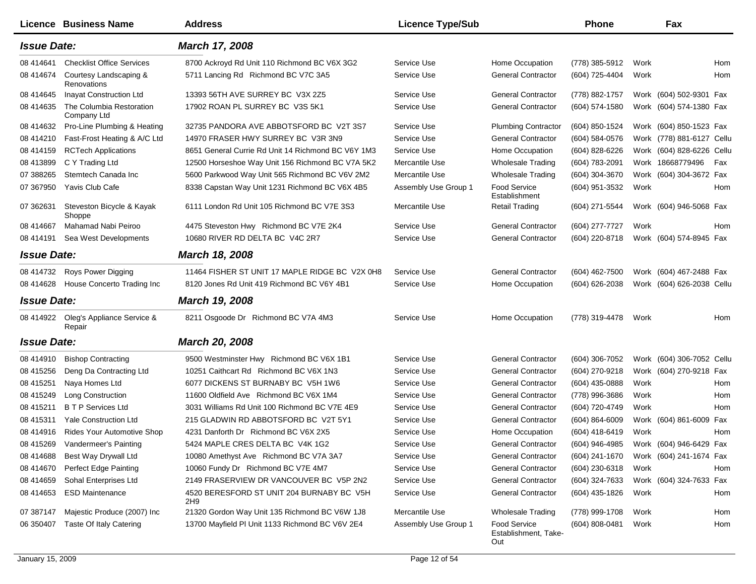| Licence | Business Name | Address | Licence Type/Sub | | Phone | | Fax | |
|---|---|---|---|---|---|---|---|---|
| ***Issue Date:*** | | ***March 17, 2008*** | | | | | | |
| 08 414641 | Checklist Office Services | 8700 Ackroyd Rd Unit 110 Richmond BC V6X 3G2 | Service Use | Home Occupation | (778) 385-5912 | Work | | Hom |
| 08 414674 | Courtesy Landscaping & Renovations | 5711 Lancing Rd Richmond BC V7C 3A5 | Service Use | General Contractor | (604) 725-4404 | Work | | Hom |
| 08 414645 | Inayat Construction Ltd | 13393 56TH AVE SURREY BC V3X 2Z5 | Service Use | General Contractor | (778) 882-1757 | Work | (604) 502-9301 | Fax |
| 08 414635 | The Columbia Restoration Company Ltd | 17902 ROAN PL SURREY BC V3S 5K1 | Service Use | General Contractor | (604) 574-1580 | Work | (604) 574-1380 | Fax |
| 08 414632 | Pro-Line Plumbing & Heating | 32735 PANDORA AVE ABBOTSFORD BC V2T 3S7 | Service Use | Plumbing Contractor | (604) 850-1524 | Work | (604) 850-1523 | Fax |
| 08 414210 | Fast-Frost Heating & A/C Ltd | 14970 FRASER HWY SURREY BC V3R 3N9 | Service Use | General Contractor | (604) 584-0576 | Work | (778) 881-6127 | Cellu |
| 08 414159 | RCTech Applications | 8651 General Currie Rd Unit 14 Richmond BC V6Y 1M3 | Service Use | Home Occupation | (604) 828-6226 | Work | (604) 828-6226 | Cellu |
| 08 413899 | C Y Trading Ltd | 12500 Horseshoe Way Unit 156 Richmond BC V7A 5K2 | Mercantile Use | Wholesale Trading | (604) 783-2091 | Work | 18668779496 | Fax |
| 07 388265 | Stemtech Canada Inc | 5600 Parkwood Way Unit 565 Richmond BC V6V 2M2 | Mercantile Use | Wholesale Trading | (604) 304-3670 | Work | (604) 304-3672 | Fax |
| 07 367950 | Yavis Club Cafe | 8338 Capstan Way Unit 1231 Richmond BC V6X 4B5 | Assembly Use Group 1 | Food Service Establishment | (604) 951-3532 | Work | | Hom |
| 07 362631 | Steveston Bicycle & Kayak Shoppe | 6111 London Rd Unit 105 Richmond BC V7E 3S3 | Mercantile Use | Retail Trading | (604) 271-5544 | Work | (604) 946-5068 | Fax |
| 08 414667 | Mahamad Nabi Peiroo | 4475 Steveston Hwy Richmond BC V7E 2K4 | Service Use | General Contractor | (604) 277-7727 | Work | | Hom |
| 08 414191 | Sea West Developments | 10680 RIVER RD DELTA BC V4C 2R7 | Service Use | General Contractor | (604) 220-8718 | Work | (604) 574-8945 | Fax |
| ***Issue Date:*** | | ***March 18, 2008*** | | | | | | |
| 08 414732 | Roys Power Digging | 11464 FISHER ST UNIT 17 MAPLE RIDGE BC V2X 0H8 | Service Use | General Contractor | (604) 462-7500 | Work | (604) 467-2488 | Fax |
| 08 414628 | House Concerto Trading Inc | 8120 Jones Rd Unit 419 Richmond BC V6Y 4B1 | Service Use | Home Occupation | (604) 626-2038 | Work | (604) 626-2038 | Cellu |
| ***Issue Date:*** | | ***March 19, 2008*** | | | | | | |
| 08 414922 | Oleg's Appliance Service & Repair | 8211 Osgoode Dr Richmond BC V7A 4M3 | Service Use | Home Occupation | (778) 319-4478 | Work | | Hom |
| ***Issue Date:*** | | ***March 20, 2008*** | | | | | | |
| 08 414910 | Bishop Contracting | 9500 Westminster Hwy Richmond BC V6X 1B1 | Service Use | General Contractor | (604) 306-7052 | Work | (604) 306-7052 | Cellu |
| 08 415256 | Deng Da Contracting Ltd | 10251 Caithcart Rd Richmond BC V6X 1N3 | Service Use | General Contractor | (604) 270-9218 | Work | (604) 270-9218 | Fax |
| 08 415251 | Naya Homes Ltd | 6077 DICKENS ST BURNABY BC V5H 1W6 | Service Use | General Contractor | (604) 435-0888 | Work | | Hom |
| 08 415249 | Long Construction | 11600 Oldfield Ave Richmond BC V6X 1M4 | Service Use | General Contractor | (778) 996-3686 | Work | | Hom |
| 08 415211 | B T P Services Ltd | 3031 Williams Rd Unit 100 Richmond BC V7E 4E9 | Service Use | General Contractor | (604) 720-4749 | Work | | Hom |
| 08 415311 | Yale Construction Ltd | 215 GLADWIN RD ABBOTSFORD BC V2T 5Y1 | Service Use | General Contractor | (604) 864-6009 | Work | (604) 861-6009 | Fax |
| 08 414916 | Rides Your Automotive Shop | 4231 Danforth Dr Richmond BC V6X 2X5 | Service Use | Home Occupation | (604) 418-6419 | Work | | Hom |
| 08 415269 | Vandermeer's Painting | 5424 MAPLE CRES DELTA BC V4K 1G2 | Service Use | General Contractor | (604) 946-4985 | Work | (604) 946-6429 | Fax |
| 08 414688 | Best Way Drywall Ltd | 10080 Amethyst Ave Richmond BC V7A 3A7 | Service Use | General Contractor | (604) 241-1670 | Work | (604) 241-1674 | Fax |
| 08 414670 | Perfect Edge Painting | 10060 Fundy Dr Richmond BC V7E 4M7 | Service Use | General Contractor | (604) 230-6318 | Work | | Hom |
| 08 414659 | Sohal Enterprises Ltd | 2149 FRASERVIEW DR VANCOUVER BC V5P 2N2 | Service Use | General Contractor | (604) 324-7633 | Work | (604) 324-7633 | Fax |
| 08 414653 | ESD Maintenance | 4520 BERESFORD ST UNIT 204 BURNABY BC V5H 2H9 | Service Use | General Contractor | (604) 435-1826 | Work | | Hom |
| 07 387147 | Majestic Produce (2007) Inc | 21320 Gordon Way Unit 135 Richmond BC V6W 1J8 | Mercantile Use | Wholesale Trading | (778) 999-1708 | Work | | Hom |
| 06 350407 | Taste Of Italy Catering | 13700 Mayfield Pl Unit 1133 Richmond BC V6V 2E4 | Assembly Use Group 1 | Food Service Establishment, Take-Out | (604) 808-0481 | Work | | Hom |

January 15, 2009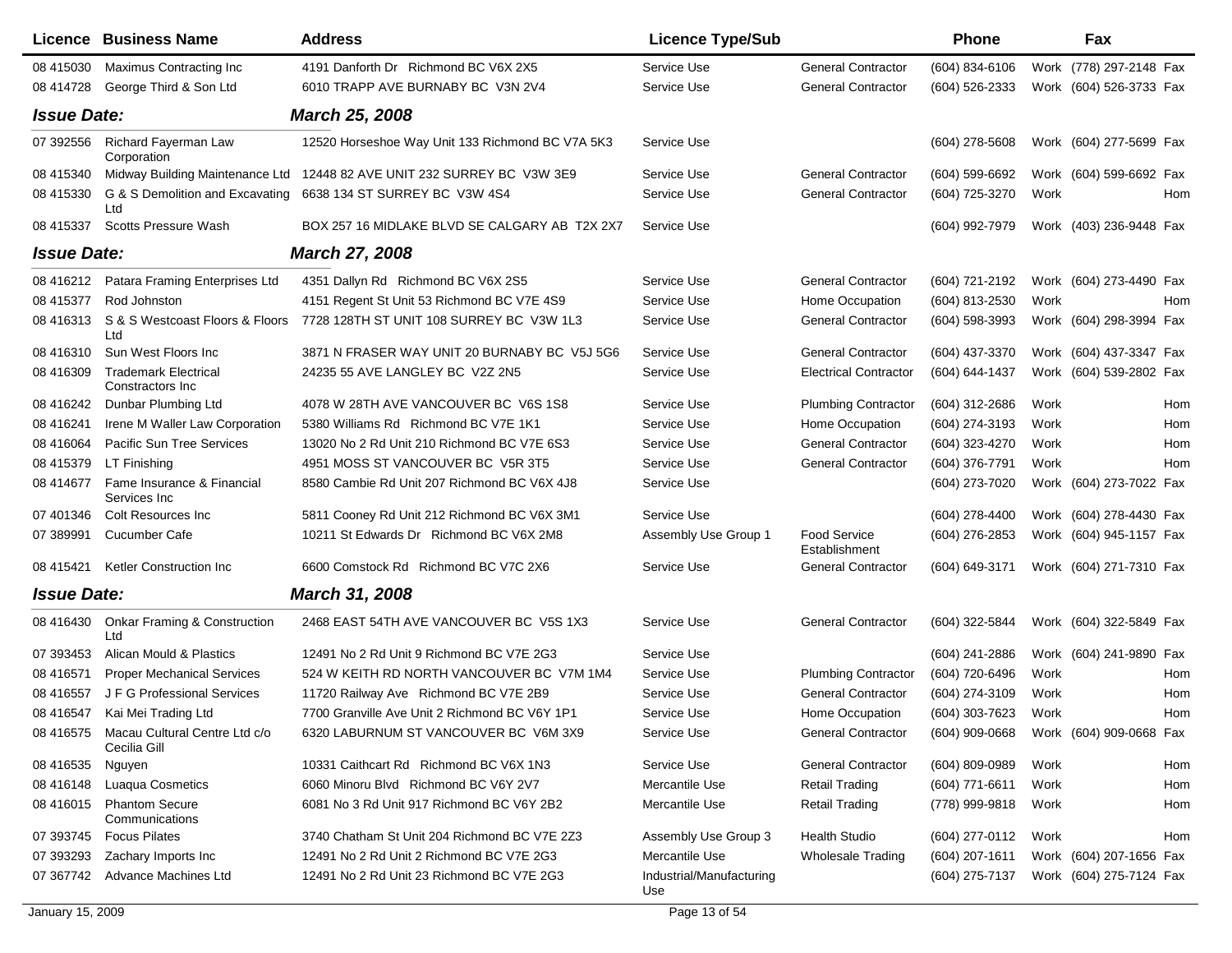| Licence | Business Name | Address | Licence Type/Sub | | Phone | | Fax | |
|---|---|---|---|---|---|---|---|---|
| 08 415030 | Maximus Contracting Inc | 4191 Danforth Dr Richmond BC V6X 2X5 | Service Use | General Contractor | (604) 834-6106 | Work | (778) 297-2148 | Fax |
| 08 414728 | George Third & Son Ltd | 6010 TRAPP AVE BURNABY BC V3N 2V4 | Service Use | General Contractor | (604) 526-2333 | Work | (604) 526-3733 | Fax |
| ***Issue Date:*** | | ***March 25, 2008*** | | | | | | |
| 07 392556 | Richard Fayerman Law Corporation | 12520 Horseshoe Way Unit 133 Richmond BC V7A 5K3 | Service Use | | (604) 278-5608 | Work | (604) 277-5699 | Fax |
| 08 415340 | Midway Building Maintenance Ltd | 12448 82 AVE UNIT 232 SURREY BC V3W 3E9 | Service Use | General Contractor | (604) 599-6692 | Work | (604) 599-6692 | Fax |
| 08 415330 | G & S Demolition and Excavating Ltd | 6638 134 ST SURREY BC V3W 4S4 | Service Use | General Contractor | (604) 725-3270 | Work | | Hom |
| 08 415337 | Scotts Pressure Wash | BOX 257 16 MIDLAKE BLVD SE CALGARY AB T2X 2X7 | Service Use | | (604) 992-7979 | Work | (403) 236-9448 | Fax |
| ***Issue Date:*** | | ***March 27, 2008*** | | | | | | |
| 08 416212 | Patara Framing Enterprises Ltd | 4351 Dallyn Rd Richmond BC V6X 2S5 | Service Use | General Contractor | (604) 721-2192 | Work | (604) 273-4490 | Fax |
| 08 415377 | Rod Johnston | 4151 Regent St Unit 53 Richmond BC V7E 4S9 | Service Use | Home Occupation | (604) 813-2530 | Work | | Hom |
| 08 416313 | S & S Westcoast Floors & Floors Ltd | 7728 128TH ST UNIT 108 SURREY BC V3W 1L3 | Service Use | General Contractor | (604) 598-3993 | Work | (604) 298-3994 | Fax |
| 08 416310 | Sun West Floors Inc | 3871 N FRASER WAY UNIT 20 BURNABY BC V5J 5G6 | Service Use | General Contractor | (604) 437-3370 | Work | (604) 437-3347 | Fax |
| 08 416309 | Trademark Electrical Constractors Inc | 24235 55 AVE LANGLEY BC V2Z 2N5 | Service Use | Electrical Contractor | (604) 644-1437 | Work | (604) 539-2802 | Fax |
| 08 416242 | Dunbar Plumbing Ltd | 4078 W 28TH AVE VANCOUVER BC V6S 1S8 | Service Use | Plumbing Contractor | (604) 312-2686 | Work | | Hom |
| 08 416241 | Irene M Waller Law Corporation | 5380 Williams Rd Richmond BC V7E 1K1 | Service Use | Home Occupation | (604) 274-3193 | Work | | Hom |
| 08 416064 | Pacific Sun Tree Services | 13020 No 2 Rd Unit 210 Richmond BC V7E 6S3 | Service Use | General Contractor | (604) 323-4270 | Work | | Hom |
| 08 415379 | LT Finishing | 4951 MOSS ST VANCOUVER BC V5R 3T5 | Service Use | General Contractor | (604) 376-7791 | Work | | Hom |
| 08 414677 | Fame Insurance & Financial Services Inc | 8580 Cambie Rd Unit 207 Richmond BC V6X 4J8 | Service Use | | (604) 273-7020 | Work | (604) 273-7022 | Fax |
| 07 401346 | Colt Resources Inc | 5811 Cooney Rd Unit 212 Richmond BC V6X 3M1 | Service Use | | (604) 278-4400 | Work | (604) 278-4430 | Fax |
| 07 389991 | Cucumber Cafe | 10211 St Edwards Dr Richmond BC V6X 2M8 | Assembly Use Group 1 | Food Service Establishment | (604) 276-2853 | Work | (604) 945-1157 | Fax |
| 08 415421 | Ketler Construction Inc | 6600 Comstock Rd Richmond BC V7C 2X6 | Service Use | General Contractor | (604) 649-3171 | Work | (604) 271-7310 | Fax |
| ***Issue Date:*** | | ***March 31, 2008*** | | | | | | |
| 08 416430 | Onkar Framing & Construction Ltd | 2468 EAST 54TH AVE VANCOUVER BC V5S 1X3 | Service Use | General Contractor | (604) 322-5844 | Work | (604) 322-5849 | Fax |
| 07 393453 | Alican Mould & Plastics | 12491 No 2 Rd Unit 9 Richmond BC V7E 2G3 | Service Use | | (604) 241-2886 | Work | (604) 241-9890 | Fax |
| 08 416571 | Proper Mechanical Services | 524 W KEITH RD NORTH VANCOUVER BC V7M 1M4 | Service Use | Plumbing Contractor | (604) 720-6496 | Work | | Hom |
| 08 416557 | J F G Professional Services | 11720 Railway Ave Richmond BC V7E 2B9 | Service Use | General Contractor | (604) 274-3109 | Work | | Hom |
| 08 416547 | Kai Mei Trading Ltd | 7700 Granville Ave Unit 2 Richmond BC V6Y 1P1 | Service Use | Home Occupation | (604) 303-7623 | Work | | Hom |
| 08 416575 | Macau Cultural Centre Ltd c/o Cecilia Gill | 6320 LABURNUM ST VANCOUVER BC V6M 3X9 | Service Use | General Contractor | (604) 909-0668 | Work | (604) 909-0668 | Fax |
| 08 416535 | Nguyen | 10331 Caithcart Rd Richmond BC V6X 1N3 | Service Use | General Contractor | (604) 809-0989 | Work | | Hom |
| 08 416148 | Luaqua Cosmetics | 6060 Minoru Blvd Richmond BC V6Y 2V7 | Mercantile Use | Retail Trading | (604) 771-6611 | Work | | Hom |
| 08 416015 | Phantom Secure Communications | 6081 No 3 Rd Unit 917 Richmond BC V6Y 2B2 | Mercantile Use | Retail Trading | (778) 999-9818 | Work | | Hom |
| 07 393745 | Focus Pilates | 3740 Chatham St Unit 204 Richmond BC V7E 2Z3 | Assembly Use Group 3 | Health Studio | (604) 277-0112 | Work | | Hom |
| 07 393293 | Zachary Imports Inc | 12491 No 2 Rd Unit 2 Richmond BC V7E 2G3 | Mercantile Use | Wholesale Trading | (604) 207-1611 | Work | (604) 207-1656 | Fax |
| 07 367742 | Advance Machines Ltd | 12491 No 2 Rd Unit 23 Richmond BC V7E 2G3 | Industrial/Manufacturing Use | | (604) 275-7137 | Work | (604) 275-7124 | Fax |

January 15, 2009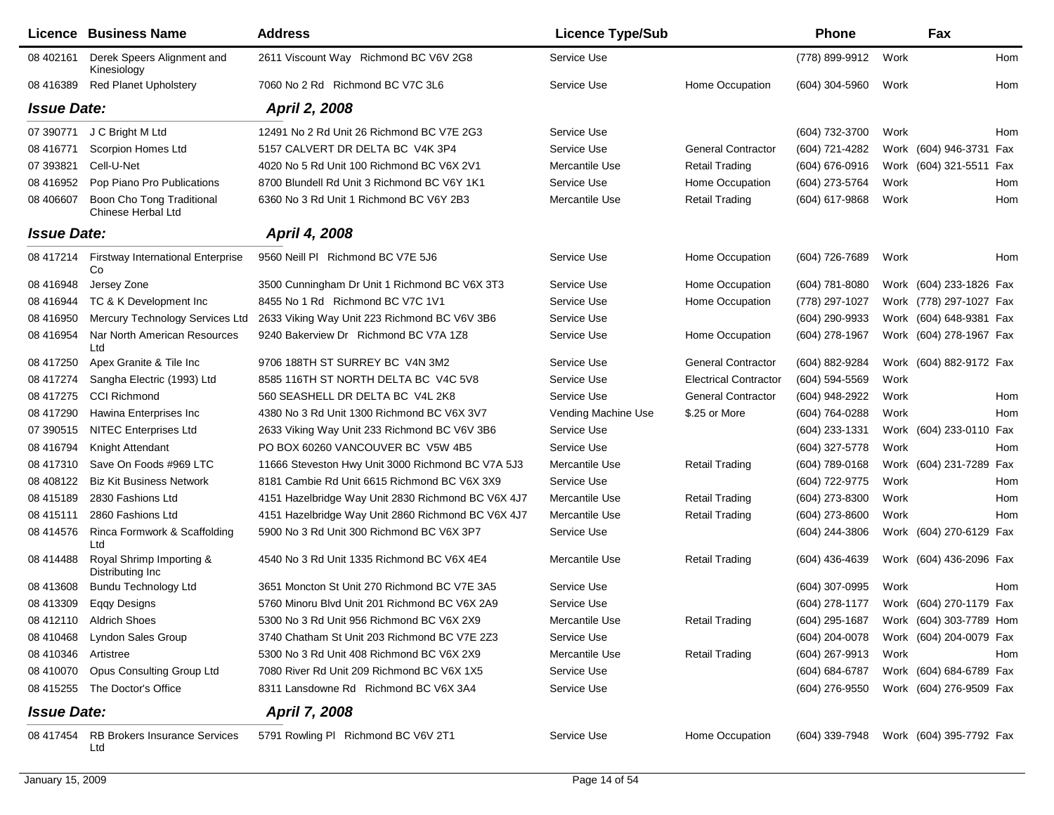| Licence | Business Name | Address | Licence Type/Sub | | Phone | | Fax | |
|---|---|---|---|---|---|---|---|---|
| 08 402161 | Derek Speers Alignment and Kinesiology | 2611 Viscount Way Richmond BC V6V 2G8 | Service Use | | (778) 899-9912 | Work | | Hom |
| 08 416389 | Red Planet Upholstery | 7060 No 2 Rd Richmond BC V7C 3L6 | Service Use | Home Occupation | (604) 304-5960 | Work | | Hom |
| ***Issue Date:*** | | ***April 2, 2008*** | | | | | | |
| 07 390771 | J C Bright M Ltd | 12491 No 2 Rd Unit 26 Richmond BC V7E 2G3 | Service Use | | (604) 732-3700 | Work | | Hom |
| 08 416771 | Scorpion Homes Ltd | 5157 CALVERT DR DELTA BC V4K 3P4 | Service Use | General Contractor | (604) 721-4282 | Work | (604) 946-3731 | Fax |
| 07 393821 | Cell-U-Net | 4020 No 5 Rd Unit 100 Richmond BC V6X 2V1 | Mercantile Use | Retail Trading | (604) 676-0916 | Work | (604) 321-5511 | Fax |
| 08 416952 | Pop Piano Pro Publications | 8700 Blundell Rd Unit 3 Richmond BC V6Y 1K1 | Service Use | Home Occupation | (604) 273-5764 | Work | | Hom |
| 08 406607 | Boon Cho Tong Traditional Chinese Herbal Ltd | 6360 No 3 Rd Unit 1 Richmond BC V6Y 2B3 | Mercantile Use | Retail Trading | (604) 617-9868 | Work | | Hom |
| ***Issue Date:*** | | ***April 4, 2008*** | | | | | | |
| 08 417214 | Firstway International Enterprise Co | 9560 Neill Pl Richmond BC V7E 5J6 | Service Use | Home Occupation | (604) 726-7689 | Work | | Hom |
| 08 416948 | Jersey Zone | 3500 Cunningham Dr Unit 1 Richmond BC V6X 3T3 | Service Use | Home Occupation | (604) 781-8080 | Work | (604) 233-1826 | Fax |
| 08 416944 | TC & K Development Inc | 8455 No 1 Rd Richmond BC V7C 1V1 | Service Use | Home Occupation | (778) 297-1027 | Work | (778) 297-1027 | Fax |
| 08 416950 | Mercury Technology Services Ltd | 2633 Viking Way Unit 223 Richmond BC V6V 3B6 | Service Use | | (604) 290-9933 | Work | (604) 648-9381 | Fax |
| 08 416954 | Nar North American Resources Ltd | 9240 Bakerview Dr Richmond BC V7A 1Z8 | Service Use | Home Occupation | (604) 278-1967 | Work | (604) 278-1967 | Fax |
| 08 417250 | Apex Granite & Tile Inc | 9706 188TH ST SURREY BC V4N 3M2 | Service Use | General Contractor | (604) 882-9284 | Work | (604) 882-9172 | Fax |
| 08 417274 | Sangha Electric (1993) Ltd | 8585 116TH ST NORTH DELTA BC V4C 5V8 | Service Use | Electrical Contractor | (604) 594-5569 | Work | | |
| 08 417275 | CCI Richmond | 560 SEASHELL DR DELTA BC V4L 2K8 | Service Use | General Contractor | (604) 948-2922 | Work | | Hom |
| 08 417290 | Hawina Enterprises Inc | 4380 No 3 Rd Unit 1300 Richmond BC V6X 3V7 | Vending Machine Use | $.25 or More | (604) 764-0288 | Work | | Hom |
| 07 390515 | NITEC Enterprises Ltd | 2633 Viking Way Unit 233 Richmond BC V6V 3B6 | Service Use | | (604) 233-1331 | Work | (604) 233-0110 | Fax |
| 08 416794 | Knight Attendant | PO BOX 60260 VANCOUVER BC V5W 4B5 | Service Use | | (604) 327-5778 | Work | | Hom |
| 08 417310 | Save On Foods #969 LTC | 11666 Steveston Hwy Unit 3000 Richmond BC V7A 5J3 | Mercantile Use | Retail Trading | (604) 789-0168 | Work | (604) 231-7289 | Fax |
| 08 408122 | Biz Kit Business Network | 8181 Cambie Rd Unit 6615 Richmond BC V6X 3X9 | Service Use | | (604) 722-9775 | Work | | Hom |
| 08 415189 | 2830 Fashions Ltd | 4151 Hazelbridge Way Unit 2830 Richmond BC V6X 4J7 | Mercantile Use | Retail Trading | (604) 273-8300 | Work | | Hom |
| 08 415111 | 2860 Fashions Ltd | 4151 Hazelbridge Way Unit 2860 Richmond BC V6X 4J7 | Mercantile Use | Retail Trading | (604) 273-8600 | Work | | Hom |
| 08 414576 | Rinca Formwork & Scaffolding Ltd | 5900 No 3 Rd Unit 300 Richmond BC V6X 3P7 | Service Use | | (604) 244-3806 | Work | (604) 270-6129 | Fax |
| 08 414488 | Royal Shrimp Importing & Distributing Inc | 4540 No 3 Rd Unit 1335 Richmond BC V6X 4E4 | Mercantile Use | Retail Trading | (604) 436-4639 | Work | (604) 436-2096 | Fax |
| 08 413608 | Bundu Technology Ltd | 3651 Moncton St Unit 270 Richmond BC V7E 3A5 | Service Use | | (604) 307-0995 | Work | | Hom |
| 08 413309 | Eqqy Designs | 5760 Minoru Blvd Unit 201 Richmond BC V6X 2A9 | Service Use | | (604) 278-1177 | Work | (604) 270-1179 | Fax |
| 08 412110 | Aldrich Shoes | 5300 No 3 Rd Unit 956 Richmond BC V6X 2X9 | Mercantile Use | Retail Trading | (604) 295-1687 | Work | (604) 303-7789 | Hom |
| 08 410468 | Lyndon Sales Group | 3740 Chatham St Unit 203 Richmond BC V7E 2Z3 | Service Use | | (604) 204-0078 | Work | (604) 204-0079 | Fax |
| 08 410346 | Artistree | 5300 No 3 Rd Unit 408 Richmond BC V6X 2X9 | Mercantile Use | Retail Trading | (604) 267-9913 | Work | | Hom |
| 08 410070 | Opus Consulting Group Ltd | 7080 River Rd Unit 209 Richmond BC V6X 1X5 | Service Use | | (604) 684-6787 | Work | (604) 684-6789 | Fax |
| 08 415255 | The Doctor's Office | 8311 Lansdowne Rd Richmond BC V6X 3A4 | Service Use | | (604) 276-9550 | Work | (604) 276-9509 | Fax |
| ***Issue Date:*** | | ***April 7, 2008*** | | | | | | |
| 08 417454 | RB Brokers Insurance Services Ltd | 5791 Rowling Pl Richmond BC V6V 2T1 | Service Use | Home Occupation | (604) 339-7948 | Work | (604) 395-7792 | Fax |

January 15, 2009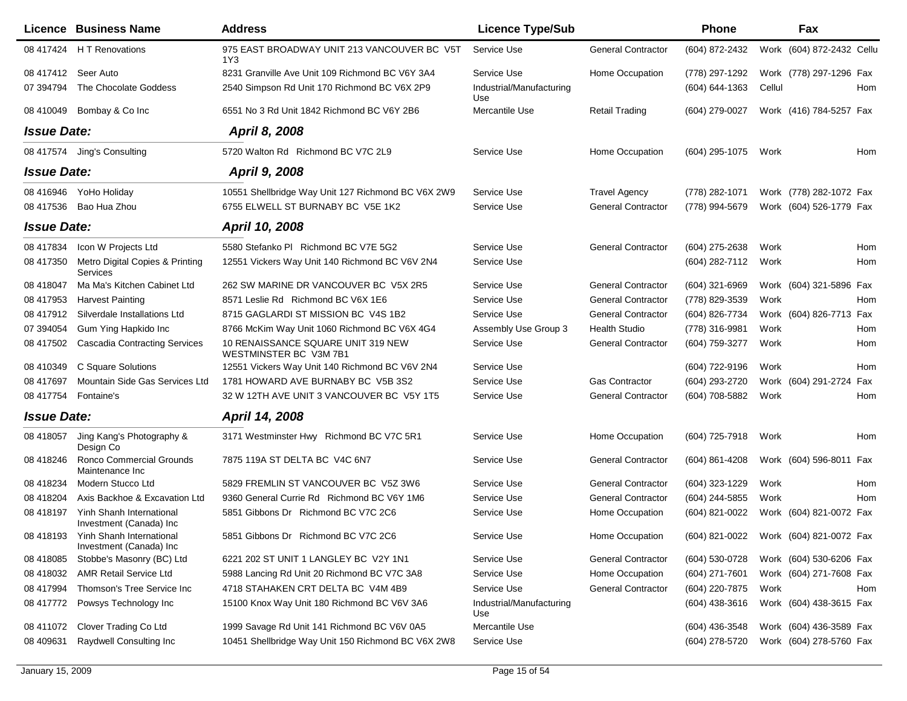| Licence | Business Name | Address | Licence Type/Sub | | Phone | | Fax | |
|---|---|---|---|---|---|---|---|---|
| 08 417424 | H T Renovations | 975 EAST BROADWAY UNIT 213 VANCOUVER BC V5T 1Y3 | Service Use | General Contractor | (604) 872-2432 | Work | (604) 872-2432 | Cellu |
| 08 417412 | Seer Auto | 8231 Granville Ave Unit 109 Richmond BC V6Y 3A4 | Service Use | Home Occupation | (778) 297-1292 | Work | (778) 297-1296 | Fax |
| 07 394794 | The Chocolate Goddess | 2540 Simpson Rd Unit 170 Richmond BC V6X 2P9 | Industrial/Manufacturing Use | | (604) 644-1363 | Cellul | | Hom |
| 08 410049 | Bombay & Co Inc | 6551 No 3 Rd Unit 1842 Richmond BC V6Y 2B6 | Mercantile Use | Retail Trading | (604) 279-0027 | Work | (416) 784-5257 | Fax |
| ***Issue Date:*** | | ***April 8, 2008*** | | | | | | |
| 08 417574 | Jing's Consulting | 5720 Walton Rd Richmond BC V7C 2L9 | Service Use | Home Occupation | (604) 295-1075 | Work | | Hom |
| ***Issue Date:*** | | ***April 9, 2008*** | | | | | | |
| 08 416946 | YoHo Holiday | 10551 Shellbridge Way Unit 127 Richmond BC V6X 2W9 | Service Use | Travel Agency | (778) 282-1071 | Work | (778) 282-1072 | Fax |
| 08 417536 | Bao Hua Zhou | 6755 ELWELL ST BURNABY BC V5E 1K2 | Service Use | General Contractor | (778) 994-5679 | Work | (604) 526-1779 | Fax |
| ***Issue Date:*** | | ***April 10, 2008*** | | | | | | |
| 08 417834 | Icon W Projects Ltd | 5580 Stefanko Pl Richmond BC V7E 5G2 | Service Use | General Contractor | (604) 275-2638 | Work | | Hom |
| 08 417350 | Metro Digital Copies & Printing Services | 12551 Vickers Way Unit 140 Richmond BC V6V 2N4 | Service Use | | (604) 282-7112 | Work | | Hom |
| 08 418047 | Ma Ma's Kitchen Cabinet Ltd | 262 SW MARINE DR VANCOUVER BC V5X 2R5 | Service Use | General Contractor | (604) 321-6969 | Work | (604) 321-5896 | Fax |
| 08 417953 | Harvest Painting | 8571 Leslie Rd Richmond BC V6X 1E6 | Service Use | General Contractor | (778) 829-3539 | Work | | Hom |
| 08 417912 | Silverdale Installations Ltd | 8715 GAGLARDI ST MISSION BC V4S 1B2 | Service Use | General Contractor | (604) 826-7734 | Work | (604) 826-7713 | Fax |
| 07 394054 | Gum Ying Hapkido Inc | 8766 McKim Way Unit 1060 Richmond BC V6X 4G4 | Assembly Use Group 3 | Health Studio | (778) 316-9981 | Work | | Hom |
| 08 417502 | Cascadia Contracting Services | 10 RENAISSANCE SQUARE UNIT 319 NEW WESTMINSTER BC V3M 7B1 | Service Use | General Contractor | (604) 759-3277 | Work | | Hom |
| 08 410349 | C Square Solutions | 12551 Vickers Way Unit 140 Richmond BC V6V 2N4 | Service Use | | (604) 722-9196 | Work | | Hom |
| 08 417697 | Mountain Side Gas Services Ltd | 1781 HOWARD AVE BURNABY BC V5B 3S2 | Service Use | Gas Contractor | (604) 293-2720 | Work | (604) 291-2724 | Fax |
| 08 417754 | Fontaine's | 32 W 12TH AVE UNIT 3 VANCOUVER BC V5Y 1T5 | Service Use | General Contractor | (604) 708-5882 | Work | | Hom |
| ***Issue Date:*** | | ***April 14, 2008*** | | | | | | |
| 08 418057 | Jing Kang's Photography & Design Co | 3171 Westminster Hwy Richmond BC V7C 5R1 | Service Use | Home Occupation | (604) 725-7918 | Work | | Hom |
| 08 418246 | Ronco Commercial Grounds Maintenance Inc | 7875 119A ST DELTA BC V4C 6N7 | Service Use | General Contractor | (604) 861-4208 | Work | (604) 596-8011 | Fax |
| 08 418234 | Modern Stucco Ltd | 5829 FREMLIN ST VANCOUVER BC V5Z 3W6 | Service Use | General Contractor | (604) 323-1229 | Work | | Hom |
| 08 418204 | Axis Backhoe & Excavation Ltd | 9360 General Currie Rd Richmond BC V6Y 1M6 | Service Use | General Contractor | (604) 244-5855 | Work | | Hom |
| 08 418197 | Yinh Shanh International Investment (Canada) Inc | 5851 Gibbons Dr Richmond BC V7C 2C6 | Service Use | Home Occupation | (604) 821-0022 | Work | (604) 821-0072 | Fax |
| 08 418193 | Yinh Shanh International Investment (Canada) Inc | 5851 Gibbons Dr Richmond BC V7C 2C6 | Service Use | Home Occupation | (604) 821-0022 | Work | (604) 821-0072 | Fax |
| 08 418085 | Stobbe's Masonry (BC) Ltd | 6221 202 ST UNIT 1 LANGLEY BC V2Y 1N1 | Service Use | General Contractor | (604) 530-0728 | Work | (604) 530-6206 | Fax |
| 08 418032 | AMR Retail Service Ltd | 5988 Lancing Rd Unit 20 Richmond BC V7C 3A8 | Service Use | Home Occupation | (604) 271-7601 | Work | (604) 271-7608 | Fax |
| 08 417994 | Thomson's Tree Service Inc | 4718 STAHAKEN CRT DELTA BC V4M 4B9 | Service Use | General Contractor | (604) 220-7875 | Work | | Hom |
| 08 417772 | Powsys Technology Inc | 15100 Knox Way Unit 180 Richmond BC V6V 3A6 | Industrial/Manufacturing Use | | (604) 438-3616 | Work | (604) 438-3615 | Fax |
| 08 411072 | Clover Trading Co Ltd | 1999 Savage Rd Unit 141 Richmond BC V6V 0A5 | Mercantile Use | | (604) 436-3548 | Work | (604) 436-3589 | Fax |
| 08 409631 | Raydwell Consulting Inc | 10451 Shellbridge Way Unit 150 Richmond BC V6X 2W8 | Service Use | | (604) 278-5720 | Work | (604) 278-5760 | Fax |

January 15, 2009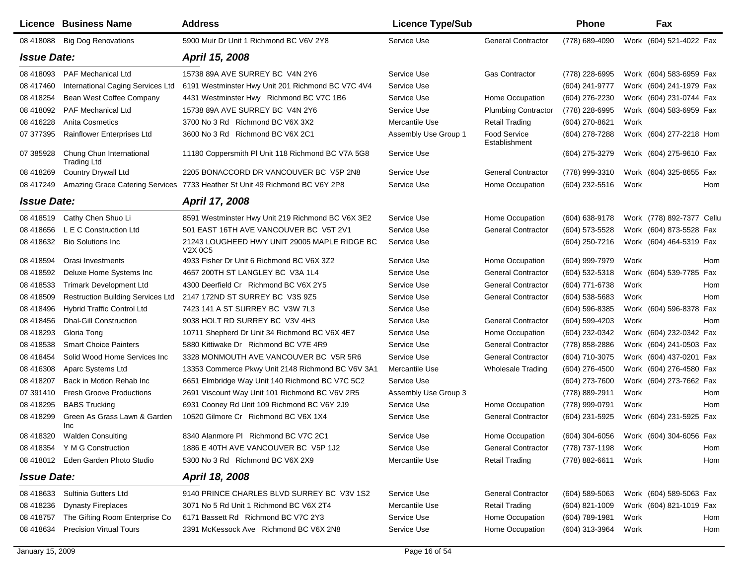| Licence | Business Name | Address | Licence Type/Sub | | Phone | | Fax | |
|---|---|---|---|---|---|---|---|---|
| 08 418088 | Big Dog Renovations | 5900 Muir Dr Unit 1 Richmond BC V6V 2Y8 | Service Use | General Contractor | (778) 689-4090 | Work | (604) 521-4022 | Fax |
| ***Issue Date:*** | | ***April 15, 2008*** | | | | | | |
| 08 418093 | PAF Mechanical Ltd | 15738 89A AVE SURREY BC V4N 2Y6 | Service Use | Gas Contractor | (778) 228-6995 | Work | (604) 583-6959 | Fax |
| 08 417460 | International Caging Services Ltd | 6191 Westminster Hwy Unit 201 Richmond BC V7C 4V4 | Service Use | | (604) 241-9777 | Work | (604) 241-1979 | Fax |
| 08 418254 | Bean West Coffee Company | 4431 Westminster Hwy Richmond BC V7C 1B6 | Service Use | Home Occupation | (604) 276-2230 | Work | (604) 231-0744 | Fax |
| 08 418092 | PAF Mechanical Ltd | 15738 89A AVE SURREY BC V4N 2Y6 | Service Use | Plumbing Contractor | (778) 228-6995 | Work | (604) 583-6959 | Fax |
| 08 416228 | Anita Cosmetics | 3700 No 3 Rd Richmond BC V6X 3X2 | Mercantile Use | Retail Trading | (604) 270-8621 | Work | | |
| 07 377395 | Rainflower Enterprises Ltd | 3600 No 3 Rd Richmond BC V6X 2C1 | Assembly Use Group 1 | Food Service Establishment | (604) 278-7288 | Work | (604) 277-2218 | Hom |
| 07 385928 | Chung Chun International Trading Ltd | 11180 Coppersmith Pl Unit 118 Richmond BC V7A 5G8 | Service Use | | (604) 275-3279 | Work | (604) 275-9610 | Fax |
| 08 418269 | Country Drywall Ltd | 2205 BONACCORD DR VANCOUVER BC V5P 2N8 | Service Use | General Contractor | (778) 999-3310 | Work | (604) 325-8655 | Fax |
| 08 417249 | Amazing Grace Catering Services | 7733 Heather St Unit 49 Richmond BC V6Y 2P8 | Service Use | Home Occupation | (604) 232-5516 | Work | | Hom |
| ***Issue Date:*** | | ***April 17, 2008*** | | | | | | |
| 08 418519 | Cathy Chen Shuo Li | 8591 Westminster Hwy Unit 219 Richmond BC V6X 3E2 | Service Use | Home Occupation | (604) 638-9178 | Work | (778) 892-7377 | Cellu |
| 08 418656 | L E C Construction Ltd | 501 EAST 16TH AVE VANCOUVER BC V5T 2V1 | Service Use | General Contractor | (604) 573-5528 | Work | (604) 873-5528 | Fax |
| 08 418632 | Bio Solutions Inc | 21243 LOUGHEED HWY UNIT 29005 MAPLE RIDGE BC V2X 0C5 | Service Use | | (604) 250-7216 | Work | (604) 464-5319 | Fax |
| 08 418594 | Orasi Investments | 4933 Fisher Dr Unit 6 Richmond BC V6X 3Z2 | Service Use | Home Occupation | (604) 999-7979 | Work | | Hom |
| 08 418592 | Deluxe Home Systems Inc | 4657 200TH ST LANGLEY BC V3A 1L4 | Service Use | General Contractor | (604) 532-5318 | Work | (604) 539-7785 | Fax |
| 08 418533 | Trimark Development Ltd | 4300 Deerfield Cr Richmond BC V6X 2Y5 | Service Use | General Contractor | (604) 771-6738 | Work | | Hom |
| 08 418509 | Restruction Building Services Ltd | 2147 172ND ST SURREY BC V3S 9Z5 | Service Use | General Contractor | (604) 538-5683 | Work | | Hom |
| 08 418496 | Hybrid Traffic Control Ltd | 7423 141 A ST SURREY BC V3W 7L3 | Service Use | | (604) 596-8385 | Work | (604) 596-8378 | Fax |
| 08 418456 | Dhal-Gill Construction | 9038 HOLT RD SURREY BC V3V 4H3 | Service Use | General Contractor | (604) 599-4203 | Work | | Hom |
| 08 418293 | Gloria Tong | 10711 Shepherd Dr Unit 34 Richmond BC V6X 4E7 | Service Use | Home Occupation | (604) 232-0342 | Work | (604) 232-0342 | Fax |
| 08 418538 | Smart Choice Painters | 5880 Kittiwake Dr Richmond BC V7E 4R9 | Service Use | General Contractor | (778) 858-2886 | Work | (604) 241-0503 | Fax |
| 08 418454 | Solid Wood Home Services Inc | 3328 MONMOUTH AVE VANCOUVER BC V5R 5R6 | Service Use | General Contractor | (604) 710-3075 | Work | (604) 437-0201 | Fax |
| 08 416308 | Aparc Systems Ltd | 13353 Commerce Pkwy Unit 2148 Richmond BC V6V 3A1 | Mercantile Use | Wholesale Trading | (604) 276-4500 | Work | (604) 276-4580 | Fax |
| 08 418207 | Back in Motion Rehab Inc | 6651 Elmbridge Way Unit 140 Richmond BC V7C 5C2 | Service Use | | (604) 273-7600 | Work | (604) 273-7662 | Fax |
| 07 391410 | Fresh Groove Productions | 2691 Viscount Way Unit 101 Richmond BC V6V 2R5 | Assembly Use Group 3 | | (778) 889-2911 | Work | | Hom |
| 08 418295 | BABS Trucking | 6931 Cooney Rd Unit 109 Richmond BC V6Y 2J9 | Service Use | Home Occupation | (778) 999-0791 | Work | | Hom |
| 08 418299 | Green As Grass Lawn & Garden Inc | 10520 Gilmore Cr Richmond BC V6X 1X4 | Service Use | General Contractor | (604) 231-5925 | Work | (604) 231-5925 | Fax |
| 08 418320 | Walden Consulting | 8340 Alanmore Pl Richmond BC V7C 2C1 | Service Use | Home Occupation | (604) 304-6056 | Work | (604) 304-6056 | Fax |
| 08 418354 | Y M G Construction | 1886 E 40TH AVE VANCOUVER BC V5P 1J2 | Service Use | General Contractor | (778) 737-1198 | Work | | Hom |
| 08 418012 | Eden Garden Photo Studio | 5300 No 3 Rd Richmond BC V6X 2X9 | Mercantile Use | Retail Trading | (778) 882-6611 | Work | | Hom |
| ***Issue Date:*** | | ***April 18, 2008*** | | | | | | |
| 08 418633 | Sultinia Gutters Ltd | 9140 PRINCE CHARLES BLVD SURREY BC V3V 1S2 | Service Use | General Contractor | (604) 589-5063 | Work | (604) 589-5063 | Fax |
| 08 418236 | Dynasty Fireplaces | 3071 No 5 Rd Unit 1 Richmond BC V6X 2T4 | Mercantile Use | Retail Trading | (604) 821-1009 | Work | (604) 821-1019 | Fax |
| 08 418757 | The Gifting Room Enterprise Co | 6171 Bassett Rd Richmond BC V7C 2Y3 | Service Use | Home Occupation | (604) 789-1981 | Work | | Hom |
| 08 418634 | Precision Virtual Tours | 2391 McKessock Ave Richmond BC V6X 2N8 | Service Use | Home Occupation | (604) 313-3964 | Work | | Hom |

January 15, 2009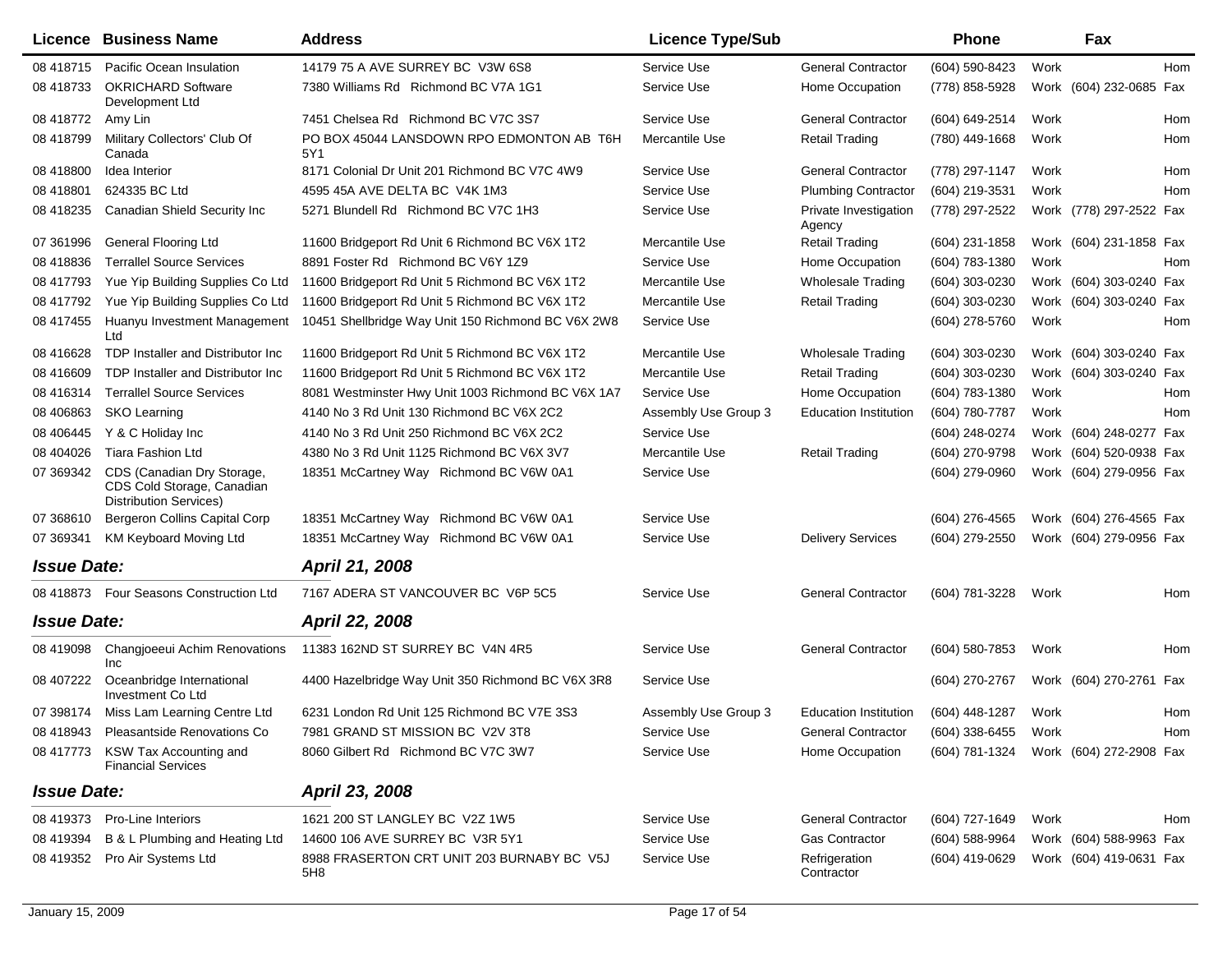| Licence | Business Name | Address | Licence Type/Sub | | Phone | | Fax | |
|---|---|---|---|---|---|---|---|---|
| 08 418715 | Pacific Ocean Insulation | 14179 75 A AVE SURREY BC V3W 6S8 | Service Use | General Contractor | (604) 590-8423 | Work | | Hom |
| 08 418733 | OKRICHARD Software Development Ltd | 7380 Williams Rd Richmond BC V7A 1G1 | Service Use | Home Occupation | (778) 858-5928 | Work | (604) 232-0685 | Fax |
| 08 418772 | Amy Lin | 7451 Chelsea Rd Richmond BC V7C 3S7 | Service Use | General Contractor | (604) 649-2514 | Work | | Hom |
| 08 418799 | Military Collectors' Club Of Canada | PO BOX 45044 LANSDOWN RPO EDMONTON AB T6H 5Y1 | Mercantile Use | Retail Trading | (780) 449-1668 | Work | | Hom |
| 08 418800 | Idea Interior | 8171 Colonial Dr Unit 201 Richmond BC V7C 4W9 | Service Use | General Contractor | (778) 297-1147 | Work | | Hom |
| 08 418801 | 624335 BC Ltd | 4595 45A AVE DELTA BC V4K 1M3 | Service Use | Plumbing Contractor | (604) 219-3531 | Work | | Hom |
| 08 418235 | Canadian Shield Security Inc | 5271 Blundell Rd Richmond BC V7C 1H3 | Service Use | Private Investigation Agency | (778) 297-2522 | Work | (778) 297-2522 | Fax |
| 07 361996 | General Flooring Ltd | 11600 Bridgeport Rd Unit 6 Richmond BC V6X 1T2 | Mercantile Use | Retail Trading | (604) 231-1858 | Work | (604) 231-1858 | Fax |
| 08 418836 | Terrallel Source Services | 8891 Foster Rd Richmond BC V6Y 1Z9 | Service Use | Home Occupation | (604) 783-1380 | Work | | Hom |
| 08 417793 | Yue Yip Building Supplies Co Ltd | 11600 Bridgeport Rd Unit 5 Richmond BC V6X 1T2 | Mercantile Use | Wholesale Trading | (604) 303-0230 | Work | (604) 303-0240 | Fax |
| 08 417792 | Yue Yip Building Supplies Co Ltd | 11600 Bridgeport Rd Unit 5 Richmond BC V6X 1T2 | Mercantile Use | Retail Trading | (604) 303-0230 | Work | (604) 303-0240 | Fax |
| 08 417455 | Huanyu Investment Management Ltd | 10451 Shellbridge Way Unit 150 Richmond BC V6X 2W8 | Service Use | | (604) 278-5760 | Work | | Hom |
| 08 416628 | TDP Installer and Distributor Inc | 11600 Bridgeport Rd Unit 5 Richmond BC V6X 1T2 | Mercantile Use | Wholesale Trading | (604) 303-0230 | Work | (604) 303-0240 | Fax |
| 08 416609 | TDP Installer and Distributor Inc | 11600 Bridgeport Rd Unit 5 Richmond BC V6X 1T2 | Mercantile Use | Retail Trading | (604) 303-0230 | Work | (604) 303-0240 | Fax |
| 08 416314 | Terrallel Source Services | 8081 Westminster Hwy Unit 1003 Richmond BC V6X 1A7 | Service Use | Home Occupation | (604) 783-1380 | Work | | Hom |
| 08 406863 | SKO Learning | 4140 No 3 Rd Unit 130 Richmond BC V6X 2C2 | Assembly Use Group 3 | Education Institution | (604) 780-7787 | Work | | Hom |
| 08 406445 | Y & C Holiday Inc | 4140 No 3 Rd Unit 250 Richmond BC V6X 2C2 | Service Use | | (604) 248-0274 | Work | (604) 248-0277 | Fax |
| 08 404026 | Tiara Fashion Ltd | 4380 No 3 Rd Unit 1125 Richmond BC V6X 3V7 | Mercantile Use | Retail Trading | (604) 270-9798 | Work | (604) 520-0938 | Fax |
| 07 369342 | CDS (Canadian Dry Storage, CDS Cold Storage, Canadian Distribution Services) | 18351 McCartney Way Richmond BC V6W 0A1 | Service Use | | (604) 279-0960 | Work | (604) 279-0956 | Fax |
| 07 368610 | Bergeron Collins Capital Corp | 18351 McCartney Way Richmond BC V6W 0A1 | Service Use | | (604) 276-4565 | Work | (604) 276-4565 | Fax |
| 07 369341 | KM Keyboard Moving Ltd | 18351 McCartney Way Richmond BC V6W 0A1 | Service Use | Delivery Services | (604) 279-2550 | Work | (604) 279-0956 | Fax |
| ***Issue Date:*** | | ***April 21, 2008*** | | | | | | |
| 08 418873 | Four Seasons Construction Ltd | 7167 ADERA ST VANCOUVER BC V6P 5C5 | Service Use | General Contractor | (604) 781-3228 | Work | | Hom |
| ***Issue Date:*** | | ***April 22, 2008*** | | | | | | |
| 08 419098 | Changjoeeui Achim Renovations Inc | 11383 162ND ST SURREY BC V4N 4R5 | Service Use | General Contractor | (604) 580-7853 | Work | | Hom |
| 08 407222 | Oceanbridge International Investment Co Ltd | 4400 Hazelbridge Way Unit 350 Richmond BC V6X 3R8 | Service Use | | (604) 270-2767 | Work | (604) 270-2761 | Fax |
| 07 398174 | Miss Lam Learning Centre Ltd | 6231 London Rd Unit 125 Richmond BC V7E 3S3 | Assembly Use Group 3 | Education Institution | (604) 448-1287 | Work | | Hom |
| 08 418943 | Pleasantside Renovations Co | 7981 GRAND ST MISSION BC V2V 3T8 | Service Use | General Contractor | (604) 338-6455 | Work | | Hom |
| 08 417773 | KSW Tax Accounting and Financial Services | 8060 Gilbert Rd Richmond BC V7C 3W7 | Service Use | Home Occupation | (604) 781-1324 | Work | (604) 272-2908 | Fax |
| ***Issue Date:*** | | ***April 23, 2008*** | | | | | | |
| 08 419373 | Pro-Line Interiors | 1621 200 ST LANGLEY BC V2Z 1W5 | Service Use | General Contractor | (604) 727-1649 | Work | | Hom |
| 08 419394 | B & L Plumbing and Heating Ltd | 14600 106 AVE SURREY BC V3R 5Y1 | Service Use | Gas Contractor | (604) 588-9964 | Work | (604) 588-9963 | Fax |
| 08 419352 | Pro Air Systems Ltd | 8988 FRASERTON CRT UNIT 203 BURNABY BC V5J 5H8 | Service Use | Refrigeration Contractor | (604) 419-0629 | Work | (604) 419-0631 | Fax |

January 15, 2009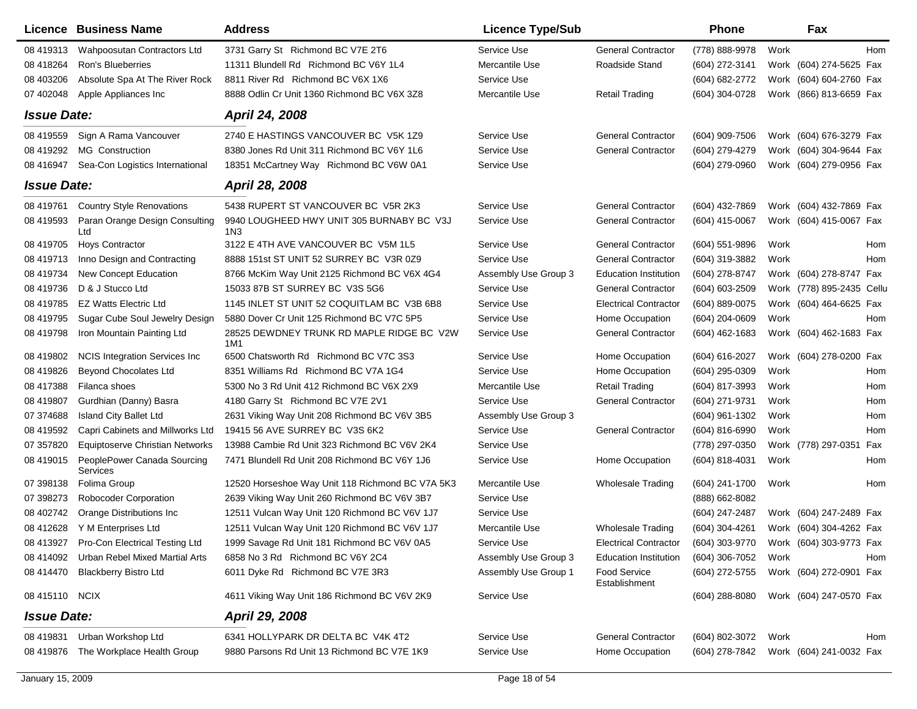| Licence | Business Name | Address | Licence Type/Sub | | Phone | | Fax | |
|---|---|---|---|---|---|---|---|---|
| 08 419313 | Wahpoosutan Contractors Ltd | 3731 Garry St Richmond BC V7E 2T6 | Service Use | General Contractor | (778) 888-9978 | Work | | Hom |
| 08 418264 | Ron's Blueberries | 11311 Blundell Rd Richmond BC V6Y 1L4 | Mercantile Use | Roadside Stand | (604) 272-3141 | Work | (604) 274-5625 | Fax |
| 08 403206 | Absolute Spa At The River Rock | 8811 River Rd Richmond BC V6X 1X6 | Service Use | | (604) 682-2772 | Work | (604) 604-2760 | Fax |
| 07 402048 | Apple Appliances Inc | 8888 Odlin Cr Unit 1360 Richmond BC V6X 3Z8 | Mercantile Use | Retail Trading | (604) 304-0728 | Work | (866) 813-6659 | Fax |
| ***Issue Date:*** | | ***April 24, 2008*** | | | | | | |
| 08 419559 | Sign A Rama Vancouver | 2740 E HASTINGS VANCOUVER BC V5K 1Z9 | Service Use | General Contractor | (604) 909-7506 | Work | (604) 676-3279 | Fax |
| 08 419292 | MG Construction | 8380 Jones Rd Unit 311 Richmond BC V6Y 1L6 | Service Use | General Contractor | (604) 279-4279 | Work | (604) 304-9644 | Fax |
| 08 416947 | Sea-Con Logistics International | 18351 McCartney Way Richmond BC V6W 0A1 | Service Use | | (604) 279-0960 | Work | (604) 279-0956 | Fax |
| ***Issue Date:*** | | ***April 28, 2008*** | | | | | | |
| 08 419761 | Country Style Renovations | 5438 RUPERT ST VANCOUVER BC V5R 2K3 | Service Use | General Contractor | (604) 432-7869 | Work | (604) 432-7869 | Fax |
| 08 419593 | Paran Orange Design Consulting Ltd | 9940 LOUGHEED HWY UNIT 305 BURNABY BC V3J 1N3 | Service Use | General Contractor | (604) 415-0067 | Work | (604) 415-0067 | Fax |
| 08 419705 | Hoys Contractor | 3122 E 4TH AVE VANCOUVER BC V5M 1L5 | Service Use | General Contractor | (604) 551-9896 | Work | | Hom |
| 08 419713 | Inno Design and Contracting | 8888 151st ST UNIT 52 SURREY BC V3R 0Z9 | Service Use | General Contractor | (604) 319-3882 | Work | | Hom |
| 08 419734 | New Concept Education | 8766 McKim Way Unit 2125 Richmond BC V6X 4G4 | Assembly Use Group 3 | Education Institution | (604) 278-8747 | Work | (604) 278-8747 | Fax |
| 08 419736 | D & J Stucco Ltd | 15033 87B ST SURREY BC V3S 5G6 | Service Use | General Contractor | (604) 603-2509 | Work | (778) 895-2435 | Cellu |
| 08 419785 | EZ Watts Electric Ltd | 1145 INLET ST UNIT 52 COQUITLAM BC V3B 6B8 | Service Use | Electrical Contractor | (604) 889-0075 | Work | (604) 464-6625 | Fax |
| 08 419795 | Sugar Cube Soul Jewelry Design | 5880 Dover Cr Unit 125 Richmond BC V7C 5P5 | Service Use | Home Occupation | (604) 204-0609 | Work | | Hom |
| 08 419798 | Iron Mountain Painting Ltd | 28525 DEWDNEY TRUNK RD MAPLE RIDGE BC V2W 1M1 | Service Use | General Contractor | (604) 462-1683 | Work | (604) 462-1683 | Fax |
| 08 419802 | NCIS Integration Services Inc | 6500 Chatsworth Rd Richmond BC V7C 3S3 | Service Use | Home Occupation | (604) 616-2027 | Work | (604) 278-0200 | Fax |
| 08 419826 | Beyond Chocolates Ltd | 8351 Williams Rd Richmond BC V7A 1G4 | Service Use | Home Occupation | (604) 295-0309 | Work | | Hom |
| 08 417388 | Filanca shoes | 5300 No 3 Rd Unit 412 Richmond BC V6X 2X9 | Mercantile Use | Retail Trading | (604) 817-3993 | Work | | Hom |
| 08 419807 | Gurdhian (Danny) Basra | 4180 Garry St Richmond BC V7E 2V1 | Service Use | General Contractor | (604) 271-9731 | Work | | Hom |
| 07 374688 | Island City Ballet Ltd | 2631 Viking Way Unit 208 Richmond BC V6V 3B5 | Assembly Use Group 3 | | (604) 961-1302 | Work | | Hom |
| 08 419592 | Capri Cabinets and Millworks Ltd | 19415 56 AVE SURREY BC V3S 6K2 | Service Use | General Contractor | (604) 816-6990 | Work | | Hom |
| 07 357820 | Equiptoserve Christian Networks | 13988 Cambie Rd Unit 323 Richmond BC V6V 2K4 | Service Use | | (778) 297-0350 | Work | (778) 297-0351 | Fax |
| 08 419015 | PeoplePower Canada Sourcing Services | 7471 Blundell Rd Unit 208 Richmond BC V6Y 1J6 | Service Use | Home Occupation | (604) 818-4031 | Work | | Hom |
| 07 398138 | Folima Group | 12520 Horseshoe Way Unit 118 Richmond BC V7A 5K3 | Mercantile Use | Wholesale Trading | (604) 241-1700 | Work | | Hom |
| 07 398273 | Robocoder Corporation | 2639 Viking Way Unit 260 Richmond BC V6V 3B7 | Service Use | | (888) 662-8082 | | | |
| 08 402742 | Orange Distributions Inc | 12511 Vulcan Way Unit 120 Richmond BC V6V 1J7 | Service Use | | (604) 247-2487 | Work | (604) 247-2489 | Fax |
| 08 412628 | Y M Enterprises Ltd | 12511 Vulcan Way Unit 120 Richmond BC V6V 1J7 | Mercantile Use | Wholesale Trading | (604) 304-4261 | Work | (604) 304-4262 | Fax |
| 08 413927 | Pro-Con Electrical Testing Ltd | 1999 Savage Rd Unit 181 Richmond BC V6V 0A5 | Service Use | Electrical Contractor | (604) 303-9770 | Work | (604) 303-9773 | Fax |
| 08 414092 | Urban Rebel Mixed Martial Arts | 6858 No 3 Rd Richmond BC V6Y 2C4 | Assembly Use Group 3 | Education Institution | (604) 306-7052 | Work | | Hom |
| 08 414470 | Blackberry Bistro Ltd | 6011 Dyke Rd Richmond BC V7E 3R3 | Assembly Use Group 1 | Food Service Establishment | (604) 272-5755 | Work | (604) 272-0901 | Fax |
| 08 415110 | NCIX | 4611 Viking Way Unit 186 Richmond BC V6V 2K9 | Service Use | | (604) 288-8080 | Work | (604) 247-0570 | Fax |
| ***Issue Date:*** | | ***April 29, 2008*** | | | | | | |
| 08 419831 | Urban Workshop Ltd | 6341 HOLLYPARK DR DELTA BC V4K 4T2 | Service Use | General Contractor | (604) 802-3072 | Work | | Hom |
| 08 419876 | The Workplace Health Group | 9880 Parsons Rd Unit 13 Richmond BC V7E 1K9 | Service Use | Home Occupation | (604) 278-7842 | Work | (604) 241-0032 | Fax |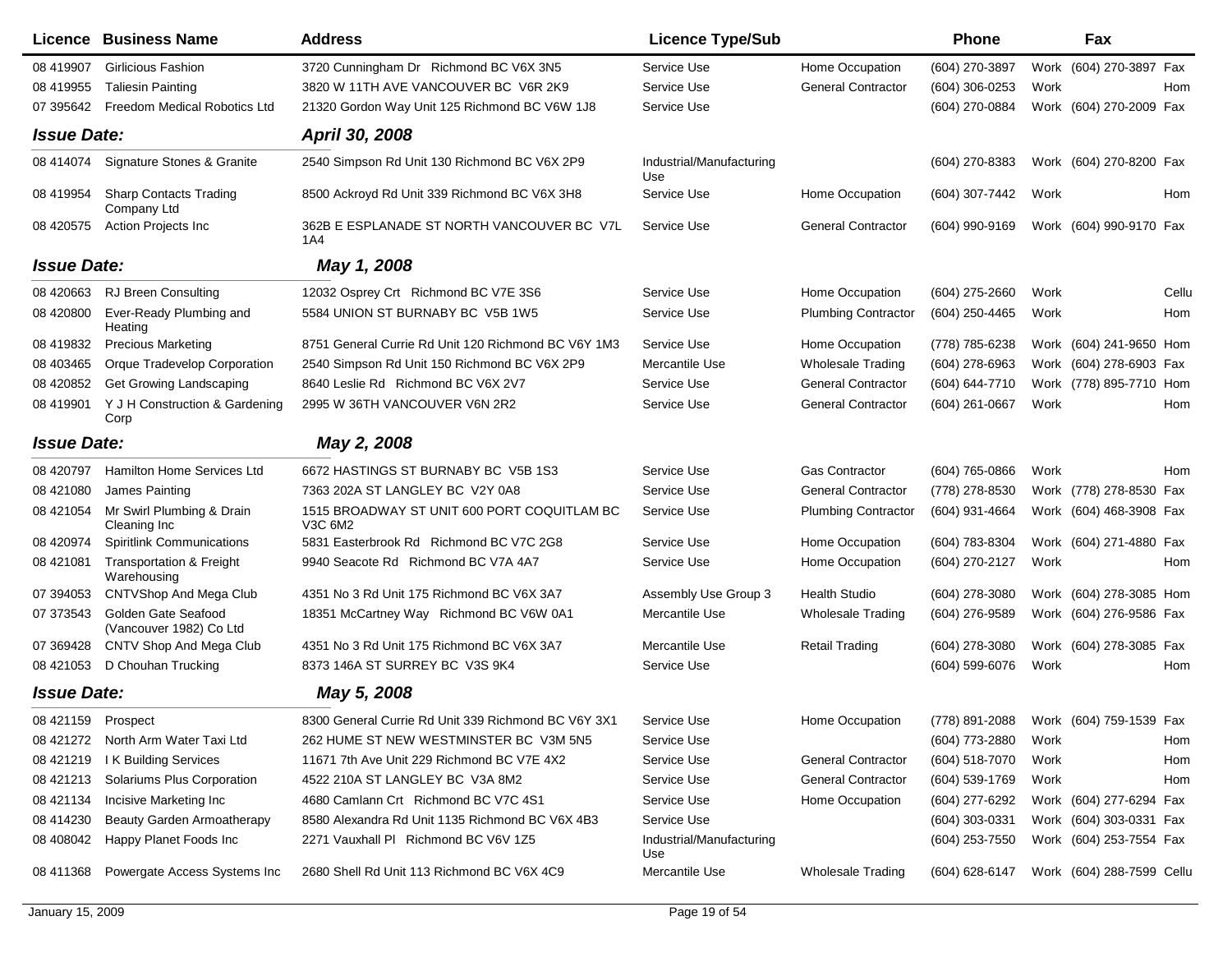| Licence | Business Name | Address | Licence Type/Sub | | Phone | | Fax | |
|---|---|---|---|---|---|---|---|---|
| 08 419907 | Girlicious Fashion | 3720 Cunningham Dr Richmond BC V6X 3N5 | Service Use | Home Occupation | (604) 270-3897 | Work | (604) 270-3897 | Fax |
| 08 419955 | Taliesin Painting | 3820 W 11TH AVE VANCOUVER BC V6R 2K9 | Service Use | General Contractor | (604) 306-0253 | Work | | Hom |
| 07 395642 | Freedom Medical Robotics Ltd | 21320 Gordon Way Unit 125 Richmond BC V6W 1J8 | Service Use | | (604) 270-0884 | Work | (604) 270-2009 | Fax |
| ***Issue Date:*** | | ***April 30, 2008*** | | | | | | |
| 08 414074 | Signature Stones & Granite | 2540 Simpson Rd Unit 130 Richmond BC V6X 2P9 | Industrial/Manufacturing Use | | (604) 270-8383 | Work | (604) 270-8200 | Fax |
| 08 419954 | Sharp Contacts Trading Company Ltd | 8500 Ackroyd Rd Unit 339 Richmond BC V6X 3H8 | Service Use | Home Occupation | (604) 307-7442 | Work | | Hom |
| 08 420575 | Action Projects Inc | 362B E ESPLANADE ST NORTH VANCOUVER BC V7L 1A4 | Service Use | General Contractor | (604) 990-9169 | Work | (604) 990-9170 | Fax |
| ***Issue Date:*** | | ***May 1, 2008*** | | | | | | |
| 08 420663 | RJ Breen Consulting | 12032 Osprey Crt Richmond BC V7E 3S6 | Service Use | Home Occupation | (604) 275-2660 | Work | | Cellu |
| 08 420800 | Ever-Ready Plumbing and Heating | 5584 UNION ST BURNABY BC V5B 1W5 | Service Use | Plumbing Contractor | (604) 250-4465 | Work | | Hom |
| 08 419832 | Precious Marketing | 8751 General Currie Rd Unit 120 Richmond BC V6Y 1M3 | Service Use | Home Occupation | (778) 785-6238 | Work | (604) 241-9650 | Hom |
| 08 403465 | Orque Tradevelop Corporation | 2540 Simpson Rd Unit 150 Richmond BC V6X 2P9 | Mercantile Use | Wholesale Trading | (604) 278-6963 | Work | (604) 278-6903 | Fax |
| 08 420852 | Get Growing Landscaping | 8640 Leslie Rd Richmond BC V6X 2V7 | Service Use | General Contractor | (604) 644-7710 | Work | (778) 895-7710 | Hom |
| 08 419901 | Y J H Construction & Gardening Corp | 2995 W 36TH VANCOUVER V6N 2R2 | Service Use | General Contractor | (604) 261-0667 | Work | | Hom |
| ***Issue Date:*** | | ***May 2, 2008*** | | | | | | |
| 08 420797 | Hamilton Home Services Ltd | 6672 HASTINGS ST BURNABY BC V5B 1S3 | Service Use | Gas Contractor | (604) 765-0866 | Work | | Hom |
| 08 421080 | James Painting | 7363 202A ST LANGLEY BC V2Y 0A8 | Service Use | General Contractor | (778) 278-8530 | Work | (778) 278-8530 | Fax |
| 08 421054 | Mr Swirl Plumbing & Drain Cleaning Inc | 1515 BROADWAY ST UNIT 600 PORT COQUITLAM BC V3C 6M2 | Service Use | Plumbing Contractor | (604) 931-4664 | Work | (604) 468-3908 | Fax |
| 08 420974 | Spiritlink Communications | 5831 Easterbrook Rd Richmond BC V7C 2G8 | Service Use | Home Occupation | (604) 783-8304 | Work | (604) 271-4880 | Fax |
| 08 421081 | Transportation & Freight Warehousing | 9940 Seacote Rd Richmond BC V7A 4A7 | Service Use | Home Occupation | (604) 270-2127 | Work | | Hom |
| 07 394053 | CNTVShop And Mega Club | 4351 No 3 Rd Unit 175 Richmond BC V6X 3A7 | Assembly Use Group 3 | Health Studio | (604) 278-3080 | Work | (604) 278-3085 | Hom |
| 07 373543 | Golden Gate Seafood (Vancouver 1982) Co Ltd | 18351 McCartney Way Richmond BC V6W 0A1 | Mercantile Use | Wholesale Trading | (604) 276-9589 | Work | (604) 276-9586 | Fax |
| 07 369428 | CNTV Shop And Mega Club | 4351 No 3 Rd Unit 175 Richmond BC V6X 3A7 | Mercantile Use | Retail Trading | (604) 278-3080 | Work | (604) 278-3085 | Fax |
| 08 421053 | D Chouhan Trucking | 8373 146A ST SURREY BC V3S 9K4 | Service Use | | (604) 599-6076 | Work | | Hom |
| ***Issue Date:*** | | ***May 5, 2008*** | | | | | | |
| 08 421159 | Prospect | 8300 General Currie Rd Unit 339 Richmond BC V6Y 3X1 | Service Use | Home Occupation | (778) 891-2088 | Work | (604) 759-1539 | Fax |
| 08 421272 | North Arm Water Taxi Ltd | 262 HUME ST NEW WESTMINSTER BC V3M 5N5 | Service Use | | (604) 773-2880 | Work | | Hom |
| 08 421219 | I K Building Services | 11671 7th Ave Unit 229 Richmond BC V7E 4X2 | Service Use | General Contractor | (604) 518-7070 | Work | | Hom |
| 08 421213 | Solariums Plus Corporation | 4522 210A ST LANGLEY BC V3A 8M2 | Service Use | General Contractor | (604) 539-1769 | Work | | Hom |
| 08 421134 | Incisive Marketing Inc | 4680 Camlann Crt Richmond BC V7C 4S1 | Service Use | Home Occupation | (604) 277-6292 | Work | (604) 277-6294 | Fax |
| 08 414230 | Beauty Garden Armoatherapy | 8580 Alexandra Rd Unit 1135 Richmond BC V6X 4B3 | Service Use | | (604) 303-0331 | Work | (604) 303-0331 | Fax |
| 08 408042 | Happy Planet Foods Inc | 2271 Vauxhall Pl Richmond BC V6V 1Z5 | Industrial/Manufacturing Use | | (604) 253-7550 | Work | (604) 253-7554 | Fax |
| 08 411368 | Powergate Access Systems Inc | 2680 Shell Rd Unit 113 Richmond BC V6X 4C9 | Mercantile Use | Wholesale Trading | (604) 628-6147 | Work | (604) 288-7599 | Cellu |

January 15, 2009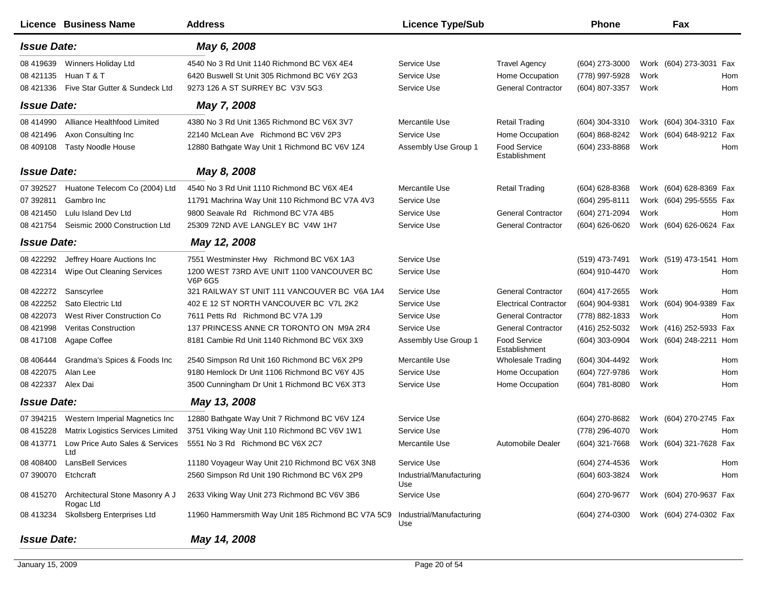| Licence | Business Name | Address | Licence Type/Sub | | Phone | | Fax | |
|---|---|---|---|---|---|---|---|---|
| ***Issue Date:*** | | ***May 6, 2008*** | | | | | | |
| 08 419639 | Winners Holiday Ltd | 4540 No 3 Rd Unit 1140 Richmond BC V6X 4E4 | Service Use | Travel Agency | (604) 273-3000 | Work | (604) 273-3031 | Fax |
| 08 421135 | Huan T & T | 6420 Buswell St Unit 305 Richmond BC V6Y 2G3 | Service Use | Home Occupation | (778) 997-5928 | Work | | Hom |
| 08 421336 | Five Star Gutter & Sundeck Ltd | 9273 126 A ST SURREY BC V3V 5G3 | Service Use | General Contractor | (604) 807-3357 | Work | | Hom |
| ***Issue Date:*** | | ***May 7, 2008*** | | | | | | |
| 08 414990 | Alliance Healthfood Limited | 4380 No 3 Rd Unit 1365 Richmond BC V6X 3V7 | Mercantile Use | Retail Trading | (604) 304-3310 | Work | (604) 304-3310 | Fax |
| 08 421496 | Axon Consulting Inc | 22140 McLean Ave Richmond BC V6V 2P3 | Service Use | Home Occupation | (604) 868-8242 | Work | (604) 648-9212 | Fax |
| 08 409108 | Tasty Noodle House | 12880 Bathgate Way Unit 1 Richmond BC V6V 1Z4 | Assembly Use Group 1 | Food Service Establishment | (604) 233-8868 | Work | | Hom |
| ***Issue Date:*** | | ***May 8, 2008*** | | | | | | |
| 07 392527 | Huatone Telecom Co (2004) Ltd | 4540 No 3 Rd Unit 1110 Richmond BC V6X 4E4 | Mercantile Use | Retail Trading | (604) 628-8368 | Work | (604) 628-8369 | Fax |
| 07 392811 | Gambro Inc | 11791 Machrina Way Unit 110 Richmond BC V7A 4V3 | Service Use | | (604) 295-8111 | Work | (604) 295-5555 | Fax |
| 08 421450 | Lulu Island Dev Ltd | 9800 Seavale Rd Richmond BC V7A 4B5 | Service Use | General Contractor | (604) 271-2094 | Work | | Hom |
| 08 421754 | Seismic 2000 Construction Ltd | 25309 72ND AVE LANGLEY BC V4W 1H7 | Service Use | General Contractor | (604) 626-0620 | Work | (604) 626-0624 | Fax |
| ***Issue Date:*** | | ***May 12, 2008*** | | | | | | |
| 08 422292 | Jeffrey Hoare Auctions Inc | 7551 Westminster Hwy Richmond BC V6X 1A3 | Service Use | | (519) 473-7491 | Work | (519) 473-1541 | Hom |
| 08 422314 | Wipe Out Cleaning Services | 1200 WEST 73RD AVE UNIT 1100 VANCOUVER BC V6P 6G5 | Service Use | | (604) 910-4470 | Work | | Hom |
| 08 422272 | Sanscyrlee | 321 RAILWAY ST UNIT 111 VANCOUVER BC V6A 1A4 | Service Use | General Contractor | (604) 417-2655 | Work | | Hom |
| 08 422252 | Sato Electric Ltd | 402 E 12 ST NORTH VANCOUVER BC V7L 2K2 | Service Use | Electrical Contractor | (604) 904-9381 | Work | (604) 904-9389 | Fax |
| 08 422073 | West River Construction Co | 7611 Petts Rd Richmond BC V7A 1J9 | Service Use | General Contractor | (778) 882-1833 | Work | | Hom |
| 08 421998 | Veritas Construction | 137 PRINCESS ANNE CR TORONTO ON M9A 2R4 | Service Use | General Contractor | (416) 252-5032 | Work | (416) 252-5933 | Fax |
| 08 417108 | Agape Coffee | 8181 Cambie Rd Unit 1140 Richmond BC V6X 3X9 | Assembly Use Group 1 | Food Service Establishment | (604) 303-0904 | Work | (604) 248-2211 | Hom |
| 08 406444 | Grandma's Spices & Foods Inc | 2540 Simpson Rd Unit 160 Richmond BC V6X 2P9 | Mercantile Use | Wholesale Trading | (604) 304-4492 | Work | | Hom |
| 08 422075 | Alan Lee | 9180 Hemlock Dr Unit 1106 Richmond BC V6Y 4J5 | Service Use | Home Occupation | (604) 727-9786 | Work | | Hom |
| 08 422337 | Alex Dai | 3500 Cunningham Dr Unit 1 Richmond BC V6X 3T3 | Service Use | Home Occupation | (604) 781-8080 | Work | | Hom |
| ***Issue Date:*** | | ***May 13, 2008*** | | | | | | |
| 07 394215 | Western Imperial Magnetics Inc | 12880 Bathgate Way Unit 7 Richmond BC V6V 1Z4 | Service Use | | (604) 270-8682 | Work | (604) 270-2745 | Fax |
| 08 415228 | Matrix Logistics Services Limited | 3751 Viking Way Unit 110 Richmond BC V6V 1W1 | Service Use | | (778) 296-4070 | Work | | Hom |
| 08 413771 | Low Price Auto Sales & Services Ltd | 5551 No 3 Rd Richmond BC V6X 2C7 | Mercantile Use | Automobile Dealer | (604) 321-7668 | Work | (604) 321-7628 | Fax |
| 08 408400 | LansBell Services | 11180 Voyageur Way Unit 210 Richmond BC V6X 3N8 | Service Use | | (604) 274-4536 | Work | | Hom |
| 07 390070 | Etchcraft | 2560 Simpson Rd Unit 190 Richmond BC V6X 2P9 | Industrial/Manufacturing Use | | (604) 603-3824 | Work | | Hom |
| 08 415270 | Architectural Stone Masonry A J Rogac Ltd | 2633 Viking Way Unit 273 Richmond BC V6V 3B6 | Service Use | | (604) 270-9677 | Work | (604) 270-9637 | Fax |
| 08 413234 | Skollsberg Enterprises Ltd | 11960 Hammersmith Way Unit 185 Richmond BC V7A 5C9 | Industrial/Manufacturing Use | | (604) 274-0300 | Work | (604) 274-0302 | Fax |
| ***Issue Date:*** | | ***May 14, 2008*** | | | | | | |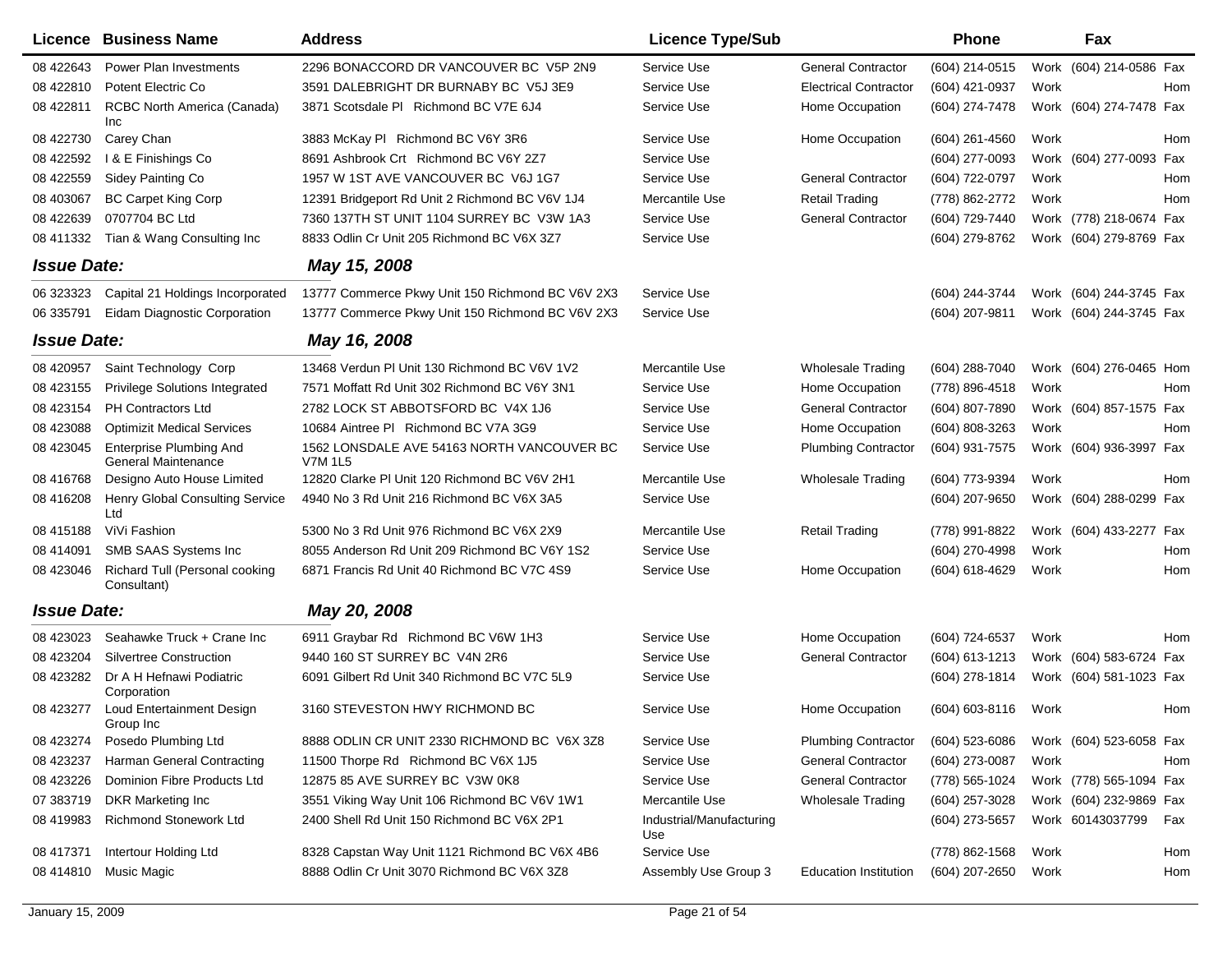| Licence | Business Name | Address | Licence Type/Sub | | Phone | | Fax | |
|---|---|---|---|---|---|---|---|---|
| 08 422643 | Power Plan Investments | 2296 BONACCORD DR VANCOUVER BC V5P 2N9 | Service Use | General Contractor | (604) 214-0515 | Work | (604) 214-0586 | Fax |
| 08 422810 | Potent Electric Co | 3591 DALEBRIGHT DR BURNABY BC V5J 3E9 | Service Use | Electrical Contractor | (604) 421-0937 | Work | | Hom |
| 08 422811 | RCBC North America (Canada) Inc | 3871 Scotsdale Pl Richmond BC V7E 6J4 | Service Use | Home Occupation | (604) 274-7478 | Work | (604) 274-7478 | Fax |
| 08 422730 | Carey Chan | 3883 McKay Pl Richmond BC V6Y 3R6 | Service Use | Home Occupation | (604) 261-4560 | Work | | Hom |
| 08 422592 | I & E Finishings Co | 8691 Ashbrook Crt Richmond BC V6Y 2Z7 | Service Use | | (604) 277-0093 | Work | (604) 277-0093 | Fax |
| 08 422559 | Sidey Painting Co | 1957 W 1ST AVE VANCOUVER BC V6J 1G7 | Service Use | General Contractor | (604) 722-0797 | Work | | Hom |
| 08 403067 | BC Carpet King Corp | 12391 Bridgeport Rd Unit 2 Richmond BC V6V 1J4 | Mercantile Use | Retail Trading | (778) 862-2772 | Work | | Hom |
| 08 422639 | 0707704 BC Ltd | 7360 137TH ST UNIT 1104 SURREY BC V3W 1A3 | Service Use | General Contractor | (604) 729-7440 | Work | (778) 218-0674 | Fax |
| 08 411332 | Tian & Wang Consulting Inc | 8833 Odlin Cr Unit 205 Richmond BC V6X 3Z7 | Service Use | | (604) 279-8762 | Work | (604) 279-8769 | Fax |
| ***Issue Date:*** | | ***May 15, 2008*** | | | | | | |
| 06 323323 | Capital 21 Holdings Incorporated | 13777 Commerce Pkwy Unit 150 Richmond BC V6V 2X3 | Service Use | | (604) 244-3744 | Work | (604) 244-3745 | Fax |
| 06 335791 | Eidam Diagnostic Corporation | 13777 Commerce Pkwy Unit 150 Richmond BC V6V 2X3 | Service Use | | (604) 207-9811 | Work | (604) 244-3745 | Fax |
| ***Issue Date:*** | | ***May 16, 2008*** | | | | | | |
| 08 420957 | Saint Technology Corp | 13468 Verdun Pl Unit 130 Richmond BC V6V 1V2 | Mercantile Use | Wholesale Trading | (604) 288-7040 | Work | (604) 276-0465 | Hom |
| 08 423155 | Privilege Solutions Integrated | 7571 Moffatt Rd Unit 302 Richmond BC V6Y 3N1 | Service Use | Home Occupation | (778) 896-4518 | Work | | Hom |
| 08 423154 | PH Contractors Ltd | 2782 LOCK ST ABBOTSFORD BC V4X 1J6 | Service Use | General Contractor | (604) 807-7890 | Work | (604) 857-1575 | Fax |
| 08 423088 | Optimizit Medical Services | 10684 Aintree Pl Richmond BC V7A 3G9 | Service Use | Home Occupation | (604) 808-3263 | Work | | Hom |
| 08 423045 | Enterprise Plumbing And General Maintenance | 1562 LONSDALE AVE 54163 NORTH VANCOUVER BC V7M 1L5 | Service Use | Plumbing Contractor | (604) 931-7575 | Work | (604) 936-3997 | Fax |
| 08 416768 | Designo Auto House Limited | 12820 Clarke Pl Unit 120 Richmond BC V6V 2H1 | Mercantile Use | Wholesale Trading | (604) 773-9394 | Work | | Hom |
| 08 416208 | Henry Global Consulting Service Ltd | 4940 No 3 Rd Unit 216 Richmond BC V6X 3A5 | Service Use | | (604) 207-9650 | Work | (604) 288-0299 | Fax |
| 08 415188 | ViVi Fashion | 5300 No 3 Rd Unit 976 Richmond BC V6X 2X9 | Mercantile Use | Retail Trading | (778) 991-8822 | Work | (604) 433-2277 | Fax |
| 08 414091 | SMB SAAS Systems Inc | 8055 Anderson Rd Unit 209 Richmond BC V6Y 1S2 | Service Use | | (604) 270-4998 | Work | | Hom |
| 08 423046 | Richard Tull (Personal cooking Consultant) | 6871 Francis Rd Unit 40 Richmond BC V7C 4S9 | Service Use | Home Occupation | (604) 618-4629 | Work | | Hom |
| ***Issue Date:*** | | ***May 20, 2008*** | | | | | | |
| 08 423023 | Seahawke Truck + Crane Inc | 6911 Graybar Rd Richmond BC V6W 1H3 | Service Use | Home Occupation | (604) 724-6537 | Work | | Hom |
| 08 423204 | Silvertree Construction | 9440 160 ST SURREY BC V4N 2R6 | Service Use | General Contractor | (604) 613-1213 | Work | (604) 583-6724 | Fax |
| 08 423282 | Dr A H Hefnawi Podiatric Corporation | 6091 Gilbert Rd Unit 340 Richmond BC V7C 5L9 | Service Use | | (604) 278-1814 | Work | (604) 581-1023 | Fax |
| 08 423277 | Loud Entertainment Design Group Inc | 3160 STEVESTON HWY RICHMOND BC | Service Use | Home Occupation | (604) 603-8116 | Work | | Hom |
| 08 423274 | Posedo Plumbing Ltd | 8888 ODLIN CR UNIT 2330 RICHMOND BC V6X 3Z8 | Service Use | Plumbing Contractor | (604) 523-6086 | Work | (604) 523-6058 | Fax |
| 08 423237 | Harman General Contracting | 11500 Thorpe Rd Richmond BC V6X 1J5 | Service Use | General Contractor | (604) 273-0087 | Work | | Hom |
| 08 423226 | Dominion Fibre Products Ltd | 12875 85 AVE SURREY BC V3W 0K8 | Service Use | General Contractor | (778) 565-1024 | Work | (778) 565-1094 | Fax |
| 07 383719 | DKR Marketing Inc | 3551 Viking Way Unit 106 Richmond BC V6V 1W1 | Mercantile Use | Wholesale Trading | (604) 257-3028 | Work | (604) 232-9869 | Fax |
| 08 419983 | Richmond Stonework Ltd | 2400 Shell Rd Unit 150 Richmond BC V6X 2P1 | Industrial/Manufacturing Use | | (604) 273-5657 | Work | 60143037799 | Fax |
| 08 417371 | Intertour Holding Ltd | 8328 Capstan Way Unit 1121 Richmond BC V6X 4B6 | Service Use | | (778) 862-1568 | Work | | Hom |
| 08 414810 | Music Magic | 8888 Odlin Cr Unit 3070 Richmond BC V6X 3Z8 | Assembly Use Group 3 | Education Institution | (604) 207-2650 | Work | | Hom |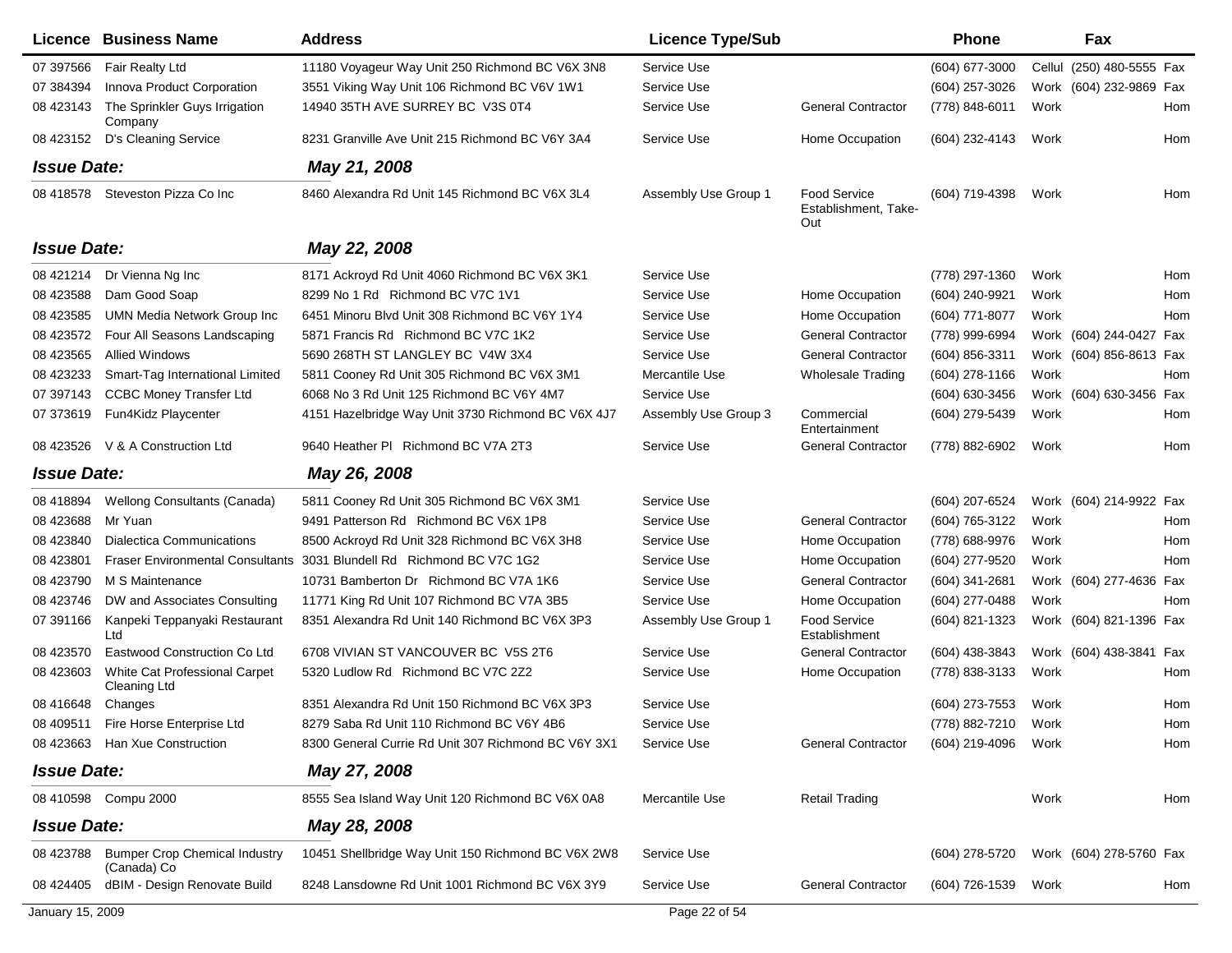| Licence | Business Name | Address | Licence Type/Sub | | Phone | | Fax | |
|---|---|---|---|---|---|---|---|---|
| 07 397566 | Fair Realty Ltd | 11180 Voyageur Way Unit 250 Richmond BC V6X 3N8 | Service Use | | (604) 677-3000 | Cellul | (250) 480-5555 | Fax |
| 07 384394 | Innova Product Corporation | 3551 Viking Way Unit 106 Richmond BC V6V 1W1 | Service Use | | (604) 257-3026 | Work | (604) 232-9869 | Fax |
| 08 423143 | The Sprinkler Guys Irrigation Company | 14940 35TH AVE SURREY BC V3S 0T4 | Service Use | General Contractor | (778) 848-6011 | Work | | Hom |
| 08 423152 | D's Cleaning Service | 8231 Granville Ave Unit 215 Richmond BC V6Y 3A4 | Service Use | Home Occupation | (604) 232-4143 | Work | | Hom |
| ***Issue Date:*** | | ***May 21, 2008*** | | | | | | |
| 08 418578 | Steveston Pizza Co Inc | 8460 Alexandra Rd Unit 145 Richmond BC V6X 3L4 | Assembly Use Group 1 | Food Service Establishment, Take-Out | (604) 719-4398 | Work | | Hom |
| ***Issue Date:*** | | ***May 22, 2008*** | | | | | | |
| 08 421214 | Dr Vienna Ng Inc | 8171 Ackroyd Rd Unit 4060 Richmond BC V6X 3K1 | Service Use | | (778) 297-1360 | Work | | Hom |
| 08 423588 | Dam Good Soap | 8299 No 1 Rd Richmond BC V7C 1V1 | Service Use | Home Occupation | (604) 240-9921 | Work | | Hom |
| 08 423585 | UMN Media Network Group Inc | 6451 Minoru Blvd Unit 308 Richmond BC V6Y 1Y4 | Service Use | Home Occupation | (604) 771-8077 | Work | | Hom |
| 08 423572 | Four All Seasons Landscaping | 5871 Francis Rd Richmond BC V7C 1K2 | Service Use | General Contractor | (778) 999-6994 | Work | (604) 244-0427 | Fax |
| 08 423565 | Allied Windows | 5690 268TH ST LANGLEY BC V4W 3X4 | Service Use | General Contractor | (604) 856-3311 | Work | (604) 856-8613 | Fax |
| 08 423233 | Smart-Tag International Limited | 5811 Cooney Rd Unit 305 Richmond BC V6X 3M1 | Mercantile Use | Wholesale Trading | (604) 278-1166 | Work | | Hom |
| 07 397143 | CCBC Money Transfer Ltd | 6068 No 3 Rd Unit 125 Richmond BC V6Y 4M7 | Service Use | | (604) 630-3456 | Work | (604) 630-3456 | Fax |
| 07 373619 | Fun4Kidz Playcenter | 4151 Hazelbridge Way Unit 3730 Richmond BC V6X 4J7 | Assembly Use Group 3 | Commercial Entertainment | (604) 279-5439 | Work | | Hom |
| 08 423526 | V & A Construction Ltd | 9640 Heather Pl Richmond BC V7A 2T3 | Service Use | General Contractor | (778) 882-6902 | Work | | Hom |
| ***Issue Date:*** | | ***May 26, 2008*** | | | | | | |
| 08 418894 | Wellong Consultants (Canada) | 5811 Cooney Rd Unit 305 Richmond BC V6X 3M1 | Service Use | | (604) 207-6524 | Work | (604) 214-9922 | Fax |
| 08 423688 | Mr Yuan | 9491 Patterson Rd Richmond BC V6X 1P8 | Service Use | General Contractor | (604) 765-3122 | Work | | Hom |
| 08 423840 | Dialectica Communications | 8500 Ackroyd Rd Unit 328 Richmond BC V6X 3H8 | Service Use | Home Occupation | (778) 688-9976 | Work | | Hom |
| 08 423801 | Fraser Environmental Consultants | 3031 Blundell Rd Richmond BC V7C 1G2 | Service Use | Home Occupation | (604) 277-9520 | Work | | Hom |
| 08 423790 | M S Maintenance | 10731 Bamberton Dr Richmond BC V7A 1K6 | Service Use | General Contractor | (604) 341-2681 | Work | (604) 277-4636 | Fax |
| 08 423746 | DW and Associates Consulting | 11771 King Rd Unit 107 Richmond BC V7A 3B5 | Service Use | Home Occupation | (604) 277-0488 | Work | | Hom |
| 07 391166 | Kanpeki Teppanyaki Restaurant Ltd | 8351 Alexandra Rd Unit 140 Richmond BC V6X 3P3 | Assembly Use Group 1 | Food Service Establishment | (604) 821-1323 | Work | (604) 821-1396 | Fax |
| 08 423570 | Eastwood Construction Co Ltd | 6708 VIVIAN ST VANCOUVER BC V5S 2T6 | Service Use | General Contractor | (604) 438-3843 | Work | (604) 438-3841 | Fax |
| 08 423603 | White Cat Professional Carpet Cleaning Ltd | 5320 Ludlow Rd Richmond BC V7C 2Z2 | Service Use | Home Occupation | (778) 838-3133 | Work | | Hom |
| 08 416648 | Changes | 8351 Alexandra Rd Unit 150 Richmond BC V6X 3P3 | Service Use | | (604) 273-7553 | Work | | Hom |
| 08 409511 | Fire Horse Enterprise Ltd | 8279 Saba Rd Unit 110 Richmond BC V6Y 4B6 | Service Use | | (778) 882-7210 | Work | | Hom |
| 08 423663 | Han Xue Construction | 8300 General Currie Rd Unit 307 Richmond BC V6Y 3X1 | Service Use | General Contractor | (604) 219-4096 | Work | | Hom |
| ***Issue Date:*** | | ***May 27, 2008*** | | | | | | |
| 08 410598 | Compu 2000 | 8555 Sea Island Way Unit 120 Richmond BC V6X 0A8 | Mercantile Use | Retail Trading | | Work | | Hom |
| ***Issue Date:*** | | ***May 28, 2008*** | | | | | | |
| 08 423788 | Bumper Crop Chemical Industry (Canada) Co | 10451 Shellbridge Way Unit 150 Richmond BC V6X 2W8 | Service Use | | (604) 278-5720 | Work | (604) 278-5760 | Fax |
| 08 424405 | dBIM - Design Renovate Build | 8248 Lansdowne Rd Unit 1001 Richmond BC V6X 3Y9 | Service Use | General Contractor | (604) 726-1539 | Work | | Hom |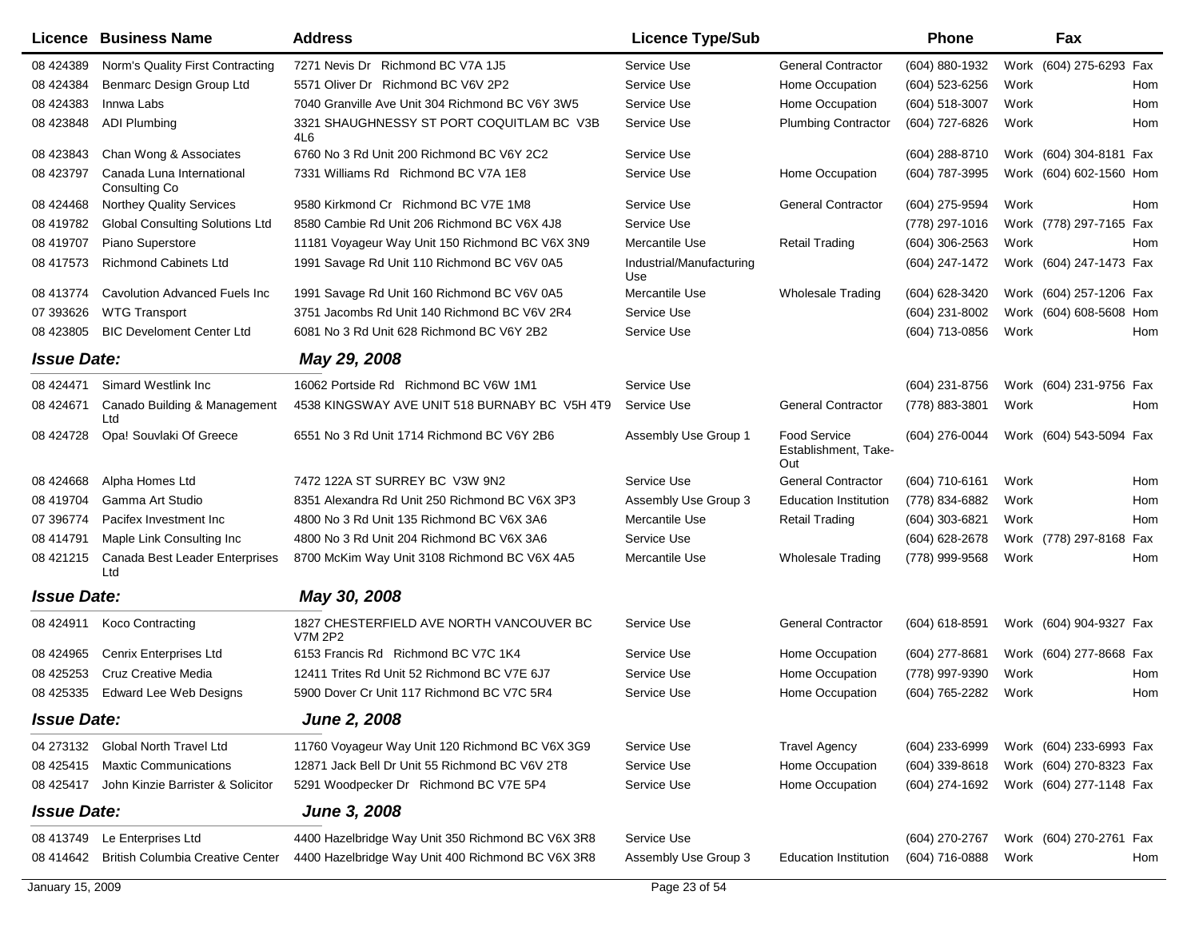| Licence | Business Name | Address | Licence Type/Sub | | Phone | | Fax | |
|---|---|---|---|---|---|---|---|---|
| 08 424389 | Norm's Quality First Contracting | 7271 Nevis Dr Richmond BC V7A 1J5 | Service Use | General Contractor | (604) 880-1932 | Work | (604) 275-6293 | Fax |
| 08 424384 | Benmarc Design Group Ltd | 5571 Oliver Dr Richmond BC V6V 2P2 | Service Use | Home Occupation | (604) 523-6256 | Work | | Hom |
| 08 424383 | Innwa Labs | 7040 Granville Ave Unit 304 Richmond BC V6Y 3W5 | Service Use | Home Occupation | (604) 518-3007 | Work | | Hom |
| 08 423848 | ADI Plumbing | 3321 SHAUGHNESSY ST PORT COQUITLAM BC V3B 4L6 | Service Use | Plumbing Contractor | (604) 727-6826 | Work | | Hom |
| 08 423843 | Chan Wong & Associates | 6760 No 3 Rd Unit 200 Richmond BC V6Y 2C2 | Service Use | | (604) 288-8710 | Work | (604) 304-8181 | Fax |
| 08 423797 | Canada Luna International Consulting Co | 7331 Williams Rd Richmond BC V7A 1E8 | Service Use | Home Occupation | (604) 787-3995 | Work | (604) 602-1560 | Hom |
| 08 424468 | Northey Quality Services | 9580 Kirkmond Cr Richmond BC V7E 1M8 | Service Use | General Contractor | (604) 275-9594 | Work | | Hom |
| 08 419782 | Global Consulting Solutions Ltd | 8580 Cambie Rd Unit 206 Richmond BC V6X 4J8 | Service Use | | (778) 297-1016 | Work | (778) 297-7165 | Fax |
| 08 419707 | Piano Superstore | 11181 Voyageur Way Unit 150 Richmond BC V6X 3N9 | Mercantile Use | Retail Trading | (604) 306-2563 | Work | | Hom |
| 08 417573 | Richmond Cabinets Ltd | 1991 Savage Rd Unit 110 Richmond BC V6V 0A5 | Industrial/Manufacturing Use | | (604) 247-1472 | Work | (604) 247-1473 | Fax |
| 08 413774 | Cavolution Advanced Fuels Inc | 1991 Savage Rd Unit 160 Richmond BC V6V 0A5 | Mercantile Use | Wholesale Trading | (604) 628-3420 | Work | (604) 257-1206 | Fax |
| 07 393626 | WTG Transport | 3751 Jacombs Rd Unit 140 Richmond BC V6V 2R4 | Service Use | | (604) 231-8002 | Work | (604) 608-5608 | Hom |
| 08 423805 | BIC Develoment Center Ltd | 6081 No 3 Rd Unit 628 Richmond BC V6Y 2B2 | Service Use | | (604) 713-0856 | Work | | Hom |
| ***Issue Date:*** | ***May 29, 2008*** | | | | | | | |
| 08 424471 | Simard Westlink Inc | 16062 Portside Rd Richmond BC V6W 1M1 | Service Use | | (604) 231-8756 | Work | (604) 231-9756 | Fax |
| 08 424671 | Canado Building & Management Ltd | 4538 KINGSWAY AVE UNIT 518 BURNABY BC V5H 4T9 | Service Use | General Contractor | (778) 883-3801 | Work | | Hom |
| 08 424728 | Opa! Souvlaki Of Greece | 6551 No 3 Rd Unit 1714 Richmond BC V6Y 2B6 | Assembly Use Group 1 | Food Service Establishment, Take-Out | (604) 276-0044 | Work | (604) 543-5094 | Fax |
| 08 424668 | Alpha Homes Ltd | 7472 122A ST SURREY BC V3W 9N2 | Service Use | General Contractor | (604) 710-6161 | Work | | Hom |
| 08 419704 | Gamma Art Studio | 8351 Alexandra Rd Unit 250 Richmond BC V6X 3P3 | Assembly Use Group 3 | Education Institution | (778) 834-6882 | Work | | Hom |
| 07 396774 | Pacifex Investment Inc | 4800 No 3 Rd Unit 135 Richmond BC V6X 3A6 | Mercantile Use | Retail Trading | (604) 303-6821 | Work | | Hom |
| 08 414791 | Maple Link Consulting Inc | 4800 No 3 Rd Unit 204 Richmond BC V6X 3A6 | Service Use | | (604) 628-2678 | Work | (778) 297-8168 | Fax |
| 08 421215 | Canada Best Leader Enterprises Ltd | 8700 McKim Way Unit 3108 Richmond BC V6X 4A5 | Mercantile Use | Wholesale Trading | (778) 999-9568 | Work | | Hom |
| ***Issue Date:*** | ***May 30, 2008*** | | | | | | | |
| 08 424911 | Koco Contracting | 1827 CHESTERFIELD AVE NORTH VANCOUVER BC V7M 2P2 | Service Use | General Contractor | (604) 618-8591 | Work | (604) 904-9327 | Fax |
| 08 424965 | Cenrix Enterprises Ltd | 6153 Francis Rd Richmond BC V7C 1K4 | Service Use | Home Occupation | (604) 277-8681 | Work | (604) 277-8668 | Fax |
| 08 425253 | Cruz Creative Media | 12411 Trites Rd Unit 52 Richmond BC V7E 6J7 | Service Use | Home Occupation | (778) 997-9390 | Work | | Hom |
| 08 425335 | Edward Lee Web Designs | 5900 Dover Cr Unit 117 Richmond BC V7C 5R4 | Service Use | Home Occupation | (604) 765-2282 | Work | | Hom |
| ***Issue Date:*** | ***June 2, 2008*** | | | | | | | |
| 04 273132 | Global North Travel Ltd | 11760 Voyageur Way Unit 120 Richmond BC V6X 3G9 | Service Use | Travel Agency | (604) 233-6999 | Work | (604) 233-6993 | Fax |
| 08 425415 | Maxtic Communications | 12871 Jack Bell Dr Unit 55 Richmond BC V6V 2T8 | Service Use | Home Occupation | (604) 339-8618 | Work | (604) 270-8323 | Fax |
| 08 425417 | John Kinzie Barrister & Solicitor | 5291 Woodpecker Dr Richmond BC V7E 5P4 | Service Use | Home Occupation | (604) 274-1692 | Work | (604) 277-1148 | Fax |
| ***Issue Date:*** | ***June 3, 2008*** | | | | | | | |
| 08 413749 | Le Enterprises Ltd | 4400 Hazelbridge Way Unit 350 Richmond BC V6X 3R8 | Service Use | | (604) 270-2767 | Work | (604) 270-2761 | Fax |
| 08 414642 | British Columbia Creative Center | 4400 Hazelbridge Way Unit 400 Richmond BC V6X 3R8 | Assembly Use Group 3 | Education Institution | (604) 716-0888 | Work | | Hom |

January 15, 2009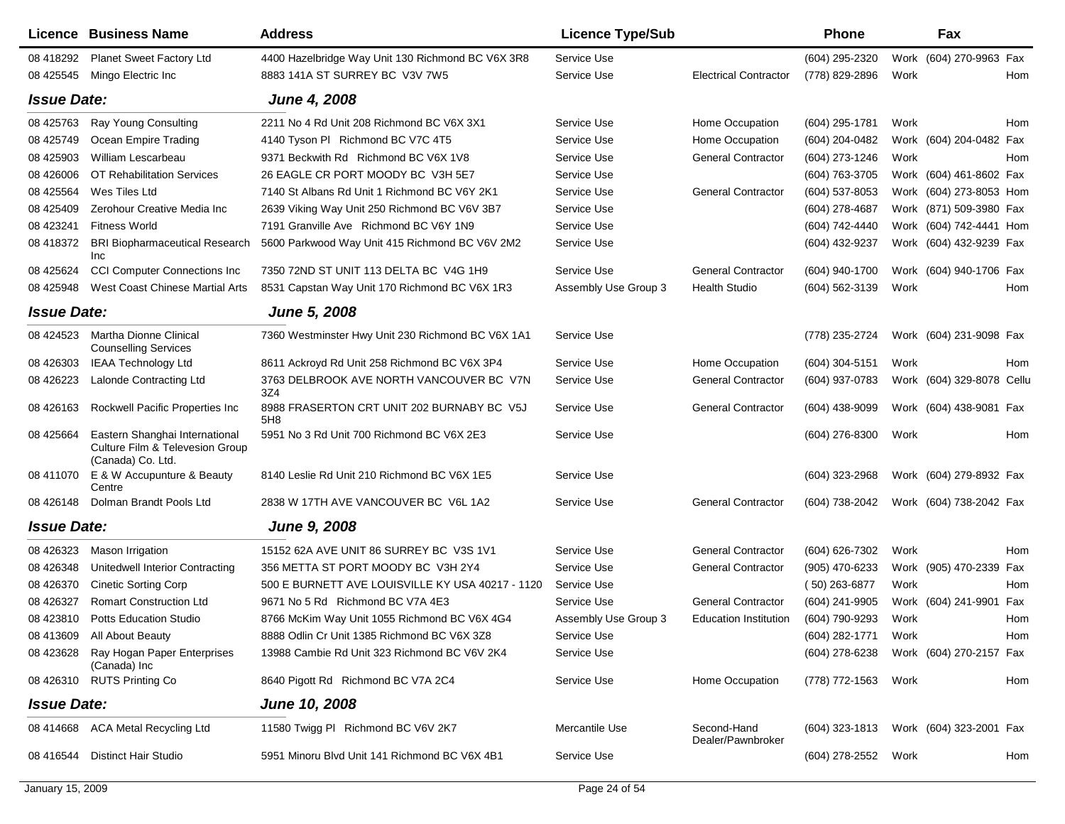| Licence | Business Name | Address | Licence Type/Sub | | Phone | | Fax | |
|---|---|---|---|---|---|---|---|---|
| 08 418292 | Planet Sweet Factory Ltd | 4400 Hazelbridge Way Unit 130 Richmond BC V6X 3R8 | Service Use | | (604) 295-2320 | Work | (604) 270-9963 | Fax |
| 08 425545 | Mingo Electric Inc | 8883 141A ST SURREY BC V3V 7W5 | Service Use | Electrical Contractor | (778) 829-2896 | Work | | Hom |
| ***Issue Date:*** | | ***June 4, 2008*** | | | | | | |
| 08 425763 | Ray Young Consulting | 2211 No 4 Rd Unit 208 Richmond BC V6X 3X1 | Service Use | Home Occupation | (604) 295-1781 | Work | | Hom |
| 08 425749 | Ocean Empire Trading | 4140 Tyson Pl Richmond BC V7C 4T5 | Service Use | Home Occupation | (604) 204-0482 | Work | (604) 204-0482 | Fax |
| 08 425903 | William Lescarbeau | 9371 Beckwith Rd Richmond BC V6X 1V8 | Service Use | General Contractor | (604) 273-1246 | Work | | Hom |
| 08 426006 | OT Rehabilitation Services | 26 EAGLE CR PORT MOODY BC V3H 5E7 | Service Use | | (604) 763-3705 | Work | (604) 461-8602 | Fax |
| 08 425564 | Wes Tiles Ltd | 7140 St Albans Rd Unit 1 Richmond BC V6Y 2K1 | Service Use | General Contractor | (604) 537-8053 | Work | (604) 273-8053 | Hom |
| 08 425409 | Zerohour Creative Media Inc | 2639 Viking Way Unit 250 Richmond BC V6V 3B7 | Service Use | | (604) 278-4687 | Work | (871) 509-3980 | Fax |
| 08 423241 | Fitness World | 7191 Granville Ave Richmond BC V6Y 1N9 | Service Use | | (604) 742-4440 | Work | (604) 742-4441 | Hom |
| 08 418372 | BRI Biopharmaceutical Research Inc | 5600 Parkwood Way Unit 415 Richmond BC V6V 2M2 | Service Use | | (604) 432-9237 | Work | (604) 432-9239 | Fax |
| 08 425624 | CCI Computer Connections Inc | 7350 72ND ST UNIT 113 DELTA BC V4G 1H9 | Service Use | General Contractor | (604) 940-1700 | Work | (604) 940-1706 | Fax |
| 08 425948 | West Coast Chinese Martial Arts | 8531 Capstan Way Unit 170 Richmond BC V6X 1R3 | Assembly Use Group 3 | Health Studio | (604) 562-3139 | Work | | Hom |
| ***Issue Date:*** | | ***June 5, 2008*** | | | | | | |
| 08 424523 | Martha Dionne Clinical Counselling Services | 7360 Westminster Hwy Unit 230 Richmond BC V6X 1A1 | Service Use | | (778) 235-2724 | Work | (604) 231-9098 | Fax |
| 08 426303 | IEAA Technology Ltd | 8611 Ackroyd Rd Unit 258 Richmond BC V6X 3P4 | Service Use | Home Occupation | (604) 304-5151 | Work | | Hom |
| 08 426223 | Lalonde Contracting Ltd | 3763 DELBROOK AVE NORTH VANCOUVER BC V7N 3Z4 | Service Use | General Contractor | (604) 937-0783 | Work | (604) 329-8078 | Cellu |
| 08 426163 | Rockwell Pacific Properties Inc | 8988 FRASERTON CRT UNIT 202 BURNABY BC V5J 5H8 | Service Use | General Contractor | (604) 438-9099 | Work | (604) 438-9081 | Fax |
| 08 425664 | Eastern Shanghai International Culture Film & Televesion Group (Canada) Co. Ltd. | 5951 No 3 Rd Unit 700 Richmond BC V6X 2E3 | Service Use | | (604) 276-8300 | Work | | Hom |
| 08 411070 | E & W Accupunture & Beauty Centre | 8140 Leslie Rd Unit 210 Richmond BC V6X 1E5 | Service Use | | (604) 323-2968 | Work | (604) 279-8932 | Fax |
| 08 426148 | Dolman Brandt Pools Ltd | 2838 W 17TH AVE VANCOUVER BC V6L 1A2 | Service Use | General Contractor | (604) 738-2042 | Work | (604) 738-2042 | Fax |
| ***Issue Date:*** | | ***June 9, 2008*** | | | | | | |
| 08 426323 | Mason Irrigation | 15152 62A AVE UNIT 86 SURREY BC V3S 1V1 | Service Use | General Contractor | (604) 626-7302 | Work | | Hom |
| 08 426348 | Unitedwell Interior Contracting | 356 METTA ST PORT MOODY BC V3H 2Y4 | Service Use | General Contractor | (905) 470-6233 | Work | (905) 470-2339 | Fax |
| 08 426370 | Cinetic Sorting Corp | 500 E BURNETT AVE LOUISVILLE KY USA 40217 - 1120 | Service Use | | ( 50) 263-6877 | Work | | Hom |
| 08 426327 | Romart Construction Ltd | 9671 No 5 Rd Richmond BC V7A 4E3 | Service Use | General Contractor | (604) 241-9905 | Work | (604) 241-9901 | Fax |
| 08 423810 | Potts Education Studio | 8766 McKim Way Unit 1055 Richmond BC V6X 4G4 | Assembly Use Group 3 | Education Institution | (604) 790-9293 | Work | | Hom |
| 08 413609 | All About Beauty | 8888 Odlin Cr Unit 1385 Richmond BC V6X 3Z8 | Service Use | | (604) 282-1771 | Work | | Hom |
| 08 423628 | Ray Hogan Paper Enterprises (Canada) Inc | 13988 Cambie Rd Unit 323 Richmond BC V6V 2K4 | Service Use | | (604) 278-6238 | Work | (604) 270-2157 | Fax |
| 08 426310 | RUTS Printing Co | 8640 Pigott Rd Richmond BC V7A 2C4 | Service Use | Home Occupation | (778) 772-1563 | Work | | Hom |
| ***Issue Date:*** | | ***June 10, 2008*** | | | | | | |
| 08 414668 | ACA Metal Recycling Ltd | 11580 Twigg Pl Richmond BC V6V 2K7 | Mercantile Use | Second-Hand Dealer/Pawnbroker | (604) 323-1813 | Work | (604) 323-2001 | Fax |
| 08 416544 | Distinct Hair Studio | 5951 Minoru Blvd Unit 141 Richmond BC V6X 4B1 | Service Use | | (604) 278-2552 | Work | | Hom |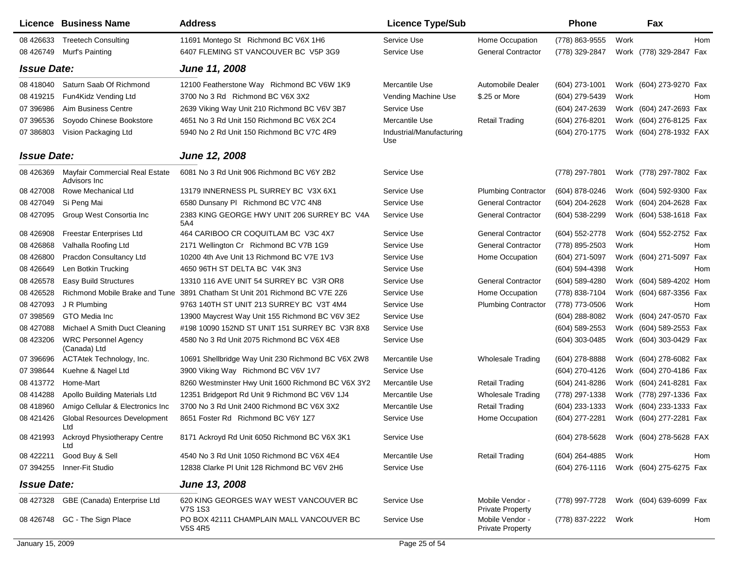| Licence | Business Name | Address | Licence Type/Sub | | Phone | Fax | |
|---|---|---|---|---|---|---|---|
| 08 426633 | Treetech Consulting | 11691 Montego St Richmond BC V6X 1H6 | Service Use | Home Occupation | (778) 863-9555 | Work | Hom |
| 08 426749 | Murf's Painting | 6407 FLEMING ST VANCOUVER BC V5P 3G9 | Service Use | General Contractor | (778) 329-2847 | Work (778) 329-2847 | Fax |
| ***Issue Date:*** | | ***June 11, 2008*** | | | | | |
| 08 418040 | Saturn Saab Of Richmond | 12100 Featherstone Way Richmond BC V6W 1K9 | Mercantile Use | Automobile Dealer | (604) 273-1001 | Work (604) 273-9270 | Fax |
| 08 419215 | Fun4Kidz Vending Ltd | 3700 No 3 Rd Richmond BC V6X 3X2 | Vending Machine Use | $.25 or More | (604) 279-5439 | Work | Hom |
| 07 396986 | Aim Business Centre | 2639 Viking Way Unit 210 Richmond BC V6V 3B7 | Service Use | | (604) 247-2639 | Work (604) 247-2693 | Fax |
| 07 396536 | Soyodo Chinese Bookstore | 4651 No 3 Rd Unit 150 Richmond BC V6X 2C4 | Mercantile Use | Retail Trading | (604) 276-8201 | Work (604) 276-8125 | Fax |
| 07 386803 | Vision Packaging Ltd | 5940 No 2 Rd Unit 150 Richmond BC V7C 4R9 | Industrial/Manufacturing Use | | (604) 270-1775 | Work (604) 278-1932 | FAX |
| ***Issue Date:*** | | ***June 12, 2008*** | | | | | |
| 08 426369 | Mayfair Commercial Real Estate Advisors Inc | 6081 No 3 Rd Unit 906 Richmond BC V6Y 2B2 | Service Use | | (778) 297-7801 | Work (778) 297-7802 | Fax |
| 08 427008 | Rowe Mechanical Ltd | 13179 INNERNESS PL SURREY BC V3X 6X1 | Service Use | Plumbing Contractor | (604) 878-0246 | Work (604) 592-9300 | Fax |
| 08 427049 | Si Peng Mai | 6580 Dunsany Pl Richmond BC V7C 4N8 | Service Use | General Contractor | (604) 204-2628 | Work (604) 204-2628 | Fax |
| 08 427095 | Group West Consortia Inc | 2383 KING GEORGE HWY UNIT 206 SURREY BC V4A 5A4 | Service Use | General Contractor | (604) 538-2299 | Work (604) 538-1618 | Fax |
| 08 426908 | Freestar Enterprises Ltd | 464 CARIBOO CR COQUITLAM BC V3C 4X7 | Service Use | General Contractor | (604) 552-2778 | Work (604) 552-2752 | Fax |
| 08 426868 | Valhalla Roofing Ltd | 2171 Wellington Cr Richmond BC V7B 1G9 | Service Use | General Contractor | (778) 895-2503 | Work | Hom |
| 08 426800 | Pracdon Consultancy Ltd | 10200 4th Ave Unit 13 Richmond BC V7E 1V3 | Service Use | Home Occupation | (604) 271-5097 | Work (604) 271-5097 | Fax |
| 08 426649 | Len Botkin Trucking | 4650 96TH ST DELTA BC V4K 3N3 | Service Use | | (604) 594-4398 | Work | Hom |
| 08 426578 | Easy Build Structures | 13310 116 AVE UNIT 54 SURREY BC V3R OR8 | Service Use | General Contractor | (604) 589-4280 | Work (604) 589-4202 | Hom |
| 08 426528 | Richmond Mobile Brake and Tune | 3891 Chatham St Unit 201 Richmond BC V7E 2Z6 | Service Use | Home Occupation | (778) 838-7104 | Work (604) 687-3356 | Fax |
| 08 427093 | J R Plumbing | 9763 140TH ST UNIT 213 SURREY BC V3T 4M4 | Service Use | Plumbing Contractor | (778) 773-0506 | Work | Hom |
| 07 398569 | GTO Media Inc | 13900 Maycrest Way Unit 155 Richmond BC V6V 3E2 | Service Use | | (604) 288-8082 | Work (604) 247-0570 | Fax |
| 08 427088 | Michael A Smith Duct Cleaning | #198 10090 152ND ST UNIT 151 SURREY BC V3R 8X8 | Service Use | | (604) 589-2553 | Work (604) 589-2553 | Fax |
| 08 423206 | WRC Personnel Agency (Canada) Ltd | 4580 No 3 Rd Unit 2075 Richmond BC V6X 4E8 | Service Use | | (604) 303-0485 | Work (604) 303-0429 | Fax |
| 07 396696 | ACTAtek Technology, Inc. | 10691 Shellbridge Way Unit 230 Richmond BC V6X 2W8 | Mercantile Use | Wholesale Trading | (604) 278-8888 | Work (604) 278-6082 | Fax |
| 07 398644 | Kuehne & Nagel Ltd | 3900 Viking Way Richmond BC V6V 1V7 | Service Use | | (604) 270-4126 | Work (604) 270-4186 | Fax |
| 08 413772 | Home-Mart | 8260 Westminster Hwy Unit 1600 Richmond BC V6X 3Y2 | Mercantile Use | Retail Trading | (604) 241-8286 | Work (604) 241-8281 | Fax |
| 08 414288 | Apollo Building Materials Ltd | 12351 Bridgeport Rd Unit 9 Richmond BC V6V 1J4 | Mercantile Use | Wholesale Trading | (778) 297-1338 | Work (778) 297-1336 | Fax |
| 08 418960 | Amigo Cellular & Electronics Inc | 3700 No 3 Rd Unit 2400 Richmond BC V6X 3X2 | Mercantile Use | Retail Trading | (604) 233-1333 | Work (604) 233-1333 | Fax |
| 08 421426 | Global Resources Development Ltd | 8651 Foster Rd Richmond BC V6Y 1Z7 | Service Use | Home Occupation | (604) 277-2281 | Work (604) 277-2281 | Fax |
| 08 421993 | Ackroyd Physiotherapy Centre Ltd | 8171 Ackroyd Rd Unit 6050 Richmond BC V6X 3K1 | Service Use | | (604) 278-5628 | Work (604) 278-5628 | FAX |
| 08 422211 | Good Buy & Sell | 4540 No 3 Rd Unit 1050 Richmond BC V6X 4E4 | Mercantile Use | Retail Trading | (604) 264-4885 | Work | Hom |
| 07 394255 | Inner-Fit Studio | 12838 Clarke Pl Unit 128 Richmond BC V6V 2H6 | Service Use | | (604) 276-1116 | Work (604) 275-6275 | Fax |
| ***Issue Date:*** | | ***June 13, 2008*** | | | | | |
| 08 427328 | GBE (Canada) Enterprise Ltd | 620 KING GEORGES WAY WEST VANCOUVER BC V7S 1S3 | Service Use | Mobile Vendor - Private Property | (778) 997-7728 | Work (604) 639-6099 | Fax |
| 08 426748 | GC - The Sign Place | PO BOX 42111 CHAMPLAIN MALL VANCOUVER BC V5S 4R5 | Service Use | Mobile Vendor - Private Property | (778) 837-2222 | Work | Hom |

January 15, 2009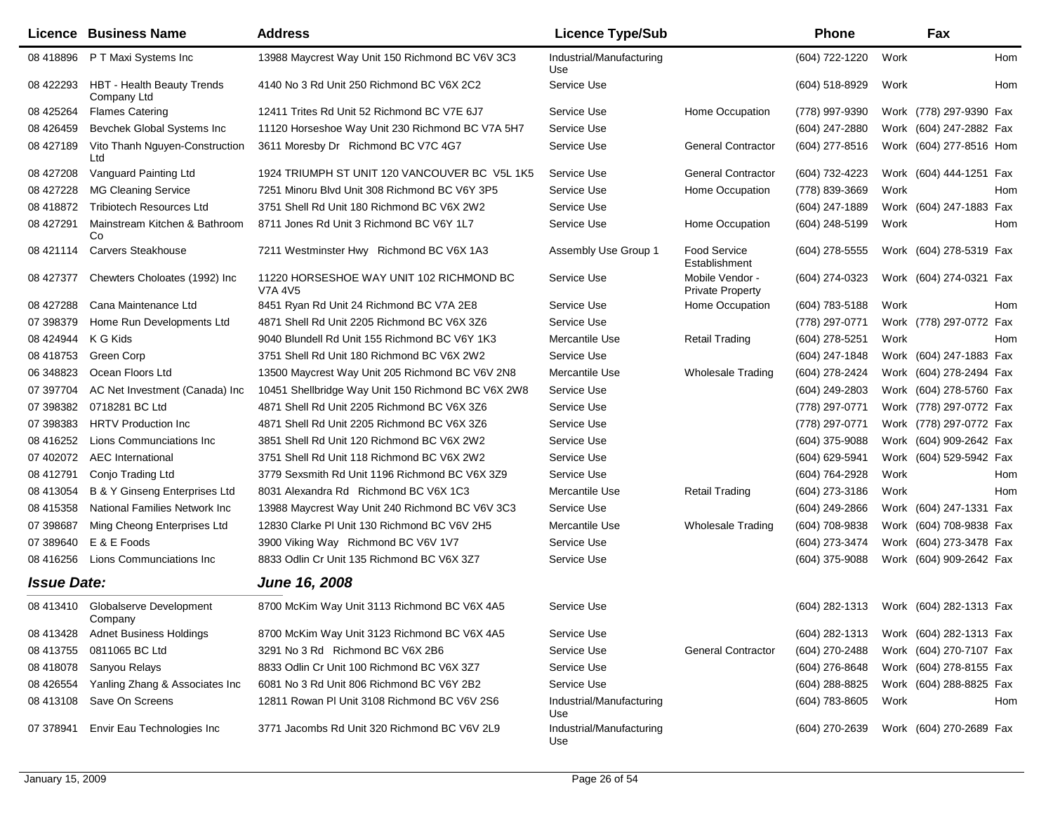| Licence | Business Name | Address | Licence Type/Sub | | Phone | | Fax | |
|---|---|---|---|---|---|---|---|---|
| 08 418896 | P T Maxi Systems Inc | 13988 Maycrest Way Unit 150 Richmond BC V6V 3C3 | Industrial/Manufacturing Use | | (604) 722-1220 | Work | | Hom |
| 08 422293 | HBT - Health Beauty Trends Company Ltd | 4140 No 3 Rd Unit 250 Richmond BC V6X 2C2 | Service Use | | (604) 518-8929 | Work | | Hom |
| 08 425264 | Flames Catering | 12411 Trites Rd Unit 52 Richmond BC V7E 6J7 | Service Use | Home Occupation | (778) 997-9390 | Work | (778) 297-9390 | Fax |
| 08 426459 | Bevchek Global Systems Inc | 11120 Horseshoe Way Unit 230 Richmond BC V7A 5H7 | Service Use | | (604) 247-2880 | Work | (604) 247-2882 | Fax |
| 08 427189 | Vito Thanh Nguyen-Construction Ltd | 3611 Moresby Dr Richmond BC V7C 4G7 | Service Use | General Contractor | (604) 277-8516 | Work | (604) 277-8516 | Hom |
| 08 427208 | Vanguard Painting Ltd | 1924 TRIUMPH ST UNIT 120 VANCOUVER BC V5L 1K5 | Service Use | General Contractor | (604) 732-4223 | Work | (604) 444-1251 | Fax |
| 08 427228 | MG Cleaning Service | 7251 Minoru Blvd Unit 308 Richmond BC V6Y 3P5 | Service Use | Home Occupation | (778) 839-3669 | Work | | Hom |
| 08 418872 | Tribiotech Resources Ltd | 3751 Shell Rd Unit 180 Richmond BC V6X 2W2 | Service Use | | (604) 247-1889 | Work | (604) 247-1883 | Fax |
| 08 427291 | Mainstream Kitchen & Bathroom Co | 8711 Jones Rd Unit 3 Richmond BC V6Y 1L7 | Service Use | Home Occupation | (604) 248-5199 | Work | | Hom |
| 08 421114 | Carvers Steakhouse | 7211 Westminster Hwy Richmond BC V6X 1A3 | Assembly Use Group 1 | Food Service Establishment | (604) 278-5555 | Work | (604) 278-5319 | Fax |
| 08 427377 | Chewters Choloates (1992) Inc | 11220 HORSESHOE WAY UNIT 102 RICHMOND BC V7A 4V5 | Service Use | Mobile Vendor - Private Property | (604) 274-0323 | Work | (604) 274-0321 | Fax |
| 08 427288 | Cana Maintenance Ltd | 8451 Ryan Rd Unit 24 Richmond BC V7A 2E8 | Service Use | Home Occupation | (604) 783-5188 | Work | | Hom |
| 07 398379 | Home Run Developments Ltd | 4871 Shell Rd Unit 2205 Richmond BC V6X 3Z6 | Service Use | | (778) 297-0771 | Work | (778) 297-0772 | Fax |
| 08 424944 | K G Kids | 9040 Blundell Rd Unit 155 Richmond BC V6Y 1K3 | Mercantile Use | Retail Trading | (604) 278-5251 | Work | | Hom |
| 08 418753 | Green Corp | 3751 Shell Rd Unit 180 Richmond BC V6X 2W2 | Service Use | | (604) 247-1848 | Work | (604) 247-1883 | Fax |
| 06 348823 | Ocean Floors Ltd | 13500 Maycrest Way Unit 205 Richmond BC V6V 2N8 | Mercantile Use | Wholesale Trading | (604) 278-2424 | Work | (604) 278-2494 | Fax |
| 07 397704 | AC Net Investment (Canada) Inc | 10451 Shellbridge Way Unit 150 Richmond BC V6X 2W8 | Service Use | | (604) 249-2803 | Work | (604) 278-5760 | Fax |
| 07 398382 | 0718281 BC Ltd | 4871 Shell Rd Unit 2205 Richmond BC V6X 3Z6 | Service Use | | (778) 297-0771 | Work | (778) 297-0772 | Fax |
| 07 398383 | HRTV Production Inc | 4871 Shell Rd Unit 2205 Richmond BC V6X 3Z6 | Service Use | | (778) 297-0771 | Work | (778) 297-0772 | Fax |
| 08 416252 | Lions Communciations Inc | 3851 Shell Rd Unit 120 Richmond BC V6X 2W2 | Service Use | | (604) 375-9088 | Work | (604) 909-2642 | Fax |
| 07 402072 | AEC International | 3751 Shell Rd Unit 118 Richmond BC V6X 2W2 | Service Use | | (604) 629-5941 | Work | (604) 529-5942 | Fax |
| 08 412791 | Conjo Trading Ltd | 3779 Sexsmith Rd Unit 1196 Richmond BC V6X 3Z9 | Service Use | | (604) 764-2928 | Work | | Hom |
| 08 413054 | B & Y Ginseng Enterprises Ltd | 8031 Alexandra Rd Richmond BC V6X 1C3 | Mercantile Use | Retail Trading | (604) 273-3186 | Work | | Hom |
| 08 415358 | National Families Network Inc | 13988 Maycrest Way Unit 240 Richmond BC V6V 3C3 | Service Use | | (604) 249-2866 | Work | (604) 247-1331 | Fax |
| 07 398687 | Ming Cheong Enterprises Ltd | 12830 Clarke Pl Unit 130 Richmond BC V6V 2H5 | Mercantile Use | Wholesale Trading | (604) 708-9838 | Work | (604) 708-9838 | Fax |
| 07 389640 | E & E Foods | 3900 Viking Way Richmond BC V6V 1V7 | Service Use | | (604) 273-3474 | Work | (604) 273-3478 | Fax |
| 08 416256 | Lions Communciations Inc | 8833 Odlin Cr Unit 135 Richmond BC V6X 3Z7 | Service Use | | (604) 375-9088 | Work | (604) 909-2642 | Fax |

***Issue Date:*** ***June 16, 2008***

| Licence | Business Name | Address | Licence Type/Sub | | Phone | | Fax | |
|---|---|---|---|---|---|---|---|---|
| 08 413410 | Globalserve Development Company | 8700 McKim Way Unit 3113 Richmond BC V6X 4A5 | Service Use | | (604) 282-1313 | Work | (604) 282-1313 | Fax |
| 08 413428 | Adnet Business Holdings | 8700 McKim Way Unit 3123 Richmond BC V6X 4A5 | Service Use | | (604) 282-1313 | Work | (604) 282-1313 | Fax |
| 08 413755 | 0811065 BC Ltd | 3291 No 3 Rd Richmond BC V6X 2B6 | Service Use | General Contractor | (604) 270-2488 | Work | (604) 270-7107 | Fax |
| 08 418078 | Sanyou Relays | 8833 Odlin Cr Unit 100 Richmond BC V6X 3Z7 | Service Use | | (604) 276-8648 | Work | (604) 278-8155 | Fax |
| 08 426554 | Yanling Zhang & Associates Inc | 6081 No 3 Rd Unit 806 Richmond BC V6Y 2B2 | Service Use | | (604) 288-8825 | Work | (604) 288-8825 | Fax |
| 08 413108 | Save On Screens | 12811 Rowan Pl Unit 3108 Richmond BC V6V 2S6 | Industrial/Manufacturing Use | | (604) 783-8605 | Work | | Hom |
| 07 378941 | Envir Eau Technologies Inc | 3771 Jacombs Rd Unit 320 Richmond BC V6V 2L9 | Industrial/Manufacturing Use | | (604) 270-2639 | Work | (604) 270-2689 | Fax |

January 15, 2009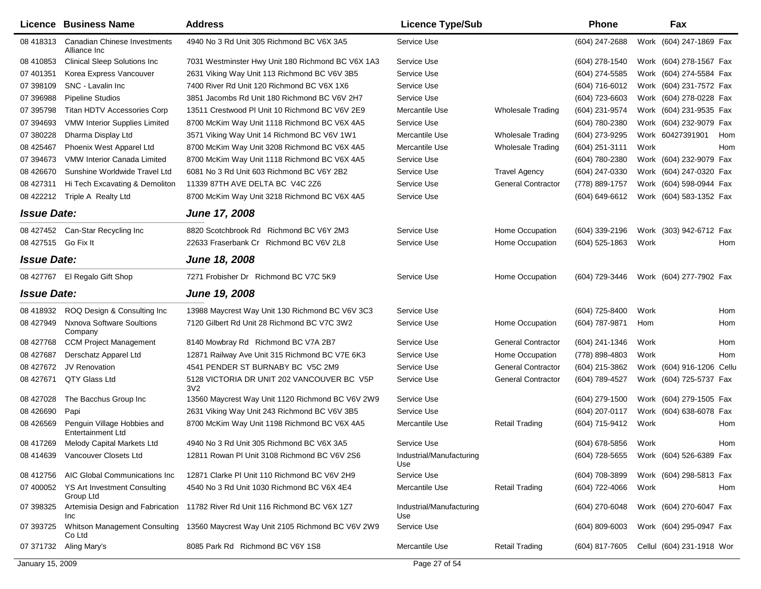| Licence | Business Name | Address | Licence Type/Sub | | Phone | | Fax | |
|---|---|---|---|---|---|---|---|---|
| 08 418313 | Canadian Chinese Investments Alliance Inc | 4940 No 3 Rd Unit 305 Richmond BC V6X 3A5 | Service Use | | (604) 247-2688 | Work | (604) 247-1869 | Fax |
| 08 410853 | Clinical Sleep Solutions Inc | 7031 Westminster Hwy Unit 180 Richmond BC V6X 1A3 | Service Use | | (604) 278-1540 | Work | (604) 278-1567 | Fax |
| 07 401351 | Korea Express Vancouver | 2631 Viking Way Unit 113 Richmond BC V6V 3B5 | Service Use | | (604) 274-5585 | Work | (604) 274-5584 | Fax |
| 07 398109 | SNC - Lavalin Inc | 7400 River Rd Unit 120 Richmond BC V6X 1X6 | Service Use | | (604) 716-6012 | Work | (604) 231-7572 | Fax |
| 07 396988 | Pipeline Studios | 3851 Jacombs Rd Unit 180 Richmond BC V6V 2H7 | Service Use | | (604) 723-6603 | Work | (604) 278-0228 | Fax |
| 07 395798 | Titan HDTV Accessories Corp | 13511 Crestwood Pl Unit 10 Richmond BC V6V 2E9 | Mercantile Use | Wholesale Trading | (604) 231-9574 | Work | (604) 231-9535 | Fax |
| 07 394693 | VMW Interior Supplies Limited | 8700 McKim Way Unit 1118 Richmond BC V6X 4A5 | Service Use | | (604) 780-2380 | Work | (604) 232-9079 | Fax |
| 07 380228 | Dharma Display Ltd | 3571 Viking Way Unit 14 Richmond BC V6V 1W1 | Mercantile Use | Wholesale Trading | (604) 273-9295 | Work | 60427391901 | Hom |
| 08 425467 | Phoenix West Apparel Ltd | 8700 McKim Way Unit 3208 Richmond BC V6X 4A5 | Mercantile Use | Wholesale Trading | (604) 251-3111 | Work | | Hom |
| 07 394673 | VMW Interior Canada Limited | 8700 McKim Way Unit 1118 Richmond BC V6X 4A5 | Service Use | | (604) 780-2380 | Work | (604) 232-9079 | Fax |
| 08 426670 | Sunshine Worldwide Travel Ltd | 6081 No 3 Rd Unit 603 Richmond BC V6Y 2B2 | Service Use | Travel Agency | (604) 247-0330 | Work | (604) 247-0320 | Fax |
| 08 427311 | Hi Tech Excavating & Demoliton | 11339 87TH AVE DELTA BC V4C 2Z6 | Service Use | General Contractor | (778) 889-1757 | Work | (604) 598-0944 | Fax |
| 08 422212 | Triple A Realty Ltd | 8700 McKim Way Unit 3218 Richmond BC V6X 4A5 | Service Use | | (604) 649-6612 | Work | (604) 583-1352 | Fax |
| ***Issue Date:*** | | ***June 17, 2008*** | | | | | | |
| 08 427452 | Can-Star Recycling Inc | 8820 Scotchbrook Rd Richmond BC V6Y 2M3 | Service Use | Home Occupation | (604) 339-2196 | Work | (303) 942-6712 | Fax |
| 08 427515 | Go Fix It | 22633 Fraserbank Cr Richmond BC V6V 2L8 | Service Use | Home Occupation | (604) 525-1863 | Work | | Hom |
| ***Issue Date:*** | | ***June 18, 2008*** | | | | | | |
| 08 427767 | El Regalo Gift Shop | 7271 Frobisher Dr Richmond BC V7C 5K9 | Service Use | Home Occupation | (604) 729-3446 | Work | (604) 277-7902 | Fax |
| ***Issue Date:*** | | ***June 19, 2008*** | | | | | | |
| 08 418932 | ROQ Design & Consulting Inc | 13988 Maycrest Way Unit 130 Richmond BC V6V 3C3 | Service Use | | (604) 725-8400 | Work | | Hom |
| 08 427949 | Nxnova Software Soultions Company | 7120 Gilbert Rd Unit 28 Richmond BC V7C 3W2 | Service Use | Home Occupation | (604) 787-9871 | Hom | | Hom |
| 08 427768 | CCM Project Management | 8140 Mowbray Rd Richmond BC V7A 2B7 | Service Use | General Contractor | (604) 241-1346 | Work | | Hom |
| 08 427687 | Derschatz Apparel Ltd | 12871 Railway Ave Unit 315 Richmond BC V7E 6K3 | Service Use | Home Occupation | (778) 898-4803 | Work | | Hom |
| 08 427672 | JV Renovation | 4541 PENDER ST BURNABY BC V5C 2M9 | Service Use | General Contractor | (604) 215-3862 | Work | (604) 916-1206 | Cellu |
| 08 427671 | QTY Glass Ltd | 5128 VICTORIA DR UNIT 202 VANCOUVER BC V5P 3V2 | Service Use | General Contractor | (604) 789-4527 | Work | (604) 725-5737 | Fax |
| 08 427028 | The Bacchus Group Inc | 13560 Maycrest Way Unit 1120 Richmond BC V6V 2W9 | Service Use | | (604) 279-1500 | Work | (604) 279-1505 | Fax |
| 08 426690 | Papi | 2631 Viking Way Unit 243 Richmond BC V6V 3B5 | Service Use | | (604) 207-0117 | Work | (604) 638-6078 | Fax |
| 08 426569 | Penguin Village Hobbies and Entertainment Ltd | 8700 McKim Way Unit 1198 Richmond BC V6X 4A5 | Mercantile Use | Retail Trading | (604) 715-9412 | Work | | Hom |
| 08 417269 | Melody Capital Markets Ltd | 4940 No 3 Rd Unit 305 Richmond BC V6X 3A5 | Service Use | | (604) 678-5856 | Work | | Hom |
| 08 414639 | Vancouver Closets Ltd | 12811 Rowan Pl Unit 3108 Richmond BC V6V 2S6 | Industrial/Manufacturing Use | | (604) 728-5655 | Work | (604) 526-6389 | Fax |
| 08 412756 | AIC Global Communications Inc | 12871 Clarke Pl Unit 110 Richmond BC V6V 2H9 | Service Use | | (604) 708-3899 | Work | (604) 298-5813 | Fax |
| 07 400052 | YS Art Investment Consulting Group Ltd | 4540 No 3 Rd Unit 1030 Richmond BC V6X 4E4 | Mercantile Use | Retail Trading | (604) 722-4066 | Work | | Hom |
| 07 398325 | Artemisia Design and Fabrication Inc | 11782 River Rd Unit 116 Richmond BC V6X 1Z7 | Industrial/Manufacturing Use | | (604) 270-6048 | Work | (604) 270-6047 | Fax |
| 07 393725 | Whitson Management Consulting Co Ltd | 13560 Maycrest Way Unit 2105 Richmond BC V6V 2W9 | Service Use | | (604) 809-6003 | Work | (604) 295-0947 | Fax |
| 07 371732 | Aling Mary's | 8085 Park Rd Richmond BC V6Y 1S8 | Mercantile Use | Retail Trading | (604) 817-7605 | Cellul | (604) 231-1918 | Wor |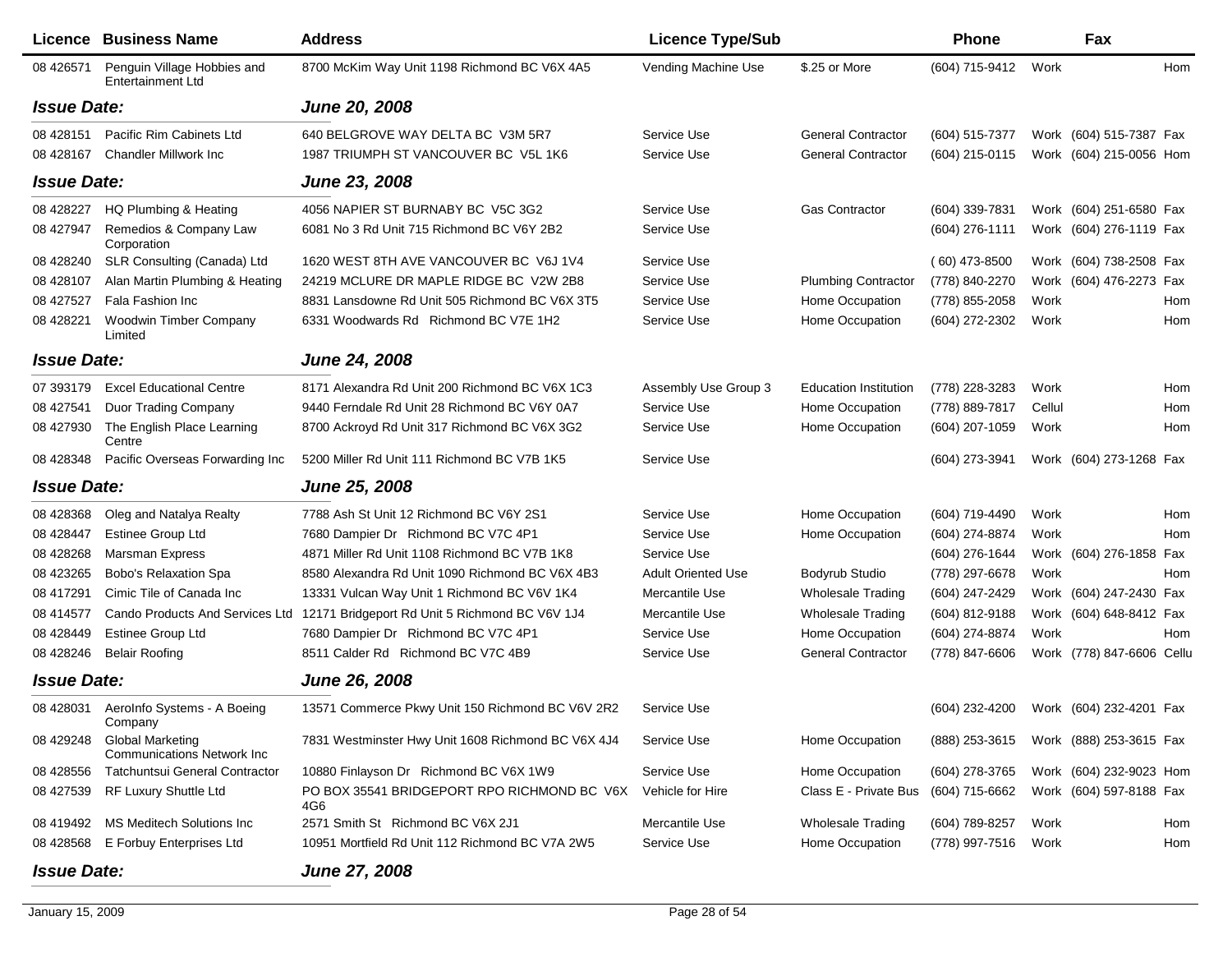| Licence | Business Name | Address | Licence Type/Sub | | Phone | | Fax | |
|---|---|---|---|---|---|---|---|---|
| 08 426571 | Penguin Village Hobbies and Entertainment Ltd | 8700 McKim Way Unit 1198 Richmond BC V6X 4A5 | Vending Machine Use | $.25 or More | (604) 715-9412 | Work | | Hom |
| ***Issue Date:*** | | ***June 20, 2008*** | | | | | | |
| 08 428151 | Pacific Rim Cabinets Ltd | 640 BELGROVE WAY DELTA BC V3M 5R7 | Service Use | General Contractor | (604) 515-7377 | Work | (604) 515-7387 | Fax |
| 08 428167 | Chandler Millwork Inc | 1987 TRIUMPH ST VANCOUVER BC V5L 1K6 | Service Use | General Contractor | (604) 215-0115 | Work | (604) 215-0056 | Hom |
| ***Issue Date:*** | | ***June 23, 2008*** | | | | | | |
| 08 428227 | HQ Plumbing & Heating | 4056 NAPIER ST BURNABY BC V5C 3G2 | Service Use | Gas Contractor | (604) 339-7831 | Work | (604) 251-6580 | Fax |
| 08 427947 | Remedios & Company Law Corporation | 6081 No 3 Rd Unit 715 Richmond BC V6Y 2B2 | Service Use | | (604) 276-1111 | Work | (604) 276-1119 | Fax |
| 08 428240 | SLR Consulting (Canada) Ltd | 1620 WEST 8TH AVE VANCOUVER BC V6J 1V4 | Service Use | | ( 60) 473-8500 | Work | (604) 738-2508 | Fax |
| 08 428107 | Alan Martin Plumbing & Heating | 24219 MCLURE DR MAPLE RIDGE BC V2W 2B8 | Service Use | Plumbing Contractor | (778) 840-2270 | Work | (604) 476-2273 | Fax |
| 08 427527 | Fala Fashion Inc | 8831 Lansdowne Rd Unit 505 Richmond BC V6X 3T5 | Service Use | Home Occupation | (778) 855-2058 | Work | | Hom |
| 08 428221 | Woodwin Timber Company Limited | 6331 Woodwards Rd Richmond BC V7E 1H2 | Service Use | Home Occupation | (604) 272-2302 | Work | | Hom |
| ***Issue Date:*** | | ***June 24, 2008*** | | | | | | |
| 07 393179 | Excel Educational Centre | 8171 Alexandra Rd Unit 200 Richmond BC V6X 1C3 | Assembly Use Group 3 | Education Institution | (778) 228-3283 | Work | | Hom |
| 08 427541 | Duor Trading Company | 9440 Ferndale Rd Unit 28 Richmond BC V6Y 0A7 | Service Use | Home Occupation | (778) 889-7817 | Cellul | | Hom |
| 08 427930 | The English Place Learning Centre | 8700 Ackroyd Rd Unit 317 Richmond BC V6X 3G2 | Service Use | Home Occupation | (604) 207-1059 | Work | | Hom |
| 08 428348 | Pacific Overseas Forwarding Inc | 5200 Miller Rd Unit 111 Richmond BC V7B 1K5 | Service Use | | (604) 273-3941 | Work | (604) 273-1268 | Fax |
| ***Issue Date:*** | | ***June 25, 2008*** | | | | | | |
| 08 428368 | Oleg and Natalya Realty | 7788 Ash St Unit 12 Richmond BC V6Y 2S1 | Service Use | Home Occupation | (604) 719-4490 | Work | | Hom |
| 08 428447 | Estinee Group Ltd | 7680 Dampier Dr Richmond BC V7C 4P1 | Service Use | Home Occupation | (604) 274-8874 | Work | | Hom |
| 08 428268 | Marsman Express | 4871 Miller Rd Unit 1108 Richmond BC V7B 1K8 | Service Use | | (604) 276-1644 | Work | (604) 276-1858 | Fax |
| 08 423265 | Bobo's Relaxation Spa | 8580 Alexandra Rd Unit 1090 Richmond BC V6X 4B3 | Adult Oriented Use | Bodyrub Studio | (778) 297-6678 | Work | | Hom |
| 08 417291 | Cimic Tile of Canada Inc | 13331 Vulcan Way Unit 1 Richmond BC V6V 1K4 | Mercantile Use | Wholesale Trading | (604) 247-2429 | Work | (604) 247-2430 | Fax |
| 08 414577 | Cando Products And Services Ltd | 12171 Bridgeport Rd Unit 5 Richmond BC V6V 1J4 | Mercantile Use | Wholesale Trading | (604) 812-9188 | Work | (604) 648-8412 | Fax |
| 08 428449 | Estinee Group Ltd | 7680 Dampier Dr Richmond BC V7C 4P1 | Service Use | Home Occupation | (604) 274-8874 | Work | | Hom |
| 08 428246 | Belair Roofing | 8511 Calder Rd Richmond BC V7C 4B9 | Service Use | General Contractor | (778) 847-6606 | Work | (778) 847-6606 | Cellu |
| ***Issue Date:*** | | ***June 26, 2008*** | | | | | | |
| 08 428031 | AeroInfo Systems - A Boeing Company | 13571 Commerce Pkwy Unit 150 Richmond BC V6V 2R2 | Service Use | | (604) 232-4200 | Work | (604) 232-4201 | Fax |
| 08 429248 | Global Marketing Communications Network Inc | 7831 Westminster Hwy Unit 1608 Richmond BC V6X 4J4 | Service Use | Home Occupation | (888) 253-3615 | Work | (888) 253-3615 | Fax |
| 08 428556 | Tatchuntsui General Contractor | 10880 Finlayson Dr Richmond BC V6X 1W9 | Service Use | Home Occupation | (604) 278-3765 | Work | (604) 232-9023 | Hom |
| 08 427539 | RF Luxury Shuttle Ltd | PO BOX 35541 BRIDGEPORT RPO RICHMOND BC V6X 4G6 | Vehicle for Hire | Class E - Private Bus | (604) 715-6662 | Work | (604) 597-8188 | Fax |
| 08 419492 | MS Meditech Solutions Inc | 2571 Smith St Richmond BC V6X 2J1 | Mercantile Use | Wholesale Trading | (604) 789-8257 | Work | | Hom |
| 08 428568 | E Forbuy Enterprises Ltd | 10951 Mortfield Rd Unit 112 Richmond BC V7A 2W5 | Service Use | Home Occupation | (778) 997-7516 | Work | | Hom |
| ***Issue Date:*** | | ***June 27, 2008*** | | | | | | |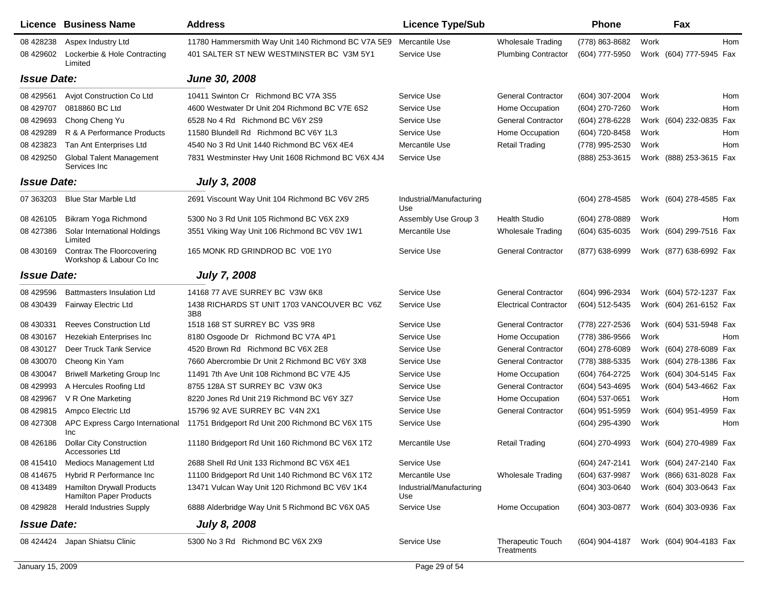| Licence | Business Name | Address | Licence Type/Sub | | Phone | | Fax | |
|---|---|---|---|---|---|---|---|---|
| 08 428238 | Aspex Industry Ltd | 11780 Hammersmith Way Unit 140 Richmond BC V7A 5E9 | Mercantile Use | Wholesale Trading | (778) 863-8682 | Work | | Hom |
| 08 429602 | Lockerbie & Hole Contracting Limited | 401 SALTER ST NEW WESTMINSTER BC V3M 5Y1 | Service Use | Plumbing Contractor | (604) 777-5950 | Work | (604) 777-5945 | Fax |
| ***Issue Date:*** | | ***June 30, 2008*** | | | | | | |
| 08 429561 | Avjot Construction Co Ltd | 10411 Swinton Cr Richmond BC V7A 3S5 | Service Use | General Contractor | (604) 307-2004 | Work | | Hom |
| 08 429707 | 0818860 BC Ltd | 4600 Westwater Dr Unit 204 Richmond BC V7E 6S2 | Service Use | Home Occupation | (604) 270-7260 | Work | | Hom |
| 08 429693 | Chong Cheng Yu | 6528 No 4 Rd Richmond BC V6Y 2S9 | Service Use | General Contractor | (604) 278-6228 | Work | (604) 232-0835 | Fax |
| 08 429289 | R & A Performance Products | 11580 Blundell Rd Richmond BC V6Y 1L3 | Service Use | Home Occupation | (604) 720-8458 | Work | | Hom |
| 08 423823 | Tan Ant Enterprises Ltd | 4540 No 3 Rd Unit 1440 Richmond BC V6X 4E4 | Mercantile Use | Retail Trading | (778) 995-2530 | Work | | Hom |
| 08 429250 | Global Talent Management Services Inc | 7831 Westminster Hwy Unit 1608 Richmond BC V6X 4J4 | Service Use | | (888) 253-3615 | Work | (888) 253-3615 | Fax |
| ***Issue Date:*** | | ***July 3, 2008*** | | | | | | |
| 07 363203 | Blue Star Marble Ltd | 2691 Viscount Way Unit 104 Richmond BC V6V 2R5 | Industrial/Manufacturing Use | | (604) 278-4585 | Work | (604) 278-4585 | Fax |
| 08 426105 | Bikram Yoga Richmond | 5300 No 3 Rd Unit 105 Richmond BC V6X 2X9 | Assembly Use Group 3 | Health Studio | (604) 278-0889 | Work | | Hom |
| 08 427386 | Solar International Holdings Limited | 3551 Viking Way Unit 106 Richmond BC V6V 1W1 | Mercantile Use | Wholesale Trading | (604) 635-6035 | Work | (604) 299-7516 | Fax |
| 08 430169 | Contrax The Floorcovering Workshop & Labour Co Inc | 165 MONK RD GRINDROD BC V0E 1Y0 | Service Use | General Contractor | (877) 638-6999 | Work | (877) 638-6992 | Fax |
| ***Issue Date:*** | | ***July 7, 2008*** | | | | | | |
| 08 429596 | Battmasters Insulation Ltd | 14168 77 AVE SURREY BC V3W 6K8 | Service Use | General Contractor | (604) 996-2934 | Work | (604) 572-1237 | Fax |
| 08 430439 | Fairway Electric Ltd | 1438 RICHARDS ST UNIT 1703 VANCOUVER BC V6Z 3B8 | Service Use | Electrical Contractor | (604) 512-5435 | Work | (604) 261-6152 | Fax |
| 08 430331 | Reeves Construction Ltd | 1518 168 ST SURREY BC V3S 9R8 | Service Use | General Contractor | (778) 227-2536 | Work | (604) 531-5948 | Fax |
| 08 430167 | Hezekiah Enterprises Inc | 8180 Osgoode Dr Richmond BC V7A 4P1 | Service Use | Home Occupation | (778) 386-9566 | Work | | Hom |
| 08 430127 | Deer Truck Tank Service | 4520 Brown Rd Richmond BC V6X 2E8 | Service Use | General Contractor | (604) 278-6089 | Work | (604) 278-6089 | Fax |
| 08 430070 | Cheong Kin Yam | 7660 Abercrombie Dr Unit 2 Richmond BC V6Y 3X8 | Service Use | General Contractor | (778) 388-5335 | Work | (604) 278-1386 | Fax |
| 08 430047 | Briwell Marketing Group Inc | 11491 7th Ave Unit 108 Richmond BC V7E 4J5 | Service Use | Home Occupation | (604) 764-2725 | Work | (604) 304-5145 | Fax |
| 08 429993 | A Hercules Roofing Ltd | 8755 128A ST SURREY BC V3W 0K3 | Service Use | General Contractor | (604) 543-4695 | Work | (604) 543-4662 | Fax |
| 08 429967 | V R One Marketing | 8220 Jones Rd Unit 219 Richmond BC V6Y 3Z7 | Service Use | Home Occupation | (604) 537-0651 | Work | | Hom |
| 08 429815 | Ampco Electric Ltd | 15796 92 AVE SURREY BC V4N 2X1 | Service Use | General Contractor | (604) 951-5959 | Work | (604) 951-4959 | Fax |
| 08 427308 | APC Express Cargo International Inc | 11751 Bridgeport Rd Unit 200 Richmond BC V6X 1T5 | Service Use | | (604) 295-4390 | Work | | Hom |
| 08 426186 | Dollar City Construction Accessories Ltd | 11180 Bridgeport Rd Unit 160 Richmond BC V6X 1T2 | Mercantile Use | Retail Trading | (604) 270-4993 | Work | (604) 270-4989 | Fax |
| 08 415410 | Mediocs Management Ltd | 2688 Shell Rd Unit 133 Richmond BC V6X 4E1 | Service Use | | (604) 247-2141 | Work | (604) 247-2140 | Fax |
| 08 414675 | Hybrid R Performance Inc | 11100 Bridgeport Rd Unit 140 Richmond BC V6X 1T2 | Mercantile Use | Wholesale Trading | (604) 637-9987 | Work | (866) 631-8028 | Fax |
| 08 413489 | Hamilton Drywall Products Hamilton Paper Products | 13471 Vulcan Way Unit 120 Richmond BC V6V 1K4 | Industrial/Manufacturing Use | | (604) 303-0640 | Work | (604) 303-0643 | Fax |
| 08 429828 | Herald Industries Supply | 6888 Alderbridge Way Unit 5 Richmond BC V6X 0A5 | Service Use | Home Occupation | (604) 303-0877 | Work | (604) 303-0936 | Fax |
| ***Issue Date:*** | | ***July 8, 2008*** | | | | | | |
| 08 424424 | Japan Shiatsu Clinic | 5300 No 3 Rd Richmond BC V6X 2X9 | Service Use | Therapeutic Touch Treatments | (604) 904-4187 | Work | (604) 904-4183 | Fax |

January 15, 2009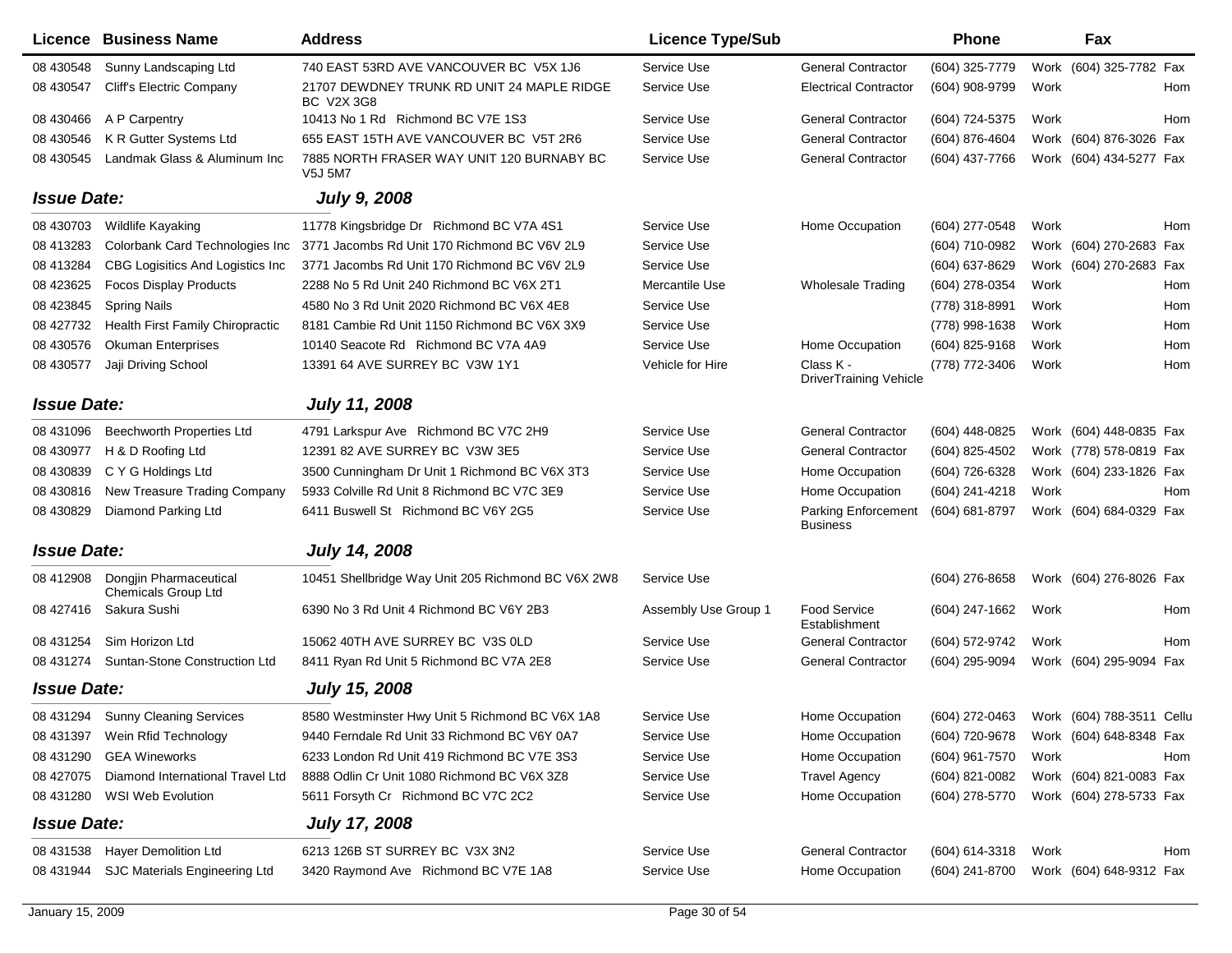| Licence | Business Name | Address | Licence Type/Sub | | Phone | | Fax | |
|---|---|---|---|---|---|---|---|---|
| 08 430548 | Sunny Landscaping Ltd | 740 EAST 53RD AVE VANCOUVER BC V5X 1J6 | Service Use | General Contractor | (604) 325-7779 | Work | (604) 325-7782 | Fax |
| 08 430547 | Cliff's Electric Company | 21707 DEWDNEY TRUNK RD UNIT 24 MAPLE RIDGE BC V2X 3G8 | Service Use | Electrical Contractor | (604) 908-9799 | Work | | Hom |
| 08 430466 | A P Carpentry | 10413 No 1 Rd Richmond BC V7E 1S3 | Service Use | General Contractor | (604) 724-5375 | Work | | Hom |
| 08 430546 | K R Gutter Systems Ltd | 655 EAST 15TH AVE VANCOUVER BC V5T 2R6 | Service Use | General Contractor | (604) 876-4604 | Work | (604) 876-3026 | Fax |
| 08 430545 | Landmak Glass & Aluminum Inc | 7885 NORTH FRASER WAY UNIT 120 BURNABY BC V5J 5M7 | Service Use | General Contractor | (604) 437-7766 | Work | (604) 434-5277 | Fax |
| ***Issue Date:*** | | ***July 9, 2008*** | | | | | | |
| 08 430703 | Wildlife Kayaking | 11778 Kingsbridge Dr Richmond BC V7A 4S1 | Service Use | Home Occupation | (604) 277-0548 | Work | | Hom |
| 08 413283 | Colorbank Card Technologies Inc | 3771 Jacombs Rd Unit 170 Richmond BC V6V 2L9 | Service Use | | (604) 710-0982 | Work | (604) 270-2683 | Fax |
| 08 413284 | CBG Logisitics And Logistics Inc | 3771 Jacombs Rd Unit 170 Richmond BC V6V 2L9 | Service Use | | (604) 637-8629 | Work | (604) 270-2683 | Fax |
| 08 423625 | Focos Display Products | 2288 No 5 Rd Unit 240 Richmond BC V6X 2T1 | Mercantile Use | Wholesale Trading | (604) 278-0354 | Work | | Hom |
| 08 423845 | Spring Nails | 4580 No 3 Rd Unit 2020 Richmond BC V6X 4E8 | Service Use | | (778) 318-8991 | Work | | Hom |
| 08 427732 | Health First Family Chiropractic | 8181 Cambie Rd Unit 1150 Richmond BC V6X 3X9 | Service Use | | (778) 998-1638 | Work | | Hom |
| 08 430576 | Okuman Enterprises | 10140 Seacote Rd Richmond BC V7A 4A9 | Service Use | Home Occupation | (604) 825-9168 | Work | | Hom |
| 08 430577 | Jaji Driving School | 13391 64 AVE SURREY BC V3W 1Y1 | Vehicle for Hire | Class K - DriverTraining Vehicle | (778) 772-3406 | Work | | Hom |
| ***Issue Date:*** | | ***July 11, 2008*** | | | | | | |
| 08 431096 | Beechworth Properties Ltd | 4791 Larkspur Ave Richmond BC V7C 2H9 | Service Use | General Contractor | (604) 448-0825 | Work | (604) 448-0835 | Fax |
| 08 430977 | H & D Roofing Ltd | 12391 82 AVE SURREY BC V3W 3E5 | Service Use | General Contractor | (604) 825-4502 | Work | (778) 578-0819 | Fax |
| 08 430839 | C Y G Holdings Ltd | 3500 Cunningham Dr Unit 1 Richmond BC V6X 3T3 | Service Use | Home Occupation | (604) 726-6328 | Work | (604) 233-1826 | Fax |
| 08 430816 | New Treasure Trading Company | 5933 Colville Rd Unit 8 Richmond BC V7C 3E9 | Service Use | Home Occupation | (604) 241-4218 | Work | | Hom |
| 08 430829 | Diamond Parking Ltd | 6411 Buswell St Richmond BC V6Y 2G5 | Service Use | Parking Enforcement Business | (604) 681-8797 | Work | (604) 684-0329 | Fax |
| ***Issue Date:*** | | ***July 14, 2008*** | | | | | | |
| 08 412908 | Dongjin Pharmaceutical Chemicals Group Ltd | 10451 Shellbridge Way Unit 205 Richmond BC V6X 2W8 | Service Use | | (604) 276-8658 | Work | (604) 276-8026 | Fax |
| 08 427416 | Sakura Sushi | 6390 No 3 Rd Unit 4 Richmond BC V6Y 2B3 | Assembly Use Group 1 | Food Service Establishment | (604) 247-1662 | Work | | Hom |
| 08 431254 | Sim Horizon Ltd | 15062 40TH AVE SURREY BC V3S 0LD | Service Use | General Contractor | (604) 572-9742 | Work | | Hom |
| 08 431274 | Suntan-Stone Construction Ltd | 8411 Ryan Rd Unit 5 Richmond BC V7A 2E8 | Service Use | General Contractor | (604) 295-9094 | Work | (604) 295-9094 | Fax |
| ***Issue Date:*** | | ***July 15, 2008*** | | | | | | |
| 08 431294 | Sunny Cleaning Services | 8580 Westminster Hwy Unit 5 Richmond BC V6X 1A8 | Service Use | Home Occupation | (604) 272-0463 | Work | (604) 788-3511 | Cellu |
| 08 431397 | Wein Rfid Technology | 9440 Ferndale Rd Unit 33 Richmond BC V6Y 0A7 | Service Use | Home Occupation | (604) 720-9678 | Work | (604) 648-8348 | Fax |
| 08 431290 | GEA Wineworks | 6233 London Rd Unit 419 Richmond BC V7E 3S3 | Service Use | Home Occupation | (604) 961-7570 | Work | | Hom |
| 08 427075 | Diamond International Travel Ltd | 8888 Odlin Cr Unit 1080 Richmond BC V6X 3Z8 | Service Use | Travel Agency | (604) 821-0082 | Work | (604) 821-0083 | Fax |
| 08 431280 | WSI Web Evolution | 5611 Forsyth Cr Richmond BC V7C 2C2 | Service Use | Home Occupation | (604) 278-5770 | Work | (604) 278-5733 | Fax |
| ***Issue Date:*** | | ***July 17, 2008*** | | | | | | |
| 08 431538 | Hayer Demolition Ltd | 6213 126B ST SURREY BC V3X 3N2 | Service Use | General Contractor | (604) 614-3318 | Work | | Hom |
| 08 431944 | SJC Materials Engineering Ltd | 3420 Raymond Ave Richmond BC V7E 1A8 | Service Use | Home Occupation | (604) 241-8700 | Work | (604) 648-9312 | Fax |

January 15, 2009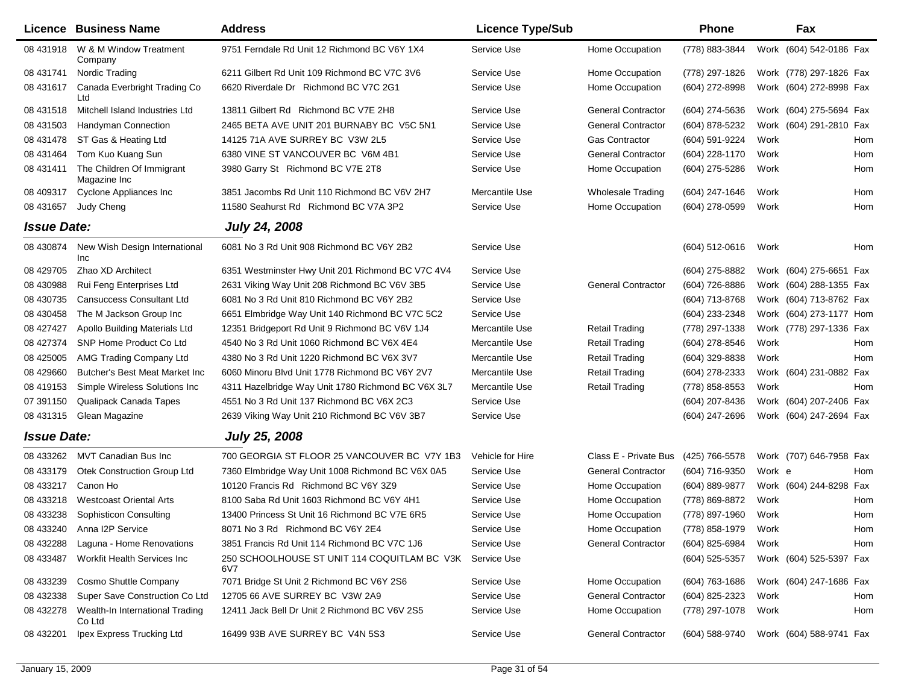| Licence | Business Name | Address | Licence Type/Sub | | Phone | | Fax | |
|---|---|---|---|---|---|---|---|---|
| 08 431918 | W & M Window Treatment Company | 9751 Ferndale Rd Unit 12 Richmond BC V6Y 1X4 | Service Use | Home Occupation | (778) 883-3844 | Work | (604) 542-0186 | Fax |
| 08 431741 | Nordic Trading | 6211 Gilbert Rd Unit 109 Richmond BC V7C 3V6 | Service Use | Home Occupation | (778) 297-1826 | Work | (778) 297-1826 | Fax |
| 08 431617 | Canada Everbright Trading Co Ltd | 6620 Riverdale Dr Richmond BC V7C 2G1 | Service Use | Home Occupation | (604) 272-8998 | Work | (604) 272-8998 | Fax |
| 08 431518 | Mitchell Island Industries Ltd | 13811 Gilbert Rd Richmond BC V7E 2H8 | Service Use | General Contractor | (604) 274-5636 | Work | (604) 275-5694 | Fax |
| 08 431503 | Handyman Connection | 2465 BETA AVE UNIT 201 BURNABY BC V5C 5N1 | Service Use | General Contractor | (604) 878-5232 | Work | (604) 291-2810 | Fax |
| 08 431478 | ST Gas & Heating Ltd | 14125 71A AVE SURREY BC V3W 2L5 | Service Use | Gas Contractor | (604) 591-9224 | Work | | Hom |
| 08 431464 | Tom Kuo Kuang Sun | 6380 VINE ST VANCOUVER BC V6M 4B1 | Service Use | General Contractor | (604) 228-1170 | Work | | Hom |
| 08 431411 | The Children Of Immigrant Magazine Inc | 3980 Garry St Richmond BC V7E 2T8 | Service Use | Home Occupation | (604) 275-5286 | Work | | Hom |
| 08 409317 | Cyclone Appliances Inc | 3851 Jacombs Rd Unit 110 Richmond BC V6V 2H7 | Mercantile Use | Wholesale Trading | (604) 247-1646 | Work | | Hom |
| 08 431657 | Judy Cheng | 11580 Seahurst Rd Richmond BC V7A 3P2 | Service Use | Home Occupation | (604) 278-0599 | Work | | Hom |
| ***Issue Date:*** | | ***July 24, 2008*** | | | | | | |
| 08 430874 | New Wish Design International Inc | 6081 No 3 Rd Unit 908 Richmond BC V6Y 2B2 | Service Use | | (604) 512-0616 | Work | | Hom |
| 08 429705 | Zhao XD Architect | 6351 Westminster Hwy Unit 201 Richmond BC V7C 4V4 | Service Use | | (604) 275-8882 | Work | (604) 275-6651 | Fax |
| 08 430988 | Rui Feng Enterprises Ltd | 2631 Viking Way Unit 208 Richmond BC V6V 3B5 | Service Use | General Contractor | (604) 726-8886 | Work | (604) 288-1355 | Fax |
| 08 430735 | Cansuccess Consultant Ltd | 6081 No 3 Rd Unit 810 Richmond BC V6Y 2B2 | Service Use | | (604) 713-8768 | Work | (604) 713-8762 | Fax |
| 08 430458 | The M Jackson Group Inc | 6651 Elmbridge Way Unit 140 Richmond BC V7C 5C2 | Service Use | | (604) 233-2348 | Work | (604) 273-1177 | Hom |
| 08 427427 | Apollo Building Materials Ltd | 12351 Bridgeport Rd Unit 9 Richmond BC V6V 1J4 | Mercantile Use | Retail Trading | (778) 297-1338 | Work | (778) 297-1336 | Fax |
| 08 427374 | SNP Home Product Co Ltd | 4540 No 3 Rd Unit 1060 Richmond BC V6X 4E4 | Mercantile Use | Retail Trading | (604) 278-8546 | Work | | Hom |
| 08 425005 | AMG Trading Company Ltd | 4380 No 3 Rd Unit 1220 Richmond BC V6X 3V7 | Mercantile Use | Retail Trading | (604) 329-8838 | Work | | Hom |
| 08 429660 | Butcher's Best Meat Market Inc | 6060 Minoru Blvd Unit 1778 Richmond BC V6Y 2V7 | Mercantile Use | Retail Trading | (604) 278-2333 | Work | (604) 231-0882 | Fax |
| 08 419153 | Simple Wireless Solutions Inc | 4311 Hazelbridge Way Unit 1780 Richmond BC V6X 3L7 | Mercantile Use | Retail Trading | (778) 858-8553 | Work | | Hom |
| 07 391150 | Qualipack Canada Tapes | 4551 No 3 Rd Unit 137 Richmond BC V6X 2C3 | Service Use | | (604) 207-8436 | Work | (604) 207-2406 | Fax |
| 08 431315 | Glean Magazine | 2639 Viking Way Unit 210 Richmond BC V6V 3B7 | Service Use | | (604) 247-2696 | Work | (604) 247-2694 | Fax |
| ***Issue Date:*** | | ***July 25, 2008*** | | | | | | |
| 08 433262 | MVT Canadian Bus Inc | 700 GEORGIA ST FLOOR 25 VANCOUVER BC V7Y 1B3 | Vehicle for Hire | Class E - Private Bus | (425) 766-5578 | Work | (707) 646-7958 | Fax |
| 08 433179 | Otek Construction Group Ltd | 7360 Elmbridge Way Unit 1008 Richmond BC V6X 0A5 | Service Use | General Contractor | (604) 716-9350 | Work | e | Hom |
| 08 433217 | Canon Ho | 10120 Francis Rd Richmond BC V6Y 3Z9 | Service Use | Home Occupation | (604) 889-9877 | Work | (604) 244-8298 | Fax |
| 08 433218 | Westcoast Oriental Arts | 8100 Saba Rd Unit 1603 Richmond BC V6Y 4H1 | Service Use | Home Occupation | (778) 869-8872 | Work | | Hom |
| 08 433238 | Sophisticon Consulting | 13400 Princess St Unit 16 Richmond BC V7E 6R5 | Service Use | Home Occupation | (778) 897-1960 | Work | | Hom |
| 08 433240 | Anna I2P Service | 8071 No 3 Rd Richmond BC V6Y 2E4 | Service Use | Home Occupation | (778) 858-1979 | Work | | Hom |
| 08 432288 | Laguna - Home Renovations | 3851 Francis Rd Unit 114 Richmond BC V7C 1J6 | Service Use | General Contractor | (604) 825-6984 | Work | | Hom |
| 08 433487 | Workfit Health Services Inc | 250 SCHOOLHOUSE ST UNIT 114 COQUITLAM BC V3K 6V7 | Service Use | | (604) 525-5357 | Work | (604) 525-5397 | Fax |
| 08 433239 | Cosmo Shuttle Company | 7071 Bridge St Unit 2 Richmond BC V6Y 2S6 | Service Use | Home Occupation | (604) 763-1686 | Work | (604) 247-1686 | Fax |
| 08 432338 | Super Save Construction Co Ltd | 12705 66 AVE SURREY BC V3W 2A9 | Service Use | General Contractor | (604) 825-2323 | Work | | Hom |
| 08 432278 | Wealth-In International Trading Co Ltd | 12411 Jack Bell Dr Unit 2 Richmond BC V6V 2S5 | Service Use | Home Occupation | (778) 297-1078 | Work | | Hom |
| 08 432201 | Ipex Express Trucking Ltd | 16499 93B AVE SURREY BC V4N 5S3 | Service Use | General Contractor | (604) 588-9740 | Work | (604) 588-9741 | Fax |

January 15, 2009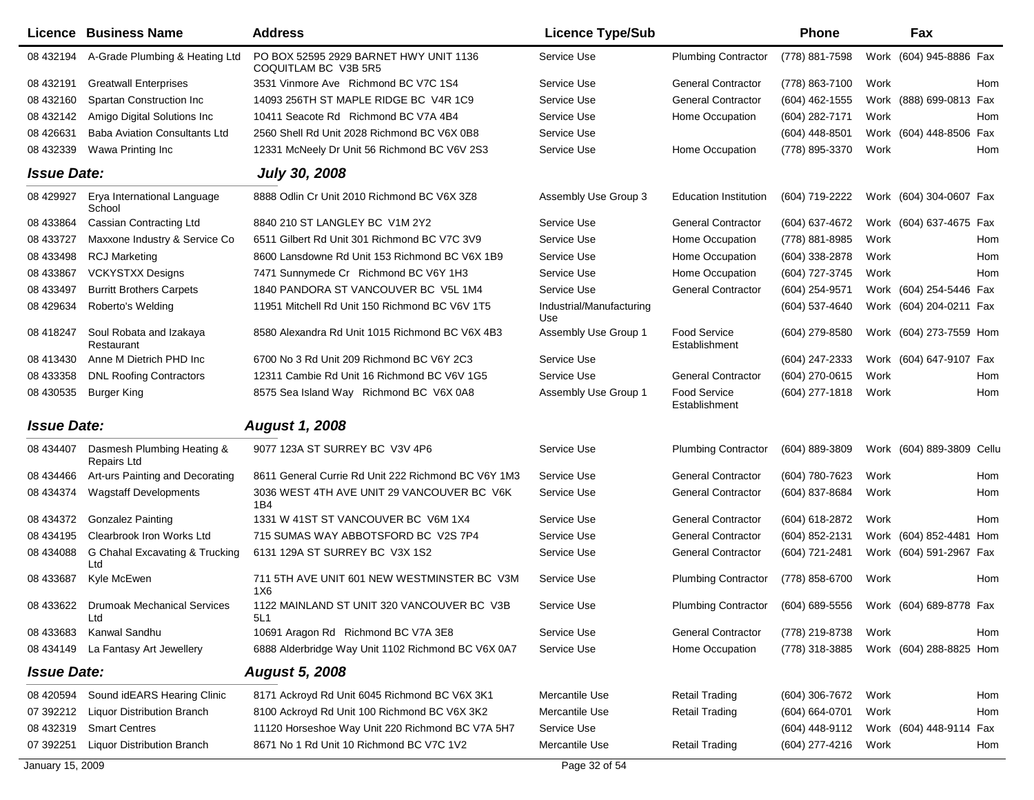| Licence | Business Name | Address | Licence Type/Sub | | Phone | | Fax | |
|---|---|---|---|---|---|---|---|---|
| 08 432194 | A-Grade Plumbing & Heating Ltd | PO BOX 52595 2929 BARNET HWY UNIT 1136 COQUITLAM BC V3B 5R5 | Service Use | Plumbing Contractor | (778) 881-7598 | Work | (604) 945-8886 | Fax |
| 08 432191 | Greatwall Enterprises | 3531 Vinmore Ave Richmond BC V7C 1S4 | Service Use | General Contractor | (778) 863-7100 | Work | | Hom |
| 08 432160 | Spartan Construction Inc | 14093 256TH ST MAPLE RIDGE BC V4R 1C9 | Service Use | General Contractor | (604) 462-1555 | Work | (888) 699-0813 | Fax |
| 08 432142 | Amigo Digital Solutions Inc | 10411 Seacote Rd Richmond BC V7A 4B4 | Service Use | Home Occupation | (604) 282-7171 | Work | | Hom |
| 08 426631 | Baba Aviation Consultants Ltd | 2560 Shell Rd Unit 2028 Richmond BC V6X 0B8 | Service Use | | (604) 448-8501 | Work | (604) 448-8506 | Fax |
| 08 432339 | Wawa Printing Inc | 12331 McNeely Dr Unit 56 Richmond BC V6V 2S3 | Service Use | Home Occupation | (778) 895-3370 | Work | | Hom |
| ***Issue Date:*** | | ***July 30, 2008*** | | | | | | |
| 08 429927 | Erya International Language School | 8888 Odlin Cr Unit 2010 Richmond BC V6X 3Z8 | Assembly Use Group 3 | Education Institution | (604) 719-2222 | Work | (604) 304-0607 | Fax |
| 08 433864 | Cassian Contracting Ltd | 8840 210 ST LANGLEY BC V1M 2Y2 | Service Use | General Contractor | (604) 637-4672 | Work | (604) 637-4675 | Fax |
| 08 433727 | Maxxone Industry & Service Co | 6511 Gilbert Rd Unit 301 Richmond BC V7C 3V9 | Service Use | Home Occupation | (778) 881-8985 | Work | | Hom |
| 08 433498 | RCJ Marketing | 8600 Lansdowne Rd Unit 153 Richmond BC V6X 1B9 | Service Use | Home Occupation | (604) 338-2878 | Work | | Hom |
| 08 433867 | VCKYSTXX Designs | 7471 Sunnymede Cr Richmond BC V6Y 1H3 | Service Use | Home Occupation | (604) 727-3745 | Work | | Hom |
| 08 433497 | Burritt Brothers Carpets | 1840 PANDORA ST VANCOUVER BC V5L 1M4 | Service Use | General Contractor | (604) 254-9571 | Work | (604) 254-5446 | Fax |
| 08 429634 | Roberto's Welding | 11951 Mitchell Rd Unit 150 Richmond BC V6V 1T5 | Industrial/Manufacturing Use | | (604) 537-4640 | Work | (604) 204-0211 | Fax |
| 08 418247 | Soul Robata and Izakaya Restaurant | 8580 Alexandra Rd Unit 1015 Richmond BC V6X 4B3 | Assembly Use Group 1 | Food Service Establishment | (604) 279-8580 | Work | (604) 273-7559 | Hom |
| 08 413430 | Anne M Dietrich PHD Inc | 6700 No 3 Rd Unit 209 Richmond BC V6Y 2C3 | Service Use | | (604) 247-2333 | Work | (604) 647-9107 | Fax |
| 08 433358 | DNL Roofing Contractors | 12311 Cambie Rd Unit 16 Richmond BC V6V 1G5 | Service Use | General Contractor | (604) 270-0615 | Work | | Hom |
| 08 430535 | Burger King | 8575 Sea Island Way Richmond BC V6X 0A8 | Assembly Use Group 1 | Food Service Establishment | (604) 277-1818 | Work | | Hom |
| ***Issue Date:*** | | ***August 1, 2008*** | | | | | | |
| 08 434407 | Dasmesh Plumbing Heating & Repairs Ltd | 9077 123A ST SURREY BC V3V 4P6 | Service Use | Plumbing Contractor | (604) 889-3809 | Work | (604) 889-3809 | Cellu |
| 08 434466 | Art-urs Painting and Decorating | 8611 General Currie Rd Unit 222 Richmond BC V6Y 1M3 | Service Use | General Contractor | (604) 780-7623 | Work | | Hom |
| 08 434374 | Wagstaff Developments | 3036 WEST 4TH AVE UNIT 29 VANCOUVER BC V6K 1B4 | Service Use | General Contractor | (604) 837-8684 | Work | | Hom |
| 08 434372 | Gonzalez Painting | 1331 W 41ST ST VANCOUVER BC V6M 1X4 | Service Use | General Contractor | (604) 618-2872 | Work | | Hom |
| 08 434195 | Clearbrook Iron Works Ltd | 715 SUMAS WAY ABBOTSFORD BC V2S 7P4 | Service Use | General Contractor | (604) 852-2131 | Work | (604) 852-4481 | Hom |
| 08 434088 | G Chahal Excavating & Trucking Ltd | 6131 129A ST SURREY BC V3X 1S2 | Service Use | General Contractor | (604) 721-2481 | Work | (604) 591-2967 | Fax |
| 08 433687 | Kyle McEwen | 711 5TH AVE UNIT 601 NEW WESTMINSTER BC V3M 1X6 | Service Use | Plumbing Contractor | (778) 858-6700 | Work | | Hom |
| 08 433622 | Drumoak Mechanical Services Ltd | 1122 MAINLAND ST UNIT 320 VANCOUVER BC V3B 5L1 | Service Use | Plumbing Contractor | (604) 689-5556 | Work | (604) 689-8778 | Fax |
| 08 433683 | Kanwal Sandhu | 10691 Aragon Rd Richmond BC V7A 3E8 | Service Use | General Contractor | (778) 219-8738 | Work | | Hom |
| 08 434149 | La Fantasy Art Jewellery | 6888 Alderbridge Way Unit 1102 Richmond BC V6X 0A7 | Service Use | Home Occupation | (778) 318-3885 | Work | (604) 288-8825 | Hom |
| ***Issue Date:*** | | ***August 5, 2008*** | | | | | | |
| 08 420594 | Sound idEARS Hearing Clinic | 8171 Ackroyd Rd Unit 6045 Richmond BC V6X 3K1 | Mercantile Use | Retail Trading | (604) 306-7672 | Work | | Hom |
| 07 392212 | Liquor Distribution Branch | 8100 Ackroyd Rd Unit 100 Richmond BC V6X 3K2 | Mercantile Use | Retail Trading | (604) 664-0701 | Work | | Hom |
| 08 432319 | Smart Centres | 11120 Horseshoe Way Unit 220 Richmond BC V7A 5H7 | Service Use | | (604) 448-9112 | Work | (604) 448-9114 | Fax |
| 07 392251 | Liquor Distribution Branch | 8671 No 1 Rd Unit 10 Richmond BC V7C 1V2 | Mercantile Use | Retail Trading | (604) 277-4216 | Work | | Hom |

January 15, 2009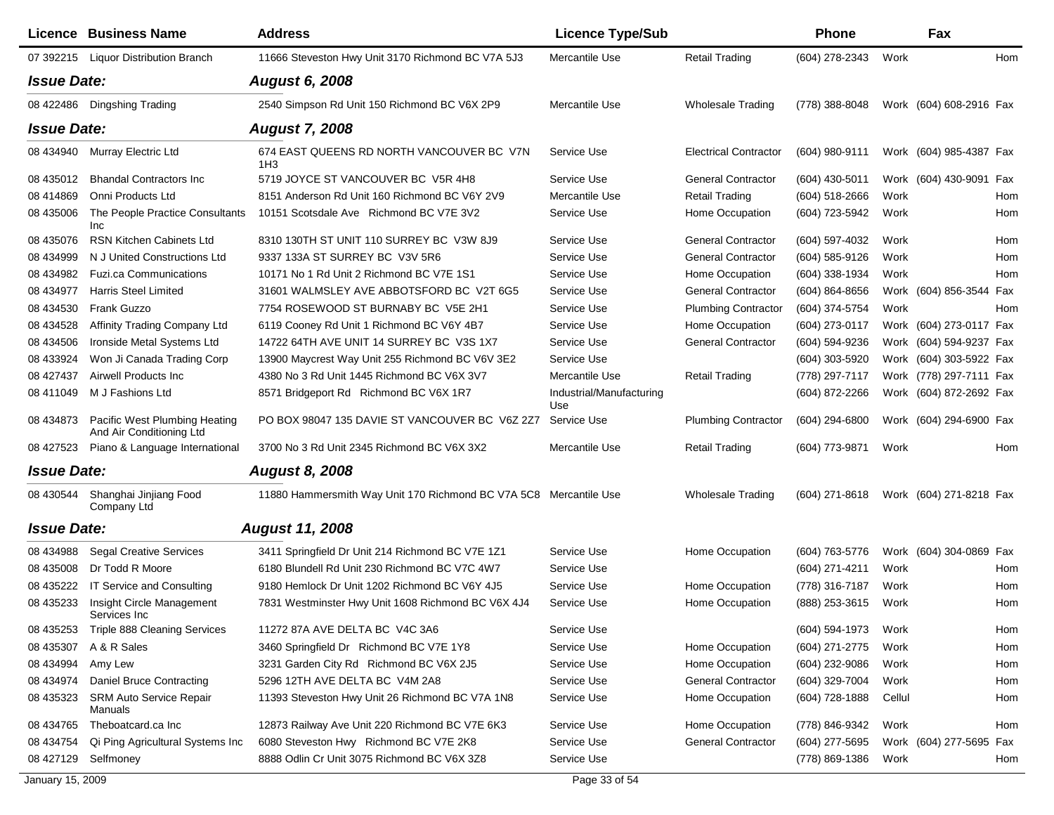| Licence | Business Name | Address | Licence Type/Sub | | Phone | | Fax | |
|---|---|---|---|---|---|---|---|---|
| 07 392215 | Liquor Distribution Branch | 11666 Steveston Hwy Unit 3170 Richmond BC V7A 5J3 | Mercantile Use | Retail Trading | (604) 278-2343 | Work | | Hom |
| **Issue Date:** | | ***August 6, 2008*** | | | | | | |
| 08 422486 | Dingshing Trading | 2540 Simpson Rd Unit 150 Richmond BC V6X 2P9 | Mercantile Use | Wholesale Trading | (778) 388-8048 | Work | (604) 608-2916 | Fax |
| **Issue Date:** | | ***August 7, 2008*** | | | | | | |
| 08 434940 | Murray Electric Ltd | 674 EAST QUEENS RD NORTH VANCOUVER BC V7N 1H3 | Service Use | Electrical Contractor | (604) 980-9111 | Work | (604) 985-4387 | Fax |
| 08 435012 | Bhandal Contractors Inc | 5719 JOYCE ST VANCOUVER BC V5R 4H8 | Service Use | General Contractor | (604) 430-5011 | Work | (604) 430-9091 | Fax |
| 08 414869 | Onni Products Ltd | 8151 Anderson Rd Unit 160 Richmond BC V6Y 2V9 | Mercantile Use | Retail Trading | (604) 518-2666 | Work | | Hom |
| 08 435006 | The People Practice Consultants Inc | 10151 Scotsdale Ave Richmond BC V7E 3V2 | Service Use | Home Occupation | (604) 723-5942 | Work | | Hom |
| 08 435076 | RSN Kitchen Cabinets Ltd | 8310 130TH ST UNIT 110 SURREY BC V3W 8J9 | Service Use | General Contractor | (604) 597-4032 | Work | | Hom |
| 08 434999 | N J United Constructions Ltd | 9337 133A ST SURREY BC V3V 5R6 | Service Use | General Contractor | (604) 585-9126 | Work | | Hom |
| 08 434982 | Fuzi.ca Communications | 10171 No 1 Rd Unit 2 Richmond BC V7E 1S1 | Service Use | Home Occupation | (604) 338-1934 | Work | | Hom |
| 08 434977 | Harris Steel Limited | 31601 WALMSLEY AVE ABBOTSFORD BC V2T 6G5 | Service Use | General Contractor | (604) 864-8656 | Work | (604) 856-3544 | Fax |
| 08 434530 | Frank Guzzo | 7754 ROSEWOOD ST BURNABY BC V5E 2H1 | Service Use | Plumbing Contractor | (604) 374-5754 | Work | | Hom |
| 08 434528 | Affinity Trading Company Ltd | 6119 Cooney Rd Unit 1 Richmond BC V6Y 4B7 | Service Use | Home Occupation | (604) 273-0117 | Work | (604) 273-0117 | Fax |
| 08 434506 | Ironside Metal Systems Ltd | 14722 64TH AVE UNIT 14 SURREY BC V3S 1X7 | Service Use | General Contractor | (604) 594-9236 | Work | (604) 594-9237 | Fax |
| 08 433924 | Won Ji Canada Trading Corp | 13900 Maycrest Way Unit 255 Richmond BC V6V 3E2 | Service Use | | (604) 303-5920 | Work | (604) 303-5922 | Fax |
| 08 427437 | Airwell Products Inc | 4380 No 3 Rd Unit 1445 Richmond BC V6X 3V7 | Mercantile Use | Retail Trading | (778) 297-7117 | Work | (778) 297-7111 | Fax |
| 08 411049 | M J Fashions Ltd | 8571 Bridgeport Rd Richmond BC V6X 1R7 | Industrial/Manufacturing Use | | (604) 872-2266 | Work | (604) 872-2692 | Fax |
| 08 434873 | Pacific West Plumbing Heating And Air Conditioning Ltd | PO BOX 98047 135 DAVIE ST VANCOUVER BC V6Z 2Z7 | Service Use | Plumbing Contractor | (604) 294-6800 | Work | (604) 294-6900 | Fax |
| 08 427523 | Piano & Language International | 3700 No 3 Rd Unit 2345 Richmond BC V6X 3X2 | Mercantile Use | Retail Trading | (604) 773-9871 | Work | | Hom |
| **Issue Date:** | | ***August 8, 2008*** | | | | | | |
| 08 430544 | Shanghai Jinjiang Food Company Ltd | 11880 Hammersmith Way Unit 170 Richmond BC V7A 5C8 | Mercantile Use | Wholesale Trading | (604) 271-8618 | Work | (604) 271-8218 | Fax |
| **Issue Date:** | | ***August 11, 2008*** | | | | | | |
| 08 434988 | Segal Creative Services | 3411 Springfield Dr Unit 214 Richmond BC V7E 1Z1 | Service Use | Home Occupation | (604) 763-5776 | Work | (604) 304-0869 | Fax |
| 08 435008 | Dr Todd R Moore | 6180 Blundell Rd Unit 230 Richmond BC V7C 4W7 | Service Use | | (604) 271-4211 | Work | | Hom |
| 08 435222 | IT Service and Consulting | 9180 Hemlock Dr Unit 1202 Richmond BC V6Y 4J5 | Service Use | Home Occupation | (778) 316-7187 | Work | | Hom |
| 08 435233 | Insight Circle Management Services Inc | 7831 Westminster Hwy Unit 1608 Richmond BC V6X 4J4 | Service Use | Home Occupation | (888) 253-3615 | Work | | Hom |
| 08 435253 | Triple 888 Cleaning Services | 11272 87A AVE DELTA BC V4C 3A6 | Service Use | | (604) 594-1973 | Work | | Hom |
| 08 435307 | A & R Sales | 3460 Springfield Dr Richmond BC V7E 1Y8 | Service Use | Home Occupation | (604) 271-2775 | Work | | Hom |
| 08 434994 | Amy Lew | 3231 Garden City Rd Richmond BC V6X 2J5 | Service Use | Home Occupation | (604) 232-9086 | Work | | Hom |
| 08 434974 | Daniel Bruce Contracting | 5296 12TH AVE DELTA BC V4M 2A8 | Service Use | General Contractor | (604) 329-7004 | Work | | Hom |
| 08 435323 | SRM Auto Service Repair Manuals | 11393 Steveston Hwy Unit 26 Richmond BC V7A 1N8 | Service Use | Home Occupation | (604) 728-1888 | Cellul | | Hom |
| 08 434765 | Theboatcard.ca Inc | 12873 Railway Ave Unit 220 Richmond BC V7E 6K3 | Service Use | Home Occupation | (778) 846-9342 | Work | | Hom |
| 08 434754 | Qi Ping Agricultural Systems Inc | 6080 Steveston Hwy Richmond BC V7E 2K8 | Service Use | General Contractor | (604) 277-5695 | Work | (604) 277-5695 | Fax |
| 08 427129 | Selfmoney | 8888 Odlin Cr Unit 3075 Richmond BC V6X 3Z8 | Service Use | | (778) 869-1386 | Work | | Hom |

January 15, 2009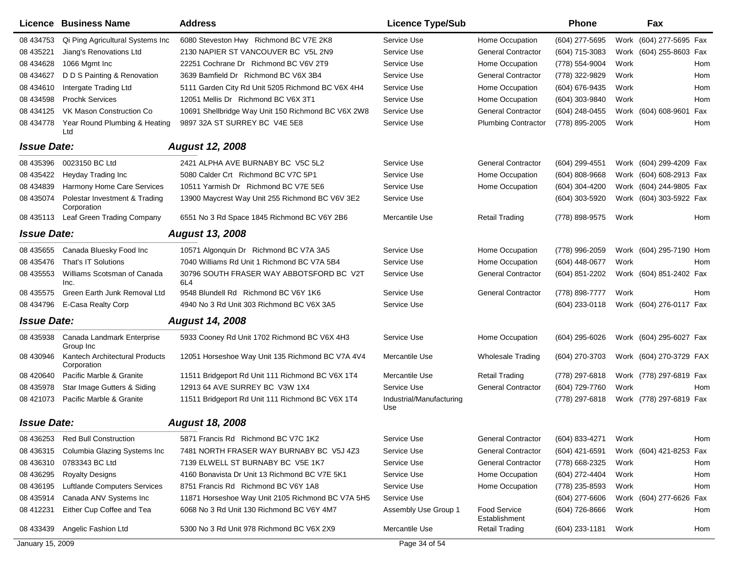| Licence | Business Name | Address | Licence Type/Sub | | Phone | | Fax | |
|---|---|---|---|---|---|---|---|---|
| 08 434753 | Qi Ping Agricultural Systems Inc | 6080 Steveston Hwy Richmond BC V7E 2K8 | Service Use | Home Occupation | (604) 277-5695 | Work | (604) 277-5695 | Fax |
| 08 435221 | Jiang's Renovations Ltd | 2130 NAPIER ST VANCOUVER BC V5L 2N9 | Service Use | General Contractor | (604) 715-3083 | Work | (604) 255-8603 | Fax |
| 08 434628 | 1066 Mgmt Inc | 22251 Cochrane Dr Richmond BC V6V 2T9 | Service Use | Home Occupation | (778) 554-9004 | Work | | Hom |
| 08 434627 | D D S Painting & Renovation | 3639 Bamfield Dr Richmond BC V6X 3B4 | Service Use | General Contractor | (778) 322-9829 | Work | | Hom |
| 08 434610 | Intergate Trading Ltd | 5111 Garden City Rd Unit 5205 Richmond BC V6X 4H4 | Service Use | Home Occupation | (604) 676-9435 | Work | | Hom |
| 08 434598 | Prochk Services | 12051 Mellis Dr Richmond BC V6X 3T1 | Service Use | Home Occupation | (604) 303-9840 | Work | | Hom |
| 08 434125 | VK Mason Construction Co | 10691 Shellbridge Way Unit 150 Richmond BC V6X 2W8 | Service Use | General Contractor | (604) 248-0455 | Work | (604) 608-9601 | Fax |
| 08 434778 | Year Round Plumbing & Heating Ltd | 9897 32A ST SURREY BC V4E 5E8 | Service Use | Plumbing Contractor | (778) 895-2005 | Work | | Hom |
| ***Issue Date:*** | | ***August 12, 2008*** | | | | | | |
| 08 435396 | 0023150 BC Ltd | 2421 ALPHA AVE BURNABY BC V5C 5L2 | Service Use | General Contractor | (604) 299-4551 | Work | (604) 299-4209 | Fax |
| 08 435422 | Heyday Trading Inc | 5080 Calder Crt Richmond BC V7C 5P1 | Service Use | Home Occupation | (604) 808-9668 | Work | (604) 608-2913 | Fax |
| 08 434839 | Harmony Home Care Services | 10511 Yarmish Dr Richmond BC V7E 5E6 | Service Use | Home Occupation | (604) 304-4200 | Work | (604) 244-9805 | Fax |
| 08 435074 | Polestar Investment & Trading Corporation | 13900 Maycrest Way Unit 255 Richmond BC V6V 3E2 | Service Use | | (604) 303-5920 | Work | (604) 303-5922 | Fax |
| 08 435113 | Leaf Green Trading Company | 6551 No 3 Rd Space 1845 Richmond BC V6Y 2B6 | Mercantile Use | Retail Trading | (778) 898-9575 | Work | | Hom |
| ***Issue Date:*** | | ***August 13, 2008*** | | | | | | |
| 08 435655 | Canada Bluesky Food Inc | 10571 Algonquin Dr Richmond BC V7A 3A5 | Service Use | Home Occupation | (778) 996-2059 | Work | (604) 295-7190 | Hom |
| 08 435476 | That's IT Solutions | 7040 Williams Rd Unit 1 Richmond BC V7A 5B4 | Service Use | Home Occupation | (604) 448-0677 | Work | | Hom |
| 08 435553 | Williams Scotsman of Canada Inc. | 30796 SOUTH FRASER WAY ABBOTSFORD BC V2T 6L4 | Service Use | General Contractor | (604) 851-2202 | Work | (604) 851-2402 | Fax |
| 08 435575 | Green Earth Junk Removal Ltd | 9548 Blundell Rd Richmond BC V6Y 1K6 | Service Use | General Contractor | (778) 898-7777 | Work | | Hom |
| 08 434796 | E-Casa Realty Corp | 4940 No 3 Rd Unit 303 Richmond BC V6X 3A5 | Service Use | | (604) 233-0118 | Work | (604) 276-0117 | Fax |
| ***Issue Date:*** | | ***August 14, 2008*** | | | | | | |
| 08 435938 | Canada Landmark Enterprise Group Inc | 5933 Cooney Rd Unit 1702 Richmond BC V6X 4H3 | Service Use | Home Occupation | (604) 295-6026 | Work | (604) 295-6027 | Fax |
| 08 430946 | Kantech Architectural Products Corporation | 12051 Horseshoe Way Unit 135 Richmond BC V7A 4V4 | Mercantile Use | Wholesale Trading | (604) 270-3703 | Work | (604) 270-3729 | FAX |
| 08 420640 | Pacific Marble & Granite | 11511 Bridgeport Rd Unit 111 Richmond BC V6X 1T4 | Mercantile Use | Retail Trading | (778) 297-6818 | Work | (778) 297-6819 | Fax |
| 08 435978 | Star Image Gutters & Siding | 12913 64 AVE SURREY BC V3W 1X4 | Service Use | General Contractor | (604) 729-7760 | Work | | Hom |
| 08 421073 | Pacific Marble & Granite | 11511 Bridgeport Rd Unit 111 Richmond BC V6X 1T4 | Industrial/Manufacturing Use | | (778) 297-6818 | Work | (778) 297-6819 | Fax |
| ***Issue Date:*** | | ***August 18, 2008*** | | | | | | |
| 08 436253 | Red Bull Construction | 5871 Francis Rd Richmond BC V7C 1K2 | Service Use | General Contractor | (604) 833-4271 | Work | | Hom |
| 08 436315 | Columbia Glazing Systems Inc | 7481 NORTH FRASER WAY BURNABY BC V5J 4Z3 | Service Use | General Contractor | (604) 421-6591 | Work | (604) 421-8253 | Fax |
| 08 436310 | 0783343 BC Ltd | 7139 ELWELL ST BURNABY BC V5E 1K7 | Service Use | General Contractor | (778) 668-2325 | Work | | Hom |
| 08 436295 | Royalty Designs | 4160 Bonavista Dr Unit 13 Richmond BC V7E 5K1 | Service Use | Home Occupation | (604) 272-4404 | Work | | Hom |
| 08 436195 | Luftlande Computers Services | 8751 Francis Rd Richmond BC V6Y 1A8 | Service Use | Home Occupation | (778) 235-8593 | Work | | Hom |
| 08 435914 | Canada ANV Systems Inc | 11871 Horseshoe Way Unit 2105 Richmond BC V7A 5H5 | Service Use | | (604) 277-6606 | Work | (604) 277-6626 | Fax |
| 08 412231 | Either Cup Coffee and Tea | 6068 No 3 Rd Unit 130 Richmond BC V6Y 4M7 | Assembly Use Group 1 | Food Service Establishment | (604) 726-8666 | Work | | Hom |
| 08 433439 | Angelic Fashion Ltd | 5300 No 3 Rd Unit 978 Richmond BC V6X 2X9 | Mercantile Use | Retail Trading | (604) 233-1181 | Work | | Hom |

January 15, 2009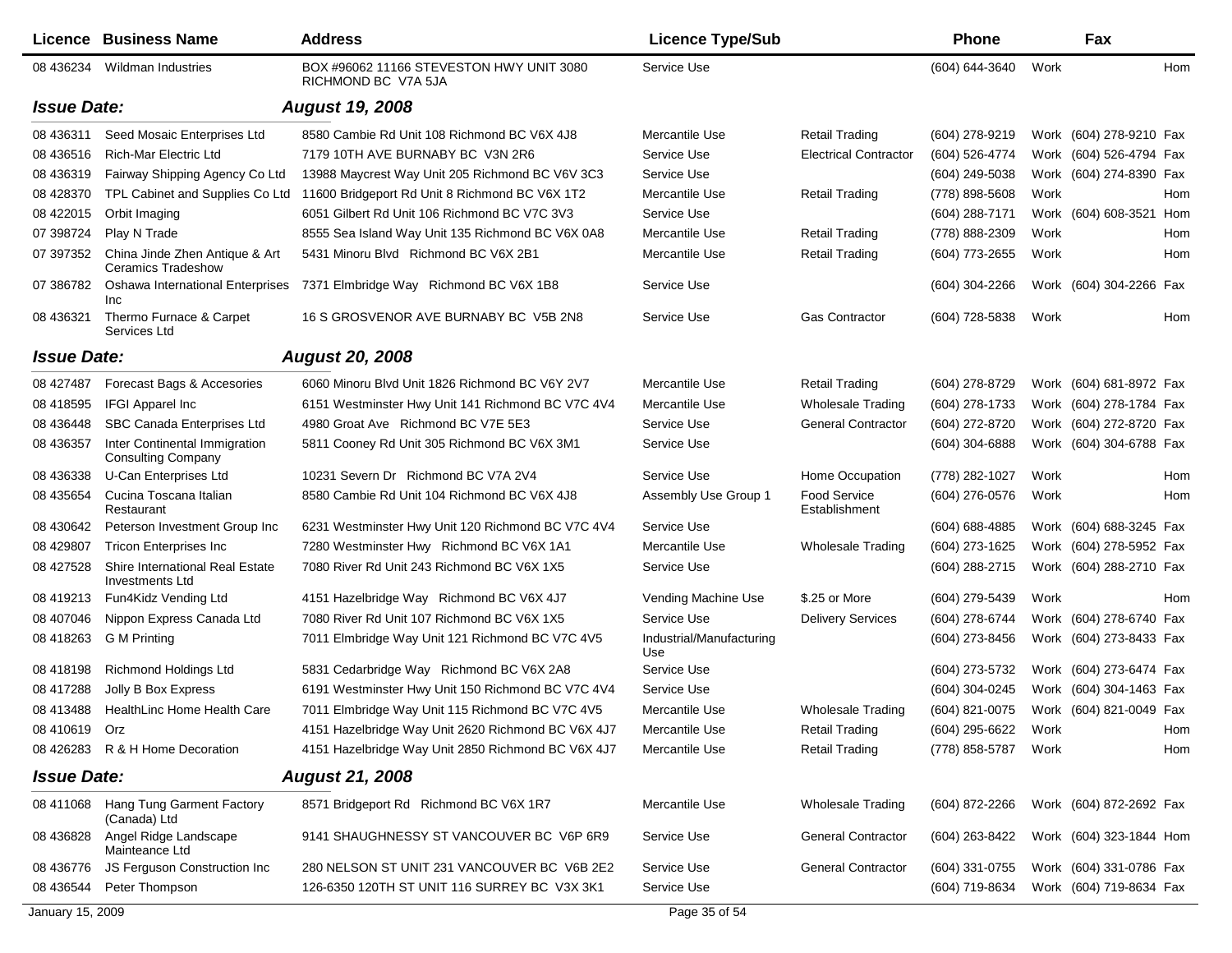| Licence | Business Name | Address | Licence Type/Sub | | Phone | | Fax | |
|---|---|---|---|---|---|---|---|---|
| 08 436234 | Wildman Industries | BOX #96062 11166 STEVESTON HWY UNIT 3080 RICHMOND BC V7A 5JA | Service Use | | (604) 644-3640 | Work | | Hom |

**Issue Date:** *August 19, 2008*

| Licence | Business Name | Address | Licence Type/Sub | | Phone | | Fax | |
|---|---|---|---|---|---|---|---|---|
| 08 436311 | Seed Mosaic Enterprises Ltd | 8580 Cambie Rd Unit 108 Richmond BC V6X 4J8 | Mercantile Use | Retail Trading | (604) 278-9219 | Work | (604) 278-9210 | Fax |
| 08 436516 | Rich-Mar Electric Ltd | 7179 10TH AVE BURNABY BC V3N 2R6 | Service Use | Electrical Contractor | (604) 526-4774 | Work | (604) 526-4794 | Fax |
| 08 436319 | Fairway Shipping Agency Co Ltd | 13988 Maycrest Way Unit 205 Richmond BC V6V 3C3 | Service Use | | (604) 249-5038 | Work | (604) 274-8390 | Fax |
| 08 428370 | TPL Cabinet and Supplies Co Ltd | 11600 Bridgeport Rd Unit 8 Richmond BC V6X 1T2 | Mercantile Use | Retail Trading | (778) 898-5608 | Work | | Hom |
| 08 422015 | Orbit Imaging | 6051 Gilbert Rd Unit 106 Richmond BC V7C 3V3 | Service Use | | (604) 288-7171 | Work | (604) 608-3521 | Hom |
| 07 398724 | Play N Trade | 8555 Sea Island Way Unit 135 Richmond BC V6X 0A8 | Mercantile Use | Retail Trading | (778) 888-2309 | Work | | Hom |
| 07 397352 | China Jinde Zhen Antique & Art Ceramics Tradeshow | 5431 Minoru Blvd Richmond BC V6X 2B1 | Mercantile Use | Retail Trading | (604) 773-2655 | Work | | Hom |
| 07 386782 | Oshawa International Enterprises Inc | 7371 Elmbridge Way Richmond BC V6X 1B8 | Service Use | | (604) 304-2266 | Work | (604) 304-2266 | Fax |
| 08 436321 | Thermo Furnace & Carpet Services Ltd | 16 S GROSVENOR AVE BURNABY BC V5B 2N8 | Service Use | Gas Contractor | (604) 728-5838 | Work | | Hom |

**Issue Date:** *August 20, 2008*

| Licence | Business Name | Address | Licence Type/Sub | | Phone | | Fax | |
|---|---|---|---|---|---|---|---|---|
| 08 427487 | Forecast Bags & Accesories | 6060 Minoru Blvd Unit 1826 Richmond BC V6Y 2V7 | Mercantile Use | Retail Trading | (604) 278-8729 | Work | (604) 681-8972 | Fax |
| 08 418595 | IFGI Apparel Inc | 6151 Westminster Hwy Unit 141 Richmond BC V7C 4V4 | Mercantile Use | Wholesale Trading | (604) 278-1733 | Work | (604) 278-1784 | Fax |
| 08 436448 | SBC Canada Enterprises Ltd | 4980 Groat Ave Richmond BC V7E 5E3 | Service Use | General Contractor | (604) 272-8720 | Work | (604) 272-8720 | Fax |
| 08 436357 | Inter Continental Immigration Consulting Company | 5811 Cooney Rd Unit 305 Richmond BC V6X 3M1 | Service Use | | (604) 304-6888 | Work | (604) 304-6788 | Fax |
| 08 436338 | U-Can Enterprises Ltd | 10231 Severn Dr Richmond BC V7A 2V4 | Service Use | Home Occupation | (778) 282-1027 | Work | | Hom |
| 08 435654 | Cucina Toscana Italian Restaurant | 8580 Cambie Rd Unit 104 Richmond BC V6X 4J8 | Assembly Use Group 1 | Food Service Establishment | (604) 276-0576 | Work | | Hom |
| 08 430642 | Peterson Investment Group Inc | 6231 Westminster Hwy Unit 120 Richmond BC V7C 4V4 | Service Use | | (604) 688-4885 | Work | (604) 688-3245 | Fax |
| 08 429807 | Tricon Enterprises Inc | 7280 Westminster Hwy Richmond BC V6X 1A1 | Mercantile Use | Wholesale Trading | (604) 273-1625 | Work | (604) 278-5952 | Fax |
| 08 427528 | Shire International Real Estate Investments Ltd | 7080 River Rd Unit 243 Richmond BC V6X 1X5 | Service Use | | (604) 288-2715 | Work | (604) 288-2710 | Fax |
| 08 419213 | Fun4Kidz Vending Ltd | 4151 Hazelbridge Way Richmond BC V6X 4J7 | Vending Machine Use | $.25 or More | (604) 279-5439 | Work | | Hom |
| 08 407046 | Nippon Express Canada Ltd | 7080 River Rd Unit 107 Richmond BC V6X 1X5 | Service Use | Delivery Services | (604) 278-6744 | Work | (604) 278-6740 | Fax |
| 08 418263 | G M Printing | 7011 Elmbridge Way Unit 121 Richmond BC V7C 4V5 | Industrial/Manufacturing Use | | (604) 273-8456 | Work | (604) 273-8433 | Fax |
| 08 418198 | Richmond Holdings Ltd | 5831 Cedarbridge Way Richmond BC V6X 2A8 | Service Use | | (604) 273-5732 | Work | (604) 273-6474 | Fax |
| 08 417288 | Jolly B Box Express | 6191 Westminster Hwy Unit 150 Richmond BC V7C 4V4 | Service Use | | (604) 304-0245 | Work | (604) 304-1463 | Fax |
| 08 413488 | HealthLinc Home Health Care | 7011 Elmbridge Way Unit 115 Richmond BC V7C 4V5 | Mercantile Use | Wholesale Trading | (604) 821-0075 | Work | (604) 821-0049 | Fax |
| 08 410619 | Orz | 4151 Hazelbridge Way Unit 2620 Richmond BC V6X 4J7 | Mercantile Use | Retail Trading | (604) 295-6622 | Work | | Hom |
| 08 426283 | R & H Home Decoration | 4151 Hazelbridge Way Unit 2850 Richmond BC V6X 4J7 | Mercantile Use | Retail Trading | (778) 858-5787 | Work | | Hom |

**Issue Date:** *August 21, 2008*

| Licence | Business Name | Address | Licence Type/Sub | | Phone | | Fax | |
|---|---|---|---|---|---|---|---|---|
| 08 411068 | Hang Tung Garment Factory (Canada) Ltd | 8571 Bridgeport Rd Richmond BC V6X 1R7 | Mercantile Use | Wholesale Trading | (604) 872-2266 | Work | (604) 872-2692 | Fax |
| 08 436828 | Angel Ridge Landscape Mainteance Ltd | 9141 SHAUGHNESSY ST VANCOUVER BC V6P 6R9 | Service Use | General Contractor | (604) 263-8422 | Work | (604) 323-1844 | Hom |
| 08 436776 | JS Ferguson Construction Inc | 280 NELSON ST UNIT 231 VANCOUVER BC V6B 2E2 | Service Use | General Contractor | (604) 331-0755 | Work | (604) 331-0786 | Fax |
| 08 436544 | Peter Thompson | 126-6350 120TH ST UNIT 116 SURREY BC V3X 3K1 | Service Use | | (604) 719-8634 | Work | (604) 719-8634 | Fax |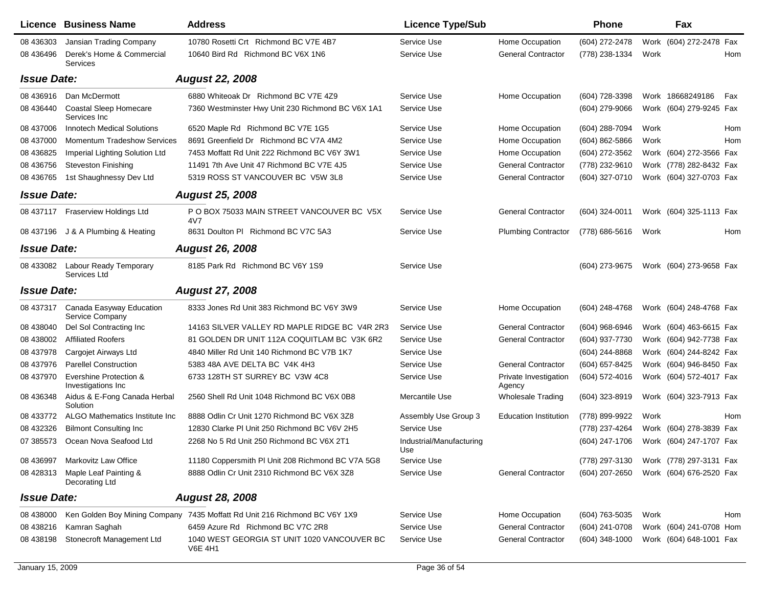| Licence | Business Name | Address | Licence Type/Sub | | Phone | | Fax | |
|---|---|---|---|---|---|---|---|---|
| 08 436303 | Jansian Trading Company | 10780 Rosetti Crt Richmond BC V7E 4B7 | Service Use | Home Occupation | (604) 272-2478 | Work | (604) 272-2478 | Fax |
| 08 436496 | Derek's Home & Commercial Services | 10640 Bird Rd Richmond BC V6X 1N6 | Service Use | General Contractor | (778) 238-1334 | Work | | Hom |
| ***Issue Date:*** | | ***August 22, 2008*** | | | | | | |
| 08 436916 | Dan McDermott | 6880 Whiteoak Dr Richmond BC V7E 4Z9 | Service Use | Home Occupation | (604) 728-3398 | Work | 18668249186 | Fax |
| 08 436440 | Coastal Sleep Homecare Services Inc | 7360 Westminster Hwy Unit 230 Richmond BC V6X 1A1 | Service Use | | (604) 279-9066 | Work | (604) 279-9245 | Fax |
| 08 437006 | Innotech Medical Solutions | 6520 Maple Rd Richmond BC V7E 1G5 | Service Use | Home Occupation | (604) 288-7094 | Work | | Hom |
| 08 437000 | Momentum Tradeshow Services | 8691 Greenfield Dr Richmond BC V7A 4M2 | Service Use | Home Occupation | (604) 862-5866 | Work | | Hom |
| 08 436825 | Imperial Lighting Solution Ltd | 7453 Moffatt Rd Unit 222 Richmond BC V6Y 3W1 | Service Use | Home Occupation | (604) 272-3562 | Work | (604) 272-3566 | Fax |
| 08 436756 | Steveston Finishing | 11491 7th Ave Unit 47 Richmond BC V7E 4J5 | Service Use | General Contractor | (778) 232-9610 | Work | (778) 282-8432 | Fax |
| 08 436765 | 1st Shaughnessy Dev Ltd | 5319 ROSS ST VANCOUVER BC V5W 3L8 | Service Use | General Contractor | (604) 327-0710 | Work | (604) 327-0703 | Fax |
| ***Issue Date:*** | | ***August 25, 2008*** | | | | | | |
| 08 437117 | Fraserview Holdings Ltd | P O BOX 75033 MAIN STREET VANCOUVER BC V5X 4V7 | Service Use | General Contractor | (604) 324-0011 | Work | (604) 325-1113 | Fax |
| 08 437196 | J & A Plumbing & Heating | 8631 Doulton Pl Richmond BC V7C 5A3 | Service Use | Plumbing Contractor | (778) 686-5616 | Work | | Hom |
| ***Issue Date:*** | | ***August 26, 2008*** | | | | | | |
| 08 433082 | Labour Ready Temporary Services Ltd | 8185 Park Rd Richmond BC V6Y 1S9 | Service Use | | (604) 273-9675 | Work | (604) 273-9658 | Fax |
| ***Issue Date:*** | | ***August 27, 2008*** | | | | | | |
| 08 437317 | Canada Easyway Education Service Company | 8333 Jones Rd Unit 383 Richmond BC V6Y 3W9 | Service Use | Home Occupation | (604) 248-4768 | Work | (604) 248-4768 | Fax |
| 08 438040 | Del Sol Contracting Inc | 14163 SILVER VALLEY RD MAPLE RIDGE BC V4R 2R3 | Service Use | General Contractor | (604) 968-6946 | Work | (604) 463-6615 | Fax |
| 08 438002 | Affiliated Roofers | 81 GOLDEN DR UNIT 112A COQUITLAM BC V3K 6R2 | Service Use | General Contractor | (604) 937-7730 | Work | (604) 942-7738 | Fax |
| 08 437978 | Cargojet Airways Ltd | 4840 Miller Rd Unit 140 Richmond BC V7B 1K7 | Service Use | | (604) 244-8868 | Work | (604) 244-8242 | Fax |
| 08 437976 | Parellel Construction | 5383 48A AVE DELTA BC V4K 4H3 | Service Use | General Contractor | (604) 657-8425 | Work | (604) 946-8450 | Fax |
| 08 437970 | Evershine Protection & Investigations Inc | 6733 128TH ST SURREY BC V3W 4C8 | Service Use | Private Investigation Agency | (604) 572-4016 | Work | (604) 572-4017 | Fax |
| 08 436348 | Aidus & E-Fong Canada Herbal Solution | 2560 Shell Rd Unit 1048 Richmond BC V6X 0B8 | Mercantile Use | Wholesale Trading | (604) 323-8919 | Work | (604) 323-7913 | Fax |
| 08 433772 | ALGO Mathematics Institute Inc | 8888 Odlin Cr Unit 1270 Richmond BC V6X 3Z8 | Assembly Use Group 3 | Education Institution | (778) 899-9922 | Work | | Hom |
| 08 432326 | Bilmont Consulting Inc | 12830 Clarke Pl Unit 250 Richmond BC V6V 2H5 | Service Use | | (778) 237-4264 | Work | (604) 278-3839 | Fax |
| 07 385573 | Ocean Nova Seafood Ltd | 2268 No 5 Rd Unit 250 Richmond BC V6X 2T1 | Industrial/Manufacturing Use | | (604) 247-1706 | Work | (604) 247-1707 | Fax |
| 08 436997 | Markovitz Law Office | 11180 Coppersmith Pl Unit 208 Richmond BC V7A 5G8 | Service Use | | (778) 297-3130 | Work | (778) 297-3131 | Fax |
| 08 428313 | Maple Leaf Painting & Decorating Ltd | 8888 Odlin Cr Unit 2310 Richmond BC V6X 3Z8 | Service Use | General Contractor | (604) 207-2650 | Work | (604) 676-2520 | Fax |
| ***Issue Date:*** | | ***August 28, 2008*** | | | | | | |
| 08 438000 | Ken Golden Boy Mining Company | 7435 Moffatt Rd Unit 216 Richmond BC V6Y 1X9 | Service Use | Home Occupation | (604) 763-5035 | Work | | Hom |
| 08 438216 | Kamran Saghah | 6459 Azure Rd Richmond BC V7C 2R8 | Service Use | General Contractor | (604) 241-0708 | Work | (604) 241-0708 | Hom |
| 08 438198 | Stonecroft Management Ltd | 1040 WEST GEORGIA ST UNIT 1020 VANCOUVER BC V6E 4H1 | Service Use | General Contractor | (604) 348-1000 | Work | (604) 648-1001 | Fax |

January 15, 2009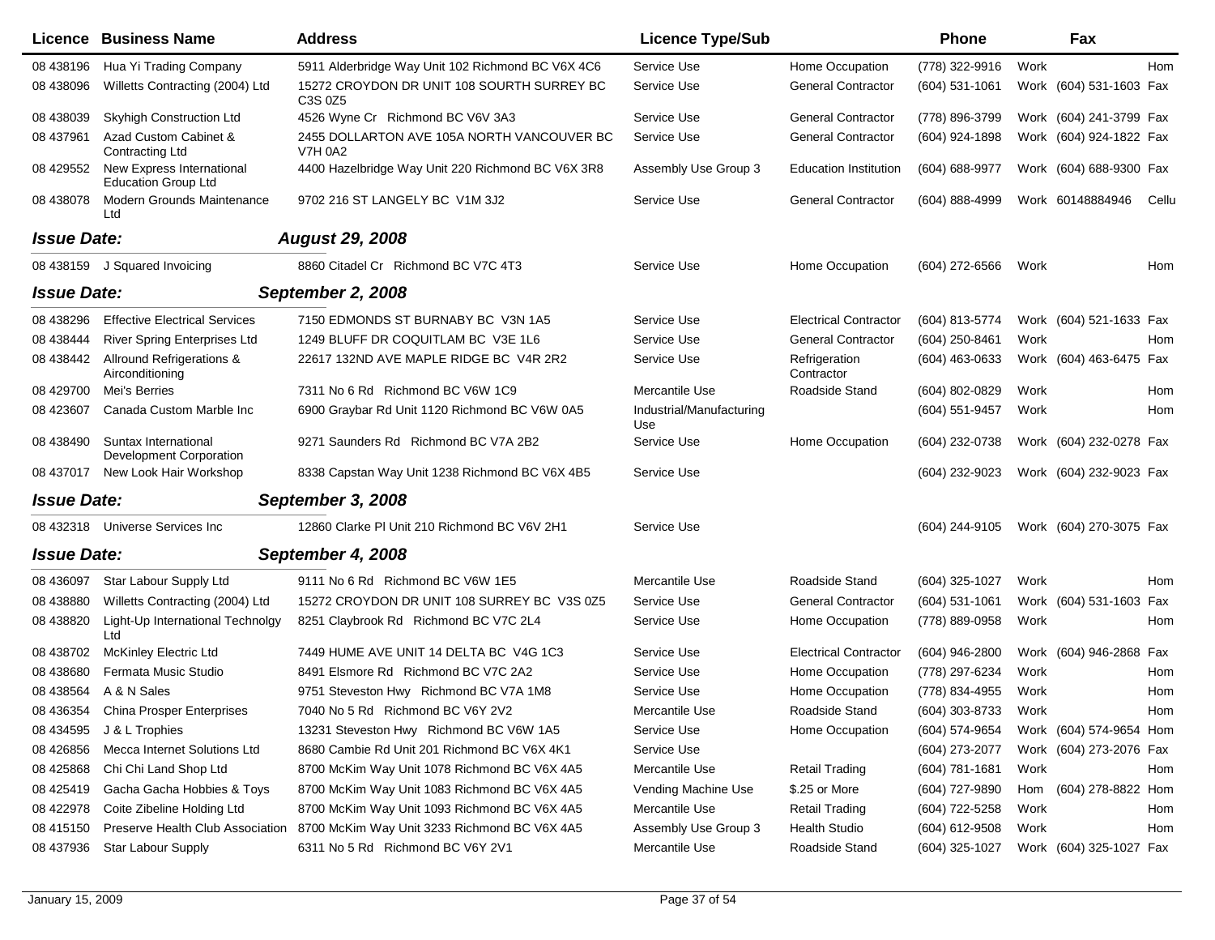| Licence | Business Name | Address | Licence Type/Sub | | Phone | | Fax | |
|---|---|---|---|---|---|---|---|---|
| 08 438196 | Hua Yi Trading Company | 5911 Alderbridge Way Unit 102 Richmond BC V6X 4C6 | Service Use | Home Occupation | (778) 322-9916 | Work | | Hom |
| 08 438096 | Willetts Contracting (2004) Ltd | 15272 CROYDON DR UNIT 108 SOURTH SURREY BC C3S 0Z5 | Service Use | General Contractor | (604) 531-1061 | Work | (604) 531-1603 | Fax |
| 08 438039 | Skyhigh Construction Ltd | 4526 Wyne Cr Richmond BC V6V 3A3 | Service Use | General Contractor | (778) 896-3799 | Work | (604) 241-3799 | Fax |
| 08 437961 | Azad Custom Cabinet & Contracting Ltd | 2455 DOLLARTON AVE 105A NORTH VANCOUVER BC V7H 0A2 | Service Use | General Contractor | (604) 924-1898 | Work | (604) 924-1822 | Fax |
| 08 429552 | New Express International Education Group Ltd | 4400 Hazelbridge Way Unit 220 Richmond BC V6X 3R8 | Assembly Use Group 3 | Education Institution | (604) 688-9977 | Work | (604) 688-9300 | Fax |
| 08 438078 | Modern Grounds Maintenance Ltd | 9702 216 ST LANGELY BC V1M 3J2 | Service Use | General Contractor | (604) 888-4999 | Work | 60148884946 | Cellu |
| ***Issue Date:*** | | ***August 29, 2008*** | | | | | | |
| 08 438159 | J Squared Invoicing | 8860 Citadel Cr Richmond BC V7C 4T3 | Service Use | Home Occupation | (604) 272-6566 | Work | | Hom |
| ***Issue Date:*** | | ***September 2, 2008*** | | | | | | |
| 08 438296 | Effective Electrical Services | 7150 EDMONDS ST BURNABY BC V3N 1A5 | Service Use | Electrical Contractor | (604) 813-5774 | Work | (604) 521-1633 | Fax |
| 08 438444 | River Spring Enterprises Ltd | 1249 BLUFF DR COQUITLAM BC V3E 1L6 | Service Use | General Contractor | (604) 250-8461 | Work | | Hom |
| 08 438442 | Allround Refrigerations & Airconditioning | 22617 132ND AVE MAPLE RIDGE BC V4R 2R2 | Service Use | Refrigeration Contractor | (604) 463-0633 | Work | (604) 463-6475 | Fax |
| 08 429700 | Mei's Berries | 7311 No 6 Rd Richmond BC V6W 1C9 | Mercantile Use | Roadside Stand | (604) 802-0829 | Work | | Hom |
| 08 423607 | Canada Custom Marble Inc | 6900 Graybar Rd Unit 1120 Richmond BC V6W 0A5 | Industrial/Manufacturing Use | | (604) 551-9457 | Work | | Hom |
| 08 438490 | Suntax International Development Corporation | 9271 Saunders Rd Richmond BC V7A 2B2 | Service Use | Home Occupation | (604) 232-0738 | Work | (604) 232-0278 | Fax |
| 08 437017 | New Look Hair Workshop | 8338 Capstan Way Unit 1238 Richmond BC V6X 4B5 | Service Use | | (604) 232-9023 | Work | (604) 232-9023 | Fax |
| ***Issue Date:*** | | ***September 3, 2008*** | | | | | | |
| 08 432318 | Universe Services Inc | 12860 Clarke Pl Unit 210 Richmond BC V6V 2H1 | Service Use | | (604) 244-9105 | Work | (604) 270-3075 | Fax |
| ***Issue Date:*** | | ***September 4, 2008*** | | | | | | |
| 08 436097 | Star Labour Supply Ltd | 9111 No 6 Rd Richmond BC V6W 1E5 | Mercantile Use | Roadside Stand | (604) 325-1027 | Work | | Hom |
| 08 438880 | Willetts Contracting (2004) Ltd | 15272 CROYDON DR UNIT 108 SURREY BC V3S 0Z5 | Service Use | General Contractor | (604) 531-1061 | Work | (604) 531-1603 | Fax |
| 08 438820 | Light-Up International Technolgy Ltd | 8251 Claybrook Rd Richmond BC V7C 2L4 | Service Use | Home Occupation | (778) 889-0958 | Work | | Hom |
| 08 438702 | McKinley Electric Ltd | 7449 HUME AVE UNIT 14 DELTA BC V4G 1C3 | Service Use | Electrical Contractor | (604) 946-2800 | Work | (604) 946-2868 | Fax |
| 08 438680 | Fermata Music Studio | 8491 Elsmore Rd Richmond BC V7C 2A2 | Service Use | Home Occupation | (778) 297-6234 | Work | | Hom |
| 08 438564 | A & N Sales | 9751 Steveston Hwy Richmond BC V7A 1M8 | Service Use | Home Occupation | (778) 834-4955 | Work | | Hom |
| 08 436354 | China Prosper Enterprises | 7040 No 5 Rd Richmond BC V6Y 2V2 | Mercantile Use | Roadside Stand | (604) 303-8733 | Work | | Hom |
| 08 434595 | J & L Trophies | 13231 Steveston Hwy Richmond BC V6W 1A5 | Service Use | Home Occupation | (604) 574-9654 | Work | (604) 574-9654 | Hom |
| 08 426856 | Mecca Internet Solutions Ltd | 8680 Cambie Rd Unit 201 Richmond BC V6X 4K1 | Service Use | | (604) 273-2077 | Work | (604) 273-2076 | Fax |
| 08 425868 | Chi Chi Land Shop Ltd | 8700 McKim Way Unit 1078 Richmond BC V6X 4A5 | Mercantile Use | Retail Trading | (604) 781-1681 | Work | | Hom |
| 08 425419 | Gacha Gacha Hobbies & Toys | 8700 McKim Way Unit 1083 Richmond BC V6X 4A5 | Vending Machine Use | $.25 or More | (604) 727-9890 | Hom | (604) 278-8822 | Hom |
| 08 422978 | Coite Zibeline Holding Ltd | 8700 McKim Way Unit 1093 Richmond BC V6X 4A5 | Mercantile Use | Retail Trading | (604) 722-5258 | Work | | Hom |
| 08 415150 | Preserve Health Club Association | 8700 McKim Way Unit 3233 Richmond BC V6X 4A5 | Assembly Use Group 3 | Health Studio | (604) 612-9508 | Work | | Hom |
| 08 437936 | Star Labour Supply | 6311 No 5 Rd Richmond BC V6Y 2V1 | Mercantile Use | Roadside Stand | (604) 325-1027 | Work | (604) 325-1027 | Fax |

January 15, 2009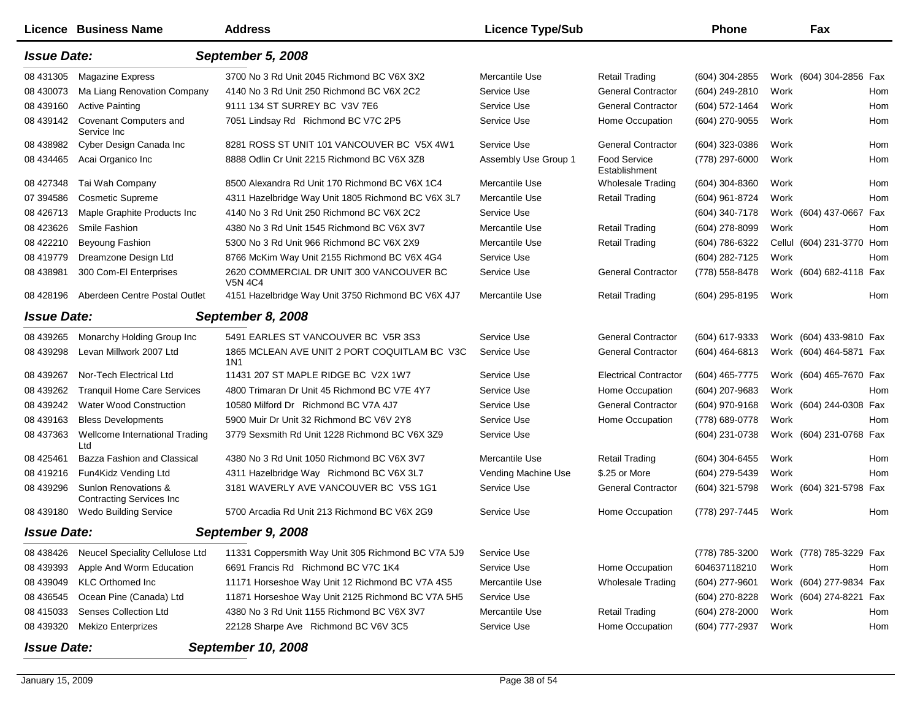| Licence | Business Name | Address | Licence Type/Sub | | Phone | | Fax | |
|---|---|---|---|---|---|---|---|---|
| ***Issue Date:*** | | ***September 5, 2008*** | | | | | | |
| 08 431305 | Magazine Express | 3700 No 3 Rd Unit 2045 Richmond BC V6X 3X2 | Mercantile Use | Retail Trading | (604) 304-2855 | Work | (604) 304-2856 | Fax |
| 08 430073 | Ma Liang Renovation Company | 4140 No 3 Rd Unit 250 Richmond BC V6X 2C2 | Service Use | General Contractor | (604) 249-2810 | Work | | Hom |
| 08 439160 | Active Painting | 9111 134 ST SURREY BC V3V 7E6 | Service Use | General Contractor | (604) 572-1464 | Work | | Hom |
| 08 439142 | Covenant Computers and Service Inc | 7051 Lindsay Rd Richmond BC V7C 2P5 | Service Use | Home Occupation | (604) 270-9055 | Work | | Hom |
| 08 438982 | Cyber Design Canada Inc | 8281 ROSS ST UNIT 101 VANCOUVER BC V5X 4W1 | Service Use | General Contractor | (604) 323-0386 | Work | | Hom |
| 08 434465 | Acai Organico Inc | 8888 Odlin Cr Unit 2215 Richmond BC V6X 3Z8 | Assembly Use Group 1 | Food Service Establishment | (778) 297-6000 | Work | | Hom |
| 08 427348 | Tai Wah Company | 8500 Alexandra Rd Unit 170 Richmond BC V6X 1C4 | Mercantile Use | Wholesale Trading | (604) 304-8360 | Work | | Hom |
| 07 394586 | Cosmetic Supreme | 4311 Hazelbridge Way Unit 1805 Richmond BC V6X 3L7 | Mercantile Use | Retail Trading | (604) 961-8724 | Work | | Hom |
| 08 426713 | Maple Graphite Products Inc | 4140 No 3 Rd Unit 250 Richmond BC V6X 2C2 | Service Use | | (604) 340-7178 | Work | (604) 437-0667 | Fax |
| 08 423626 | Smile Fashion | 4380 No 3 Rd Unit 1545 Richmond BC V6X 3V7 | Mercantile Use | Retail Trading | (604) 278-8099 | Work | | Hom |
| 08 422210 | Beyoung Fashion | 5300 No 3 Rd Unit 966 Richmond BC V6X 2X9 | Mercantile Use | Retail Trading | (604) 786-6322 | Cellul | (604) 231-3770 | Hom |
| 08 419779 | Dreamzone Design Ltd | 8766 McKim Way Unit 2155 Richmond BC V6X 4G4 | Service Use | | (604) 282-7125 | Work | | Hom |
| 08 438981 | 300 Com-El Enterprises | 2620 COMMERCIAL DR UNIT 300 VANCOUVER BC V5N 4C4 | Service Use | General Contractor | (778) 558-8478 | Work | (604) 682-4118 | Fax |
| 08 428196 | Aberdeen Centre Postal Outlet | 4151 Hazelbridge Way Unit 3750 Richmond BC V6X 4J7 | Mercantile Use | Retail Trading | (604) 295-8195 | Work | | Hom |
| ***Issue Date:*** | | ***September 8, 2008*** | | | | | | |
| 08 439265 | Monarchy Holding Group Inc | 5491 EARLES ST VANCOUVER BC V5R 3S3 | Service Use | General Contractor | (604) 617-9333 | Work | (604) 433-9810 | Fax |
| 08 439298 | Levan Millwork 2007 Ltd | 1865 MCLEAN AVE UNIT 2 PORT COQUITLAM BC V3C 1N1 | Service Use | General Contractor | (604) 464-6813 | Work | (604) 464-5871 | Fax |
| 08 439267 | Nor-Tech Electrical Ltd | 11431 207 ST MAPLE RIDGE BC V2X 1W7 | Service Use | Electrical Contractor | (604) 465-7775 | Work | (604) 465-7670 | Fax |
| 08 439262 | Tranquil Home Care Services | 4800 Trimaran Dr Unit 45 Richmond BC V7E 4Y7 | Service Use | Home Occupation | (604) 207-9683 | Work | | Hom |
| 08 439242 | Water Wood Construction | 10580 Milford Dr Richmond BC V7A 4J7 | Service Use | General Contractor | (604) 970-9168 | Work | (604) 244-0308 | Fax |
| 08 439163 | Bless Developments | 5900 Muir Dr Unit 32 Richmond BC V6V 2Y8 | Service Use | Home Occupation | (778) 689-0778 | Work | | Hom |
| 08 437363 | Wellcome International Trading Ltd | 3779 Sexsmith Rd Unit 1228 Richmond BC V6X 3Z9 | Service Use | | (604) 231-0738 | Work | (604) 231-0768 | Fax |
| 08 425461 | Bazza Fashion and Classical | 4380 No 3 Rd Unit 1050 Richmond BC V6X 3V7 | Mercantile Use | Retail Trading | (604) 304-6455 | Work | | Hom |
| 08 419216 | Fun4Kidz Vending Ltd | 4311 Hazelbridge Way Richmond BC V6X 3L7 | Vending Machine Use | $.25 or More | (604) 279-5439 | Work | | Hom |
| 08 439296 | Sunlon Renovations & Contracting Services Inc | 3181 WAVERLY AVE VANCOUVER BC V5S 1G1 | Service Use | General Contractor | (604) 321-5798 | Work | (604) 321-5798 | Fax |
| 08 439180 | Wedo Building Service | 5700 Arcadia Rd Unit 213 Richmond BC V6X 2G9 | Service Use | Home Occupation | (778) 297-7445 | Work | | Hom |
| ***Issue Date:*** | | ***September 9, 2008*** | | | | | | |
| 08 438426 | Neucel Speciality Cellulose Ltd | 11331 Coppersmith Way Unit 305 Richmond BC V7A 5J9 | Service Use | | (778) 785-3200 | Work | (778) 785-3229 | Fax |
| 08 439393 | Apple And Worm Education | 6691 Francis Rd Richmond BC V7C 1K4 | Service Use | Home Occupation | 604637118210 | Work | | Hom |
| 08 439049 | KLC Orthomed Inc | 11171 Horseshoe Way Unit 12 Richmond BC V7A 4S5 | Mercantile Use | Wholesale Trading | (604) 277-9601 | Work | (604) 277-9834 | Fax |
| 08 436545 | Ocean Pine (Canada) Ltd | 11871 Horseshoe Way Unit 2125 Richmond BC V7A 5H5 | Service Use | | (604) 270-8228 | Work | (604) 274-8221 | Fax |
| 08 415033 | Senses Collection Ltd | 4380 No 3 Rd Unit 1155 Richmond BC V6X 3V7 | Mercantile Use | Retail Trading | (604) 278-2000 | Work | | Hom |
| 08 439320 | Mekizo Enterprizes | 22128 Sharpe Ave Richmond BC V6V 3C5 | Service Use | Home Occupation | (604) 777-2937 | Work | | Hom |
| ***Issue Date:*** | | ***September 10, 2008*** | | | | | | |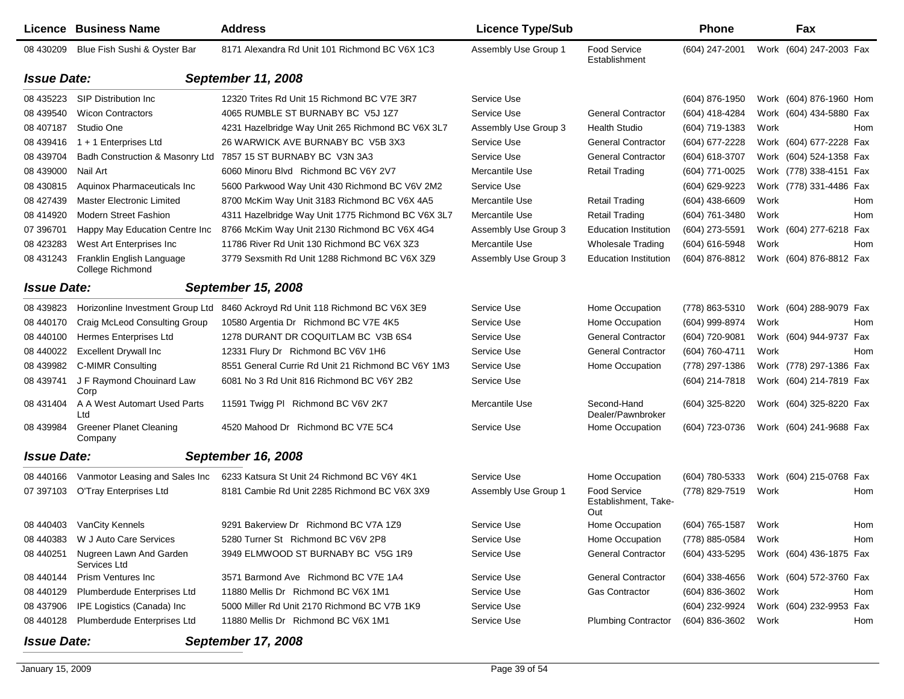| Licence | Business Name | Address | Licence Type/Sub | | Phone | | Fax | |
|---|---|---|---|---|---|---|---|---|
| 08 430209 | Blue Fish Sushi & Oyster Bar | 8171 Alexandra Rd Unit 101 Richmond BC V6X 1C3 | Assembly Use Group 1 | Food Service Establishment | (604) 247-2001 | Work | (604) 247-2003 | Fax |

**Issue Date:** ***September 11, 2008***

| Licence | Business Name | Address | Licence Type/Sub | | Phone | | Fax | |
|---|---|---|---|---|---|---|---|---|
| 08 435223 | SIP Distribution Inc | 12320 Trites Rd Unit 15 Richmond BC V7E 3R7 | Service Use | | (604) 876-1950 | Work | (604) 876-1960 | Hom |
| 08 439540 | Wicon Contractors | 4065 RUMBLE ST BURNABY BC V5J 1Z7 | Service Use | General Contractor | (604) 418-4284 | Work | (604) 434-5880 | Fax |
| 08 407187 | Studio One | 4231 Hazelbridge Way Unit 265 Richmond BC V6X 3L7 | Assembly Use Group 3 | Health Studio | (604) 719-1383 | Work | | Hom |
| 08 439416 | 1 + 1 Enterprises Ltd | 26 WARWICK AVE BURNABY BC V5B 3X3 | Service Use | General Contractor | (604) 677-2228 | Work | (604) 677-2228 | Fax |
| 08 439704 | Badh Construction & Masonry Ltd | 7857 15 ST BURNABY BC V3N 3A3 | Service Use | General Contractor | (604) 618-3707 | Work | (604) 524-1358 | Fax |
| 08 439000 | Nail Art | 6060 Minoru Blvd Richmond BC V6Y 2V7 | Mercantile Use | Retail Trading | (604) 771-0025 | Work | (778) 338-4151 | Fax |
| 08 430815 | Aquinox Pharmaceuticals Inc | 5600 Parkwood Way Unit 430 Richmond BC V6V 2M2 | Service Use | | (604) 629-9223 | Work | (778) 331-4486 | Fax |
| 08 427439 | Master Electronic Limited | 8700 McKim Way Unit 3183 Richmond BC V6X 4A5 | Mercantile Use | Retail Trading | (604) 438-6609 | Work | | Hom |
| 08 414920 | Modern Street Fashion | 4311 Hazelbridge Way Unit 1775 Richmond BC V6X 3L7 | Mercantile Use | Retail Trading | (604) 761-3480 | Work | | Hom |
| 07 396701 | Happy May Education Centre Inc | 8766 McKim Way Unit 2130 Richmond BC V6X 4G4 | Assembly Use Group 3 | Education Institution | (604) 273-5591 | Work | (604) 277-6218 | Fax |
| 08 423283 | West Art Enterprises Inc | 11786 River Rd Unit 130 Richmond BC V6X 3Z3 | Mercantile Use | Wholesale Trading | (604) 616-5948 | Work | | Hom |
| 08 431243 | Franklin English Language College Richmond | 3779 Sexsmith Rd Unit 1288 Richmond BC V6X 3Z9 | Assembly Use Group 3 | Education Institution | (604) 876-8812 | Work | (604) 876-8812 | Fax |

**Issue Date:** ***September 15, 2008***

| Licence | Business Name | Address | Licence Type/Sub | | Phone | | Fax | |
|---|---|---|---|---|---|---|---|---|
| 08 439823 | Horizonline Investment Group Ltd | 8460 Ackroyd Rd Unit 118 Richmond BC V6X 3E9 | Service Use | Home Occupation | (778) 863-5310 | Work | (604) 288-9079 | Fax |
| 08 440170 | Craig McLeod Consulting Group | 10580 Argentia Dr Richmond BC V7E 4K5 | Service Use | Home Occupation | (604) 999-8974 | Work | | Hom |
| 08 440100 | Hermes Enterprises Ltd | 1278 DURANT DR COQUITLAM BC V3B 6S4 | Service Use | General Contractor | (604) 720-9081 | Work | (604) 944-9737 | Fax |
| 08 440022 | Excellent Drywall Inc | 12331 Flury Dr Richmond BC V6V 1H6 | Service Use | General Contractor | (604) 760-4711 | Work | | Hom |
| 08 439982 | C-MIMR Consulting | 8551 General Currie Rd Unit 21 Richmond BC V6Y 1M3 | Service Use | Home Occupation | (778) 297-1386 | Work | (778) 297-1386 | Fax |
| 08 439741 | J F Raymond Chouinard Law Corp | 6081 No 3 Rd Unit 816 Richmond BC V6Y 2B2 | Service Use | | (604) 214-7818 | Work | (604) 214-7819 | Fax |
| 08 431404 | A A West Automart Used Parts Ltd | 11591 Twigg Pl Richmond BC V6V 2K7 | Mercantile Use | Second-Hand Dealer/Pawnbroker | (604) 325-8220 | Work | (604) 325-8220 | Fax |
| 08 439984 | Greener Planet Cleaning Company | 4520 Mahood Dr Richmond BC V7E 5C4 | Service Use | Home Occupation | (604) 723-0736 | Work | (604) 241-9688 | Fax |

**Issue Date:** ***September 16, 2008***

| Licence | Business Name | Address | Licence Type/Sub | | Phone | | Fax | |
|---|---|---|---|---|---|---|---|---|
| 08 440166 | Vanmotor Leasing and Sales Inc | 6233 Katsura St Unit 24 Richmond BC V6Y 4K1 | Service Use | Home Occupation | (604) 780-5333 | Work | (604) 215-0768 | Fax |
| 07 397103 | O'Tray Enterprises Ltd | 8181 Cambie Rd Unit 2285 Richmond BC V6X 3X9 | Assembly Use Group 1 | Food Service Establishment, Take-Out | (778) 829-7519 | Work | | Hom |
| 08 440403 | VanCity Kennels | 9291 Bakerview Dr Richmond BC V7A 1Z9 | Service Use | Home Occupation | (604) 765-1587 | Work | | Hom |
| 08 440383 | W J Auto Care Services | 5280 Turner St Richmond BC V6V 2P8 | Service Use | Home Occupation | (778) 885-0584 | Work | | Hom |
| 08 440251 | Nugreen Lawn And Garden Services Ltd | 3949 ELMWOOD ST BURNABY BC V5G 1R9 | Service Use | General Contractor | (604) 433-5295 | Work | (604) 436-1875 | Fax |
| 08 440144 | Prism Ventures Inc | 3571 Barmond Ave Richmond BC V7E 1A4 | Service Use | General Contractor | (604) 338-4656 | Work | (604) 572-3760 | Fax |
| 08 440129 | Plumberdude Enterprises Ltd | 11880 Mellis Dr Richmond BC V6X 1M1 | Service Use | Gas Contractor | (604) 836-3602 | Work | | Hom |
| 08 437906 | IPE Logistics (Canada) Inc | 5000 Miller Rd Unit 2170 Richmond BC V7B 1K9 | Service Use | | (604) 232-9924 | Work | (604) 232-9953 | Fax |
| 08 440128 | Plumberdude Enterprises Ltd | 11880 Mellis Dr Richmond BC V6X 1M1 | Service Use | Plumbing Contractor | (604) 836-3602 | Work | | Hom |

**Issue Date:** ***September 17, 2008***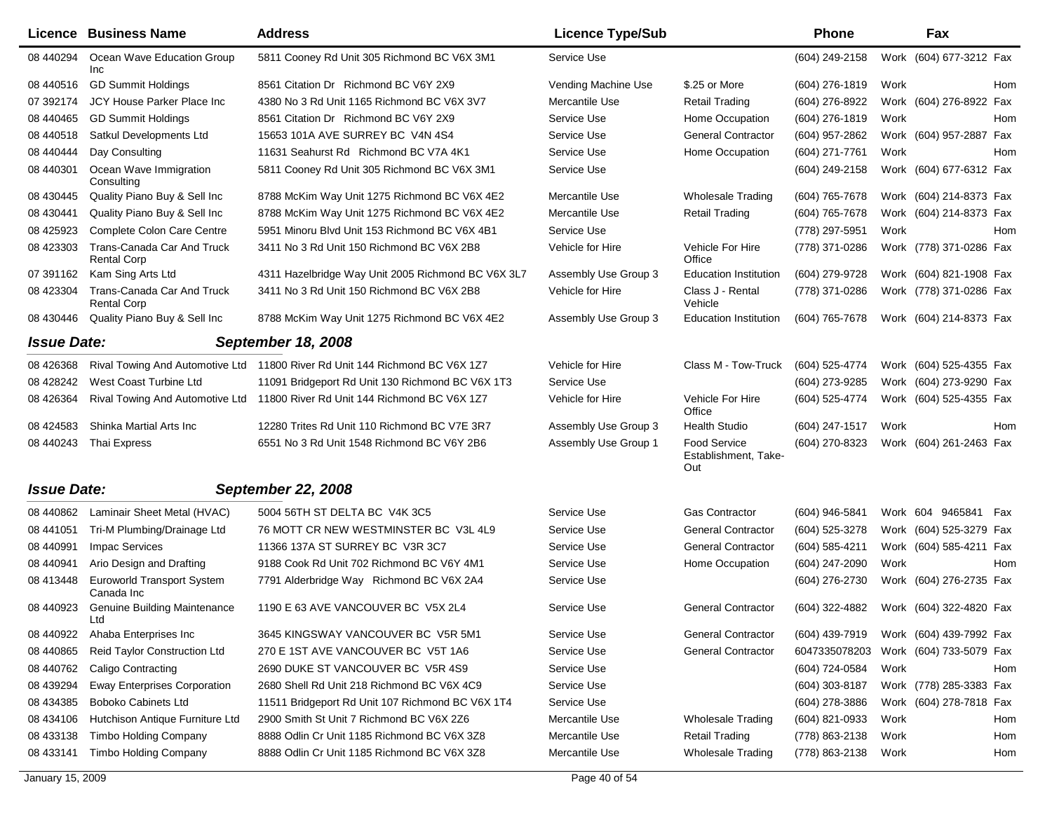| Licence | Business Name | Address | Licence Type/Sub | | Phone | | Fax | |
|---|---|---|---|---|---|---|---|---|
| 08 440294 | Ocean Wave Education Group Inc | 5811 Cooney Rd Unit 305 Richmond BC V6X 3M1 | Service Use | | (604) 249-2158 | Work | (604) 677-3212 | Fax |
| 08 440516 | GD Summit Holdings | 8561 Citation Dr Richmond BC V6Y 2X9 | Vending Machine Use | $.25 or More | (604) 276-1819 | Work | | Hom |
| 07 392174 | JCY House Parker Place Inc | 4380 No 3 Rd Unit 1165 Richmond BC V6X 3V7 | Mercantile Use | Retail Trading | (604) 276-8922 | Work | (604) 276-8922 | Fax |
| 08 440465 | GD Summit Holdings | 8561 Citation Dr Richmond BC V6Y 2X9 | Service Use | Home Occupation | (604) 276-1819 | Work | | Hom |
| 08 440518 | Satkul Developments Ltd | 15653 101A AVE SURREY BC V4N 4S4 | Service Use | General Contractor | (604) 957-2862 | Work | (604) 957-2887 | Fax |
| 08 440444 | Day Consulting | 11631 Seahurst Rd Richmond BC V7A 4K1 | Service Use | Home Occupation | (604) 271-7761 | Work | | Hom |
| 08 440301 | Ocean Wave Immigration Consulting | 5811 Cooney Rd Unit 305 Richmond BC V6X 3M1 | Service Use | | (604) 249-2158 | Work | (604) 677-6312 | Fax |
| 08 430445 | Quality Piano Buy & Sell Inc | 8788 McKim Way Unit 1275 Richmond BC V6X 4E2 | Mercantile Use | Wholesale Trading | (604) 765-7678 | Work | (604) 214-8373 | Fax |
| 08 430441 | Quality Piano Buy & Sell Inc | 8788 McKim Way Unit 1275 Richmond BC V6X 4E2 | Mercantile Use | Retail Trading | (604) 765-7678 | Work | (604) 214-8373 | Fax |
| 08 425923 | Complete Colon Care Centre | 5951 Minoru Blvd Unit 153 Richmond BC V6X 4B1 | Service Use | | (778) 297-5951 | Work | | Hom |
| 08 423303 | Trans-Canada Car And Truck Rental Corp | 3411 No 3 Rd Unit 150 Richmond BC V6X 2B8 | Vehicle for Hire | Vehicle For Hire Office | (778) 371-0286 | Work | (778) 371-0286 | Fax |
| 07 391162 | Kam Sing Arts Ltd | 4311 Hazelbridge Way Unit 2005 Richmond BC V6X 3L7 | Assembly Use Group 3 | Education Institution | (604) 279-9728 | Work | (604) 821-1908 | Fax |
| 08 423304 | Trans-Canada Car And Truck Rental Corp | 3411 No 3 Rd Unit 150 Richmond BC V6X 2B8 | Vehicle for Hire | Class J - Rental Vehicle | (778) 371-0286 | Work | (778) 371-0286 | Fax |
| 08 430446 | Quality Piano Buy & Sell Inc | 8788 McKim Way Unit 1275 Richmond BC V6X 4E2 | Assembly Use Group 3 | Education Institution | (604) 765-7678 | Work | (604) 214-8373 | Fax |

***Issue Date:*** ***September 18, 2008***

| Licence | Business Name | Address | Licence Type/Sub | | Phone | | Fax | |
|---|---|---|---|---|---|---|---|---|
| 08 426368 | Rival Towing And Automotive Ltd | 11800 River Rd Unit 144 Richmond BC V6X 1Z7 | Vehicle for Hire | Class M - Tow-Truck | (604) 525-4774 | Work | (604) 525-4355 | Fax |
| 08 428242 | West Coast Turbine Ltd | 11091 Bridgeport Rd Unit 130 Richmond BC V6X 1T3 | Service Use | | (604) 273-9285 | Work | (604) 273-9290 | Fax |
| 08 426364 | Rival Towing And Automotive Ltd | 11800 River Rd Unit 144 Richmond BC V6X 1Z7 | Vehicle for Hire | Vehicle For Hire Office | (604) 525-4774 | Work | (604) 525-4355 | Fax |
| 08 424583 | Shinka Martial Arts Inc | 12280 Trites Rd Unit 110 Richmond BC V7E 3R7 | Assembly Use Group 3 | Health Studio | (604) 247-1517 | Work | | Hom |
| 08 440243 | Thai Express | 6551 No 3 Rd Unit 1548 Richmond BC V6Y 2B6 | Assembly Use Group 1 | Food Service Establishment, Take-Out | (604) 270-8323 | Work | (604) 261-2463 | Fax |

***Issue Date:*** ***September 22, 2008***

| Licence | Business Name | Address | Licence Type/Sub | | Phone | | Fax | |
|---|---|---|---|---|---|---|---|---|
| 08 440862 | Laminair Sheet Metal (HVAC) | 5004 56TH ST DELTA BC V4K 3C5 | Service Use | Gas Contractor | (604) 946-5841 | Work | 604 9465841 | Fax |
| 08 441051 | Tri-M Plumbing/Drainage Ltd | 76 MOTT CR NEW WESTMINSTER BC V3L 4L9 | Service Use | General Contractor | (604) 525-3278 | Work | (604) 525-3279 | Fax |
| 08 440991 | Impac Services | 11366 137A ST SURREY BC V3R 3C7 | Service Use | General Contractor | (604) 585-4211 | Work | (604) 585-4211 | Fax |
| 08 440941 | Ario Design and Drafting | 9188 Cook Rd Unit 702 Richmond BC V6Y 4M1 | Service Use | Home Occupation | (604) 247-2090 | Work | | Hom |
| 08 413448 | Euroworld Transport System Canada Inc | 7791 Alderbridge Way Richmond BC V6X 2A4 | Service Use | | (604) 276-2730 | Work | (604) 276-2735 | Fax |
| 08 440923 | Genuine Building Maintenance Ltd | 1190 E 63 AVE VANCOUVER BC V5X 2L4 | Service Use | General Contractor | (604) 322-4882 | Work | (604) 322-4820 | Fax |
| 08 440922 | Ahaba Enterprises Inc | 3645 KINGSWAY VANCOUVER BC V5R 5M1 | Service Use | General Contractor | (604) 439-7919 | Work | (604) 439-7992 | Fax |
| 08 440865 | Reid Taylor Construction Ltd | 270 E 1ST AVE VANCOUVER BC V5T 1A6 | Service Use | General Contractor | 6047335078203 | Work | (604) 733-5079 | Fax |
| 08 440762 | Caligo Contracting | 2690 DUKE ST VANCOUVER BC V5R 4S9 | Service Use | | (604) 724-0584 | Work | | Hom |
| 08 439294 | Eway Enterprises Corporation | 2680 Shell Rd Unit 218 Richmond BC V6X 4C9 | Service Use | | (604) 303-8187 | Work | (778) 285-3383 | Fax |
| 08 434385 | Boboko Cabinets Ltd | 11511 Bridgeport Rd Unit 107 Richmond BC V6X 1T4 | Service Use | | (604) 278-3886 | Work | (604) 278-7818 | Fax |
| 08 434106 | Hutchison Antique Furniture Ltd | 2900 Smith St Unit 7 Richmond BC V6X 2Z6 | Mercantile Use | Wholesale Trading | (604) 821-0933 | Work | | Hom |
| 08 433138 | Timbo Holding Company | 8888 Odlin Cr Unit 1185 Richmond BC V6X 3Z8 | Mercantile Use | Retail Trading | (778) 863-2138 | Work | | Hom |
| 08 433141 | Timbo Holding Company | 8888 Odlin Cr Unit 1185 Richmond BC V6X 3Z8 | Mercantile Use | Wholesale Trading | (778) 863-2138 | Work | | Hom |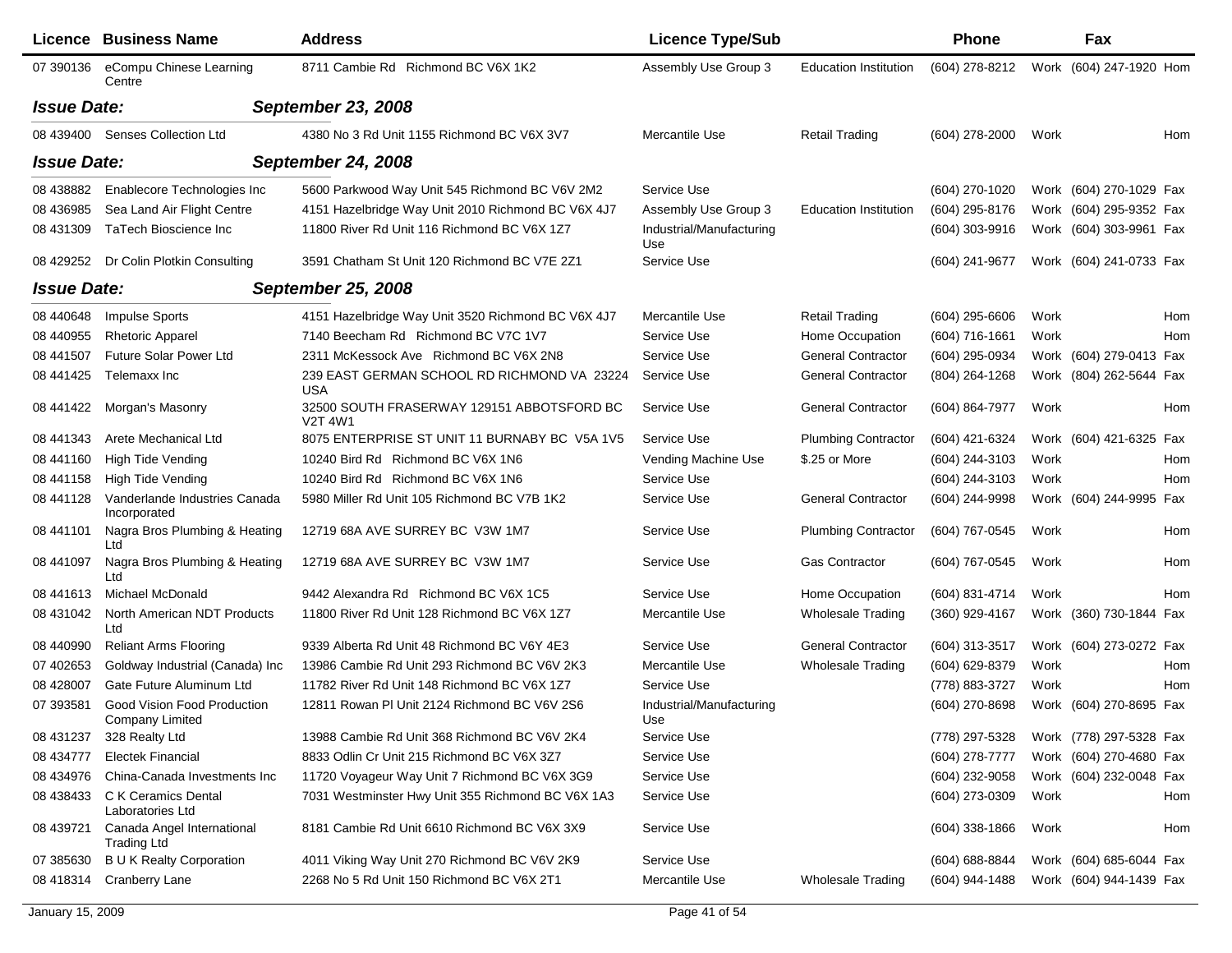| Licence | Business Name | Address | Licence Type/Sub | | Phone | | Fax | |
|---|---|---|---|---|---|---|---|---|
| 07 390136 | eCompu Chinese Learning Centre | 8711 Cambie Rd Richmond BC V6X 1K2 | Assembly Use Group 3 | Education Institution | (604) 278-8212 | Work | (604) 247-1920 | Hom |
| ***Issue Date:*** | | ***September 23, 2008*** | | | | | | |
| 08 439400 | Senses Collection Ltd | 4380 No 3 Rd Unit 1155 Richmond BC V6X 3V7 | Mercantile Use | Retail Trading | (604) 278-2000 | Work | | Hom |
| ***Issue Date:*** | | ***September 24, 2008*** | | | | | | |
| 08 438882 | Enablecore Technologies Inc | 5600 Parkwood Way Unit 545 Richmond BC V6V 2M2 | Service Use | | (604) 270-1020 | Work | (604) 270-1029 | Fax |
| 08 436985 | Sea Land Air Flight Centre | 4151 Hazelbridge Way Unit 2010 Richmond BC V6X 4J7 | Assembly Use Group 3 | Education Institution | (604) 295-8176 | Work | (604) 295-9352 | Fax |
| 08 431309 | TaTech Bioscience Inc | 11800 River Rd Unit 116 Richmond BC V6X 1Z7 | Industrial/Manufacturing Use | | (604) 303-9916 | Work | (604) 303-9961 | Fax |
| 08 429252 | Dr Colin Plotkin Consulting | 3591 Chatham St Unit 120 Richmond BC V7E 2Z1 | Service Use | | (604) 241-9677 | Work | (604) 241-0733 | Fax |
| ***Issue Date:*** | | ***September 25, 2008*** | | | | | | |
| 08 440648 | Impulse Sports | 4151 Hazelbridge Way Unit 3520 Richmond BC V6X 4J7 | Mercantile Use | Retail Trading | (604) 295-6606 | Work | | Hom |
| 08 440955 | Rhetoric Apparel | 7140 Beecham Rd Richmond BC V7C 1V7 | Service Use | Home Occupation | (604) 716-1661 | Work | | Hom |
| 08 441507 | Future Solar Power Ltd | 2311 McKessock Ave Richmond BC V6X 2N8 | Service Use | General Contractor | (604) 295-0934 | Work | (604) 279-0413 | Fax |
| 08 441425 | Telemaxx Inc | 239 EAST GERMAN SCHOOL RD RICHMOND VA 23224 USA | Service Use | General Contractor | (804) 264-1268 | Work | (804) 262-5644 | Fax |
| 08 441422 | Morgan's Masonry | 32500 SOUTH FRASERWAY 129151 ABBOTSFORD BC V2T 4W1 | Service Use | General Contractor | (604) 864-7977 | Work | | Hom |
| 08 441343 | Arete Mechanical Ltd | 8075 ENTERPRISE ST UNIT 11 BURNABY BC V5A 1V5 | Service Use | Plumbing Contractor | (604) 421-6324 | Work | (604) 421-6325 | Fax |
| 08 441160 | High Tide Vending | 10240 Bird Rd Richmond BC V6X 1N6 | Vending Machine Use | $.25 or More | (604) 244-3103 | Work | | Hom |
| 08 441158 | High Tide Vending | 10240 Bird Rd Richmond BC V6X 1N6 | Service Use | | (604) 244-3103 | Work | | Hom |
| 08 441128 | Vanderlande Industries Canada Incorporated | 5980 Miller Rd Unit 105 Richmond BC V7B 1K2 | Service Use | General Contractor | (604) 244-9998 | Work | (604) 244-9995 | Fax |
| 08 441101 | Nagra Bros Plumbing & Heating Ltd | 12719 68A AVE SURREY BC V3W 1M7 | Service Use | Plumbing Contractor | (604) 767-0545 | Work | | Hom |
| 08 441097 | Nagra Bros Plumbing & Heating Ltd | 12719 68A AVE SURREY BC V3W 1M7 | Service Use | Gas Contractor | (604) 767-0545 | Work | | Hom |
| 08 441613 | Michael McDonald | 9442 Alexandra Rd Richmond BC V6X 1C5 | Service Use | Home Occupation | (604) 831-4714 | Work | | Hom |
| 08 431042 | North American NDT Products Ltd | 11800 River Rd Unit 128 Richmond BC V6X 1Z7 | Mercantile Use | Wholesale Trading | (360) 929-4167 | Work | (360) 730-1844 | Fax |
| 08 440990 | Reliant Arms Flooring | 9339 Alberta Rd Unit 48 Richmond BC V6Y 4E3 | Service Use | General Contractor | (604) 313-3517 | Work | (604) 273-0272 | Fax |
| 07 402653 | Goldway Industrial (Canada) Inc | 13986 Cambie Rd Unit 293 Richmond BC V6V 2K3 | Mercantile Use | Wholesale Trading | (604) 629-8379 | Work | | Hom |
| 08 428007 | Gate Future Aluminum Ltd | 11782 River Rd Unit 148 Richmond BC V6X 1Z7 | Service Use | | (778) 883-3727 | Work | | Hom |
| 07 393581 | Good Vision Food Production Company Limited | 12811 Rowan Pl Unit 2124 Richmond BC V6V 2S6 | Industrial/Manufacturing Use | | (604) 270-8698 | Work | (604) 270-8695 | Fax |
| 08 431237 | 328 Realty Ltd | 13988 Cambie Rd Unit 368 Richmond BC V6V 2K4 | Service Use | | (778) 297-5328 | Work | (778) 297-5328 | Fax |
| 08 434777 | Electek Financial | 8833 Odlin Cr Unit 215 Richmond BC V6X 3Z7 | Service Use | | (604) 278-7777 | Work | (604) 270-4680 | Fax |
| 08 434976 | China-Canada Investments Inc | 11720 Voyageur Way Unit 7 Richmond BC V6X 3G9 | Service Use | | (604) 232-9058 | Work | (604) 232-0048 | Fax |
| 08 438433 | C K Ceramics Dental Laboratories Ltd | 7031 Westminster Hwy Unit 355 Richmond BC V6X 1A3 | Service Use | | (604) 273-0309 | Work | | Hom |
| 08 439721 | Canada Angel International Trading Ltd | 8181 Cambie Rd Unit 6610 Richmond BC V6X 3X9 | Service Use | | (604) 338-1866 | Work | | Hom |
| 07 385630 | B U K Realty Corporation | 4011 Viking Way Unit 270 Richmond BC V6V 2K9 | Service Use | | (604) 688-8844 | Work | (604) 685-6044 | Fax |
| 08 418314 | Cranberry Lane | 2268 No 5 Rd Unit 150 Richmond BC V6X 2T1 | Mercantile Use | Wholesale Trading | (604) 944-1488 | Work | (604) 944-1439 | Fax |

January 15, 2009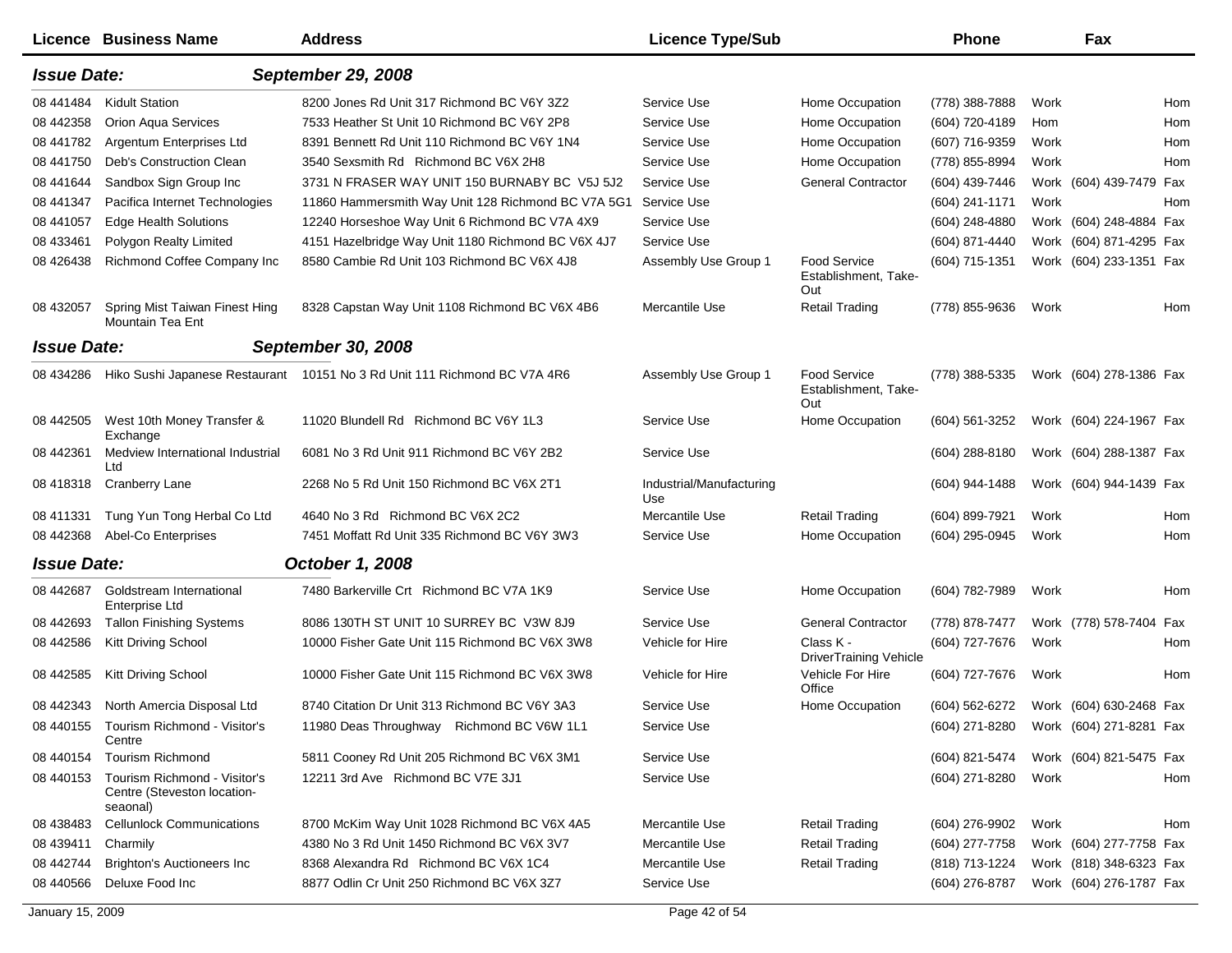| Licence | Business Name | Address | Licence Type/Sub | | Phone | | Fax | |
|---|---|---|---|---|---|---|---|---|
| ***Issue Date:*** | | ***September 29, 2008*** | | | | | | |
| 08 441484 | Kidult Station | 8200 Jones Rd Unit 317 Richmond BC V6Y 3Z2 | Service Use | Home Occupation | (778) 388-7888 | Work | | Hom |
| 08 442358 | Orion Aqua Services | 7533 Heather St Unit 10 Richmond BC V6Y 2P8 | Service Use | Home Occupation | (604) 720-4189 | Hom | | Hom |
| 08 441782 | Argentum Enterprises Ltd | 8391 Bennett Rd Unit 110 Richmond BC V6Y 1N4 | Service Use | Home Occupation | (607) 716-9359 | Work | | Hom |
| 08 441750 | Deb's Construction Clean | 3540 Sexsmith Rd Richmond BC V6X 2H8 | Service Use | Home Occupation | (778) 855-8994 | Work | | Hom |
| 08 441644 | Sandbox Sign Group Inc | 3731 N FRASER WAY UNIT 150 BURNABY BC V5J 5J2 | Service Use | General Contractor | (604) 439-7446 | Work | (604) 439-7479 | Fax |
| 08 441347 | Pacifica Internet Technologies | 11860 Hammersmith Way Unit 128 Richmond BC V7A 5G1 | Service Use | | (604) 241-1171 | Work | | Hom |
| 08 441057 | Edge Health Solutions | 12240 Horseshoe Way Unit 6 Richmond BC V7A 4X9 | Service Use | | (604) 248-4880 | Work | (604) 248-4884 | Fax |
| 08 433461 | Polygon Realty Limited | 4151 Hazelbridge Way Unit 1180 Richmond BC V6X 4J7 | Service Use | | (604) 871-4440 | Work | (604) 871-4295 | Fax |
| 08 426438 | Richmond Coffee Company Inc | 8580 Cambie Rd Unit 103 Richmond BC V6X 4J8 | Assembly Use Group 1 | Food Service Establishment, Take-Out | (604) 715-1351 | Work | (604) 233-1351 | Fax |
| 08 432057 | Spring Mist Taiwan Finest Hing Mountain Tea Ent | 8328 Capstan Way Unit 1108 Richmond BC V6X 4B6 | Mercantile Use | Retail Trading | (778) 855-9636 | Work | | Hom |
| ***Issue Date:*** | | ***September 30, 2008*** | | | | | | |
| 08 434286 | Hiko Sushi Japanese Restaurant | 10151 No 3 Rd Unit 111 Richmond BC V7A 4R6 | Assembly Use Group 1 | Food Service Establishment, Take-Out | (778) 388-5335 | Work | (604) 278-1386 | Fax |
| 08 442505 | West 10th Money Transfer & Exchange | 11020 Blundell Rd Richmond BC V6Y 1L3 | Service Use | Home Occupation | (604) 561-3252 | Work | (604) 224-1967 | Fax |
| 08 442361 | Medview International Industrial Ltd | 6081 No 3 Rd Unit 911 Richmond BC V6Y 2B2 | Service Use | | (604) 288-8180 | Work | (604) 288-1387 | Fax |
| 08 418318 | Cranberry Lane | 2268 No 5 Rd Unit 150 Richmond BC V6X 2T1 | Industrial/Manufacturing Use | | (604) 944-1488 | Work | (604) 944-1439 | Fax |
| 08 411331 | Tung Yun Tong Herbal Co Ltd | 4640 No 3 Rd Richmond BC V6X 2C2 | Mercantile Use | Retail Trading | (604) 899-7921 | Work | | Hom |
| 08 442368 | Abel-Co Enterprises | 7451 Moffatt Rd Unit 335 Richmond BC V6Y 3W3 | Service Use | Home Occupation | (604) 295-0945 | Work | | Hom |
| ***Issue Date:*** | | ***October 1, 2008*** | | | | | | |
| 08 442687 | Goldstream International Enterprise Ltd | 7480 Barkerville Crt Richmond BC V7A 1K9 | Service Use | Home Occupation | (604) 782-7989 | Work | | Hom |
| 08 442693 | Tallon Finishing Systems | 8086 130TH ST UNIT 10 SURREY BC V3W 8J9 | Service Use | General Contractor | (778) 878-7477 | Work | (778) 578-7404 | Fax |
| 08 442586 | Kitt Driving School | 10000 Fisher Gate Unit 115 Richmond BC V6X 3W8 | Vehicle for Hire | Class K - DriverTraining Vehicle | (604) 727-7676 | Work | | Hom |
| 08 442585 | Kitt Driving School | 10000 Fisher Gate Unit 115 Richmond BC V6X 3W8 | Vehicle for Hire | Vehicle For Hire Office | (604) 727-7676 | Work | | Hom |
| 08 442343 | North Amercia Disposal Ltd | 8740 Citation Dr Unit 313 Richmond BC V6Y 3A3 | Service Use | Home Occupation | (604) 562-6272 | Work | (604) 630-2468 | Fax |
| 08 440155 | Tourism Richmond - Visitor's Centre | 11980 Deas Throughway Richmond BC V6W 1L1 | Service Use | | (604) 271-8280 | Work | (604) 271-8281 | Fax |
| 08 440154 | Tourism Richmond | 5811 Cooney Rd Unit 205 Richmond BC V6X 3M1 | Service Use | | (604) 821-5474 | Work | (604) 821-5475 | Fax |
| 08 440153 | Tourism Richmond - Visitor's Centre (Steveston location-seaonal) | 12211 3rd Ave Richmond BC V7E 3J1 | Service Use | | (604) 271-8280 | Work | | Hom |
| 08 438483 | Cellunlock Communications | 8700 McKim Way Unit 1028 Richmond BC V6X 4A5 | Mercantile Use | Retail Trading | (604) 276-9902 | Work | | Hom |
| 08 439411 | Charmily | 4380 No 3 Rd Unit 1450 Richmond BC V6X 3V7 | Mercantile Use | Retail Trading | (604) 277-7758 | Work | (604) 277-7758 | Fax |
| 08 442744 | Brighton's Auctioneers Inc | 8368 Alexandra Rd Richmond BC V6X 1C4 | Mercantile Use | Retail Trading | (818) 713-1224 | Work | (818) 348-6323 | Fax |
| 08 440566 | Deluxe Food Inc | 8877 Odlin Cr Unit 250 Richmond BC V6X 3Z7 | Service Use | | (604) 276-8787 | Work | (604) 276-1787 | Fax |

January 15, 2009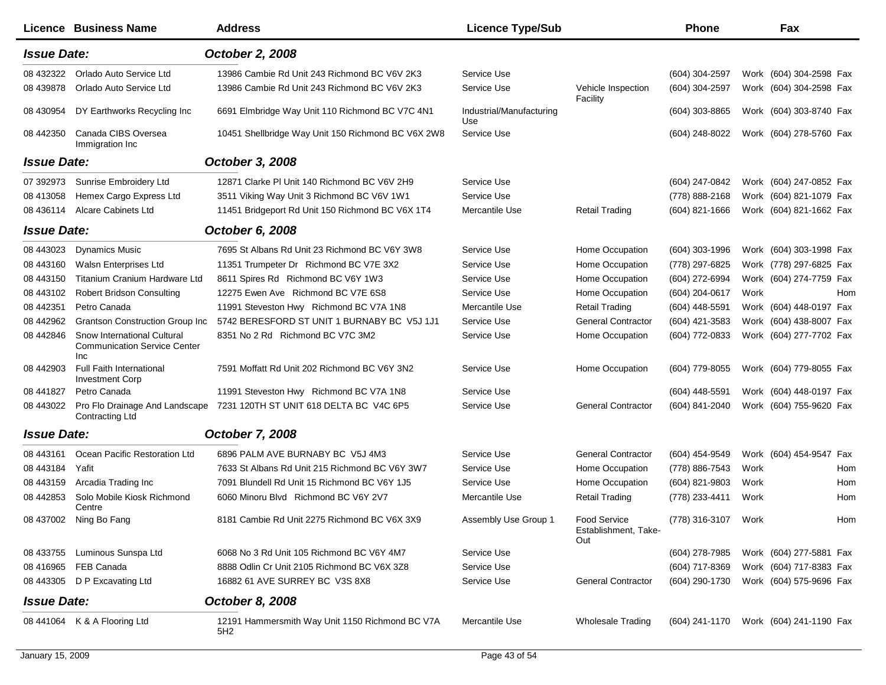| Licence | Business Name | Address | Licence Type/Sub | | Phone | | Fax | |
|---|---|---|---|---|---|---|---|---|
| ***Issue Date:*** | | ***October 2, 2008*** | | | | | | |
| 08 432322 | Orlado Auto Service Ltd | 13986 Cambie Rd Unit 243 Richmond BC V6V 2K3 | Service Use | | (604) 304-2597 | Work | (604) 304-2598 | Fax |
| 08 439878 | Orlado Auto Service Ltd | 13986 Cambie Rd Unit 243 Richmond BC V6V 2K3 | Service Use | Vehicle Inspection Facility | (604) 304-2597 | Work | (604) 304-2598 | Fax |
| 08 430954 | DY Earthworks Recycling Inc | 6691 Elmbridge Way Unit 110 Richmond BC V7C 4N1 | Industrial/Manufacturing Use | | (604) 303-8865 | Work | (604) 303-8740 | Fax |
| 08 442350 | Canada CIBS Oversea Immigration Inc | 10451 Shellbridge Way Unit 150 Richmond BC V6X 2W8 | Service Use | | (604) 248-8022 | Work | (604) 278-5760 | Fax |
| ***Issue Date:*** | | ***October 3, 2008*** | | | | | | |
| 07 392973 | Sunrise Embroidery Ltd | 12871 Clarke Pl Unit 140 Richmond BC V6V 2H9 | Service Use | | (604) 247-0842 | Work | (604) 247-0852 | Fax |
| 08 413058 | Hemex Cargo Express Ltd | 3511 Viking Way Unit 3 Richmond BC V6V 1W1 | Service Use | | (778) 888-2168 | Work | (604) 821-1079 | Fax |
| 08 436114 | Alcare Cabinets Ltd | 11451 Bridgeport Rd Unit 150 Richmond BC V6X 1T4 | Mercantile Use | Retail Trading | (604) 821-1666 | Work | (604) 821-1662 | Fax |
| ***Issue Date:*** | | ***October 6, 2008*** | | | | | | |
| 08 443023 | Dynamics Music | 7695 St Albans Rd Unit 23 Richmond BC V6Y 3W8 | Service Use | Home Occupation | (604) 303-1996 | Work | (604) 303-1998 | Fax |
| 08 443160 | Walsn Enterprises Ltd | 11351 Trumpeter Dr Richmond BC V7E 3X2 | Service Use | Home Occupation | (778) 297-6825 | Work | (778) 297-6825 | Fax |
| 08 443150 | Titanium Cranium Hardware Ltd | 8611 Spires Rd Richmond BC V6Y 1W3 | Service Use | Home Occupation | (604) 272-6994 | Work | (604) 274-7759 | Fax |
| 08 443102 | Robert Bridson Consulting | 12275 Ewen Ave Richmond BC V7E 6S8 | Service Use | Home Occupation | (604) 204-0617 | Work | | Hom |
| 08 442351 | Petro Canada | 11991 Steveston Hwy Richmond BC V7A 1N8 | Mercantile Use | Retail Trading | (604) 448-5591 | Work | (604) 448-0197 | Fax |
| 08 442962 | Grantson Construction Group Inc | 5742 BERESFORD ST UNIT 1 BURNABY BC V5J 1J1 | Service Use | General Contractor | (604) 421-3583 | Work | (604) 438-8007 | Fax |
| 08 442846 | Snow International Cultural Communication Service Center Inc | 8351 No 2 Rd Richmond BC V7C 3M2 | Service Use | Home Occupation | (604) 772-0833 | Work | (604) 277-7702 | Fax |
| 08 442903 | Full Faith International Investment Corp | 7591 Moffatt Rd Unit 202 Richmond BC V6Y 3N2 | Service Use | Home Occupation | (604) 779-8055 | Work | (604) 779-8055 | Fax |
| 08 441827 | Petro Canada | 11991 Steveston Hwy Richmond BC V7A 1N8 | Service Use | | (604) 448-5591 | Work | (604) 448-0197 | Fax |
| 08 443022 | Pro Flo Drainage And Landscape Contracting Ltd | 7231 120TH ST UNIT 618 DELTA BC V4C 6P5 | Service Use | General Contractor | (604) 841-2040 | Work | (604) 755-9620 | Fax |
| ***Issue Date:*** | | ***October 7, 2008*** | | | | | | |
| 08 443161 | Ocean Pacific Restoration Ltd | 6896 PALM AVE BURNABY BC V5J 4M3 | Service Use | General Contractor | (604) 454-9549 | Work | (604) 454-9547 | Fax |
| 08 443184 | Yafit | 7633 St Albans Rd Unit 215 Richmond BC V6Y 3W7 | Service Use | Home Occupation | (778) 886-7543 | Work | | Hom |
| 08 443159 | Arcadia Trading Inc | 7091 Blundell Rd Unit 15 Richmond BC V6Y 1J5 | Service Use | Home Occupation | (604) 821-9803 | Work | | Hom |
| 08 442853 | Solo Mobile Kiosk Richmond Centre | 6060 Minoru Blvd Richmond BC V6Y 2V7 | Mercantile Use | Retail Trading | (778) 233-4411 | Work | | Hom |
| 08 437002 | Ning Bo Fang | 8181 Cambie Rd Unit 2275 Richmond BC V6X 3X9 | Assembly Use Group 1 | Food Service Establishment, Take-Out | (778) 316-3107 | Work | | Hom |
| 08 433755 | Luminous Sunspa Ltd | 6068 No 3 Rd Unit 105 Richmond BC V6Y 4M7 | Service Use | | (604) 278-7985 | Work | (604) 277-5881 | Fax |
| 08 416965 | FEB Canada | 8888 Odlin Cr Unit 2105 Richmond BC V6X 3Z8 | Service Use | | (604) 717-8369 | Work | (604) 717-8383 | Fax |
| 08 443305 | D P Excavating Ltd | 16882 61 AVE SURREY BC V3S 8X8 | Service Use | General Contractor | (604) 290-1730 | Work | (604) 575-9696 | Fax |
| ***Issue Date:*** | | ***October 8, 2008*** | | | | | | |
| 08 441064 | K & A Flooring Ltd | 12191 Hammersmith Way Unit 1150 Richmond BC V7A 5H2 | Mercantile Use | Wholesale Trading | (604) 241-1170 | Work | (604) 241-1190 | Fax |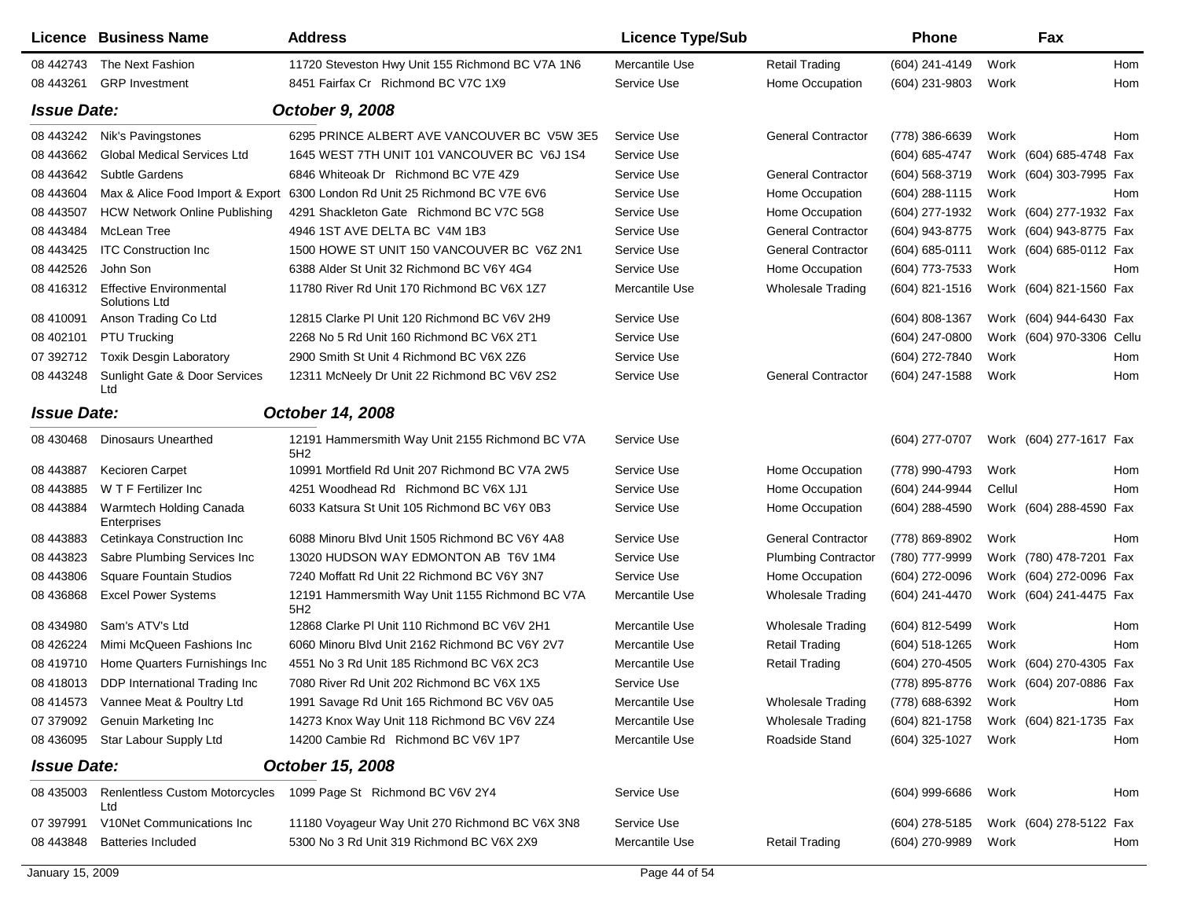| Licence | Business Name | Address | Licence Type/Sub | | Phone | | Fax | |
|---|---|---|---|---|---|---|---|---|
| 08 442743 | The Next Fashion | 11720 Steveston Hwy Unit 155 Richmond BC V7A 1N6 | Mercantile Use | Retail Trading | (604) 241-4149 | Work | | Hom |
| 08 443261 | GRP Investment | 8451 Fairfax Cr Richmond BC V7C 1X9 | Service Use | Home Occupation | (604) 231-9803 | Work | | Hom |

**Issue Date:** ***October 9, 2008***

| Licence | Business Name | Address | Licence Type/Sub | | Phone | | Fax | |
|---|---|---|---|---|---|---|---|---|
| 08 443242 | Nik's Pavingstones | 6295 PRINCE ALBERT AVE VANCOUVER BC V5W 3E5 | Service Use | General Contractor | (778) 386-6639 | Work | | Hom |
| 08 443662 | Global Medical Services Ltd | 1645 WEST 7TH UNIT 101 VANCOUVER BC V6J 1S4 | Service Use | | (604) 685-4747 | Work | (604) 685-4748 | Fax |
| 08 443642 | Subtle Gardens | 6846 Whiteoak Dr Richmond BC V7E 4Z9 | Service Use | General Contractor | (604) 568-3719 | Work | (604) 303-7995 | Fax |
| 08 443604 | Max & Alice Food Import & Export | 6300 London Rd Unit 25 Richmond BC V7E 6V6 | Service Use | Home Occupation | (604) 288-1115 | Work | | Hom |
| 08 443507 | HCW Network Online Publishing | 4291 Shackleton Gate Richmond BC V7C 5G8 | Service Use | Home Occupation | (604) 277-1932 | Work | (604) 277-1932 | Fax |
| 08 443484 | McLean Tree | 4946 1ST AVE DELTA BC V4M 1B3 | Service Use | General Contractor | (604) 943-8775 | Work | (604) 943-8775 | Fax |
| 08 443425 | ITC Construction Inc | 1500 HOWE ST UNIT 150 VANCOUVER BC V6Z 2N1 | Service Use | General Contractor | (604) 685-0111 | Work | (604) 685-0112 | Fax |
| 08 442526 | John Son | 6388 Alder St Unit 32 Richmond BC V6Y 4G4 | Service Use | Home Occupation | (604) 773-7533 | Work | | Hom |
| 08 416312 | Effective Environmental Solutions Ltd | 11780 River Rd Unit 170 Richmond BC V6X 1Z7 | Mercantile Use | Wholesale Trading | (604) 821-1516 | Work | (604) 821-1560 | Fax |
| 08 410091 | Anson Trading Co Ltd | 12815 Clarke Pl Unit 120 Richmond BC V6V 2H9 | Service Use | | (604) 808-1367 | Work | (604) 944-6430 | Fax |
| 08 402101 | PTU Trucking | 2268 No 5 Rd Unit 160 Richmond BC V6X 2T1 | Service Use | | (604) 247-0800 | Work | (604) 970-3306 | Cellu |
| 07 392712 | Toxik Desgin Laboratory | 2900 Smith St Unit 4 Richmond BC V6X 2Z6 | Service Use | | (604) 272-7840 | Work | | Hom |
| 08 443248 | Sunlight Gate & Door Services Ltd | 12311 McNeely Dr Unit 22 Richmond BC V6V 2S2 | Service Use | General Contractor | (604) 247-1588 | Work | | Hom |

**Issue Date:** ***October 14, 2008***

| Licence | Business Name | Address | Licence Type/Sub | | Phone | | Fax | |
|---|---|---|---|---|---|---|---|---|
| 08 430468 | Dinosaurs Unearthed | 12191 Hammersmith Way Unit 2155 Richmond BC V7A 5H2 | Service Use | | (604) 277-0707 | Work | (604) 277-1617 | Fax |
| 08 443887 | Kecioren Carpet | 10991 Mortfield Rd Unit 207 Richmond BC V7A 2W5 | Service Use | Home Occupation | (778) 990-4793 | Work | | Hom |
| 08 443885 | W T F Fertilizer Inc | 4251 Woodhead Rd Richmond BC V6X 1J1 | Service Use | Home Occupation | (604) 244-9944 | Cellul | | Hom |
| 08 443884 | Warmtech Holding Canada Enterprises | 6033 Katsura St Unit 105 Richmond BC V6Y 0B3 | Service Use | Home Occupation | (604) 288-4590 | Work | (604) 288-4590 | Fax |
| 08 443883 | Cetinkaya Construction Inc | 6088 Minoru Blvd Unit 1505 Richmond BC V6Y 4A8 | Service Use | General Contractor | (778) 869-8902 | Work | | Hom |
| 08 443823 | Sabre Plumbing Services Inc | 13020 HUDSON WAY EDMONTON AB T6V 1M4 | Service Use | Plumbing Contractor | (780) 777-9999 | Work | (780) 478-7201 | Fax |
| 08 443806 | Square Fountain Studios | 7240 Moffatt Rd Unit 22 Richmond BC V6Y 3N7 | Service Use | Home Occupation | (604) 272-0096 | Work | (604) 272-0096 | Fax |
| 08 436868 | Excel Power Systems | 12191 Hammersmith Way Unit 1155 Richmond BC V7A 5H2 | Mercantile Use | Wholesale Trading | (604) 241-4470 | Work | (604) 241-4475 | Fax |
| 08 434980 | Sam's ATV's Ltd | 12868 Clarke Pl Unit 110 Richmond BC V6V 2H1 | Mercantile Use | Wholesale Trading | (604) 812-5499 | Work | | Hom |
| 08 426224 | Mimi McQueen Fashions Inc | 6060 Minoru Blvd Unit 2162 Richmond BC V6Y 2V7 | Mercantile Use | Retail Trading | (604) 518-1265 | Work | | Hom |
| 08 419710 | Home Quarters Furnishings Inc | 4551 No 3 Rd Unit 185 Richmond BC V6X 2C3 | Mercantile Use | Retail Trading | (604) 270-4505 | Work | (604) 270-4305 | Fax |
| 08 418013 | DDP International Trading Inc | 7080 River Rd Unit 202 Richmond BC V6X 1X5 | Service Use | | (778) 895-8776 | Work | (604) 207-0886 | Fax |
| 08 414573 | Vannee Meat & Poultry Ltd | 1991 Savage Rd Unit 165 Richmond BC V6V 0A5 | Mercantile Use | Wholesale Trading | (778) 688-6392 | Work | | Hom |
| 07 379092 | Genuin Marketing Inc | 14273 Knox Way Unit 118 Richmond BC V6V 2Z4 | Mercantile Use | Wholesale Trading | (604) 821-1758 | Work | (604) 821-1735 | Fax |
| 08 436095 | Star Labour Supply Ltd | 14200 Cambie Rd Richmond BC V6V 1P7 | Mercantile Use | Roadside Stand | (604) 325-1027 | Work | | Hom |

**Issue Date:** ***October 15, 2008***

| Licence | Business Name | Address | Licence Type/Sub | | Phone | | Fax | |
|---|---|---|---|---|---|---|---|---|
| 08 435003 | Renlentless Custom Motorcycles Ltd | 1099 Page St Richmond BC V6V 2Y4 | Service Use | | (604) 999-6686 | Work | | Hom |
| 07 397991 | V10Net Communications Inc | 11180 Voyageur Way Unit 270 Richmond BC V6X 3N8 | Service Use | | (604) 278-5185 | Work | (604) 278-5122 | Fax |
| 08 443848 | Batteries Included | 5300 No 3 Rd Unit 319 Richmond BC V6X 2X9 | Mercantile Use | Retail Trading | (604) 270-9989 | Work | | Hom |

January 15, 2009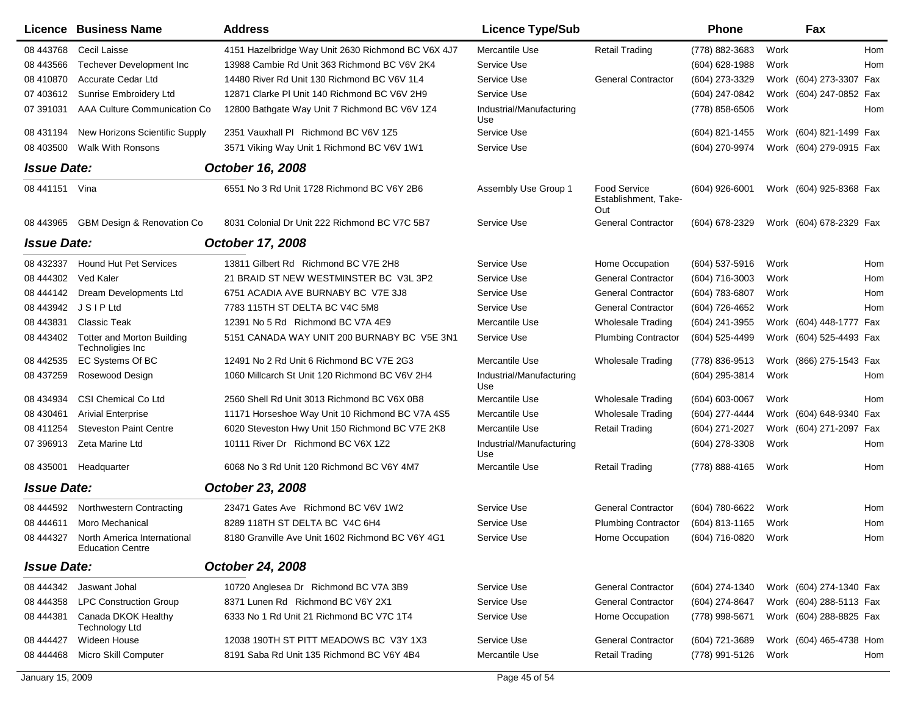| Licence | Business Name | Address | Licence Type/Sub | | Phone | | Fax | |
|---|---|---|---|---|---|---|---|---|
| 08 443768 | Cecil Laisse | 4151 Hazelbridge Way Unit 2630 Richmond BC V6X 4J7 | Mercantile Use | Retail Trading | (778) 882-3683 | Work | | Hom |
| 08 443566 | Techever Development Inc | 13988 Cambie Rd Unit 363 Richmond BC V6V 2K4 | Service Use | | (604) 628-1988 | Work | | Hom |
| 08 410870 | Accurate Cedar Ltd | 14480 River Rd Unit 130 Richmond BC V6V 1L4 | Service Use | General Contractor | (604) 273-3329 | Work | (604) 273-3307 | Fax |
| 07 403612 | Sunrise Embroidery Ltd | 12871 Clarke Pl Unit 140 Richmond BC V6V 2H9 | Service Use | | (604) 247-0842 | Work | (604) 247-0852 | Fax |
| 07 391031 | AAA Culture Communication Co | 12800 Bathgate Way Unit 7 Richmond BC V6V 1Z4 | Industrial/Manufacturing Use | | (778) 858-6506 | Work | | Hom |
| 08 431194 | New Horizons Scientific Supply | 2351 Vauxhall Pl Richmond BC V6V 1Z5 | Service Use | | (604) 821-1455 | Work | (604) 821-1499 | Fax |
| 08 403500 | Walk With Ronsons | 3571 Viking Way Unit 1 Richmond BC V6V 1W1 | Service Use | | (604) 270-9974 | Work | (604) 279-0915 | Fax |
| ***Issue Date:*** | | ***October 16, 2008*** | | | | | | |
| 08 441151 | Vina | 6551 No 3 Rd Unit 1728 Richmond BC V6Y 2B6 | Assembly Use Group 1 | Food Service Establishment, Take-Out | (604) 926-6001 | Work | (604) 925-8368 | Fax |
| 08 443965 | GBM Design & Renovation Co | 8031 Colonial Dr Unit 222 Richmond BC V7C 5B7 | Service Use | General Contractor | (604) 678-2329 | Work | (604) 678-2329 | Fax |
| ***Issue Date:*** | | ***October 17, 2008*** | | | | | | |
| 08 432337 | Hound Hut Pet Services | 13811 Gilbert Rd Richmond BC V7E 2H8 | Service Use | Home Occupation | (604) 537-5916 | Work | | Hom |
| 08 444302 | Ved Kaler | 21 BRAID ST NEW WESTMINSTER BC V3L 3P2 | Service Use | General Contractor | (604) 716-3003 | Work | | Hom |
| 08 444142 | Dream Developments Ltd | 6751 ACADIA AVE BURNABY BC V7E 3J8 | Service Use | General Contractor | (604) 783-6807 | Work | | Hom |
| 08 443942 | J S I P Ltd | 7783 115TH ST DELTA BC V4C 5M8 | Service Use | General Contractor | (604) 726-4652 | Work | | Hom |
| 08 443831 | Classic Teak | 12391 No 5 Rd Richmond BC V7A 4E9 | Mercantile Use | Wholesale Trading | (604) 241-3955 | Work | (604) 448-1777 | Fax |
| 08 443402 | Totter and Morton Building Technologies Inc | 5151 CANADA WAY UNIT 200 BURNABY BC V5E 3N1 | Service Use | Plumbing Contractor | (604) 525-4499 | Work | (604) 525-4493 | Fax |
| 08 442535 | EC Systems Of BC | 12491 No 2 Rd Unit 6 Richmond BC V7E 2G3 | Mercantile Use | Wholesale Trading | (778) 836-9513 | Work | (866) 275-1543 | Fax |
| 08 437259 | Rosewood Design | 1060 Millcarch St Unit 120 Richmond BC V6V 2H4 | Industrial/Manufacturing Use | | (604) 295-3814 | Work | | Hom |
| 08 434934 | CSI Chemical Co Ltd | 2560 Shell Rd Unit 3013 Richmond BC V6X 0B8 | Mercantile Use | Wholesale Trading | (604) 603-0067 | Work | | Hom |
| 08 430461 | Arivial Enterprise | 11171 Horseshoe Way Unit 10 Richmond BC V7A 4S5 | Mercantile Use | Wholesale Trading | (604) 277-4444 | Work | (604) 648-9340 | Fax |
| 08 411254 | Steveston Paint Centre | 6020 Steveston Hwy Unit 150 Richmond BC V7E 2K8 | Mercantile Use | Retail Trading | (604) 271-2027 | Work | (604) 271-2097 | Fax |
| 07 396913 | Zeta Marine Ltd | 10111 River Dr Richmond BC V6X 1Z2 | Industrial/Manufacturing Use | | (604) 278-3308 | Work | | Hom |
| 08 435001 | Headquarter | 6068 No 3 Rd Unit 120 Richmond BC V6Y 4M7 | Mercantile Use | Retail Trading | (778) 888-4165 | Work | | Hom |
| ***Issue Date:*** | | ***October 23, 2008*** | | | | | | |
| 08 444592 | Northwestern Contracting | 23471 Gates Ave Richmond BC V6V 1W2 | Service Use | General Contractor | (604) 780-6622 | Work | | Hom |
| 08 444611 | Moro Mechanical | 8289 118TH ST DELTA BC V4C 6H4 | Service Use | Plumbing Contractor | (604) 813-1165 | Work | | Hom |
| 08 444327 | North America International Education Centre | 8180 Granville Ave Unit 1602 Richmond BC V6Y 4G1 | Service Use | Home Occupation | (604) 716-0820 | Work | | Hom |
| ***Issue Date:*** | | ***October 24, 2008*** | | | | | | |
| 08 444342 | Jaswant Johal | 10720 Anglesea Dr Richmond BC V7A 3B9 | Service Use | General Contractor | (604) 274-1340 | Work | (604) 274-1340 | Fax |
| 08 444358 | LPC Construction Group | 8371 Lunen Rd Richmond BC V6Y 2X1 | Service Use | General Contractor | (604) 274-8647 | Work | (604) 288-5113 | Fax |
| 08 444381 | Canada DKOK Healthy Technology Ltd | 6333 No 1 Rd Unit 21 Richmond BC V7C 1T4 | Service Use | Home Occupation | (778) 998-5671 | Work | (604) 288-8825 | Fax |
| 08 444427 | Wideen House | 12038 190TH ST PITT MEADOWS BC V3Y 1X3 | Service Use | General Contractor | (604) 721-3689 | Work | (604) 465-4738 | Hom |
| 08 444468 | Micro Skill Computer | 8191 Saba Rd Unit 135 Richmond BC V6Y 4B4 | Mercantile Use | Retail Trading | (778) 991-5126 | Work | | Hom |

January 15, 2009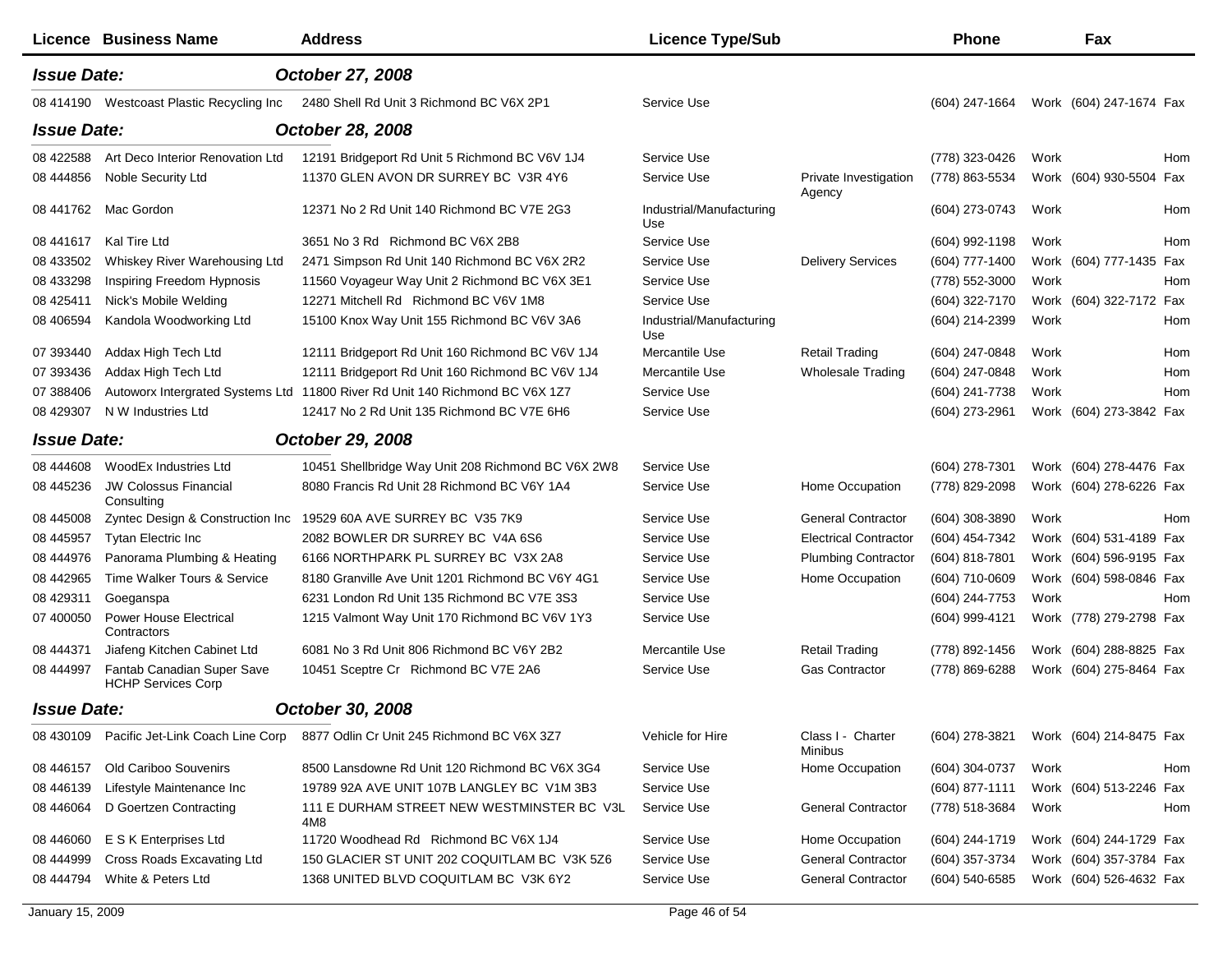| Licence | Business Name | Address | Licence Type/Sub | | Phone | | Fax | |
|---|---|---|---|---|---|---|---|---|
| ***Issue Date:*** | | ***October 27, 2008*** | | | | | | |
| 08 414190 | Westcoast Plastic Recycling Inc | 2480 Shell Rd Unit 3 Richmond BC V6X 2P1 | Service Use | | (604) 247-1664 | Work | (604) 247-1674 | Fax |
| ***Issue Date:*** | | ***October 28, 2008*** | | | | | | |
| 08 422588 | Art Deco Interior Renovation Ltd | 12191 Bridgeport Rd Unit 5 Richmond BC V6V 1J4 | Service Use | | (778) 323-0426 | Work | | Hom |
| 08 444856 | Noble Security Ltd | 11370 GLEN AVON DR SURREY BC V3R 4Y6 | Service Use | Private Investigation Agency | (778) 863-5534 | Work | (604) 930-5504 | Fax |
| 08 441762 | Mac Gordon | 12371 No 2 Rd Unit 140 Richmond BC V7E 2G3 | Industrial/Manufacturing Use | | (604) 273-0743 | Work | | Hom |
| 08 441617 | Kal Tire Ltd | 3651 No 3 Rd Richmond BC V6X 2B8 | Service Use | | (604) 992-1198 | Work | | Hom |
| 08 433502 | Whiskey River Warehousing Ltd | 2471 Simpson Rd Unit 140 Richmond BC V6X 2R2 | Service Use | Delivery Services | (604) 777-1400 | Work | (604) 777-1435 | Fax |
| 08 433298 | Inspiring Freedom Hypnosis | 11560 Voyageur Way Unit 2 Richmond BC V6X 3E1 | Service Use | | (778) 552-3000 | Work | | Hom |
| 08 425411 | Nick's Mobile Welding | 12271 Mitchell Rd Richmond BC V6V 1M8 | Service Use | | (604) 322-7170 | Work | (604) 322-7172 | Fax |
| 08 406594 | Kandola Woodworking Ltd | 15100 Knox Way Unit 155 Richmond BC V6V 3A6 | Industrial/Manufacturing Use | | (604) 214-2399 | Work | | Hom |
| 07 393440 | Addax High Tech Ltd | 12111 Bridgeport Rd Unit 160 Richmond BC V6V 1J4 | Mercantile Use | Retail Trading | (604) 247-0848 | Work | | Hom |
| 07 393436 | Addax High Tech Ltd | 12111 Bridgeport Rd Unit 160 Richmond BC V6V 1J4 | Mercantile Use | Wholesale Trading | (604) 247-0848 | Work | | Hom |
| 07 388406 | Autoworx Intergrated Systems Ltd | 11800 River Rd Unit 140 Richmond BC V6X 1Z7 | Service Use | | (604) 241-7738 | Work | | Hom |
| 08 429307 | N W Industries Ltd | 12417 No 2 Rd Unit 135 Richmond BC V7E 6H6 | Service Use | | (604) 273-2961 | Work | (604) 273-3842 | Fax |
| ***Issue Date:*** | | ***October 29, 2008*** | | | | | | |
| 08 444608 | WoodEx Industries Ltd | 10451 Shellbridge Way Unit 208 Richmond BC V6X 2W8 | Service Use | | (604) 278-7301 | Work | (604) 278-4476 | Fax |
| 08 445236 | JW Colossus Financial Consulting | 8080 Francis Rd Unit 28 Richmond BC V6Y 1A4 | Service Use | Home Occupation | (778) 829-2098 | Work | (604) 278-6226 | Fax |
| 08 445008 | Zyntec Design & Construction Inc | 19529 60A AVE SURREY BC V35 7K9 | Service Use | General Contractor | (604) 308-3890 | Work | | Hom |
| 08 445957 | Tytan Electric Inc | 2082 BOWLER DR SURREY BC V4A 6S6 | Service Use | Electrical Contractor | (604) 454-7342 | Work | (604) 531-4189 | Fax |
| 08 444976 | Panorama Plumbing & Heating | 6166 NORTHPARK PL SURREY BC V3X 2A8 | Service Use | Plumbing Contractor | (604) 818-7801 | Work | (604) 596-9195 | Fax |
| 08 442965 | Time Walker Tours & Service | 8180 Granville Ave Unit 1201 Richmond BC V6Y 4G1 | Service Use | Home Occupation | (604) 710-0609 | Work | (604) 598-0846 | Fax |
| 08 429311 | Goeganspa | 6231 London Rd Unit 135 Richmond BC V7E 3S3 | Service Use | | (604) 244-7753 | Work | | Hom |
| 07 400050 | Power House Electrical Contractors | 1215 Valmont Way Unit 170 Richmond BC V6V 1Y3 | Service Use | | (604) 999-4121 | Work | (778) 279-2798 | Fax |
| 08 444371 | Jiafeng Kitchen Cabinet Ltd | 6081 No 3 Rd Unit 806 Richmond BC V6Y 2B2 | Mercantile Use | Retail Trading | (778) 892-1456 | Work | (604) 288-8825 | Fax |
| 08 444997 | Fantab Canadian Super Save HCHP Services Corp | 10451 Sceptre Cr Richmond BC V7E 2A6 | Service Use | Gas Contractor | (778) 869-6288 | Work | (604) 275-8464 | Fax |
| ***Issue Date:*** | | ***October 30, 2008*** | | | | | | |
| 08 430109 | Pacific Jet-Link Coach Line Corp | 8877 Odlin Cr Unit 245 Richmond BC V6X 3Z7 | Vehicle for Hire | Class I - Charter Minibus | (604) 278-3821 | Work | (604) 214-8475 | Fax |
| 08 446157 | Old Cariboo Souvenirs | 8500 Lansdowne Rd Unit 120 Richmond BC V6X 3G4 | Service Use | Home Occupation | (604) 304-0737 | Work | | Hom |
| 08 446139 | Lifestyle Maintenance Inc | 19789 92A AVE UNIT 107B LANGLEY BC V1M 3B3 | Service Use | | (604) 877-1111 | Work | (604) 513-2246 | Fax |
| 08 446064 | D Goertzen Contracting | 111 E DURHAM STREET NEW WESTMINSTER BC V3L 4M8 | Service Use | General Contractor | (778) 518-3684 | Work | | Hom |
| 08 446060 | E S K Enterprises Ltd | 11720 Woodhead Rd Richmond BC V6X 1J4 | Service Use | Home Occupation | (604) 244-1719 | Work | (604) 244-1729 | Fax |
| 08 444999 | Cross Roads Excavating Ltd | 150 GLACIER ST UNIT 202 COQUITLAM BC V3K 5Z6 | Service Use | General Contractor | (604) 357-3734 | Work | (604) 357-3784 | Fax |
| 08 444794 | White & Peters Ltd | 1368 UNITED BLVD COQUITLAM BC V3K 6Y2 | Service Use | General Contractor | (604) 540-6585 | Work | (604) 526-4632 | Fax |

January 15, 2009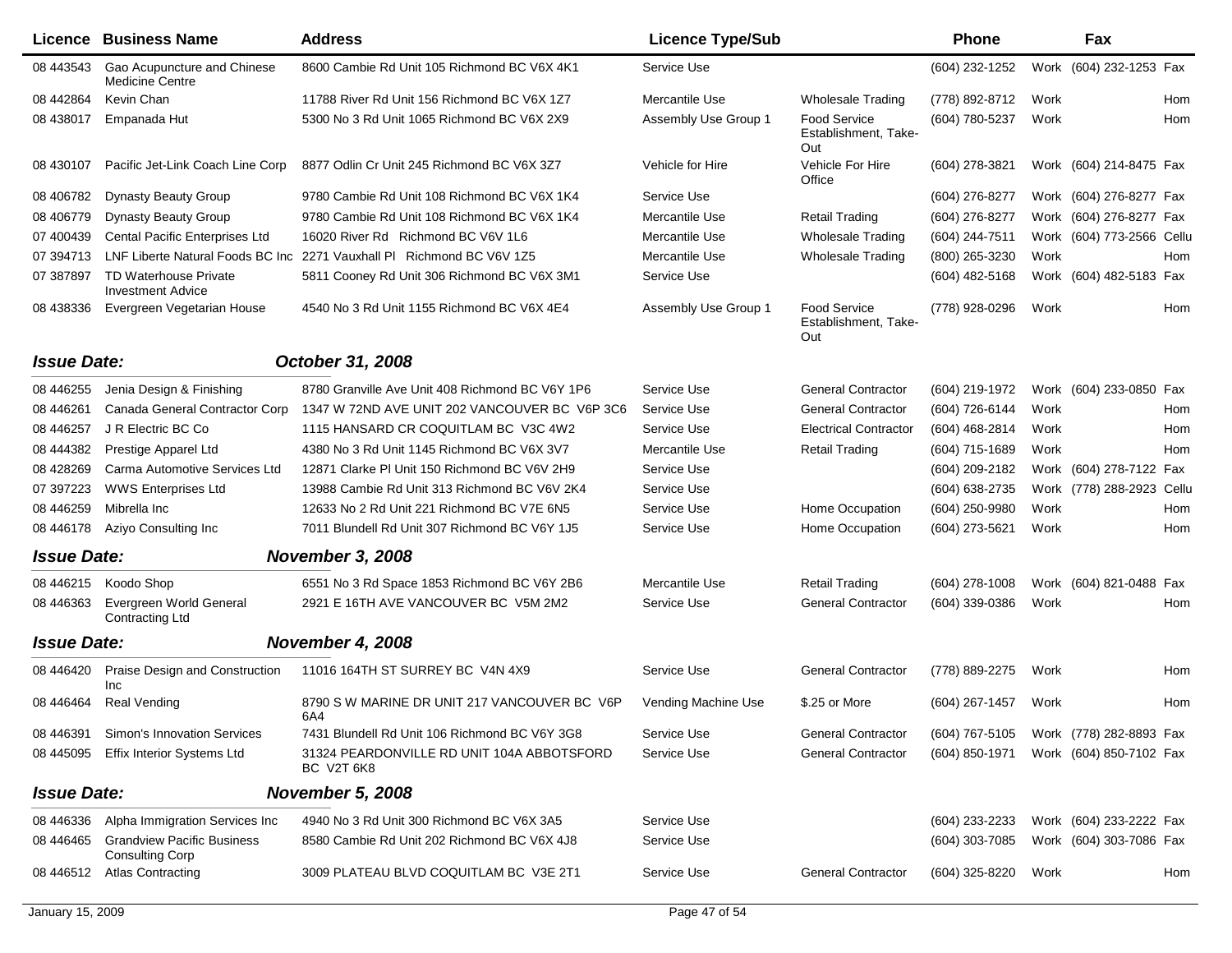| Licence | Business Name | Address | Licence Type/Sub | | Phone | | Fax | |
|---|---|---|---|---|---|---|---|---|
| 08 443543 | Gao Acupuncture and Chinese Medicine Centre | 8600 Cambie Rd Unit 105 Richmond BC V6X 4K1 | Service Use | | (604) 232-1252 | Work | (604) 232-1253 | Fax |
| 08 442864 | Kevin Chan | 11788 River Rd Unit 156 Richmond BC V6X 1Z7 | Mercantile Use | Wholesale Trading | (778) 892-8712 | Work | | Hom |
| 08 438017 | Empanada Hut | 5300 No 3 Rd Unit 1065 Richmond BC V6X 2X9 | Assembly Use Group 1 | Food Service Establishment, Take-Out | (604) 780-5237 | Work | | Hom |
| 08 430107 | Pacific Jet-Link Coach Line Corp | 8877 Odlin Cr Unit 245 Richmond BC V6X 3Z7 | Vehicle for Hire | Vehicle For Hire Office | (604) 278-3821 | Work | (604) 214-8475 | Fax |
| 08 406782 | Dynasty Beauty Group | 9780 Cambie Rd Unit 108 Richmond BC V6X 1K4 | Service Use | | (604) 276-8277 | Work | (604) 276-8277 | Fax |
| 08 406779 | Dynasty Beauty Group | 9780 Cambie Rd Unit 108 Richmond BC V6X 1K4 | Mercantile Use | Retail Trading | (604) 276-8277 | Work | (604) 276-8277 | Fax |
| 07 400439 | Cental Pacific Enterprises Ltd | 16020 River Rd Richmond BC V6V 1L6 | Mercantile Use | Wholesale Trading | (604) 244-7511 | Work | (604) 773-2566 | Cellu |
| 07 394713 | LNF Liberte Natural Foods BC Inc | 2271 Vauxhall Pl Richmond BC V6V 1Z5 | Mercantile Use | Wholesale Trading | (800) 265-3230 | Work | | Hom |
| 07 387897 | TD Waterhouse Private Investment Advice | 5811 Cooney Rd Unit 306 Richmond BC V6X 3M1 | Service Use | | (604) 482-5168 | Work | (604) 482-5183 | Fax |
| 08 438336 | Evergreen Vegetarian House | 4540 No 3 Rd Unit 1155 Richmond BC V6X 4E4 | Assembly Use Group 1 | Food Service Establishment, Take-Out | (778) 928-0296 | Work | | Hom |
| ***Issue Date:*** | | ***October 31, 2008*** | | | | | | |
| 08 446255 | Jenia Design & Finishing | 8780 Granville Ave Unit 408 Richmond BC V6Y 1P6 | Service Use | General Contractor | (604) 219-1972 | Work | (604) 233-0850 | Fax |
| 08 446261 | Canada General Contractor Corp | 1347 W 72ND AVE UNIT 202 VANCOUVER BC V6P 3C6 | Service Use | General Contractor | (604) 726-6144 | Work | | Hom |
| 08 446257 | J R Electric BC Co | 1115 HANSARD CR COQUITLAM BC V3C 4W2 | Service Use | Electrical Contractor | (604) 468-2814 | Work | | Hom |
| 08 444382 | Prestige Apparel Ltd | 4380 No 3 Rd Unit 1145 Richmond BC V6X 3V7 | Mercantile Use | Retail Trading | (604) 715-1689 | Work | | Hom |
| 08 428269 | Carma Automotive Services Ltd | 12871 Clarke Pl Unit 150 Richmond BC V6V 2H9 | Service Use | | (604) 209-2182 | Work | (604) 278-7122 | Fax |
| 07 397223 | WWS Enterprises Ltd | 13988 Cambie Rd Unit 313 Richmond BC V6V 2K4 | Service Use | | (604) 638-2735 | Work | (778) 288-2923 | Cellu |
| 08 446259 | Mibrella Inc | 12633 No 2 Rd Unit 221 Richmond BC V7E 6N5 | Service Use | Home Occupation | (604) 250-9980 | Work | | Hom |
| 08 446178 | Aziyo Consulting Inc | 7011 Blundell Rd Unit 307 Richmond BC V6Y 1J5 | Service Use | Home Occupation | (604) 273-5621 | Work | | Hom |
| ***Issue Date:*** | | ***November 3, 2008*** | | | | | | |
| 08 446215 | Koodo Shop | 6551 No 3 Rd Space 1853 Richmond BC V6Y 2B6 | Mercantile Use | Retail Trading | (604) 278-1008 | Work | (604) 821-0488 | Fax |
| 08 446363 | Evergreen World General Contracting Ltd | 2921 E 16TH AVE VANCOUVER BC V5M 2M2 | Service Use | General Contractor | (604) 339-0386 | Work | | Hom |
| ***Issue Date:*** | | ***November 4, 2008*** | | | | | | |
| 08 446420 | Praise Design and Construction Inc | 11016 164TH ST SURREY BC V4N 4X9 | Service Use | General Contractor | (778) 889-2275 | Work | | Hom |
| 08 446464 | Real Vending | 8790 S W MARINE DR UNIT 217 VANCOUVER BC V6P 6A4 | Vending Machine Use | $.25 or More | (604) 267-1457 | Work | | Hom |
| 08 446391 | Simon's Innovation Services | 7431 Blundell Rd Unit 106 Richmond BC V6Y 3G8 | Service Use | General Contractor | (604) 767-5105 | Work | (778) 282-8893 | Fax |
| 08 445095 | Effix Interior Systems Ltd | 31324 PEARDONVILLE RD UNIT 104A ABBOTSFORD BC V2T 6K8 | Service Use | General Contractor | (604) 850-1971 | Work | (604) 850-7102 | Fax |
| ***Issue Date:*** | | ***November 5, 2008*** | | | | | | |
| 08 446336 | Alpha Immigration Services Inc | 4940 No 3 Rd Unit 300 Richmond BC V6X 3A5 | Service Use | | (604) 233-2233 | Work | (604) 233-2222 | Fax |
| 08 446465 | Grandview Pacific Business Consulting Corp | 8580 Cambie Rd Unit 202 Richmond BC V6X 4J8 | Service Use | | (604) 303-7085 | Work | (604) 303-7086 | Fax |
| 08 446512 | Atlas Contracting | 3009 PLATEAU BLVD COQUITLAM BC V3E 2T1 | Service Use | General Contractor | (604) 325-8220 | Work | | Hom |

January 15, 2009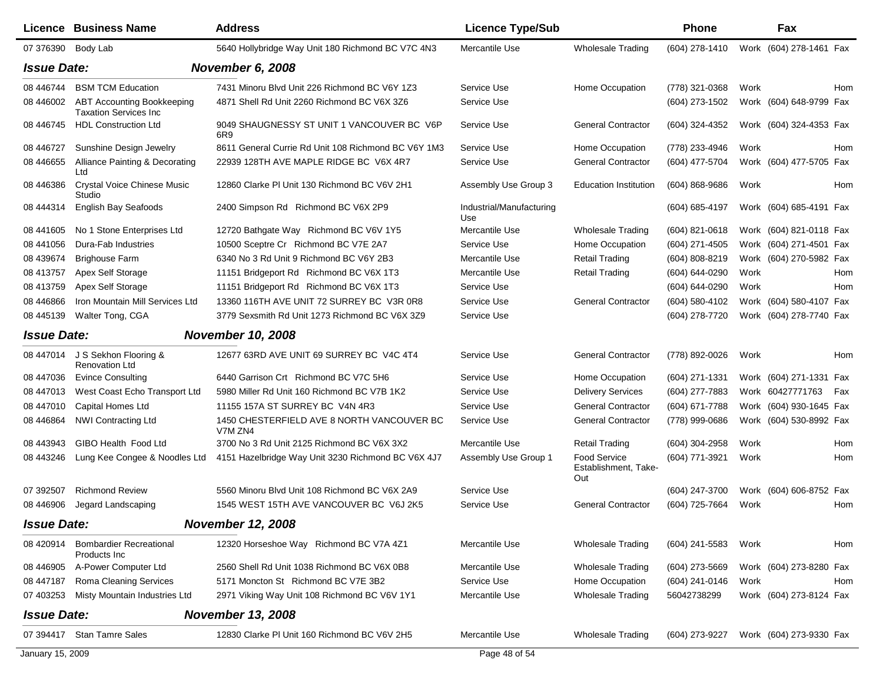| Licence | Business Name | Address | Licence Type/Sub | | Phone | | Fax | |
|---|---|---|---|---|---|---|---|---|
| 07 376390 | Body Lab | 5640 Hollybridge Way Unit 180 Richmond BC V7C 4N3 | Mercantile Use | Wholesale Trading | (604) 278-1410 | Work | (604) 278-1461 | Fax |
| ***Issue Date:*** | | ***November 6, 2008*** | | | | | | |
| 08 446744 | BSM TCM Education | 7431 Minoru Blvd Unit 226 Richmond BC V6Y 1Z3 | Service Use | Home Occupation | (778) 321-0368 | Work | | Hom |
| 08 446002 | ABT Accounting Bookkeeping Taxation Services Inc | 4871 Shell Rd Unit 2260 Richmond BC V6X 3Z6 | Service Use | | (604) 273-1502 | Work | (604) 648-9799 | Fax |
| 08 446745 | HDL Construction Ltd | 9049 SHAUGNESSY ST UNIT 1 VANCOUVER BC V6P 6R9 | Service Use | General Contractor | (604) 324-4352 | Work | (604) 324-4353 | Fax |
| 08 446727 | Sunshine Design Jewelry | 8611 General Currie Rd Unit 108 Richmond BC V6Y 1M3 | Service Use | Home Occupation | (778) 233-4946 | Work | | Hom |
| 08 446655 | Alliance Painting & Decorating Ltd | 22939 128TH AVE MAPLE RIDGE BC V6X 4R7 | Service Use | General Contractor | (604) 477-5704 | Work | (604) 477-5705 | Fax |
| 08 446386 | Crystal Voice Chinese Music Studio | 12860 Clarke Pl Unit 130 Richmond BC V6V 2H1 | Assembly Use Group 3 | Education Institution | (604) 868-9686 | Work | | Hom |
| 08 444314 | English Bay Seafoods | 2400 Simpson Rd Richmond BC V6X 2P9 | Industrial/Manufacturing Use | | (604) 685-4197 | Work | (604) 685-4191 | Fax |
| 08 441605 | No 1 Stone Enterprises Ltd | 12720 Bathgate Way Richmond BC V6V 1Y5 | Mercantile Use | Wholesale Trading | (604) 821-0618 | Work | (604) 821-0118 | Fax |
| 08 441056 | Dura-Fab Industries | 10500 Sceptre Cr Richmond BC V7E 2A7 | Service Use | Home Occupation | (604) 271-4505 | Work | (604) 271-4501 | Fax |
| 08 439674 | Brighouse Farm | 6340 No 3 Rd Unit 9 Richmond BC V6Y 2B3 | Mercantile Use | Retail Trading | (604) 808-8219 | Work | (604) 270-5982 | Fax |
| 08 413757 | Apex Self Storage | 11151 Bridgeport Rd Richmond BC V6X 1T3 | Mercantile Use | Retail Trading | (604) 644-0290 | Work | | Hom |
| 08 413759 | Apex Self Storage | 11151 Bridgeport Rd Richmond BC V6X 1T3 | Service Use | | (604) 644-0290 | Work | | Hom |
| 08 446866 | Iron Mountain Mill Services Ltd | 13360 116TH AVE UNIT 72 SURREY BC V3R 0R8 | Service Use | General Contractor | (604) 580-4102 | Work | (604) 580-4107 | Fax |
| 08 445139 | Walter Tong, CGA | 3779 Sexsmith Rd Unit 1273 Richmond BC V6X 3Z9 | Service Use | | (604) 278-7720 | Work | (604) 278-7740 | Fax |
| ***Issue Date:*** | | ***November 10, 2008*** | | | | | | |
| 08 447014 | J S Sekhon Flooring & Renovation Ltd | 12677 63RD AVE UNIT 69 SURREY BC V4C 4T4 | Service Use | General Contractor | (778) 892-0026 | Work | | Hom |
| 08 447036 | Evince Consulting | 6440 Garrison Crt Richmond BC V7C 5H6 | Service Use | Home Occupation | (604) 271-1331 | Work | (604) 271-1331 | Fax |
| 08 447013 | West Coast Echo Transport Ltd | 5980 Miller Rd Unit 160 Richmond BC V7B 1K2 | Service Use | Delivery Services | (604) 277-7883 | Work | 60427771763 | Fax |
| 08 447010 | Capital Homes Ltd | 11155 157A ST SURREY BC V4N 4R3 | Service Use | General Contractor | (604) 671-7788 | Work | (604) 930-1645 | Fax |
| 08 446864 | NWI Contracting Ltd | 1450 CHESTERFIELD AVE 8 NORTH VANCOUVER BC V7M ZN4 | Service Use | General Contractor | (778) 999-0686 | Work | (604) 530-8992 | Fax |
| 08 443943 | GIBO Health Food Ltd | 3700 No 3 Rd Unit 2125 Richmond BC V6X 3X2 | Mercantile Use | Retail Trading | (604) 304-2958 | Work | | Hom |
| 08 443246 | Lung Kee Congee & Noodles Ltd | 4151 Hazelbridge Way Unit 3230 Richmond BC V6X 4J7 | Assembly Use Group 1 | Food Service Establishment, Take-Out | (604) 771-3921 | Work | | Hom |
| 07 392507 | Richmond Review | 5560 Minoru Blvd Unit 108 Richmond BC V6X 2A9 | Service Use | | (604) 247-3700 | Work | (604) 606-8752 | Fax |
| 08 446906 | Jegard Landscaping | 1545 WEST 15TH AVE VANCOUVER BC V6J 2K5 | Service Use | General Contractor | (604) 725-7664 | Work | | Hom |
| ***Issue Date:*** | | ***November 12, 2008*** | | | | | | |
| 08 420914 | Bombardier Recreational Products Inc | 12320 Horseshoe Way Richmond BC V7A 4Z1 | Mercantile Use | Wholesale Trading | (604) 241-5583 | Work | | Hom |
| 08 446905 | A-Power Computer Ltd | 2560 Shell Rd Unit 1038 Richmond BC V6X 0B8 | Mercantile Use | Wholesale Trading | (604) 273-5669 | Work | (604) 273-8280 | Fax |
| 08 447187 | Roma Cleaning Services | 5171 Moncton St Richmond BC V7E 3B2 | Service Use | Home Occupation | (604) 241-0146 | Work | | Hom |
| 07 403253 | Misty Mountain Industries Ltd | 2971 Viking Way Unit 108 Richmond BC V6V 1Y1 | Mercantile Use | Wholesale Trading | 56042738299 | Work | (604) 273-8124 | Fax |
| ***Issue Date:*** | | ***November 13, 2008*** | | | | | | |
| 07 394417 | Stan Tamre Sales | 12830 Clarke Pl Unit 160 Richmond BC V6V 2H5 | Mercantile Use | Wholesale Trading | (604) 273-9227 | Work | (604) 273-9330 | Fax |

January 15, 2009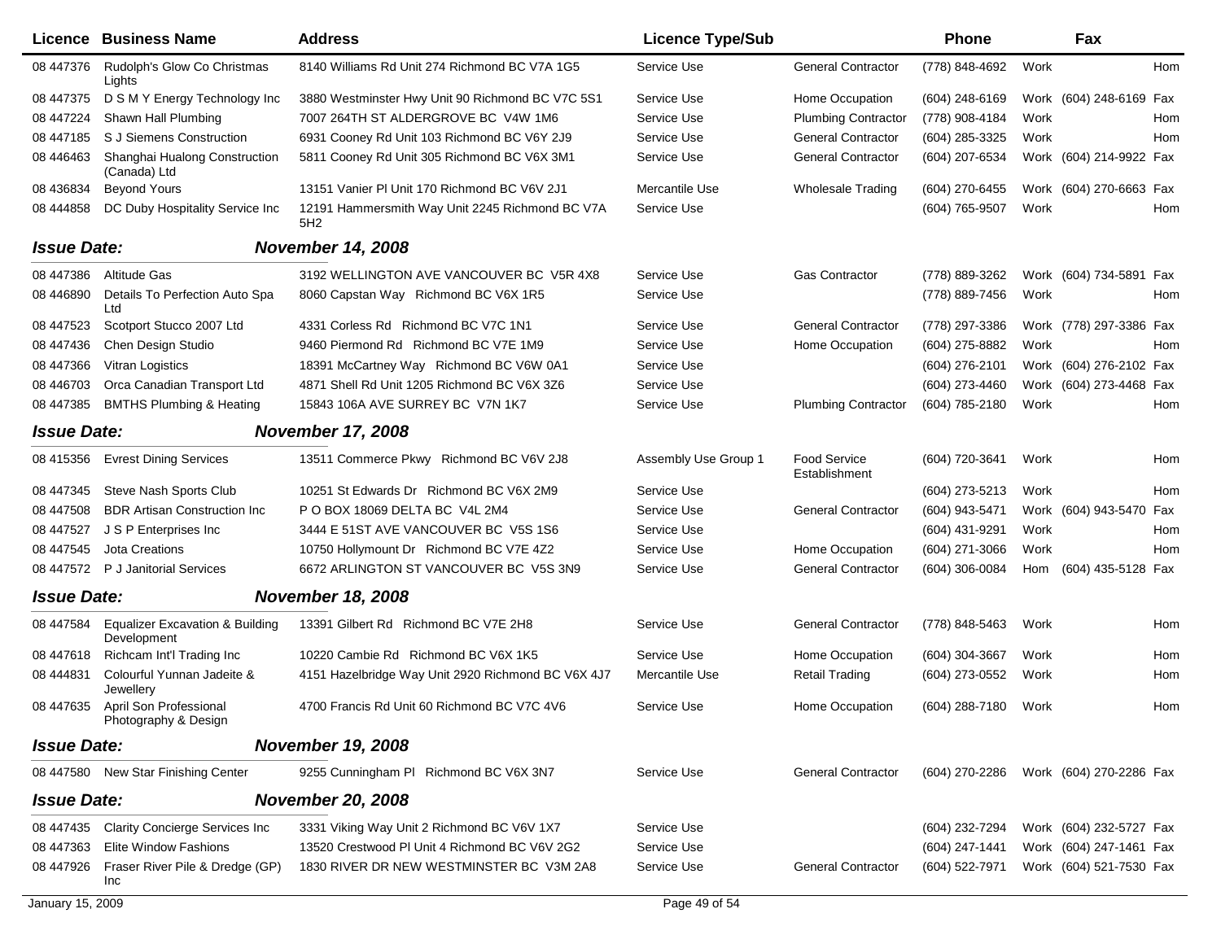| Licence | Business Name | Address | Licence Type/Sub | | Phone | | Fax | |
|---|---|---|---|---|---|---|---|---|
| 08 447376 | Rudolph's Glow Co Christmas Lights | 8140 Williams Rd Unit 274 Richmond BC V7A 1G5 | Service Use | General Contractor | (778) 848-4692 | Work | | Hom |
| 08 447375 | D S M Y Energy Technology Inc | 3880 Westminster Hwy Unit 90 Richmond BC V7C 5S1 | Service Use | Home Occupation | (604) 248-6169 | Work | (604) 248-6169 | Fax |
| 08 447224 | Shawn Hall Plumbing | 7007 264TH ST ALDERGROVE BC V4W 1M6 | Service Use | Plumbing Contractor | (778) 908-4184 | Work | | Hom |
| 08 447185 | S J Siemens Construction | 6931 Cooney Rd Unit 103 Richmond BC V6Y 2J9 | Service Use | General Contractor | (604) 285-3325 | Work | | Hom |
| 08 446463 | Shanghai Hualong Construction (Canada) Ltd | 5811 Cooney Rd Unit 305 Richmond BC V6X 3M1 | Service Use | General Contractor | (604) 207-6534 | Work | (604) 214-9922 | Fax |
| 08 436834 | Beyond Yours | 13151 Vanier Pl Unit 170 Richmond BC V6V 2J1 | Mercantile Use | Wholesale Trading | (604) 270-6455 | Work | (604) 270-6663 | Fax |
| 08 444858 | DC Duby Hospitality Service Inc | 12191 Hammersmith Way Unit 2245 Richmond BC V7A 5H2 | Service Use | | (604) 765-9507 | Work | | Hom |

***Issue Date:*** ***November 14, 2008***

| Licence | Business Name | Address | Licence Type/Sub | | Phone | | Fax | |
|---|---|---|---|---|---|---|---|---|
| 08 447386 | Altitude Gas | 3192 WELLINGTON AVE VANCOUVER BC V5R 4X8 | Service Use | Gas Contractor | (778) 889-3262 | Work | (604) 734-5891 | Fax |
| 08 446890 | Details To Perfection Auto Spa Ltd | 8060 Capstan Way Richmond BC V6X 1R5 | Service Use | | (778) 889-7456 | Work | | Hom |
| 08 447523 | Scotport Stucco 2007 Ltd | 4331 Corless Rd Richmond BC V7C 1N1 | Service Use | General Contractor | (778) 297-3386 | Work | (778) 297-3386 | Fax |
| 08 447436 | Chen Design Studio | 9460 Piermond Rd Richmond BC V7E 1M9 | Service Use | Home Occupation | (604) 275-8882 | Work | | Hom |
| 08 447366 | Vitran Logistics | 18391 McCartney Way Richmond BC V6W 0A1 | Service Use | | (604) 276-2101 | Work | (604) 276-2102 | Fax |
| 08 446703 | Orca Canadian Transport Ltd | 4871 Shell Rd Unit 1205 Richmond BC V6X 3Z6 | Service Use | | (604) 273-4460 | Work | (604) 273-4468 | Fax |
| 08 447385 | BMTHS Plumbing & Heating | 15843 106A AVE SURREY BC V7N 1K7 | Service Use | Plumbing Contractor | (604) 785-2180 | Work | | Hom |

***Issue Date:*** ***November 17, 2008***

| Licence | Business Name | Address | Licence Type/Sub | | Phone | | Fax | |
|---|---|---|---|---|---|---|---|---|
| 08 415356 | Evrest Dining Services | 13511 Commerce Pkwy Richmond BC V6V 2J8 | Assembly Use Group 1 | Food Service Establishment | (604) 720-3641 | Work | | Hom |
| 08 447345 | Steve Nash Sports Club | 10251 St Edwards Dr Richmond BC V6X 2M9 | Service Use | | (604) 273-5213 | Work | | Hom |
| 08 447508 | BDR Artisan Construction Inc | P O BOX 18069 DELTA BC V4L 2M4 | Service Use | General Contractor | (604) 943-5471 | Work | (604) 943-5470 | Fax |
| 08 447527 | J S P Enterprises Inc | 3444 E 51ST AVE VANCOUVER BC V5S 1S6 | Service Use | | (604) 431-9291 | Work | | Hom |
| 08 447545 | Jota Creations | 10750 Hollymount Dr Richmond BC V7E 4Z2 | Service Use | Home Occupation | (604) 271-3066 | Work | | Hom |
| 08 447572 | P J Janitorial Services | 6672 ARLINGTON ST VANCOUVER BC V5S 3N9 | Service Use | General Contractor | (604) 306-0084 | Hom | (604) 435-5128 | Fax |

***Issue Date:*** ***November 18, 2008***

| Licence | Business Name | Address | Licence Type/Sub | | Phone | | Fax | |
|---|---|---|---|---|---|---|---|---|
| 08 447584 | Equalizer Excavation & Building Development | 13391 Gilbert Rd Richmond BC V7E 2H8 | Service Use | General Contractor | (778) 848-5463 | Work | | Hom |
| 08 447618 | Richcam Int'l Trading Inc | 10220 Cambie Rd Richmond BC V6X 1K5 | Service Use | Home Occupation | (604) 304-3667 | Work | | Hom |
| 08 444831 | Colourful Yunnan Jadeite & Jewellery | 4151 Hazelbridge Way Unit 2920 Richmond BC V6X 4J7 | Mercantile Use | Retail Trading | (604) 273-0552 | Work | | Hom |
| 08 447635 | April Son Professional Photography & Design | 4700 Francis Rd Unit 60 Richmond BC V7C 4V6 | Service Use | Home Occupation | (604) 288-7180 | Work | | Hom |

***Issue Date:*** ***November 19, 2008***

| Licence | Business Name | Address | Licence Type/Sub | | Phone | | Fax | |
|---|---|---|---|---|---|---|---|---|
| 08 447580 | New Star Finishing Center | 9255 Cunningham Pl Richmond BC V6X 3N7 | Service Use | General Contractor | (604) 270-2286 | Work | (604) 270-2286 | Fax |

***Issue Date:*** ***November 20, 2008***

| Licence | Business Name | Address | Licence Type/Sub | | Phone | | Fax | |
|---|---|---|---|---|---|---|---|---|
| 08 447435 | Clarity Concierge Services Inc | 3331 Viking Way Unit 2 Richmond BC V6V 1X7 | Service Use | | (604) 232-7294 | Work | (604) 232-5727 | Fax |
| 08 447363 | Elite Window Fashions | 13520 Crestwood Pl Unit 4 Richmond BC V6V 2G2 | Service Use | | (604) 247-1441 | Work | (604) 247-1461 | Fax |
| 08 447926 | Fraser River Pile & Dredge (GP) Inc | 1830 RIVER DR NEW WESTMINSTER BC V3M 2A8 | Service Use | General Contractor | (604) 522-7971 | Work | (604) 521-7530 | Fax |

January 15, 2009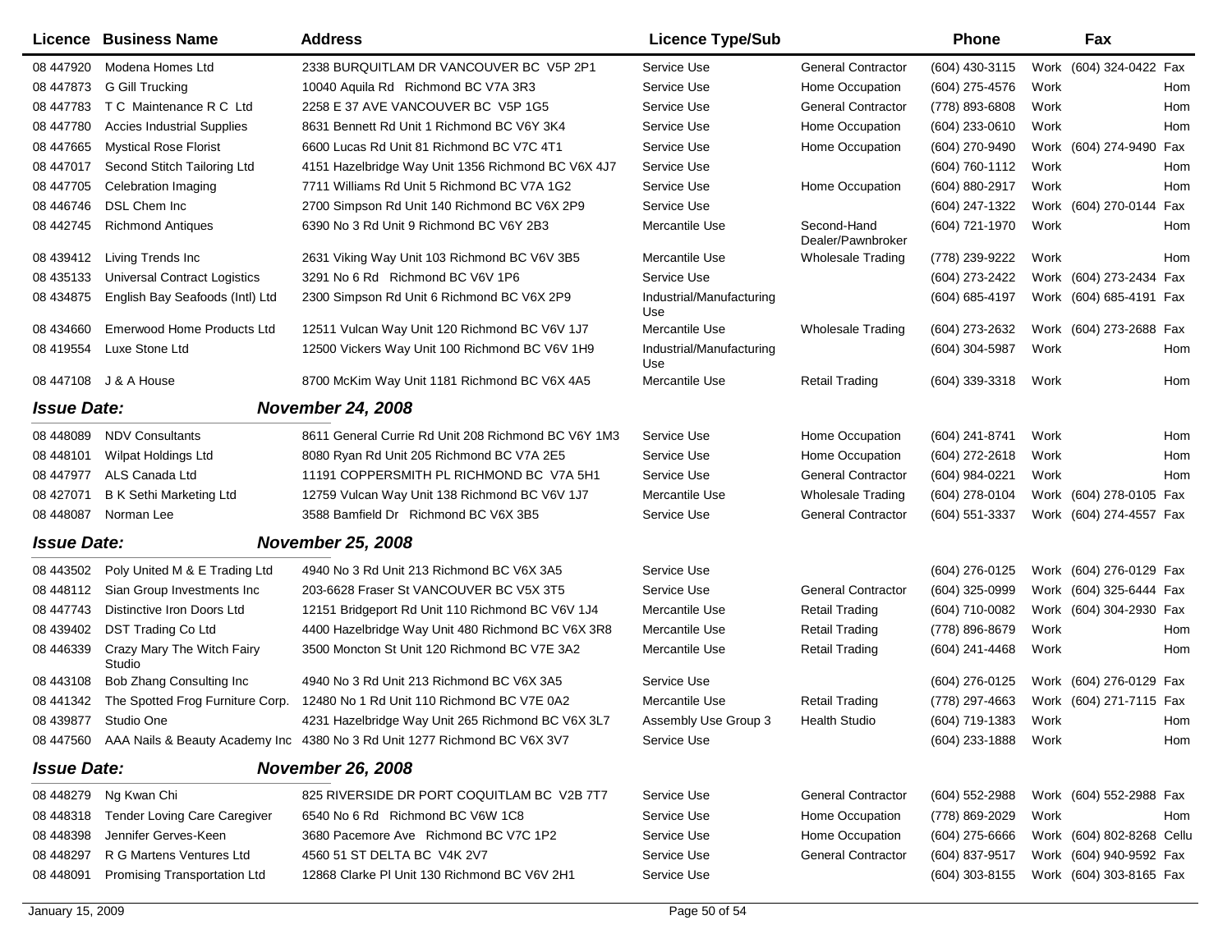| Licence | Business Name | Address | Licence Type/Sub | | Phone | | Fax | |
|---|---|---|---|---|---|---|---|---|
| 08 447920 | Modena Homes Ltd | 2338 BURQUITLAM DR VANCOUVER BC V5P 2P1 | Service Use | General Contractor | (604) 430-3115 | Work | (604) 324-0422 | Fax |
| 08 447873 | G Gill Trucking | 10040 Aquila Rd Richmond BC V7A 3R3 | Service Use | Home Occupation | (604) 275-4576 | Work | | Hom |
| 08 447783 | T C Maintenance R C Ltd | 2258 E 37 AVE VANCOUVER BC V5P 1G5 | Service Use | General Contractor | (778) 893-6808 | Work | | Hom |
| 08 447780 | Accies Industrial Supplies | 8631 Bennett Rd Unit 1 Richmond BC V6Y 3K4 | Service Use | Home Occupation | (604) 233-0610 | Work | | Hom |
| 08 447665 | Mystical Rose Florist | 6600 Lucas Rd Unit 81 Richmond BC V7C 4T1 | Service Use | Home Occupation | (604) 270-9490 | Work | (604) 274-9490 | Fax |
| 08 447017 | Second Stitch Tailoring Ltd | 4151 Hazelbridge Way Unit 1356 Richmond BC V6X 4J7 | Service Use | | (604) 760-1112 | Work | | Hom |
| 08 447705 | Celebration Imaging | 7711 Williams Rd Unit 5 Richmond BC V7A 1G2 | Service Use | Home Occupation | (604) 880-2917 | Work | | Hom |
| 08 446746 | DSL Chem Inc | 2700 Simpson Rd Unit 140 Richmond BC V6X 2P9 | Service Use | | (604) 247-1322 | Work | (604) 270-0144 | Fax |
| 08 442745 | Richmond Antiques | 6390 No 3 Rd Unit 9 Richmond BC V6Y 2B3 | Mercantile Use | Second-Hand Dealer/Pawnbroker | (604) 721-1970 | Work | | Hom |
| 08 439412 | Living Trends Inc | 2631 Viking Way Unit 103 Richmond BC V6V 3B5 | Mercantile Use | Wholesale Trading | (778) 239-9222 | Work | | Hom |
| 08 435133 | Universal Contract Logistics | 3291 No 6 Rd Richmond BC V6V 1P6 | Service Use | | (604) 273-2422 | Work | (604) 273-2434 | Fax |
| 08 434875 | English Bay Seafoods (Intl) Ltd | 2300 Simpson Rd Unit 6 Richmond BC V6X 2P9 | Industrial/Manufacturing Use | | (604) 685-4197 | Work | (604) 685-4191 | Fax |
| 08 434660 | Emerwood Home Products Ltd | 12511 Vulcan Way Unit 120 Richmond BC V6V 1J7 | Mercantile Use | Wholesale Trading | (604) 273-2632 | Work | (604) 273-2688 | Fax |
| 08 419554 | Luxe Stone Ltd | 12500 Vickers Way Unit 100 Richmond BC V6V 1H9 | Industrial/Manufacturing Use | | (604) 304-5987 | Work | | Hom |
| 08 447108 | J & A House | 8700 McKim Way Unit 1181 Richmond BC V6X 4A5 | Mercantile Use | Retail Trading | (604) 339-3318 | Work | | Hom |

***Issue Date:*** ***November 24, 2008***

| Licence | Business Name | Address | Licence Type/Sub | | Phone | | Fax | |
|---|---|---|---|---|---|---|---|---|
| 08 448089 | NDV Consultants | 8611 General Currie Rd Unit 208 Richmond BC V6Y 1M3 | Service Use | Home Occupation | (604) 241-8741 | Work | | Hom |
| 08 448101 | Wilpat Holdings Ltd | 8080 Ryan Rd Unit 205 Richmond BC V7A 2E5 | Service Use | Home Occupation | (604) 272-2618 | Work | | Hom |
| 08 447977 | ALS Canada Ltd | 11191 COPPERSMITH PL RICHMOND BC V7A 5H1 | Service Use | General Contractor | (604) 984-0221 | Work | | Hom |
| 08 427071 | B K Sethi Marketing Ltd | 12759 Vulcan Way Unit 138 Richmond BC V6V 1J7 | Mercantile Use | Wholesale Trading | (604) 278-0104 | Work | (604) 278-0105 | Fax |
| 08 448087 | Norman Lee | 3588 Bamfield Dr Richmond BC V6X 3B5 | Service Use | General Contractor | (604) 551-3337 | Work | (604) 274-4557 | Fax |

***Issue Date:*** ***November 25, 2008***

| Licence | Business Name | Address | Licence Type/Sub | | Phone | | Fax | |
|---|---|---|---|---|---|---|---|---|
| 08 443502 | Poly United M & E Trading Ltd | 4940 No 3 Rd Unit 213 Richmond BC V6X 3A5 | Service Use | | (604) 276-0125 | Work | (604) 276-0129 | Fax |
| 08 448112 | Sian Group Investments Inc | 203-6628 Fraser St VANCOUVER BC V5X 3T5 | Service Use | General Contractor | (604) 325-0999 | Work | (604) 325-6444 | Fax |
| 08 447743 | Distinctive Iron Doors Ltd | 12151 Bridgeport Rd Unit 110 Richmond BC V6V 1J4 | Mercantile Use | Retail Trading | (604) 710-0082 | Work | (604) 304-2930 | Fax |
| 08 439402 | DST Trading Co Ltd | 4400 Hazelbridge Way Unit 480 Richmond BC V6X 3R8 | Mercantile Use | Retail Trading | (778) 896-8679 | Work | | Hom |
| 08 446339 | Crazy Mary The Witch Fairy Studio | 3500 Moncton St Unit 120 Richmond BC V7E 3A2 | Mercantile Use | Retail Trading | (604) 241-4468 | Work | | Hom |
| 08 443108 | Bob Zhang Consulting Inc | 4940 No 3 Rd Unit 213 Richmond BC V6X 3A5 | Service Use | | (604) 276-0125 | Work | (604) 276-0129 | Fax |
| 08 441342 | The Spotted Frog Furniture Corp. | 12480 No 1 Rd Unit 110 Richmond BC V7E 0A2 | Mercantile Use | Retail Trading | (778) 297-4663 | Work | (604) 271-7115 | Fax |
| 08 439877 | Studio One | 4231 Hazelbridge Way Unit 265 Richmond BC V6X 3L7 | Assembly Use Group 3 | Health Studio | (604) 719-1383 | Work | | Hom |
| 08 447560 | AAA Nails & Beauty Academy Inc | 4380 No 3 Rd Unit 1277 Richmond BC V6X 3V7 | Service Use | | (604) 233-1888 | Work | | Hom |

***Issue Date:*** ***November 26, 2008***

| Licence | Business Name | Address | Licence Type/Sub | | Phone | | Fax | |
|---|---|---|---|---|---|---|---|---|
| 08 448279 | Ng Kwan Chi | 825 RIVERSIDE DR PORT COQUITLAM BC V2B 7T7 | Service Use | General Contractor | (604) 552-2988 | Work | (604) 552-2988 | Fax |
| 08 448318 | Tender Loving Care Caregiver | 6540 No 6 Rd Richmond BC V6W 1C8 | Service Use | Home Occupation | (778) 869-2029 | Work | | Hom |
| 08 448398 | Jennifer Gerves-Keen | 3680 Pacemore Ave Richmond BC V7C 1P2 | Service Use | Home Occupation | (604) 275-6666 | Work | (604) 802-8268 | Cellu |
| 08 448297 | R G Martens Ventures Ltd | 4560 51 ST DELTA BC V4K 2V7 | Service Use | General Contractor | (604) 837-9517 | Work | (604) 940-9592 | Fax |
| 08 448091 | Promising Transportation Ltd | 12868 Clarke Pl Unit 130 Richmond BC V6V 2H1 | Service Use | | (604) 303-8155 | Work | (604) 303-8165 | Fax |

January 15, 2009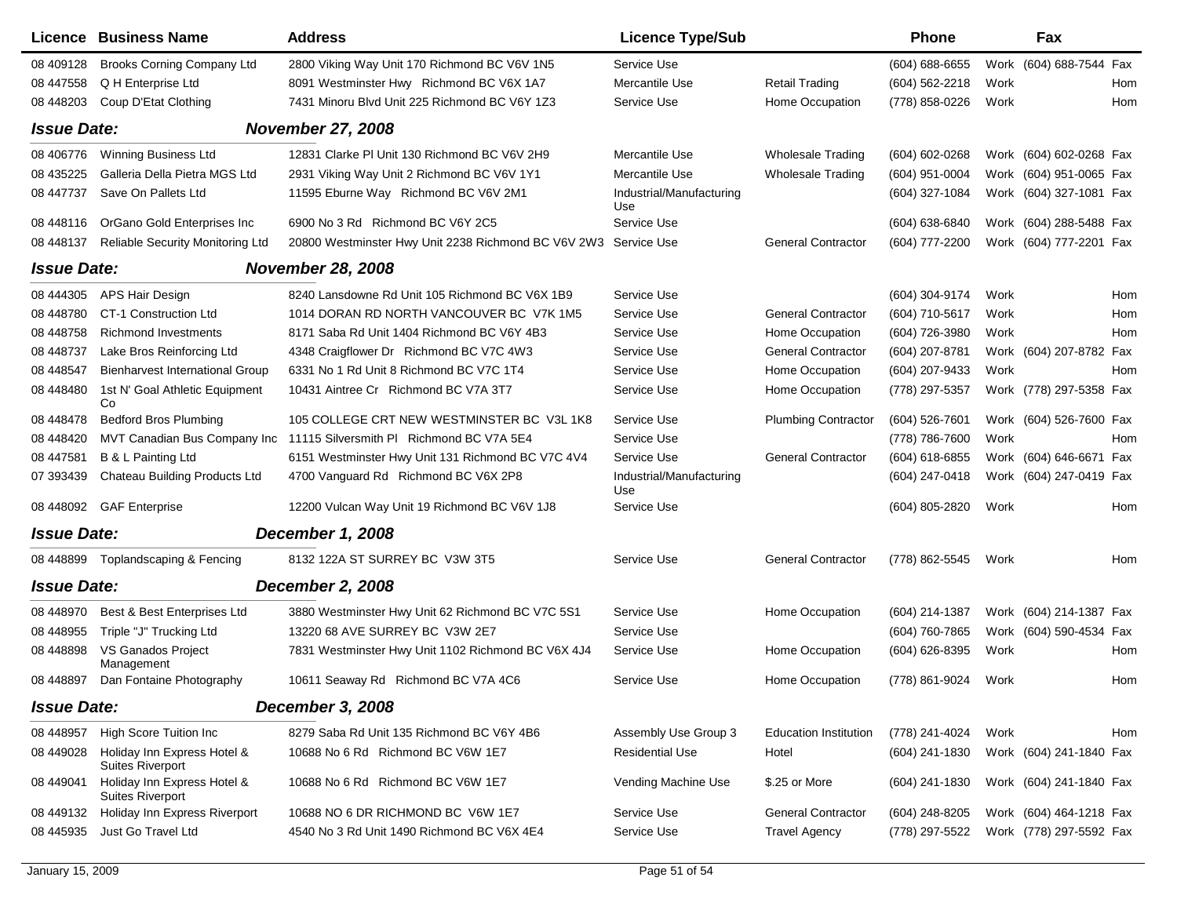| Licence | Business Name | Address | Licence Type/Sub | | Phone | | Fax | |
|---|---|---|---|---|---|---|---|---|
| 08 409128 | Brooks Corning Company Ltd | 2800 Viking Way Unit 170 Richmond BC V6V 1N5 | Service Use | | (604) 688-6655 | Work | (604) 688-7544 | Fax |
| 08 447558 | Q H Enterprise Ltd | 8091 Westminster Hwy Richmond BC V6X 1A7 | Mercantile Use | Retail Trading | (604) 562-2218 | Work | | Hom |
| 08 448203 | Coup D'Etat Clothing | 7431 Minoru Blvd Unit 225 Richmond BC V6Y 1Z3 | Service Use | Home Occupation | (778) 858-0226 | Work | | Hom |
| ***Issue Date:*** | | ***November 27, 2008*** | | | | | | |
| 08 406776 | Winning Business Ltd | 12831 Clarke Pl Unit 130 Richmond BC V6V 2H9 | Mercantile Use | Wholesale Trading | (604) 602-0268 | Work | (604) 602-0268 | Fax |
| 08 435225 | Galleria Della Pietra MGS Ltd | 2931 Viking Way Unit 2 Richmond BC V6V 1Y1 | Mercantile Use | Wholesale Trading | (604) 951-0004 | Work | (604) 951-0065 | Fax |
| 08 447737 | Save On Pallets Ltd | 11595 Eburne Way Richmond BC V6V 2M1 | Industrial/Manufacturing Use | | (604) 327-1084 | Work | (604) 327-1081 | Fax |
| 08 448116 | OrGano Gold Enterprises Inc | 6900 No 3 Rd Richmond BC V6Y 2C5 | Service Use | | (604) 638-6840 | Work | (604) 288-5488 | Fax |
| 08 448137 | Reliable Security Monitoring Ltd | 20800 Westminster Hwy Unit 2238 Richmond BC V6V 2W3 | Service Use | General Contractor | (604) 777-2200 | Work | (604) 777-2201 | Fax |
| ***Issue Date:*** | | ***November 28, 2008*** | | | | | | |
| 08 444305 | APS Hair Design | 8240 Lansdowne Rd Unit 105 Richmond BC V6X 1B9 | Service Use | | (604) 304-9174 | Work | | Hom |
| 08 448780 | CT-1 Construction Ltd | 1014 DORAN RD NORTH VANCOUVER BC V7K 1M5 | Service Use | General Contractor | (604) 710-5617 | Work | | Hom |
| 08 448758 | Richmond Investments | 8171 Saba Rd Unit 1404 Richmond BC V6Y 4B3 | Service Use | Home Occupation | (604) 726-3980 | Work | | Hom |
| 08 448737 | Lake Bros Reinforcing Ltd | 4348 Craigflower Dr Richmond BC V7C 4W3 | Service Use | General Contractor | (604) 207-8781 | Work | (604) 207-8782 | Fax |
| 08 448547 | Bienharvest International Group | 6331 No 1 Rd Unit 8 Richmond BC V7C 1T4 | Service Use | Home Occupation | (604) 207-9433 | Work | | Hom |
| 08 448480 | 1st N' Goal Athletic Equipment Co | 10431 Aintree Cr Richmond BC V7A 3T7 | Service Use | Home Occupation | (778) 297-5357 | Work | (778) 297-5358 | Fax |
| 08 448478 | Bedford Bros Plumbing | 105 COLLEGE CRT NEW WESTMINSTER BC V3L 1K8 | Service Use | Plumbing Contractor | (604) 526-7601 | Work | (604) 526-7600 | Fax |
| 08 448420 | MVT Canadian Bus Company Inc | 11115 Silversmith Pl Richmond BC V7A 5E4 | Service Use | | (778) 786-7600 | Work | | Hom |
| 08 447581 | B & L Painting Ltd | 6151 Westminster Hwy Unit 131 Richmond BC V7C 4V4 | Service Use | General Contractor | (604) 618-6855 | Work | (604) 646-6671 | Fax |
| 07 393439 | Chateau Building Products Ltd | 4700 Vanguard Rd Richmond BC V6X 2P8 | Industrial/Manufacturing Use | | (604) 247-0418 | Work | (604) 247-0419 | Fax |
| 08 448092 | GAF Enterprise | 12200 Vulcan Way Unit 19 Richmond BC V6V 1J8 | Service Use | | (604) 805-2820 | Work | | Hom |
| ***Issue Date:*** | | ***December 1, 2008*** | | | | | | |
| 08 448899 | Toplandscaping & Fencing | 8132 122A ST SURREY BC V3W 3T5 | Service Use | General Contractor | (778) 862-5545 | Work | | Hom |
| ***Issue Date:*** | | ***December 2, 2008*** | | | | | | |
| 08 448970 | Best & Best Enterprises Ltd | 3880 Westminster Hwy Unit 62 Richmond BC V7C 5S1 | Service Use | Home Occupation | (604) 214-1387 | Work | (604) 214-1387 | Fax |
| 08 448955 | Triple "J" Trucking Ltd | 13220 68 AVE SURREY BC V3W 2E7 | Service Use | | (604) 760-7865 | Work | (604) 590-4534 | Fax |
| 08 448898 | VS Ganados Project Management | 7831 Westminster Hwy Unit 1102 Richmond BC V6X 4J4 | Service Use | Home Occupation | (604) 626-8395 | Work | | Hom |
| 08 448897 | Dan Fontaine Photography | 10611 Seaway Rd Richmond BC V7A 4C6 | Service Use | Home Occupation | (778) 861-9024 | Work | | Hom |
| ***Issue Date:*** | | ***December 3, 2008*** | | | | | | |
| 08 448957 | High Score Tuition Inc | 8279 Saba Rd Unit 135 Richmond BC V6Y 4B6 | Assembly Use Group 3 | Education Institution | (778) 241-4024 | Work | | Hom |
| 08 449028 | Holiday Inn Express Hotel & Suites Riverport | 10688 No 6 Rd Richmond BC V6W 1E7 | Residential Use | Hotel | (604) 241-1830 | Work | (604) 241-1840 | Fax |
| 08 449041 | Holiday Inn Express Hotel & Suites Riverport | 10688 No 6 Rd Richmond BC V6W 1E7 | Vending Machine Use | $.25 or More | (604) 241-1830 | Work | (604) 241-1840 | Fax |
| 08 449132 | Holiday Inn Express Riverport | 10688 NO 6 DR RICHMOND BC V6W 1E7 | Service Use | General Contractor | (604) 248-8205 | Work | (604) 464-1218 | Fax |
| 08 445935 | Just Go Travel Ltd | 4540 No 3 Rd Unit 1490 Richmond BC V6X 4E4 | Service Use | Travel Agency | (778) 297-5522 | Work | (778) 297-5592 | Fax |

January 15, 2009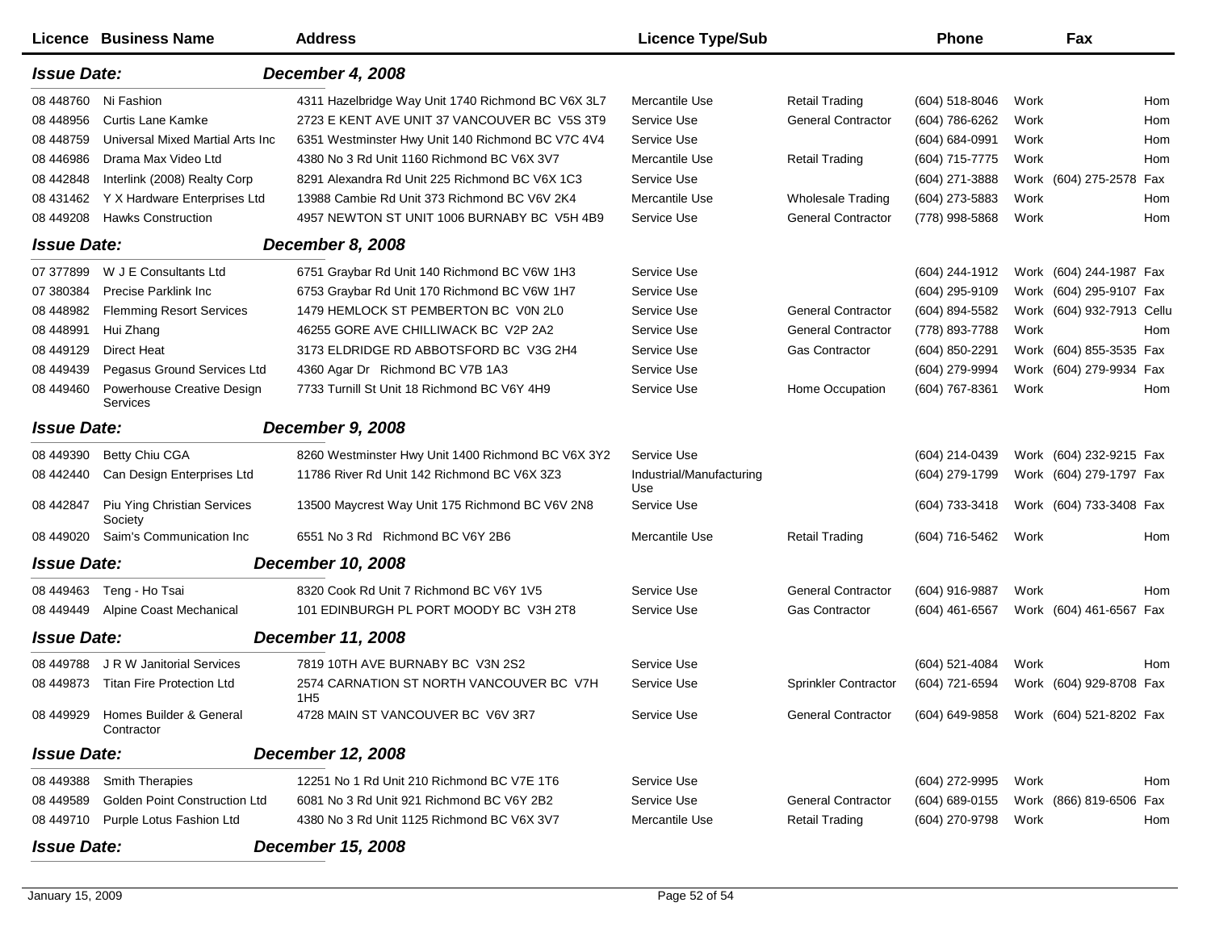| Licence | Business Name | Address | Licence Type/Sub | | Phone | | Fax | |
|---|---|---|---|---|---|---|---|---|
| ***Issue Date:*** | | ***December 4, 2008*** | | | | | | |
| 08 448760 | Ni Fashion | 4311 Hazelbridge Way Unit 1740 Richmond BC V6X 3L7 | Mercantile Use | Retail Trading | (604) 518-8046 | Work | | Hom |
| 08 448956 | Curtis Lane Kamke | 2723 E KENT AVE UNIT 37 VANCOUVER BC V5S 3T9 | Service Use | General Contractor | (604) 786-6262 | Work | | Hom |
| 08 448759 | Universal Mixed Martial Arts Inc | 6351 Westminster Hwy Unit 140 Richmond BC V7C 4V4 | Service Use | | (604) 684-0991 | Work | | Hom |
| 08 446986 | Drama Max Video Ltd | 4380 No 3 Rd Unit 1160 Richmond BC V6X 3V7 | Mercantile Use | Retail Trading | (604) 715-7775 | Work | | Hom |
| 08 442848 | Interlink (2008) Realty Corp | 8291 Alexandra Rd Unit 225 Richmond BC V6X 1C3 | Service Use | | (604) 271-3888 | Work | (604) 275-2578 | Fax |
| 08 431462 | Y X Hardware Enterprises Ltd | 13988 Cambie Rd Unit 373 Richmond BC V6V 2K4 | Mercantile Use | Wholesale Trading | (604) 273-5883 | Work | | Hom |
| 08 449208 | Hawks Construction | 4957 NEWTON ST UNIT 1006 BURNABY BC V5H 4B9 | Service Use | General Contractor | (778) 998-5868 | Work | | Hom |
| ***Issue Date:*** | | ***December 8, 2008*** | | | | | | |
| 07 377899 | W J E Consultants Ltd | 6751 Graybar Rd Unit 140 Richmond BC V6W 1H3 | Service Use | | (604) 244-1912 | Work | (604) 244-1987 | Fax |
| 07 380384 | Precise Parklink Inc | 6753 Graybar Rd Unit 170 Richmond BC V6W 1H7 | Service Use | | (604) 295-9109 | Work | (604) 295-9107 | Fax |
| 08 448982 | Flemming Resort Services | 1479 HEMLOCK ST PEMBERTON BC V0N 2L0 | Service Use | General Contractor | (604) 894-5582 | Work | (604) 932-7913 | Cellu |
| 08 448991 | Hui Zhang | 46255 GORE AVE CHILLIWACK BC V2P 2A2 | Service Use | General Contractor | (778) 893-7788 | Work | | Hom |
| 08 449129 | Direct Heat | 3173 ELDRIDGE RD ABBOTSFORD BC V3G 2H4 | Service Use | Gas Contractor | (604) 850-2291 | Work | (604) 855-3535 | Fax |
| 08 449439 | Pegasus Ground Services Ltd | 4360 Agar Dr Richmond BC V7B 1A3 | Service Use | | (604) 279-9994 | Work | (604) 279-9934 | Fax |
| 08 449460 | Powerhouse Creative Design Services | 7733 Turnill St Unit 18 Richmond BC V6Y 4H9 | Service Use | Home Occupation | (604) 767-8361 | Work | | Hom |
| ***Issue Date:*** | | ***December 9, 2008*** | | | | | | |
| 08 449390 | Betty Chiu CGA | 8260 Westminster Hwy Unit 1400 Richmond BC V6X 3Y2 | Service Use | | (604) 214-0439 | Work | (604) 232-9215 | Fax |
| 08 442440 | Can Design Enterprises Ltd | 11786 River Rd Unit 142 Richmond BC V6X 3Z3 | Industrial/Manufacturing Use | | (604) 279-1799 | Work | (604) 279-1797 | Fax |
| 08 442847 | Piu Ying Christian Services Society | 13500 Maycrest Way Unit 175 Richmond BC V6V 2N8 | Service Use | | (604) 733-3418 | Work | (604) 733-3408 | Fax |
| 08 449020 | Saim's Communication Inc | 6551 No 3 Rd Richmond BC V6Y 2B6 | Mercantile Use | Retail Trading | (604) 716-5462 | Work | | Hom |
| ***Issue Date:*** | | ***December 10, 2008*** | | | | | | |
| 08 449463 | Teng - Ho Tsai | 8320 Cook Rd Unit 7 Richmond BC V6Y 1V5 | Service Use | General Contractor | (604) 916-9887 | Work | | Hom |
| 08 449449 | Alpine Coast Mechanical | 101 EDINBURGH PL PORT MOODY BC V3H 2T8 | Service Use | Gas Contractor | (604) 461-6567 | Work | (604) 461-6567 | Fax |
| ***Issue Date:*** | | ***December 11, 2008*** | | | | | | |
| 08 449788 | J R W Janitorial Services | 7819 10TH AVE BURNABY BC V3N 2S2 | Service Use | | (604) 521-4084 | Work | | Hom |
| 08 449873 | Titan Fire Protection Ltd | 2574 CARNATION ST NORTH VANCOUVER BC V7H 1H5 | Service Use | Sprinkler Contractor | (604) 721-6594 | Work | (604) 929-8708 | Fax |
| 08 449929 | Homes Builder & General Contractor | 4728 MAIN ST VANCOUVER BC V6V 3R7 | Service Use | General Contractor | (604) 649-9858 | Work | (604) 521-8202 | Fax |
| ***Issue Date:*** | | ***December 12, 2008*** | | | | | | |
| 08 449388 | Smith Therapies | 12251 No 1 Rd Unit 210 Richmond BC V7E 1T6 | Service Use | | (604) 272-9995 | Work | | Hom |
| 08 449589 | Golden Point Construction Ltd | 6081 No 3 Rd Unit 921 Richmond BC V6Y 2B2 | Service Use | General Contractor | (604) 689-0155 | Work | (866) 819-6506 | Fax |
| 08 449710 | Purple Lotus Fashion Ltd | 4380 No 3 Rd Unit 1125 Richmond BC V6X 3V7 | Mercantile Use | Retail Trading | (604) 270-9798 | Work | | Hom |
| ***Issue Date:*** | | ***December 15, 2008*** | | | | | | |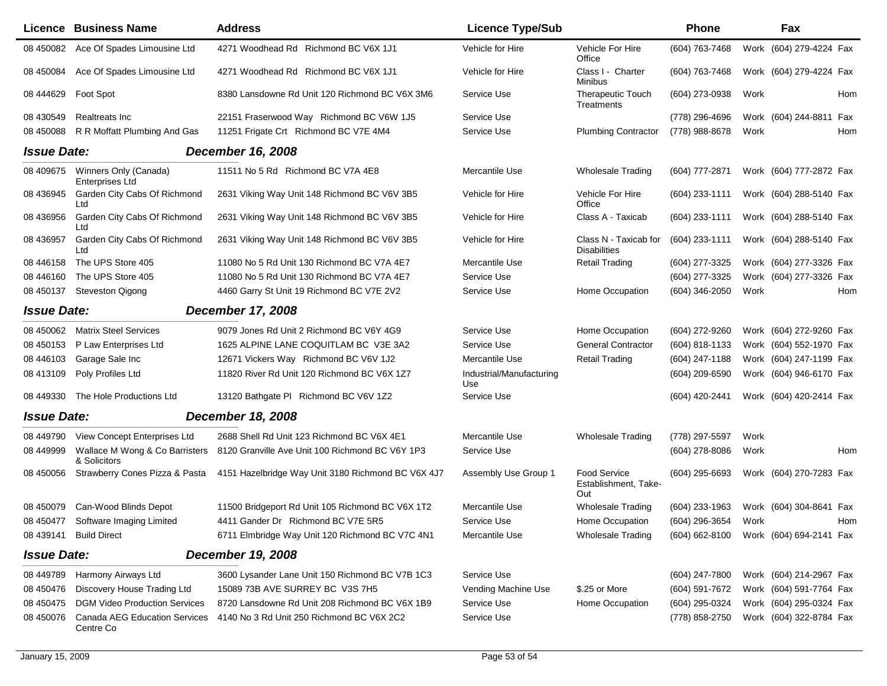| Licence | Business Name | Address | Licence Type/Sub | | Phone | | Fax | |
|---|---|---|---|---|---|---|---|---|
| 08 450082 | Ace Of Spades Limousine Ltd | 4271 Woodhead Rd Richmond BC V6X 1J1 | Vehicle for Hire | Vehicle For Hire Office | (604) 763-7468 | Work | (604) 279-4224 | Fax |
| 08 450084 | Ace Of Spades Limousine Ltd | 4271 Woodhead Rd Richmond BC V6X 1J1 | Vehicle for Hire | Class I - Charter Minibus | (604) 763-7468 | Work | (604) 279-4224 | Fax |
| 08 444629 | Foot Spot | 8380 Lansdowne Rd Unit 120 Richmond BC V6X 3M6 | Service Use | Therapeutic Touch Treatments | (604) 273-0938 | Work | | Hom |
| 08 430549 | Realtreats Inc | 22151 Fraserwood Way Richmond BC V6W 1J5 | Service Use | | (778) 296-4696 | Work | (604) 244-8811 | Fax |
| 08 450088 | R R Moffatt Plumbing And Gas | 11251 Frigate Crt Richmond BC V7E 4M4 | Service Use | Plumbing Contractor | (778) 988-8678 | Work | | Hom |
| ***Issue Date:*** | | ***December 16, 2008*** | | | | | | |
| 08 409675 | Winners Only (Canada) Enterprises Ltd | 11511 No 5 Rd Richmond BC V7A 4E8 | Mercantile Use | Wholesale Trading | (604) 777-2871 | Work | (604) 777-2872 | Fax |
| 08 436945 | Garden City Cabs Of Richmond Ltd | 2631 Viking Way Unit 148 Richmond BC V6V 3B5 | Vehicle for Hire | Vehicle For Hire Office | (604) 233-1111 | Work | (604) 288-5140 | Fax |
| 08 436956 | Garden City Cabs Of Richmond Ltd | 2631 Viking Way Unit 148 Richmond BC V6V 3B5 | Vehicle for Hire | Class A - Taxicab | (604) 233-1111 | Work | (604) 288-5140 | Fax |
| 08 436957 | Garden City Cabs Of Richmond Ltd | 2631 Viking Way Unit 148 Richmond BC V6V 3B5 | Vehicle for Hire | Class N - Taxicab for Disabilities | (604) 233-1111 | Work | (604) 288-5140 | Fax |
| 08 446158 | The UPS Store 405 | 11080 No 5 Rd Unit 130 Richmond BC V7A 4E7 | Mercantile Use | Retail Trading | (604) 277-3325 | Work | (604) 277-3326 | Fax |
| 08 446160 | The UPS Store 405 | 11080 No 5 Rd Unit 130 Richmond BC V7A 4E7 | Service Use | | (604) 277-3325 | Work | (604) 277-3326 | Fax |
| 08 450137 | Steveston Qigong | 4460 Garry St Unit 19 Richmond BC V7E 2V2 | Service Use | Home Occupation | (604) 346-2050 | Work | | Hom |
| ***Issue Date:*** | | ***December 17, 2008*** | | | | | | |
| 08 450062 | Matrix Steel Services | 9079 Jones Rd Unit 2 Richmond BC V6Y 4G9 | Service Use | Home Occupation | (604) 272-9260 | Work | (604) 272-9260 | Fax |
| 08 450153 | P Law Enterprises Ltd | 1625 ALPINE LANE COQUITLAM BC V3E 3A2 | Service Use | General Contractor | (604) 818-1133 | Work | (604) 552-1970 | Fax |
| 08 446103 | Garage Sale Inc | 12671 Vickers Way Richmond BC V6V 1J2 | Mercantile Use | Retail Trading | (604) 247-1188 | Work | (604) 247-1199 | Fax |
| 08 413109 | Poly Profiles Ltd | 11820 River Rd Unit 120 Richmond BC V6X 1Z7 | Industrial/Manufacturing Use | | (604) 209-6590 | Work | (604) 946-6170 | Fax |
| 08 449330 | The Hole Productions Ltd | 13120 Bathgate Pl Richmond BC V6V 1Z2 | Service Use | | (604) 420-2441 | Work | (604) 420-2414 | Fax |
| ***Issue Date:*** | | ***December 18, 2008*** | | | | | | |
| 08 449790 | View Concept Enterprises Ltd | 2688 Shell Rd Unit 123 Richmond BC V6X 4E1 | Mercantile Use | Wholesale Trading | (778) 297-5597 | Work | | |
| 08 449999 | Wallace M Wong & Co Barristers & Solicitors | 8120 Granville Ave Unit 100 Richmond BC V6Y 1P3 | Service Use | | (604) 278-8086 | Work | | Hom |
| 08 450056 | Strawberry Cones Pizza & Pasta | 4151 Hazelbridge Way Unit 3180 Richmond BC V6X 4J7 | Assembly Use Group 1 | Food Service Establishment, Take-Out | (604) 295-6693 | Work | (604) 270-7283 | Fax |
| 08 450079 | Can-Wood Blinds Depot | 11500 Bridgeport Rd Unit 105 Richmond BC V6X 1T2 | Mercantile Use | Wholesale Trading | (604) 233-1963 | Work | (604) 304-8641 | Fax |
| 08 450477 | Software Imaging Limited | 4411 Gander Dr Richmond BC V7E 5R5 | Service Use | Home Occupation | (604) 296-3654 | Work | | Hom |
| 08 439141 | Build Direct | 6711 Elmbridge Way Unit 120 Richmond BC V7C 4N1 | Mercantile Use | Wholesale Trading | (604) 662-8100 | Work | (604) 694-2141 | Fax |
| ***Issue Date:*** | | ***December 19, 2008*** | | | | | | |
| 08 449789 | Harmony Airways Ltd | 3600 Lysander Lane Unit 150 Richmond BC V7B 1C3 | Service Use | | (604) 247-7800 | Work | (604) 214-2967 | Fax |
| 08 450476 | Discovery House Trading Ltd | 15089 73B AVE SURREY BC V3S 7H5 | Vending Machine Use | $.25 or More | (604) 591-7672 | Work | (604) 591-7764 | Fax |
| 08 450475 | DGM Video Production Services | 8720 Lansdowne Rd Unit 208 Richmond BC V6X 1B9 | Service Use | Home Occupation | (604) 295-0324 | Work | (604) 295-0324 | Fax |
| 08 450076 | Canada AEG Education Services Centre Co | 4140 No 3 Rd Unit 250 Richmond BC V6X 2C2 | Service Use | | (778) 858-2750 | Work | (604) 322-8784 | Fax |

January 15, 2009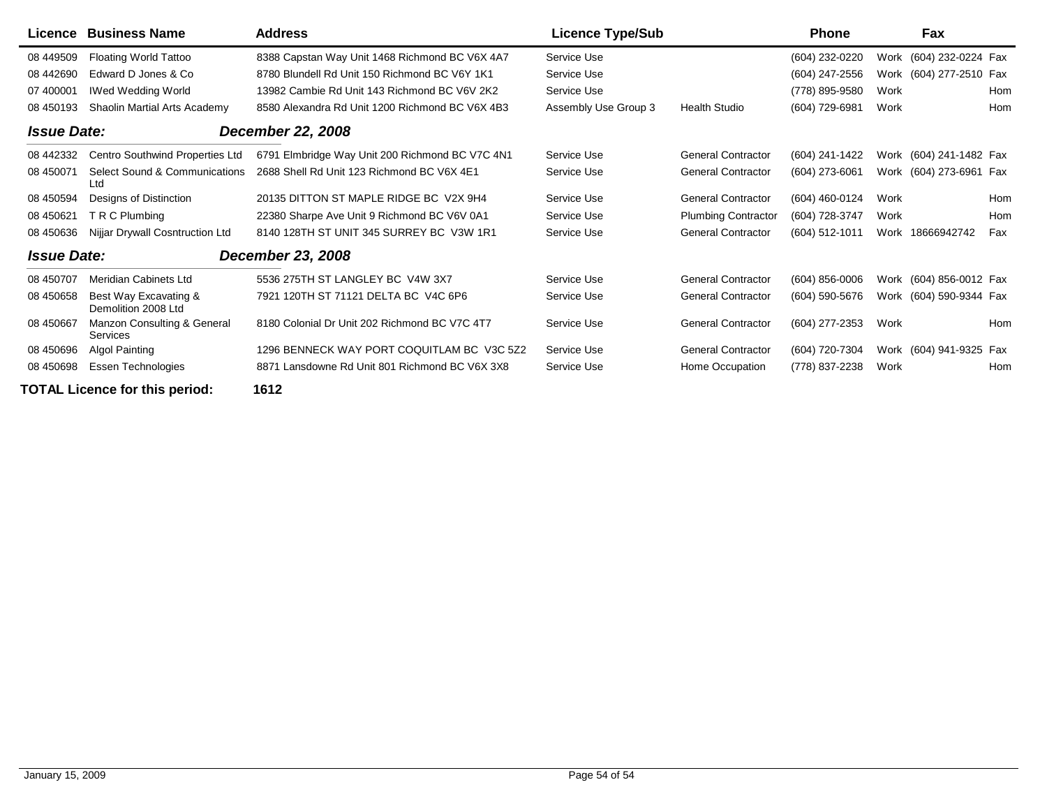| Licence | Business Name | Address | Licence Type/Sub | | Phone | | Fax | |
|---|---|---|---|---|---|---|---|---|
| 08 449509 | Floating World Tattoo | 8388 Capstan Way Unit 1468 Richmond BC V6X 4A7 | Service Use | | (604) 232-0220 | Work | (604) 232-0224 | Fax |
| 08 442690 | Edward D Jones & Co | 8780 Blundell Rd Unit 150 Richmond BC V6Y 1K1 | Service Use | | (604) 247-2556 | Work | (604) 277-2510 | Fax |
| 07 400001 | IWed Wedding World | 13982 Cambie Rd Unit 143 Richmond BC V6V 2K2 | Service Use | | (778) 895-9580 | Work | | Hom |
| 08 450193 | Shaolin Martial Arts Academy | 8580 Alexandra Rd Unit 1200 Richmond BC V6X 4B3 | Assembly Use Group 3 | Health Studio | (604) 729-6981 | Work | | Hom |
| ***Issue Date:*** | | ***December 22, 2008*** | | | | | | |
| 08 442332 | Centro Southwind Properties Ltd | 6791 Elmbridge Way Unit 200 Richmond BC V7C 4N1 | Service Use | General Contractor | (604) 241-1422 | Work | (604) 241-1482 | Fax |
| 08 450071 | Select Sound & Communications Ltd | 2688 Shell Rd Unit 123 Richmond BC V6X 4E1 | Service Use | General Contractor | (604) 273-6061 | Work | (604) 273-6961 | Fax |
| 08 450594 | Designs of Distinction | 20135 DITTON ST MAPLE RIDGE BC V2X 9H4 | Service Use | General Contractor | (604) 460-0124 | Work | | Hom |
| 08 450621 | T R C Plumbing | 22380 Sharpe Ave Unit 9 Richmond BC V6V 0A1 | Service Use | Plumbing Contractor | (604) 728-3747 | Work | | Hom |
| 08 450636 | Nijjar Drywall Cosntruction Ltd | 8140 128TH ST UNIT 345 SURREY BC V3W 1R1 | Service Use | General Contractor | (604) 512-1011 | Work | 18666942742 | Fax |
| ***Issue Date:*** | | ***December 23, 2008*** | | | | | | |
| 08 450707 | Meridian Cabinets Ltd | 5536 275TH ST LANGLEY BC V4W 3X7 | Service Use | General Contractor | (604) 856-0006 | Work | (604) 856-0012 | Fax |
| 08 450658 | Best Way Excavating & Demolition 2008 Ltd | 7921 120TH ST 71121 DELTA BC V4C 6P6 | Service Use | General Contractor | (604) 590-5676 | Work | (604) 590-9344 | Fax |
| 08 450667 | Manzon Consulting & General Services | 8180 Colonial Dr Unit 202 Richmond BC V7C 4T7 | Service Use | General Contractor | (604) 277-2353 | Work | | Hom |
| 08 450696 | Algol Painting | 1296 BENNECK WAY PORT COQUITLAM BC V3C 5Z2 | Service Use | General Contractor | (604) 720-7304 | Work | (604) 941-9325 | Fax |
| 08 450698 | Essen Technologies | 8871 Lansdowne Rd Unit 801 Richmond BC V6X 3X8 | Service Use | Home Occupation | (778) 837-2238 | Work | | Hom |

**TOTAL Licence for this period: 1612**